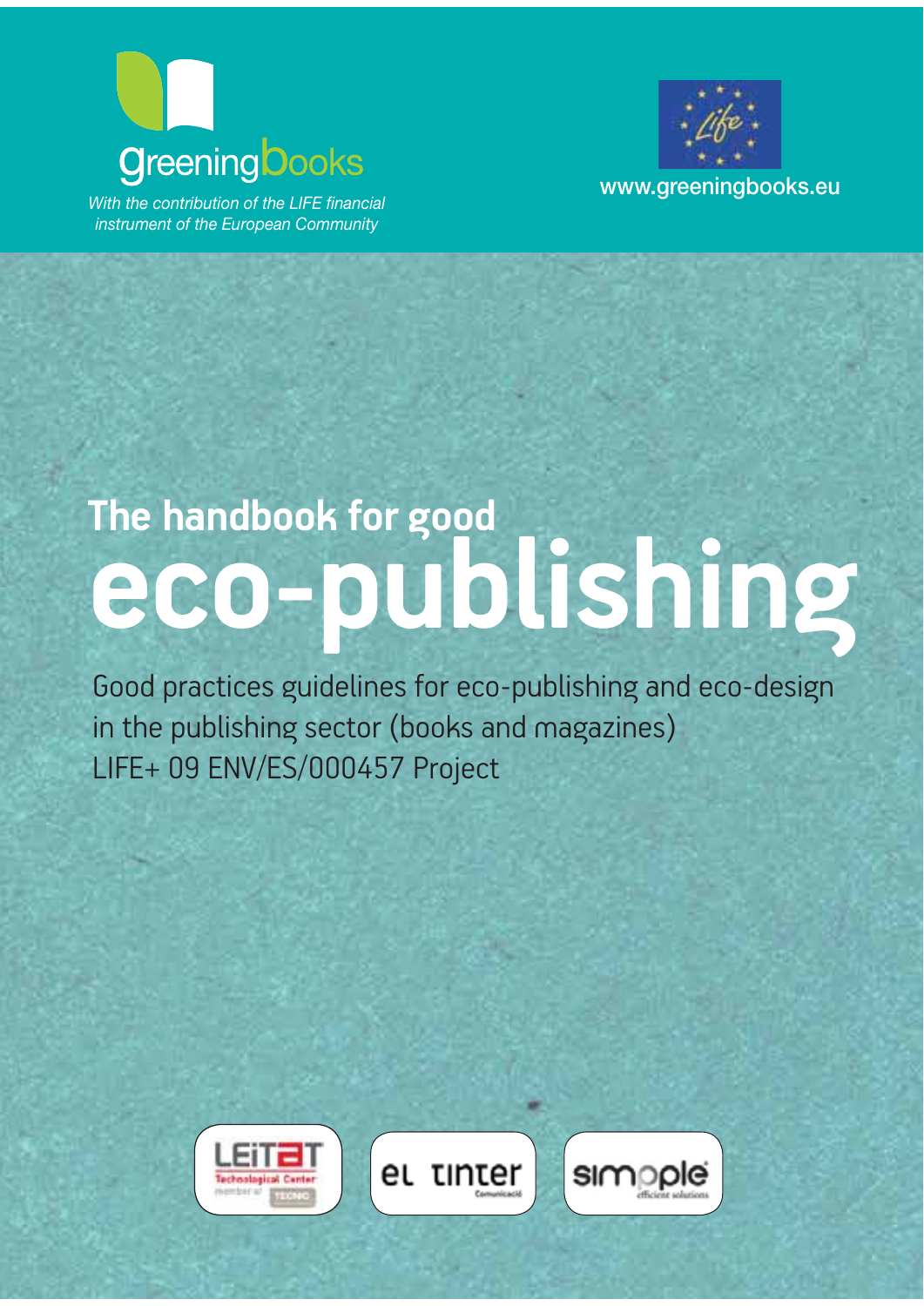greeningbooks

*With the contribution of the LIFE financial instrument of the European Community*

www.greeningbooks.eu

# The handbook for good eco-publishing

Good practices guidelines for eco-publishing and eco-design in the publishing sector (books and magazines)

LIFE+ 09 ENV/ES/000457 Project

LEITAT Technological Center

el tinter

simpple efficient solutions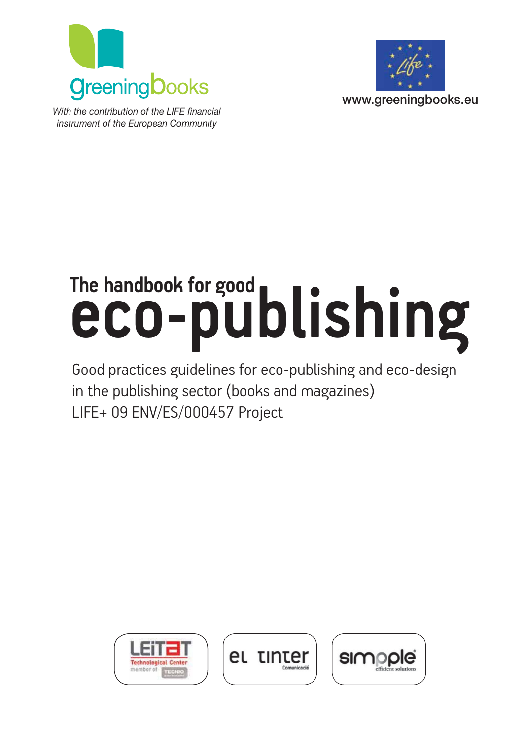greeningbooks

*With the contribution of the LIFE financial instrument of the European Community*

www.greeningbooks.eu

# The handbook for good eco-publishing

Good practices guidelines for eco-publishing and eco-design in the publishing sector (books and magazines)
LIFE+ 09 ENV/ES/000457 Project

LEITAT Technological Center member of TECNIO

el tinter Comunicació

simpple efficient solutions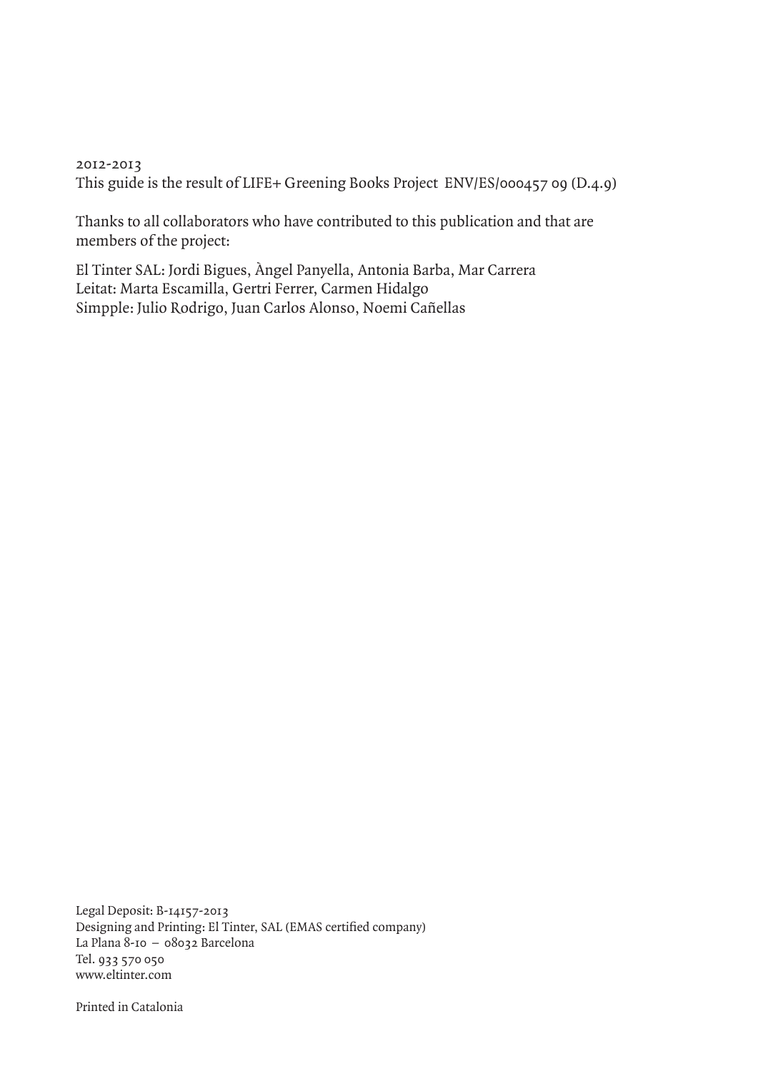2012-2013

This guide is the result of LIFE+ Greening Books Project ENV/ES/000457 09 (D.4.9)

Thanks to all collaborators who have contributed to this publication and that are members of the project:

El Tinter SAL: Jordi Bigues, Àngel Panyella, Antonia Barba, Mar Carrera
Leitat: Marta Escamilla, Gertri Ferrer, Carmen Hidalgo
Simpple: Julio Rodrigo, Juan Carlos Alonso, Noemi Cañellas

Legal Deposit: B-14157-2013
Designing and Printing: El Tinter, SAL (EMAS certified company)
La Plana 8-10 – 08032 Barcelona
Tel. 933 570 050
www.eltinter.com

Printed in Catalonia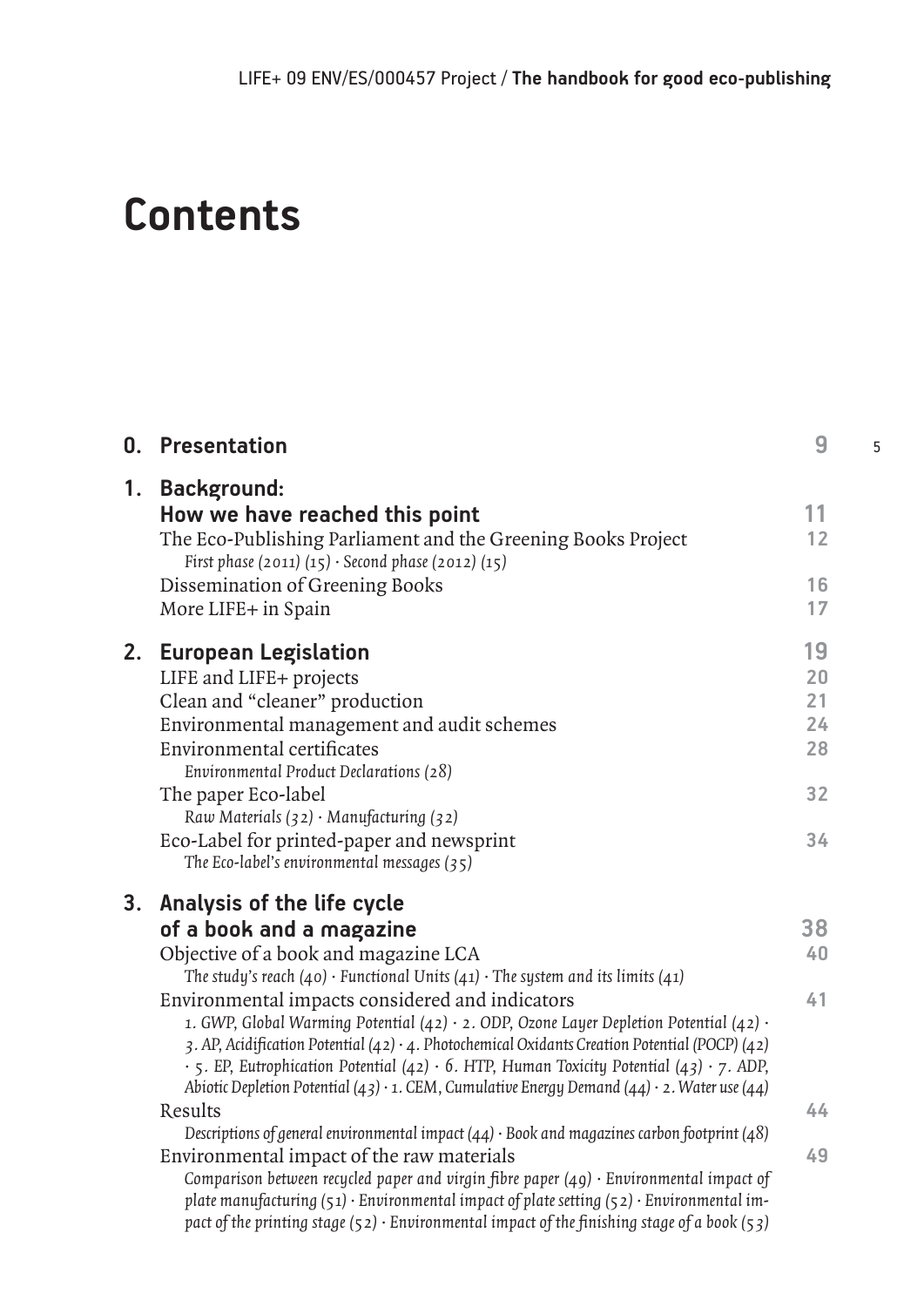# Contents

| | | |
|---|---|---|
| **0.** | **Presentation** | **9** |
| **1.** | **Background: How we have reached this point** | **11** |
| | The Eco-Publishing Parliament and the Greening Books Project | 12 |
| | *First phase (2011) (15) · Second phase (2012) (15)* | |
| | Dissemination of Greening Books | 16 |
| | More LIFE+ in Spain | 17 |
| **2.** | **European Legislation** | **19** |
| | LIFE and LIFE+ projects | 20 |
| | Clean and "cleaner" production | 21 |
| | Environmental management and audit schemes | 24 |
| | Environmental certificates | 28 |
| | *Environmental Product Declarations (28)* | |
| | The paper Eco-label | 32 |
| | *Raw Materials (32) · Manufacturing (32)* | |
| | Eco-Label for printed-paper and newsprint | 34 |
| | *The Eco-label's environmental messages (35)* | |
| **3.** | **Analysis of the life cycle of a book and a magazine** | **38** |
| | Objective of a book and magazine LCA | 40 |
| | *The study's reach (40) · Functional Units (41) · The system and its limits (41)* | |
| | Environmental impacts considered and indicators | 41 |
| | *1. GWP, Global Warming Potential (42) · 2. ODP, Ozone Layer Depletion Potential (42) · 3. AP, Acidification Potential (42) · 4. Photochemical Oxidants Creation Potential (POCP) (42) · 5. EP, Eutrophication Potential (42) · 6. HTP, Human Toxicity Potential (43) · 7. ADP, Abiotic Depletion Potential (43) · 1. CEM, Cumulative Energy Demand (44) · 2. Water use (44)* | |
| | Results | 44 |
| | *Descriptions of general environmental impact (44) · Book and magazines carbon footprint (48)* | |
| | Environmental impact of the raw materials | 49 |
| | *Comparison between recycled paper and virgin fibre paper (49) · Environmental impact of plate manufacturing (51) · Environmental impact of plate setting (52) · Environmental impact of the printing stage (52) · Environmental impact of the finishing stage of a book (53)* | |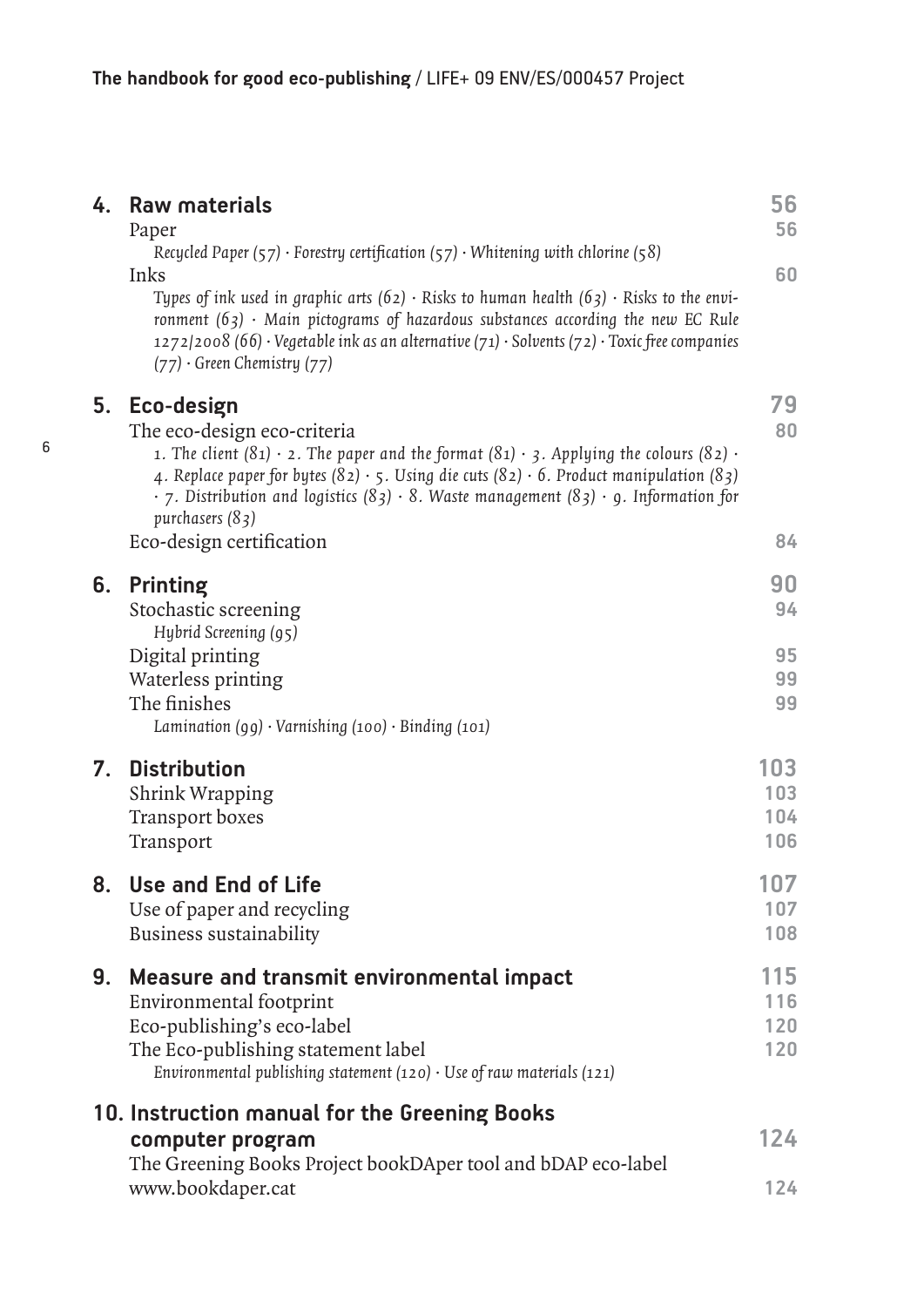| | | |
|---|---|---|
| **4.** | **Raw materials** | **56** |
| | Paper | **56** |
| | *Recycled Paper (57) · Forestry certification (57) · Whitening with chlorine (58)* | |
| | Inks | **60** |
| | *Types of ink used in graphic arts (62) · Risks to human health (63) · Risks to the environment (63) · Main pictograms of hazardous substances according the new EC Rule 1272/2008 (66) · Vegetable ink as an alternative (71) · Solvents (72) · Toxic free companies (77) · Green Chemistry (77)* | |
| **5.** | **Eco-design** | **79** |
| | The eco-design eco-criteria | **80** |
| | *1. The client (81) · 2. The paper and the format (81) · 3. Applying the colours (82) · 4. Replace paper for bytes (82) · 5. Using die cuts (82) · 6. Product manipulation (83) · 7. Distribution and logistics (83) · 8. Waste management (83) · 9. Information for purchasers (83)* | |
| | Eco-design certification | **84** |
| **6.** | **Printing** | **90** |
| | Stochastic screening | **94** |
| | *Hybrid Screening (95)* | |
| | Digital printing | **95** |
| | Waterless printing | **99** |
| | The finishes | **99** |
| | *Lamination (99) · Varnishing (100) · Binding (101)* | |
| **7.** | **Distribution** | **103** |
| | Shrink Wrapping | **103** |
| | Transport boxes | **104** |
| | Transport | **106** |
| **8.** | **Use and End of Life** | **107** |
| | Use of paper and recycling | **107** |
| | Business sustainability | **108** |
| **9.** | **Measure and transmit environmental impact** | **115** |
| | Environmental footprint | **116** |
| | Eco-publishing's eco-label | **120** |
| | The Eco-publishing statement label | **120** |
| | *Environmental publishing statement (120) · Use of raw materials (121)* | |
| **10.** | **Instruction manual for the Greening Books computer program** | **124** |
| | The Greening Books Project bookDAper tool and bDAP eco-label www.bookdaper.cat | **124** |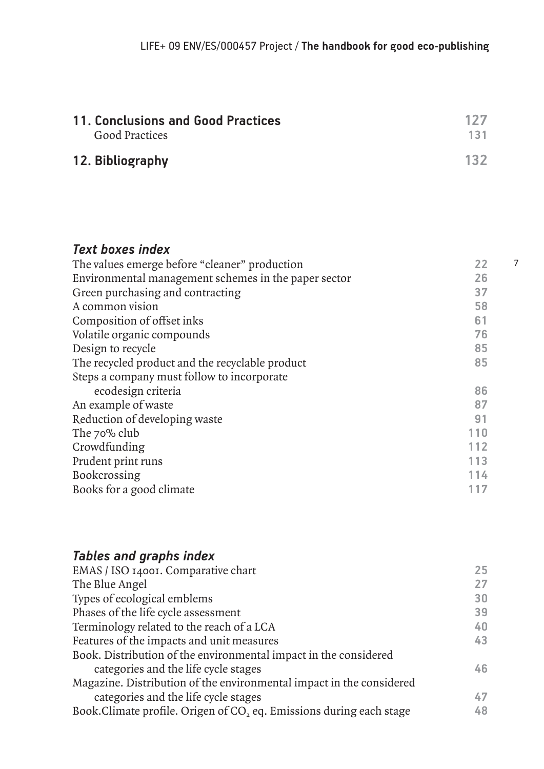| | |
|---|---|
| **11. Conclusions and Good Practices** | **127** |
| Good Practices | 131 |
| **12. Bibliography** | **132** |

### *Text boxes index*

| | |
|---|---|
| The values emerge before "cleaner" production | 22 |
| Environmental management schemes in the paper sector | 26 |
| Green purchasing and contracting | 37 |
| A common vision | 58 |
| Composition of offset inks | 61 |
| Volatile organic compounds | 76 |
| Design to recycle | 85 |
| The recycled product and the recyclable product | 85 |
| Steps a company must follow to incorporate ecodesign criteria | 86 |
| An example of waste | 87 |
| Reduction of developing waste | 91 |
| The 70% club | 110 |
| Crowdfunding | 112 |
| Prudent print runs | 113 |
| Bookcrossing | 114 |
| Books for a good climate | 117 |

### *Tables and graphs index*

| | |
|---|---|
| EMAS / ISO 14001. Comparative chart | 25 |
| The Blue Angel | 27 |
| Types of ecological emblems | 30 |
| Phases of the life cycle assessment | 39 |
| Terminology related to the reach of a LCA | 40 |
| Features of the impacts and unit measures | 43 |
| Book. Distribution of the environmental impact in the considered categories and the life cycle stages | 46 |
| Magazine. Distribution of the environmental impact in the considered categories and the life cycle stages | 47 |
| Book.Climate profile. Origen of $CO_2$ eq. Emissions during each stage | 48 |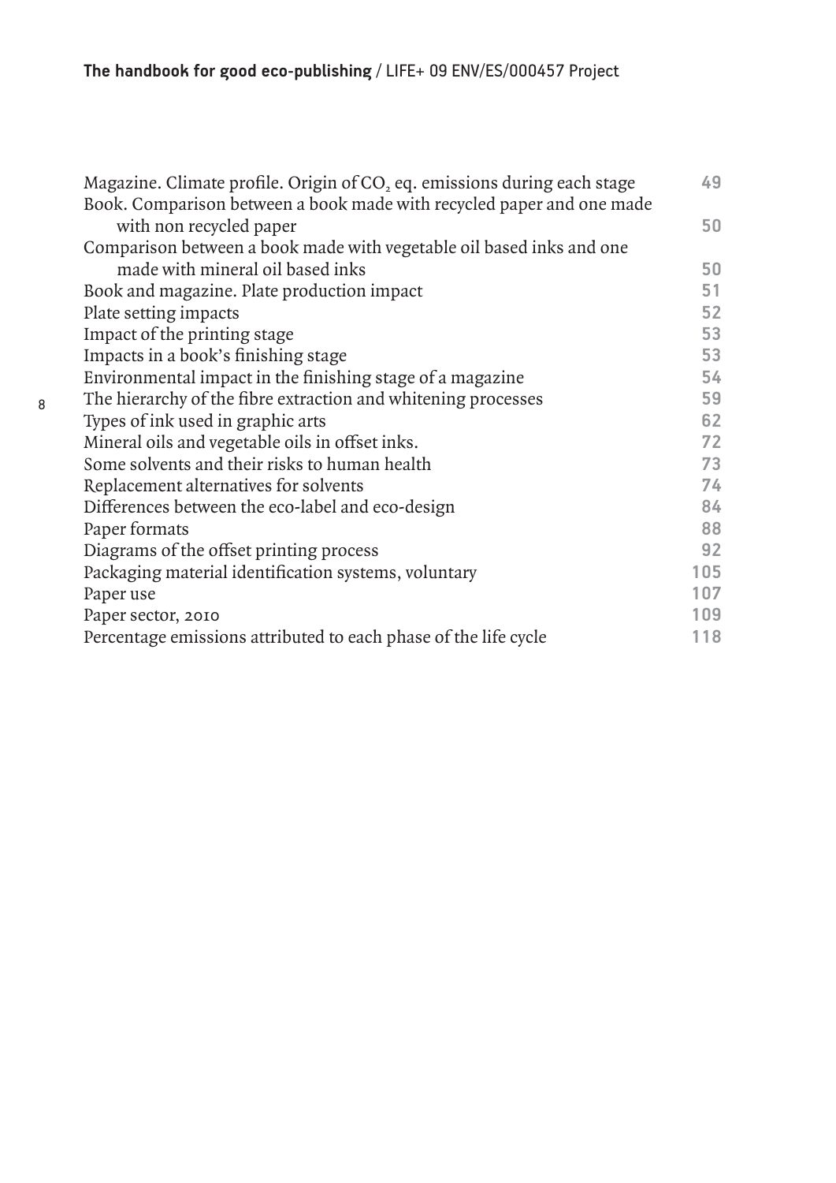| | |
|---|---|
| Magazine. Climate profile. Origin of $CO_2$ eq. emissions during each stage | 49 |
| Book. Comparison between a book made with recycled paper and one made with non recycled paper | 50 |
| Comparison between a book made with vegetable oil based inks and one made with mineral oil based inks | 50 |
| Book and magazine. Plate production impact | 51 |
| Plate setting impacts | 52 |
| Impact of the printing stage | 53 |
| Impacts in a book's finishing stage | 53 |
| Environmental impact in the finishing stage of a magazine | 54 |
| The hierarchy of the fibre extraction and whitening processes | 59 |
| Types of ink used in graphic arts | 62 |
| Mineral oils and vegetable oils in offset inks. | 72 |
| Some solvents and their risks to human health | 73 |
| Replacement alternatives for solvents | 74 |
| Differences between the eco-label and eco-design | 84 |
| Paper formats | 88 |
| Diagrams of the offset printing process | 92 |
| Packaging material identification systems, voluntary | 105 |
| Paper use | 107 |
| Paper sector, 2010 | 109 |
| Percentage emissions attributed to each phase of the life cycle | 118 |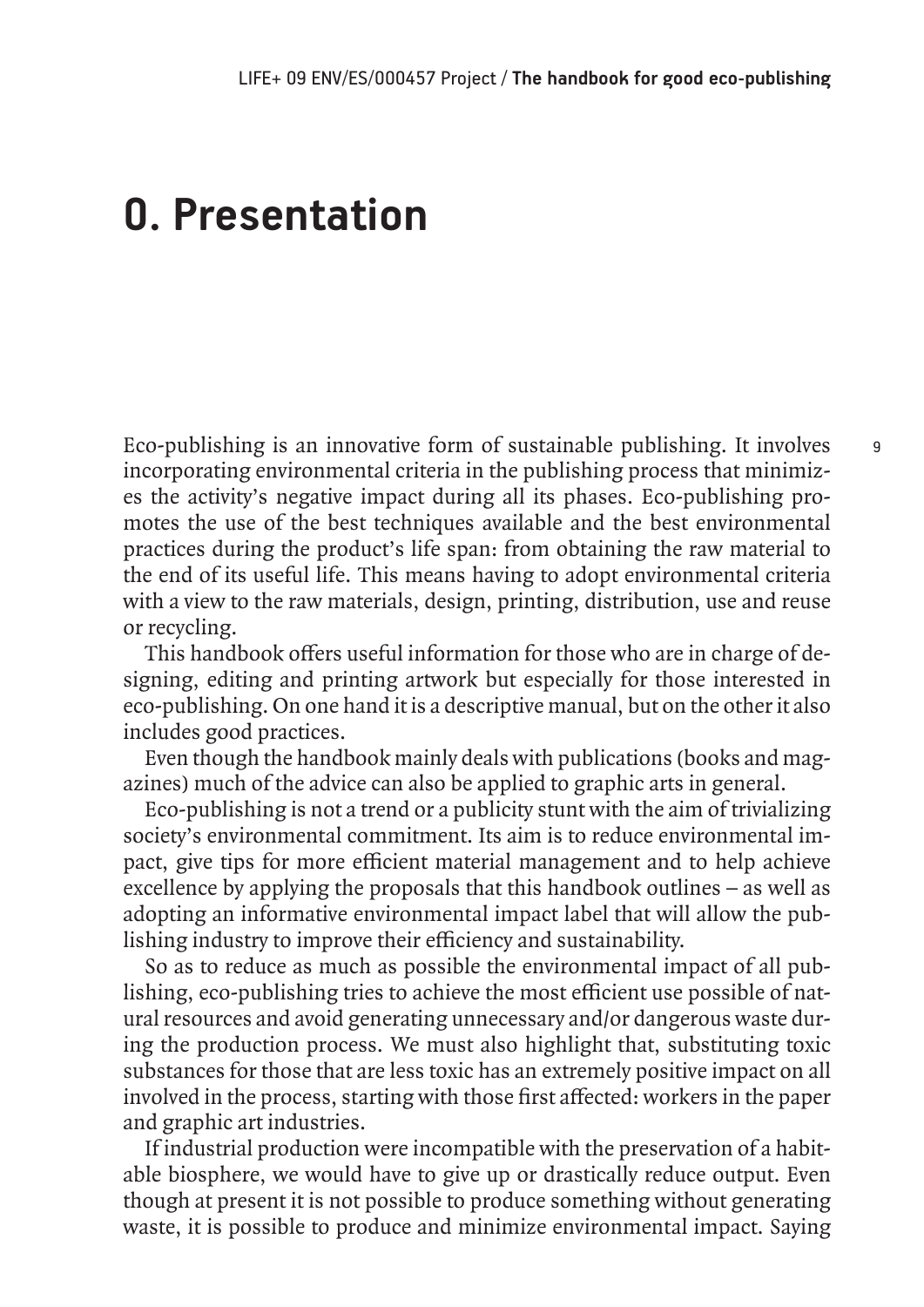# 0. Presentation

Eco-publishing is an innovative form of sustainable publishing. It involves incorporating environmental criteria in the publishing process that minimizes the activity's negative impact during all its phases. Eco-publishing promotes the use of the best techniques available and the best environmental practices during the product's life span: from obtaining the raw material to the end of its useful life. This means having to adopt environmental criteria with a view to the raw materials, design, printing, distribution, use and reuse or recycling.

This handbook offers useful information for those who are in charge of designing, editing and printing artwork but especially for those interested in eco-publishing. On one hand it is a descriptive manual, but on the other it also includes good practices.

Even though the handbook mainly deals with publications (books and magazines) much of the advice can also be applied to graphic arts in general.

Eco-publishing is not a trend or a publicity stunt with the aim of trivializing society's environmental commitment. Its aim is to reduce environmental impact, give tips for more efficient material management and to help achieve excellence by applying the proposals that this handbook outlines – as well as adopting an informative environmental impact label that will allow the publishing industry to improve their efficiency and sustainability.

So as to reduce as much as possible the environmental impact of all publishing, eco-publishing tries to achieve the most efficient use possible of natural resources and avoid generating unnecessary and/or dangerous waste during the production process. We must also highlight that, substituting toxic substances for those that are less toxic has an extremely positive impact on all involved in the process, starting with those first affected: workers in the paper and graphic art industries.

If industrial production were incompatible with the preservation of a habitable biosphere, we would have to give up or drastically reduce output. Even though at present it is not possible to produce something without generating waste, it is possible to produce and minimize environmental impact. Saying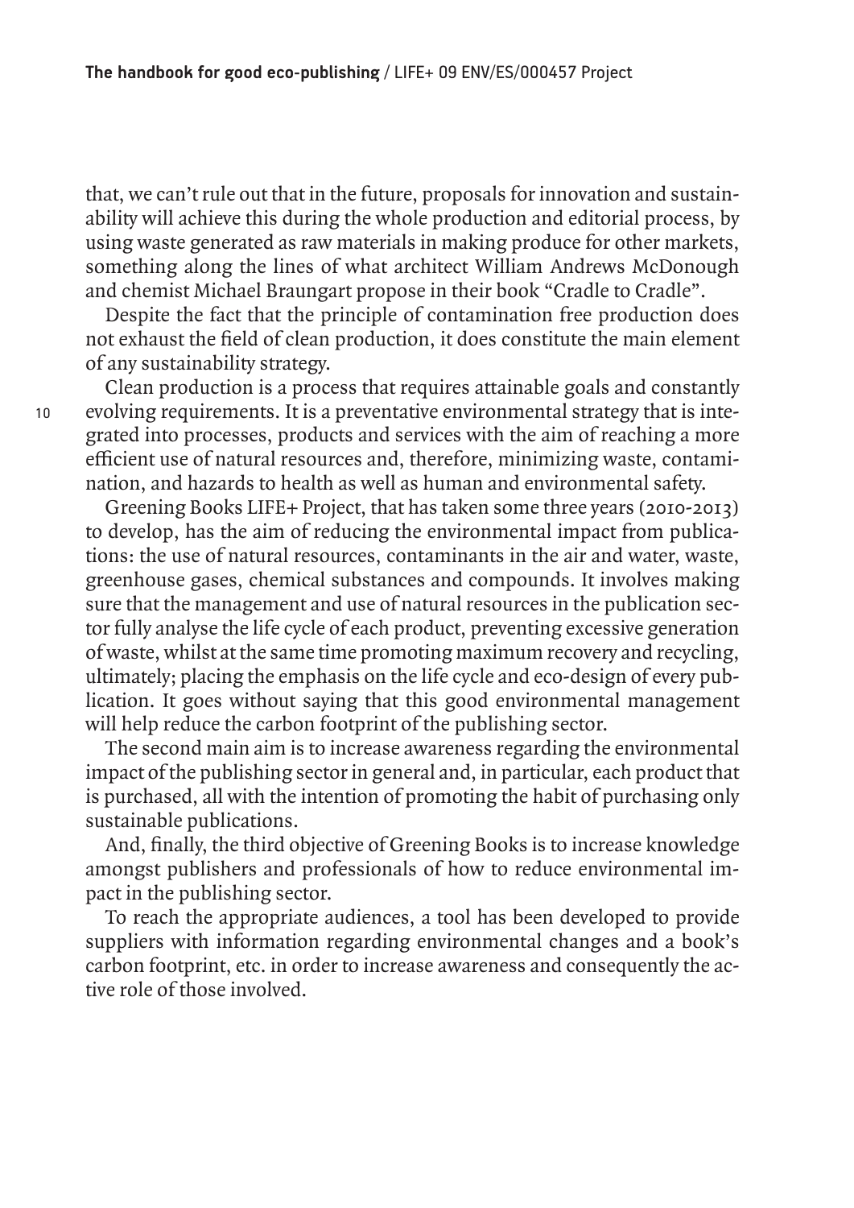that, we can't rule out that in the future, proposals for innovation and sustainability will achieve this during the whole production and editorial process, by using waste generated as raw materials in making produce for other markets, something along the lines of what architect William Andrews McDonough and chemist Michael Braungart propose in their book "Cradle to Cradle".

Despite the fact that the principle of contamination free production does not exhaust the field of clean production, it does constitute the main element of any sustainability strategy.

Clean production is a process that requires attainable goals and constantly evolving requirements. It is a preventative environmental strategy that is integrated into processes, products and services with the aim of reaching a more efficient use of natural resources and, therefore, minimizing waste, contamination, and hazards to health as well as human and environmental safety.

Greening Books LIFE+ Project, that has taken some three years (2010-2013) to develop, has the aim of reducing the environmental impact from publications: the use of natural resources, contaminants in the air and water, waste, greenhouse gases, chemical substances and compounds. It involves making sure that the management and use of natural resources in the publication sector fully analyse the life cycle of each product, preventing excessive generation of waste, whilst at the same time promoting maximum recovery and recycling, ultimately; placing the emphasis on the life cycle and eco-design of every publication. It goes without saying that this good environmental management will help reduce the carbon footprint of the publishing sector.

The second main aim is to increase awareness regarding the environmental impact of the publishing sector in general and, in particular, each product that is purchased, all with the intention of promoting the habit of purchasing only sustainable publications.

And, finally, the third objective of Greening Books is to increase knowledge amongst publishers and professionals of how to reduce environmental impact in the publishing sector.

To reach the appropriate audiences, a tool has been developed to provide suppliers with information regarding environmental changes and a book's carbon footprint, etc. in order to increase awareness and consequently the active role of those involved.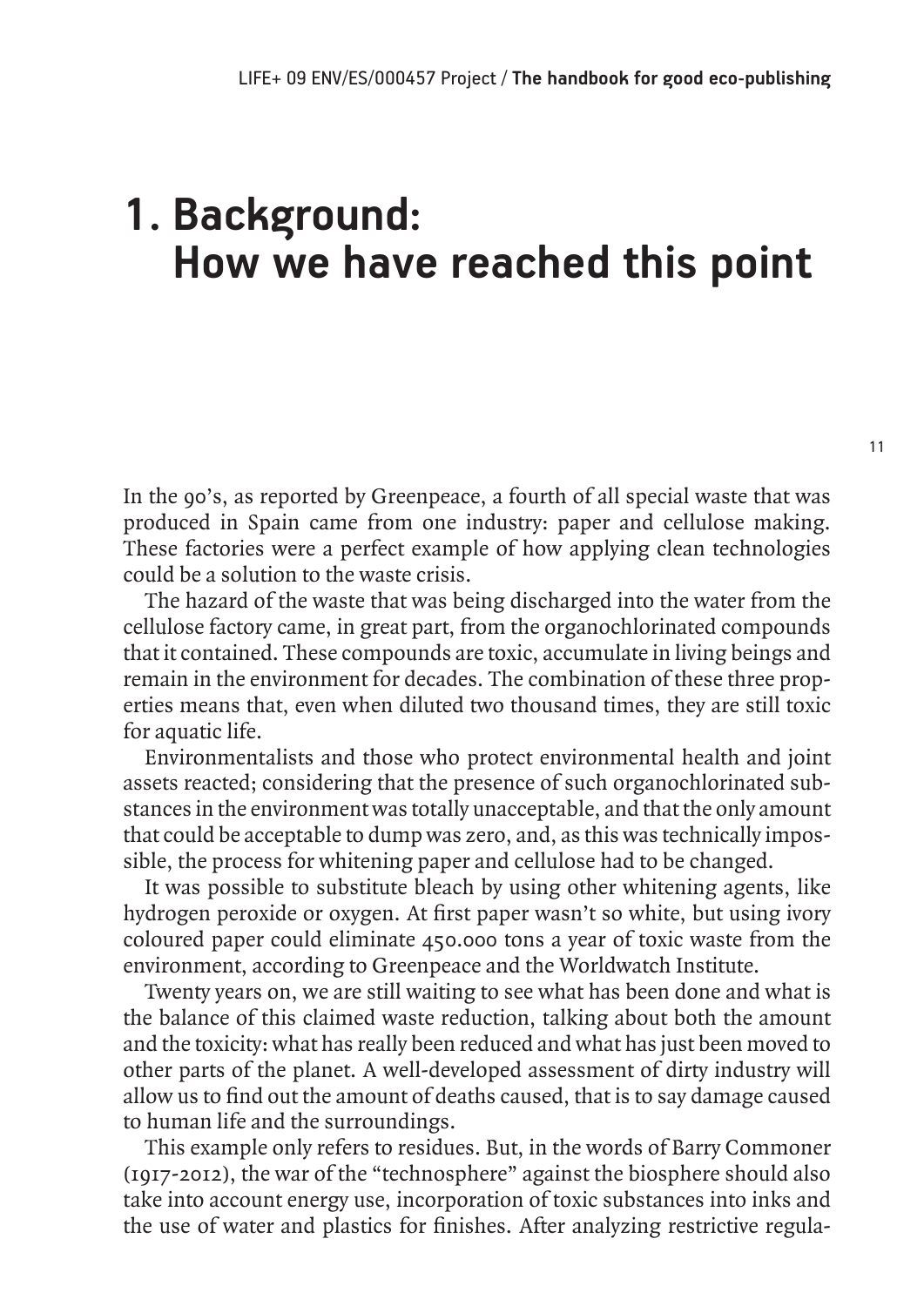# 1. Background: How we have reached this point

In the 90's, as reported by Greenpeace, a fourth of all special waste that was produced in Spain came from one industry: paper and cellulose making. These factories were a perfect example of how applying clean technologies could be a solution to the waste crisis.

The hazard of the waste that was being discharged into the water from the cellulose factory came, in great part, from the organochlorinated compounds that it contained. These compounds are toxic, accumulate in living beings and remain in the environment for decades. The combination of these three properties means that, even when diluted two thousand times, they are still toxic for aquatic life.

Environmentalists and those who protect environmental health and joint assets reacted; considering that the presence of such organochlorinated substances in the environment was totally unacceptable, and that the only amount that could be acceptable to dump was zero, and, as this was technically impossible, the process for whitening paper and cellulose had to be changed.

It was possible to substitute bleach by using other whitening agents, like hydrogen peroxide or oxygen. At first paper wasn't so white, but using ivory coloured paper could eliminate 450.000 tons a year of toxic waste from the environment, according to Greenpeace and the Worldwatch Institute.

Twenty years on, we are still waiting to see what has been done and what is the balance of this claimed waste reduction, talking about both the amount and the toxicity: what has really been reduced and what has just been moved to other parts of the planet. A well-developed assessment of dirty industry will allow us to find out the amount of deaths caused, that is to say damage caused to human life and the surroundings.

This example only refers to residues. But, in the words of Barry Commoner (1917-2012), the war of the "technosphere" against the biosphere should also take into account energy use, incorporation of toxic substances into inks and the use of water and plastics for finishes. After analyzing restrictive regula-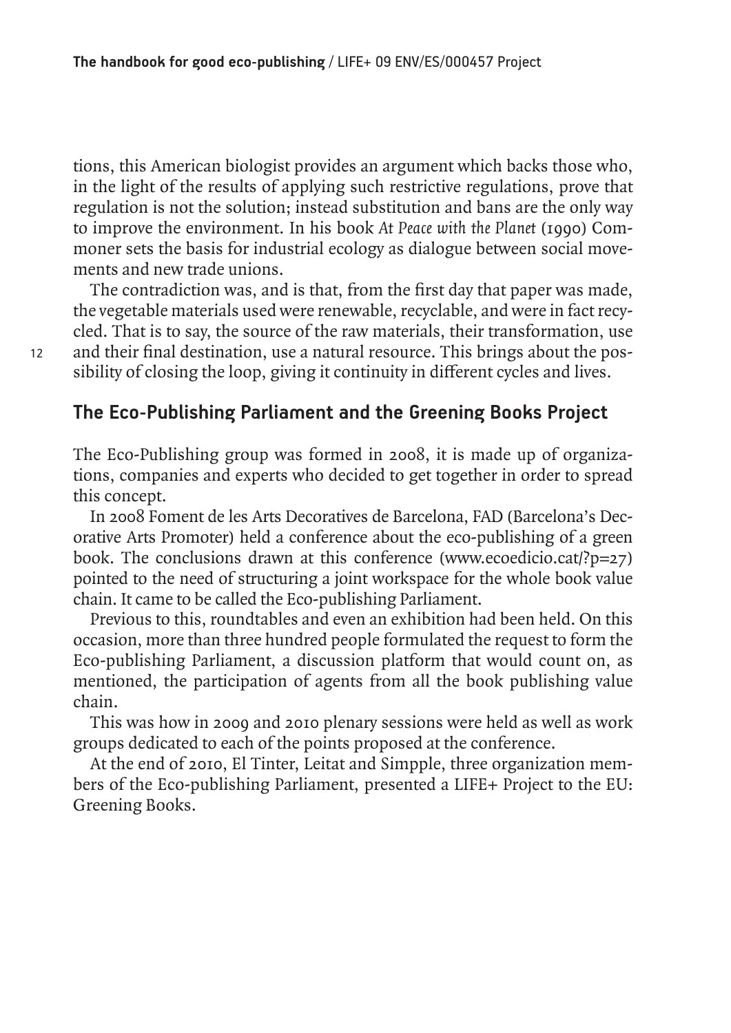tions, this American biologist provides an argument which backs those who, in the light of the results of applying such restrictive regulations, prove that regulation is not the solution; instead substitution and bans are the only way to improve the environment. In his book *At Peace with the Planet* (1990) Commoner sets the basis for industrial ecology as dialogue between social movements and new trade unions.

The contradiction was, and is that, from the first day that paper was made, the vegetable materials used were renewable, recyclable, and were in fact recycled. That is to say, the source of the raw materials, their transformation, use and their final destination, use a natural resource. This brings about the possibility of closing the loop, giving it continuity in different cycles and lives.

## The Eco-Publishing Parliament and the Greening Books Project

The Eco-Publishing group was formed in 2008, it is made up of organizations, companies and experts who decided to get together in order to spread this concept.

In 2008 Foment de les Arts Decoratives de Barcelona, FAD (Barcelona's Decorative Arts Promoter) held a conference about the eco-publishing of a green book. The conclusions drawn at this conference (www.ecoedicio.cat/?p=27) pointed to the need of structuring a joint workspace for the whole book value chain. It came to be called the Eco-publishing Parliament.

Previous to this, roundtables and even an exhibition had been held. On this occasion, more than three hundred people formulated the request to form the Eco-publishing Parliament, a discussion platform that would count on, as mentioned, the participation of agents from all the book publishing value chain.

This was how in 2009 and 2010 plenary sessions were held as well as work groups dedicated to each of the points proposed at the conference.

At the end of 2010, El Tinter, Leitat and Simpple, three organization members of the Eco-publishing Parliament, presented a LIFE+ Project to the EU: Greening Books.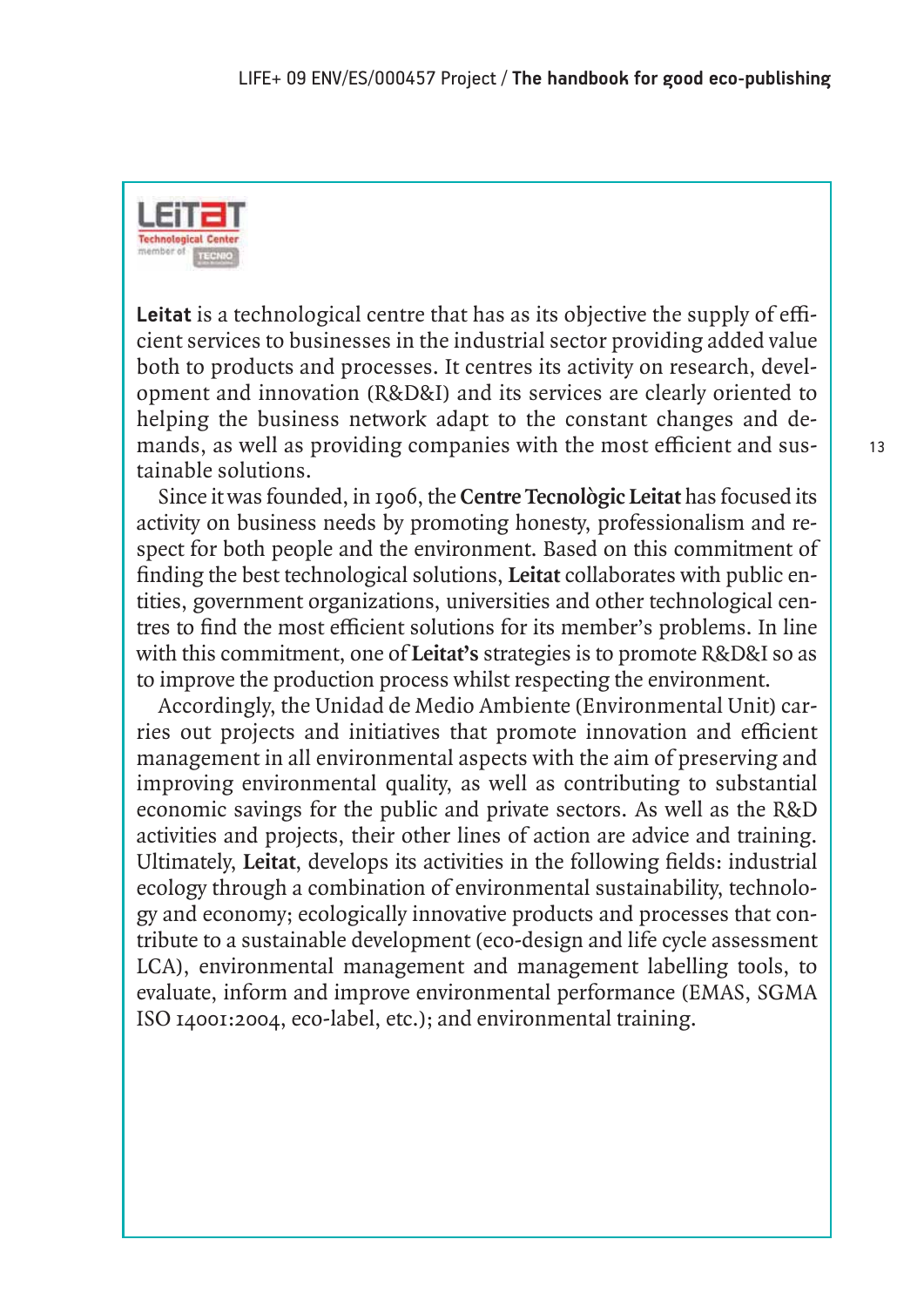**Leitat** is a technological centre that has as its objective the supply of efficient services to businesses in the industrial sector providing added value both to products and processes. It centres its activity on research, development and innovation (R&D&I) and its services are clearly oriented to helping the business network adapt to the constant changes and demands, as well as providing companies with the most efficient and sustainable solutions.

Since it was founded, in 1906, the **Centre Tecnològic Leitat** has focused its activity on business needs by promoting honesty, professionalism and respect for both people and the environment. Based on this commitment of finding the best technological solutions, **Leitat** collaborates with public entities, government organizations, universities and other technological centres to find the most efficient solutions for its member's problems. In line with this commitment, one of **Leitat's** strategies is to promote R&D&I so as to improve the production process whilst respecting the environment.

Accordingly, the Unidad de Medio Ambiente (Environmental Unit) carries out projects and initiatives that promote innovation and efficient management in all environmental aspects with the aim of preserving and improving environmental quality, as well as contributing to substantial economic savings for the public and private sectors. As well as the R&D activities and projects, their other lines of action are advice and training. Ultimately, **Leitat**, develops its activities in the following fields: industrial ecology through a combination of environmental sustainability, technology and economy; ecologically innovative products and processes that contribute to a sustainable development (eco-design and life cycle assessment LCA), environmental management and management labelling tools, to evaluate, inform and improve environmental performance (EMAS, SGMA ISO 14001:2004, eco-label, etc.); and environmental training.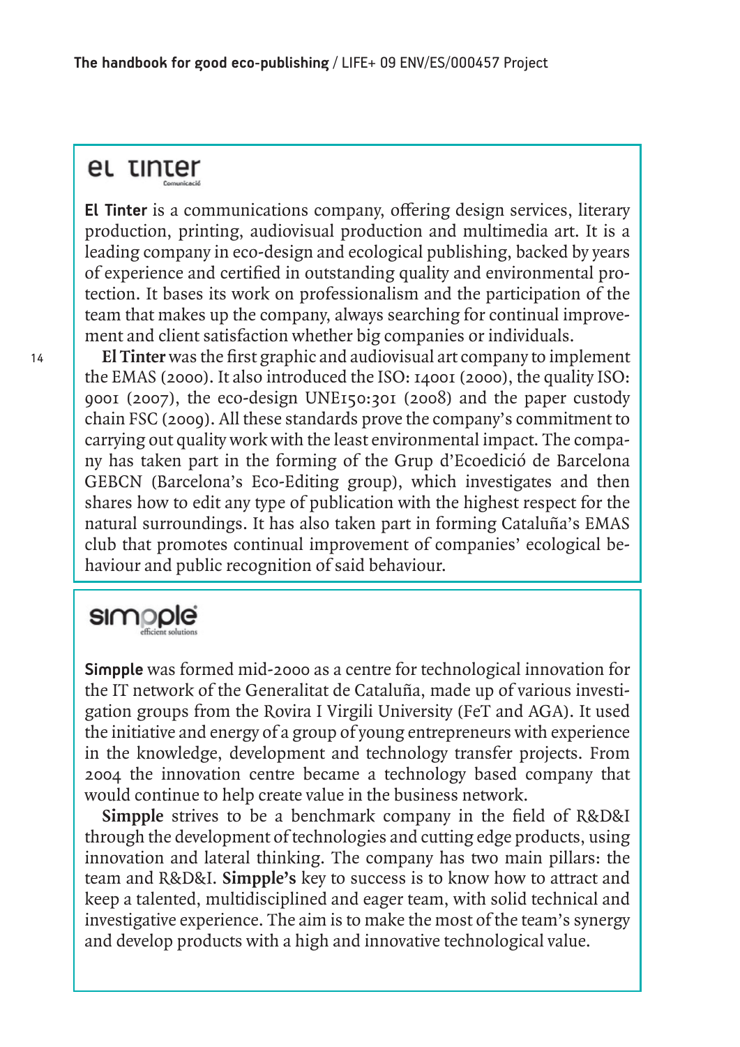## el tinter

Comunicació

**El Tinter** is a communications company, offering design services, literary production, printing, audiovisual production and multimedia art. It is a leading company in eco-design and ecological publishing, backed by years of experience and certified in outstanding quality and environmental protection. It bases its work on professionalism and the participation of the team that makes up the company, always searching for continual improvement and client satisfaction whether big companies or individuals.

**El Tinter** was the first graphic and audiovisual art company to implement the EMAS (2000). It also introduced the ISO: 14001 (2000), the quality ISO: 9001 (2007), the eco-design UNE150:301 (2008) and the paper custody chain FSC (2009). All these standards prove the company's commitment to carrying out quality work with the least environmental impact. The company has taken part in the forming of the Grup d'Ecoedició de Barcelona GEBCN (Barcelona's Eco-Editing group), which investigates and then shares how to edit any type of publication with the highest respect for the natural surroundings. It has also taken part in forming Cataluña's EMAS club that promotes continual improvement of companies' ecological behaviour and public recognition of said behaviour.

## simpple

efficient solutions

**Simpple** was formed mid-2000 as a centre for technological innovation for the IT network of the Generalitat de Cataluña, made up of various investigation groups from the Rovira I Virgili University (FeT and AGA). It used the initiative and energy of a group of young entrepreneurs with experience in the knowledge, development and technology transfer projects. From 2004 the innovation centre became a technology based company that would continue to help create value in the business network.

**Simpple** strives to be a benchmark company in the field of R&D&I through the development of technologies and cutting edge products, using innovation and lateral thinking. The company has two main pillars: the team and R&D&I. **Simpple's** key to success is to know how to attract and keep a talented, multidisciplined and eager team, with solid technical and investigative experience. The aim is to make the most of the team's synergy and develop products with a high and innovative technological value.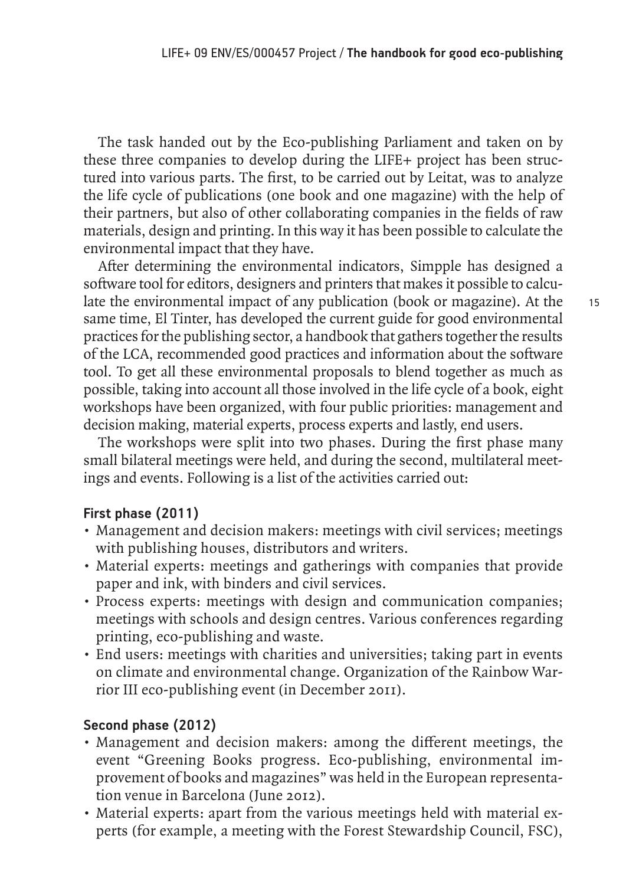The task handed out by the Eco-publishing Parliament and taken on by these three companies to develop during the LIFE+ project has been structured into various parts. The first, to be carried out by Leitat, was to analyze the life cycle of publications (one book and one magazine) with the help of their partners, but also of other collaborating companies in the fields of raw materials, design and printing. In this way it has been possible to calculate the environmental impact that they have.

After determining the environmental indicators, Simpple has designed a software tool for editors, designers and printers that makes it possible to calculate the environmental impact of any publication (book or magazine). At the same time, El Tinter, has developed the current guide for good environmental practices for the publishing sector, a handbook that gathers together the results of the LCA, recommended good practices and information about the software tool. To get all these environmental proposals to blend together as much as possible, taking into account all those involved in the life cycle of a book, eight workshops have been organized, with four public priorities: management and decision making, material experts, process experts and lastly, end users.

The workshops were split into two phases. During the first phase many small bilateral meetings were held, and during the second, multilateral meetings and events. Following is a list of the activities carried out:

### First phase (2011)

- Management and decision makers: meetings with civil services; meetings with publishing houses, distributors and writers.
- Material experts: meetings and gatherings with companies that provide paper and ink, with binders and civil services.
- Process experts: meetings with design and communication companies; meetings with schools and design centres. Various conferences regarding printing, eco-publishing and waste.
- End users: meetings with charities and universities; taking part in events on climate and environmental change. Organization of the Rainbow Warrior III eco-publishing event (in December 2011).

### Second phase (2012)

- Management and decision makers: among the different meetings, the event "Greening Books progress. Eco-publishing, environmental improvement of books and magazines" was held in the European representation venue in Barcelona (June 2012).
- Material experts: apart from the various meetings held with material experts (for example, a meeting with the Forest Stewardship Council, FSC),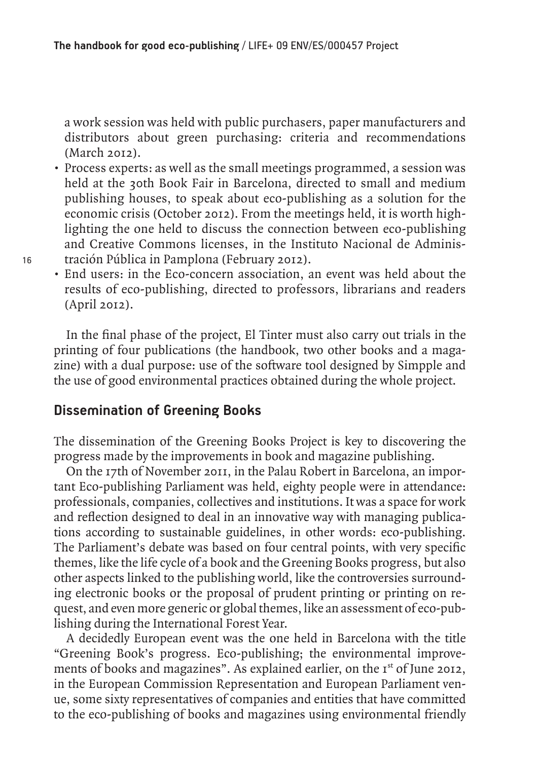a work session was held with public purchasers, paper manufacturers and distributors about green purchasing: criteria and recommendations (March 2012).

- Process experts: as well as the small meetings programmed, a session was held at the 30th Book Fair in Barcelona, directed to small and medium publishing houses, to speak about eco-publishing as a solution for the economic crisis (October 2012). From the meetings held, it is worth highlighting the one held to discuss the connection between eco-publishing and Creative Commons licenses, in the Instituto Nacional de Administración Pública in Pamplona (February 2012).
- End users: in the Eco-concern association, an event was held about the results of eco-publishing, directed to professors, librarians and readers (April 2012).

In the final phase of the project, El Tinter must also carry out trials in the printing of four publications (the handbook, two other books and a magazine) with a dual purpose: use of the software tool designed by Simpple and the use of good environmental practices obtained during the whole project.

## Dissemination of Greening Books

The dissemination of the Greening Books Project is key to discovering the progress made by the improvements in book and magazine publishing.

On the 17th of November 2011, in the Palau Robert in Barcelona, an important Eco-publishing Parliament was held, eighty people were in attendance: professionals, companies, collectives and institutions. It was a space for work and reflection designed to deal in an innovative way with managing publications according to sustainable guidelines, in other words: eco-publishing. The Parliament's debate was based on four central points, with very specific themes, like the life cycle of a book and the Greening Books progress, but also other aspects linked to the publishing world, like the controversies surrounding electronic books or the proposal of prudent printing or printing on request, and even more generic or global themes, like an assessment of eco-publishing during the International Forest Year.

A decidedly European event was the one held in Barcelona with the title "Greening Book's progress. Eco-publishing; the environmental improvements of books and magazines". As explained earlier, on the 1st of June 2012, in the European Commission Representation and European Parliament venue, some sixty representatives of companies and entities that have committed to the eco-publishing of books and magazines using environmental friendly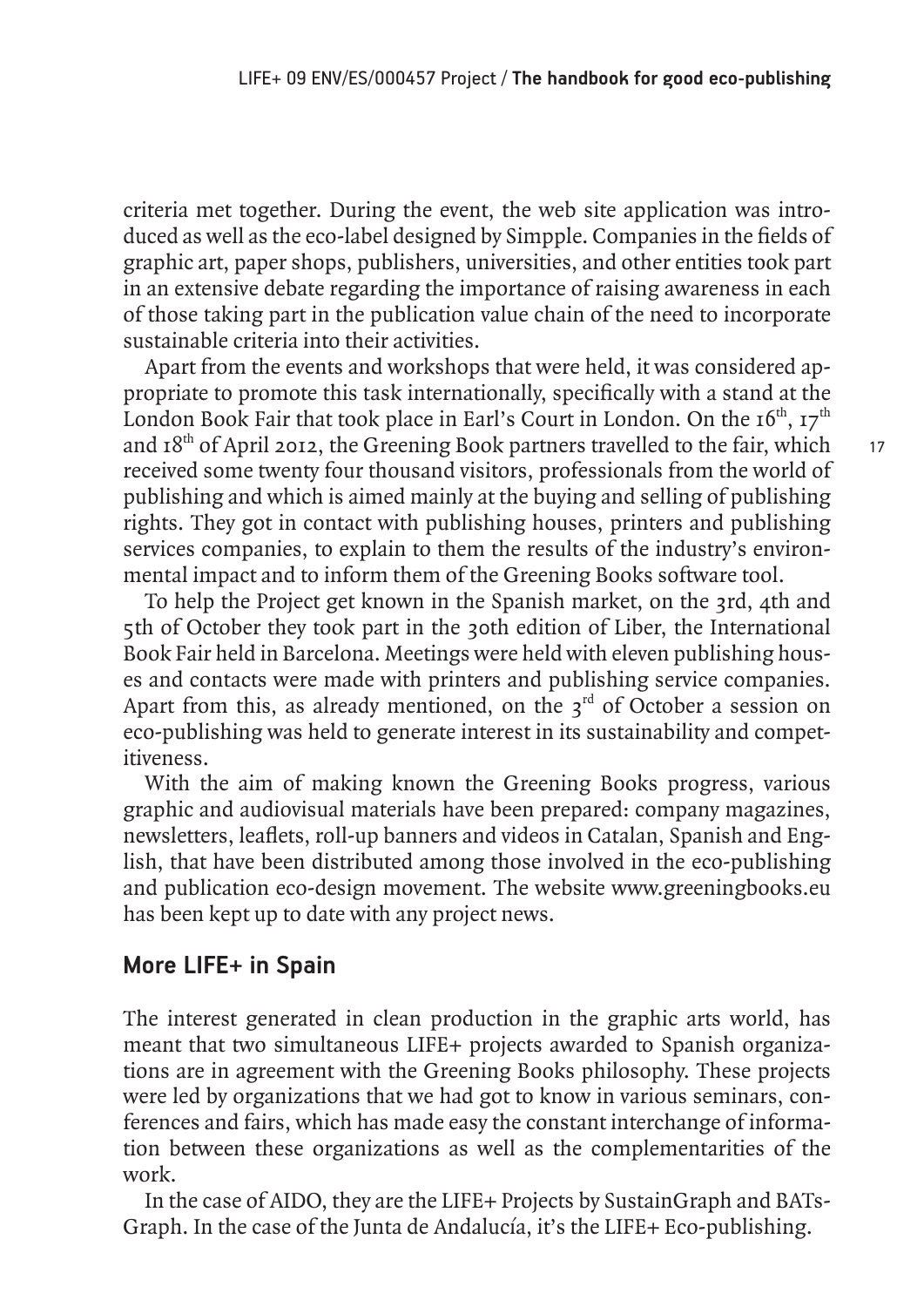criteria met together. During the event, the web site application was introduced as well as the eco-label designed by Simpple. Companies in the fields of graphic art, paper shops, publishers, universities, and other entities took part in an extensive debate regarding the importance of raising awareness in each of those taking part in the publication value chain of the need to incorporate sustainable criteria into their activities.

Apart from the events and workshops that were held, it was considered appropriate to promote this task internationally, specifically with a stand at the London Book Fair that took place in Earl's Court in London. On the 16th, 17th and 18th of April 2012, the Greening Book partners travelled to the fair, which received some twenty four thousand visitors, professionals from the world of publishing and which is aimed mainly at the buying and selling of publishing rights. They got in contact with publishing houses, printers and publishing services companies, to explain to them the results of the industry's environmental impact and to inform them of the Greening Books software tool.

To help the Project get known in the Spanish market, on the 3rd, 4th and 5th of October they took part in the 30th edition of Liber, the International Book Fair held in Barcelona. Meetings were held with eleven publishing houses and contacts were made with printers and publishing service companies. Apart from this, as already mentioned, on the 3rd of October a session on eco-publishing was held to generate interest in its sustainability and competitiveness.

With the aim of making known the Greening Books progress, various graphic and audiovisual materials have been prepared: company magazines, newsletters, leaflets, roll-up banners and videos in Catalan, Spanish and English, that have been distributed among those involved in the eco-publishing and publication eco-design movement. The website www.greeningbooks.eu has been kept up to date with any project news.

## More LIFE+ in Spain

The interest generated in clean production in the graphic arts world, has meant that two simultaneous LIFE+ projects awarded to Spanish organizations are in agreement with the Greening Books philosophy. These projects were led by organizations that we had got to know in various seminars, conferences and fairs, which has made easy the constant interchange of information between these organizations as well as the complementarities of the work.

In the case of AIDO, they are the LIFE+ Projects by SustainGraph and BATsGraph. In the case of the Junta de Andalucía, it's the LIFE+ Eco-publishing.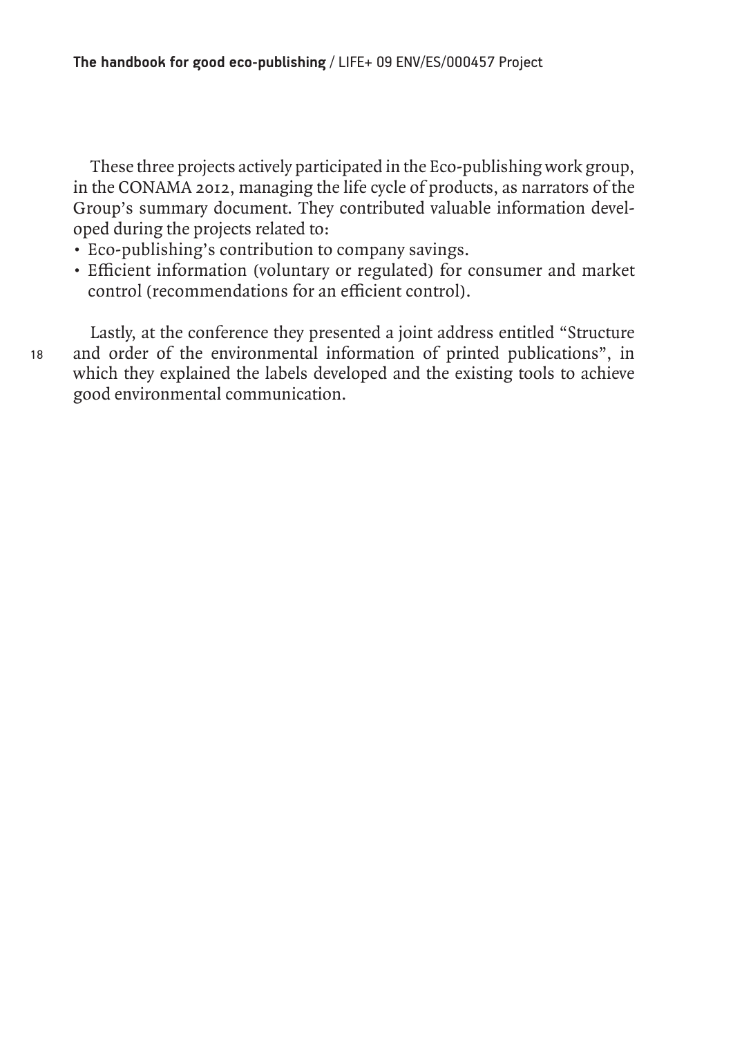These three projects actively participated in the Eco-publishing work group, in the CONAMA 2012, managing the life cycle of products, as narrators of the Group's summary document. They contributed valuable information developed during the projects related to:

- Eco-publishing's contribution to company savings.
- Efficient information (voluntary or regulated) for consumer and market control (recommendations for an efficient control).

Lastly, at the conference they presented a joint address entitled "Structure and order of the environmental information of printed publications", in which they explained the labels developed and the existing tools to achieve good environmental communication.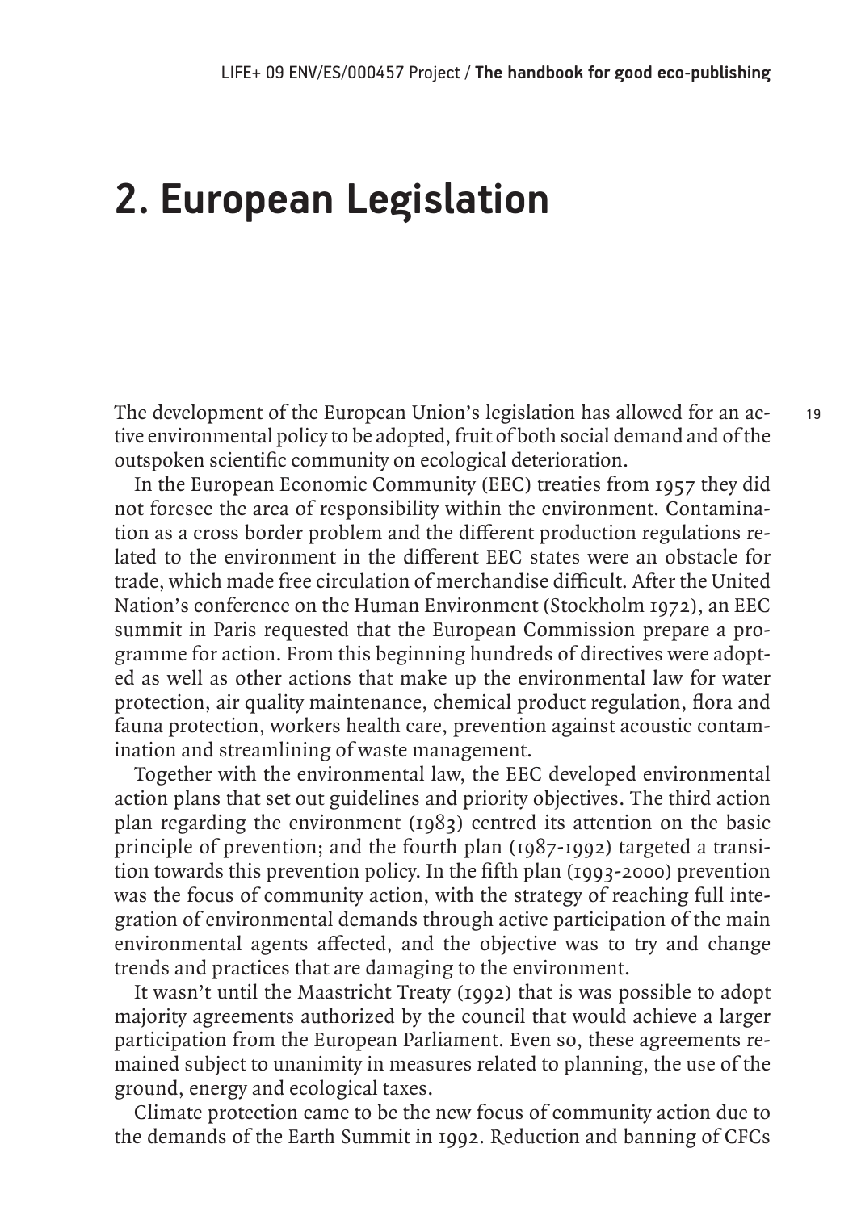# 2. European Legislation

The development of the European Union's legislation has allowed for an active environmental policy to be adopted, fruit of both social demand and of the outspoken scientific community on ecological deterioration.

In the European Economic Community (EEC) treaties from 1957 they did not foresee the area of responsibility within the environment. Contamination as a cross border problem and the different production regulations related to the environment in the different EEC states were an obstacle for trade, which made free circulation of merchandise difficult. After the United Nation's conference on the Human Environment (Stockholm 1972), an EEC summit in Paris requested that the European Commission prepare a programme for action. From this beginning hundreds of directives were adopted as well as other actions that make up the environmental law for water protection, air quality maintenance, chemical product regulation, flora and fauna protection, workers health care, prevention against acoustic contamination and streamlining of waste management.

Together with the environmental law, the EEC developed environmental action plans that set out guidelines and priority objectives. The third action plan regarding the environment (1983) centred its attention on the basic principle of prevention; and the fourth plan (1987-1992) targeted a transition towards this prevention policy. In the fifth plan (1993-2000) prevention was the focus of community action, with the strategy of reaching full integration of environmental demands through active participation of the main environmental agents affected, and the objective was to try and change trends and practices that are damaging to the environment.

It wasn't until the Maastricht Treaty (1992) that is was possible to adopt majority agreements authorized by the council that would achieve a larger participation from the European Parliament. Even so, these agreements remained subject to unanimity in measures related to planning, the use of the ground, energy and ecological taxes.

Climate protection came to be the new focus of community action due to the demands of the Earth Summit in 1992. Reduction and banning of CFCs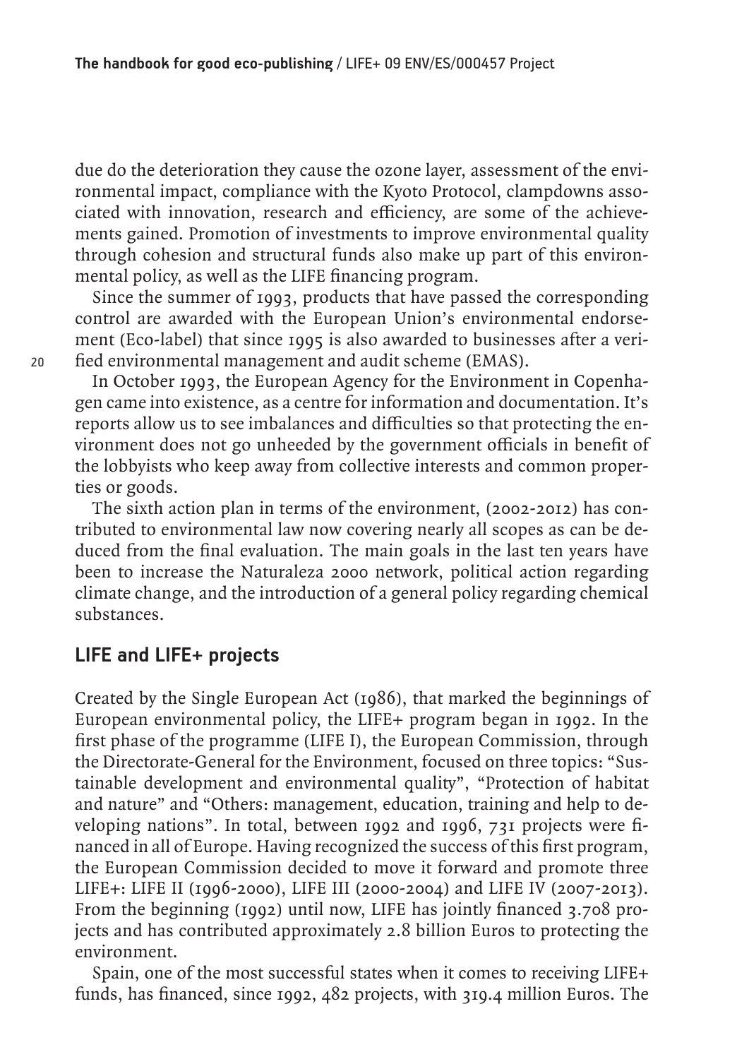due do the deterioration they cause the ozone layer, assessment of the environmental impact, compliance with the Kyoto Protocol, clampdowns associated with innovation, research and efficiency, are some of the achievements gained. Promotion of investments to improve environmental quality through cohesion and structural funds also make up part of this environmental policy, as well as the LIFE financing program.

Since the summer of 1993, products that have passed the corresponding control are awarded with the European Union's environmental endorsement (Eco-label) that since 1995 is also awarded to businesses after a verified environmental management and audit scheme (EMAS).

In October 1993, the European Agency for the Environment in Copenhagen came into existence, as a centre for information and documentation. It's reports allow us to see imbalances and difficulties so that protecting the environment does not go unheeded by the government officials in benefit of the lobbyists who keep away from collective interests and common properties or goods.

The sixth action plan in terms of the environment, (2002-2012) has contributed to environmental law now covering nearly all scopes as can be deduced from the final evaluation. The main goals in the last ten years have been to increase the Naturaleza 2000 network, political action regarding climate change, and the introduction of a general policy regarding chemical substances.

## LIFE and LIFE+ projects

Created by the Single European Act (1986), that marked the beginnings of European environmental policy, the LIFE+ program began in 1992. In the first phase of the programme (LIFE I), the European Commission, through the Directorate-General for the Environment, focused on three topics: "Sustainable development and environmental quality", "Protection of habitat and nature" and "Others: management, education, training and help to developing nations". In total, between 1992 and 1996, 731 projects were financed in all of Europe. Having recognized the success of this first program, the European Commission decided to move it forward and promote three LIFE+: LIFE II (1996-2000), LIFE III (2000-2004) and LIFE IV (2007-2013). From the beginning (1992) until now, LIFE has jointly financed 3.708 projects and has contributed approximately 2.8 billion Euros to protecting the environment.

Spain, one of the most successful states when it comes to receiving LIFE+ funds, has financed, since 1992, 482 projects, with 319.4 million Euros. The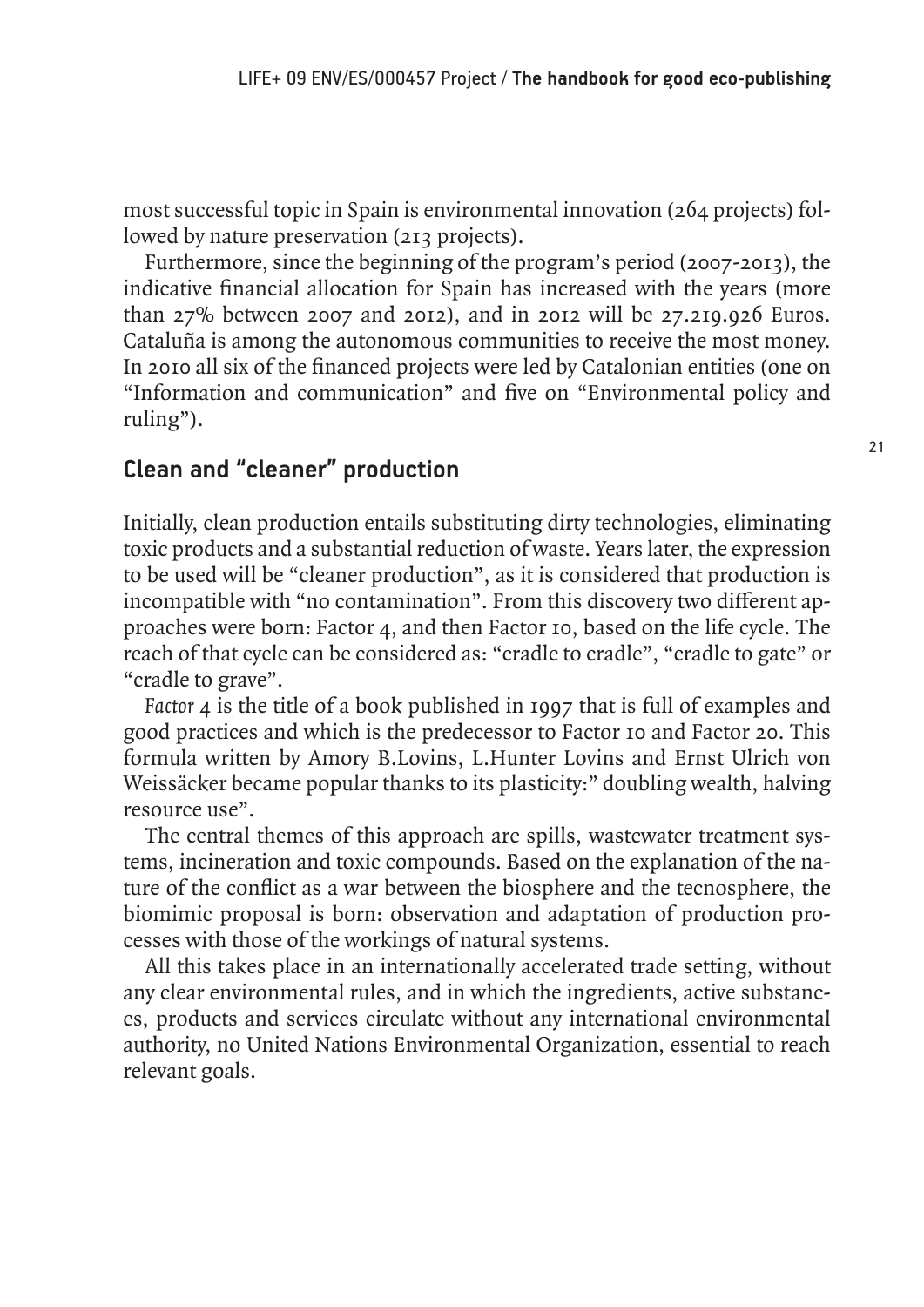most successful topic in Spain is environmental innovation (264 projects) followed by nature preservation (213 projects).

Furthermore, since the beginning of the program's period (2007-2013), the indicative financial allocation for Spain has increased with the years (more than 27% between 2007 and 2012), and in 2012 will be 27.219.926 Euros. Cataluña is among the autonomous communities to receive the most money. In 2010 all six of the financed projects were led by Catalonian entities (one on "Information and communication" and five on "Environmental policy and ruling").

## Clean and "cleaner" production

Initially, clean production entails substituting dirty technologies, eliminating toxic products and a substantial reduction of waste. Years later, the expression to be used will be "cleaner production", as it is considered that production is incompatible with "no contamination". From this discovery two different approaches were born: Factor 4, and then Factor 10, based on the life cycle. The reach of that cycle can be considered as: "cradle to cradle", "cradle to gate" or "cradle to grave".

*Factor 4* is the title of a book published in 1997 that is full of examples and good practices and which is the predecessor to Factor 10 and Factor 20. This formula written by Amory B.Lovins, L.Hunter Lovins and Ernst Ulrich von Weissäcker became popular thanks to its plasticity:" doubling wealth, halving resource use".

The central themes of this approach are spills, wastewater treatment systems, incineration and toxic compounds. Based on the explanation of the nature of the conflict as a war between the biosphere and the tecnosphere, the biomimic proposal is born: observation and adaptation of production processes with those of the workings of natural systems.

All this takes place in an internationally accelerated trade setting, without any clear environmental rules, and in which the ingredients, active substances, products and services circulate without any international environmental authority, no United Nations Environmental Organization, essential to reach relevant goals.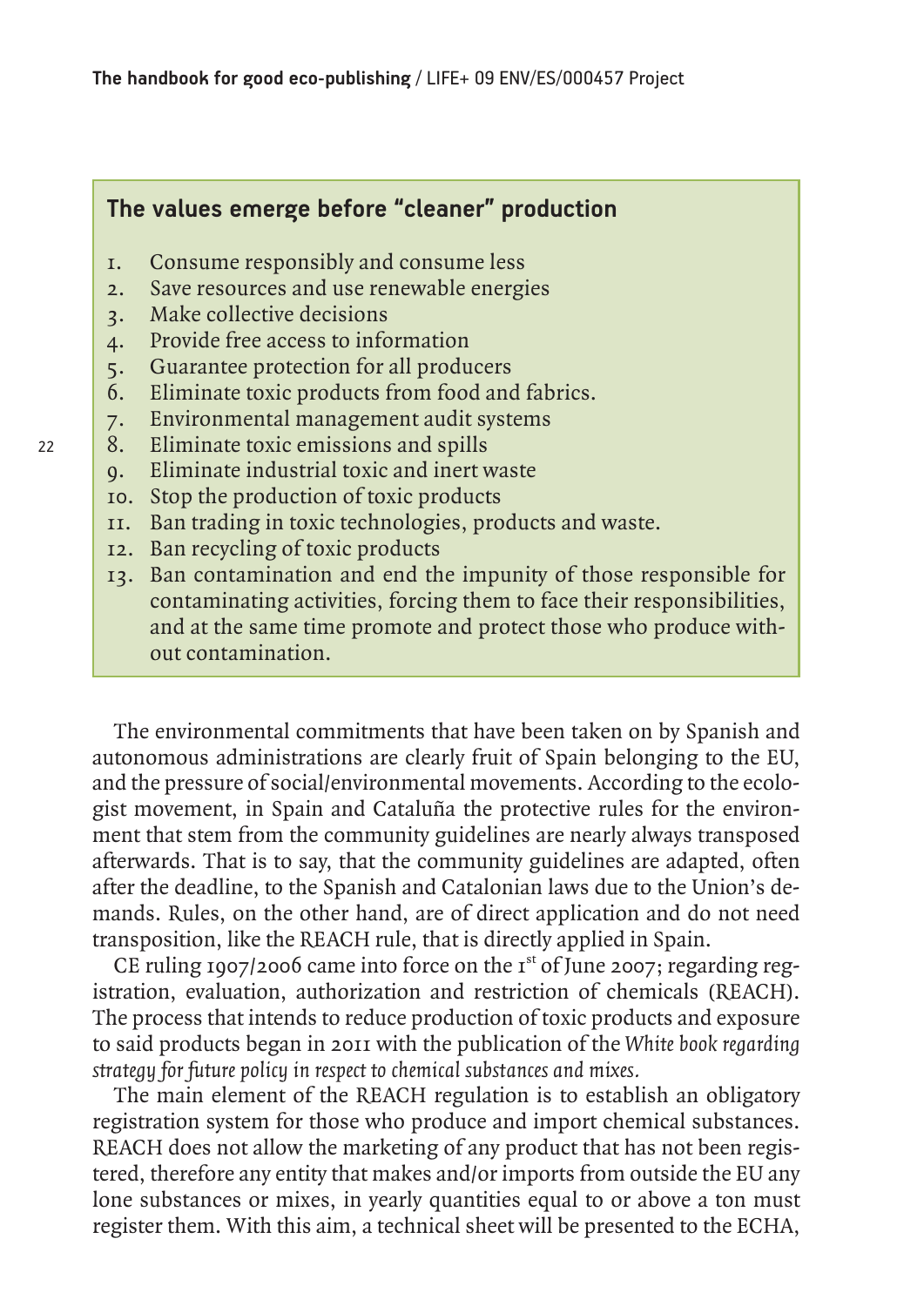### The values emerge before "cleaner" production

1. Consume responsibly and consume less
2. Save resources and use renewable energies
3. Make collective decisions
4. Provide free access to information
5. Guarantee protection for all producers
6. Eliminate toxic products from food and fabrics.
7. Environmental management audit systems
8. Eliminate toxic emissions and spills
9. Eliminate industrial toxic and inert waste
10. Stop the production of toxic products
11. Ban trading in toxic technologies, products and waste.
12. Ban recycling of toxic products
13. Ban contamination and end the impunity of those responsible for contaminating activities, forcing them to face their responsibilities, and at the same time promote and protect those who produce without contamination.

The environmental commitments that have been taken on by Spanish and autonomous administrations are clearly fruit of Spain belonging to the EU, and the pressure of social/environmental movements. According to the ecologist movement, in Spain and Cataluña the protective rules for the environment that stem from the community guidelines are nearly always transposed afterwards. That is to say, that the community guidelines are adapted, often after the deadline, to the Spanish and Catalonian laws due to the Union's demands. Rules, on the other hand, are of direct application and do not need transposition, like the REACH rule, that is directly applied in Spain.

CE ruling 1907/2006 came into force on the 1st of June 2007; regarding registration, evaluation, authorization and restriction of chemicals (REACH). The process that intends to reduce production of toxic products and exposure to said products began in 2011 with the publication of the *White book regarding strategy for future policy in respect to chemical substances and mixes.*

The main element of the REACH regulation is to establish an obligatory registration system for those who produce and import chemical substances. REACH does not allow the marketing of any product that has not been registered, therefore any entity that makes and/or imports from outside the EU any lone substances or mixes, in yearly quantities equal to or above a ton must register them. With this aim, a technical sheet will be presented to the ECHA,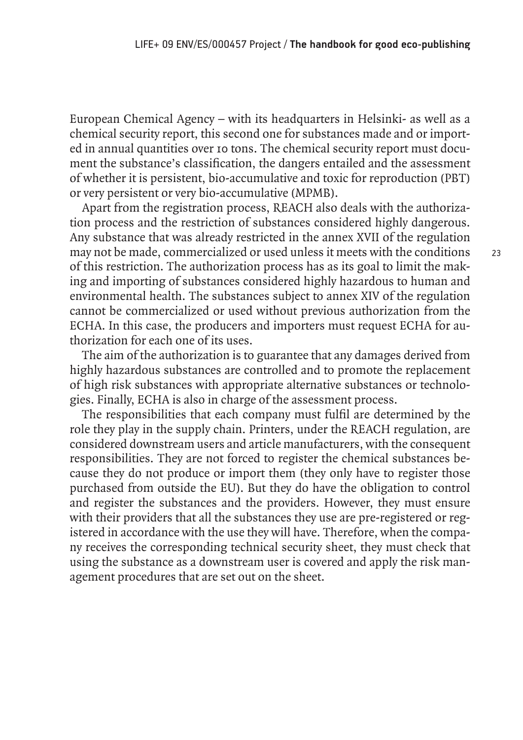European Chemical Agency – with its headquarters in Helsinki- as well as a chemical security report, this second one for substances made and or imported in annual quantities over 10 tons. The chemical security report must document the substance's classification, the dangers entailed and the assessment of whether it is persistent, bio-accumulative and toxic for reproduction (PBT) or very persistent or very bio-accumulative (MPMB).

Apart from the registration process, REACH also deals with the authorization process and the restriction of substances considered highly dangerous. Any substance that was already restricted in the annex XVII of the regulation may not be made, commercialized or used unless it meets with the conditions of this restriction. The authorization process has as its goal to limit the making and importing of substances considered highly hazardous to human and environmental health. The substances subject to annex XIV of the regulation cannot be commercialized or used without previous authorization from the ECHA. In this case, the producers and importers must request ECHA for authorization for each one of its uses.

The aim of the authorization is to guarantee that any damages derived from highly hazardous substances are controlled and to promote the replacement of high risk substances with appropriate alternative substances or technologies. Finally, ECHA is also in charge of the assessment process.

The responsibilities that each company must fulfil are determined by the role they play in the supply chain. Printers, under the REACH regulation, are considered downstream users and article manufacturers, with the consequent responsibilities. They are not forced to register the chemical substances because they do not produce or import them (they only have to register those purchased from outside the EU). But they do have the obligation to control and register the substances and the providers. However, they must ensure with their providers that all the substances they use are pre-registered or registered in accordance with the use they will have. Therefore, when the company receives the corresponding technical security sheet, they must check that using the substance as a downstream user is covered and apply the risk management procedures that are set out on the sheet.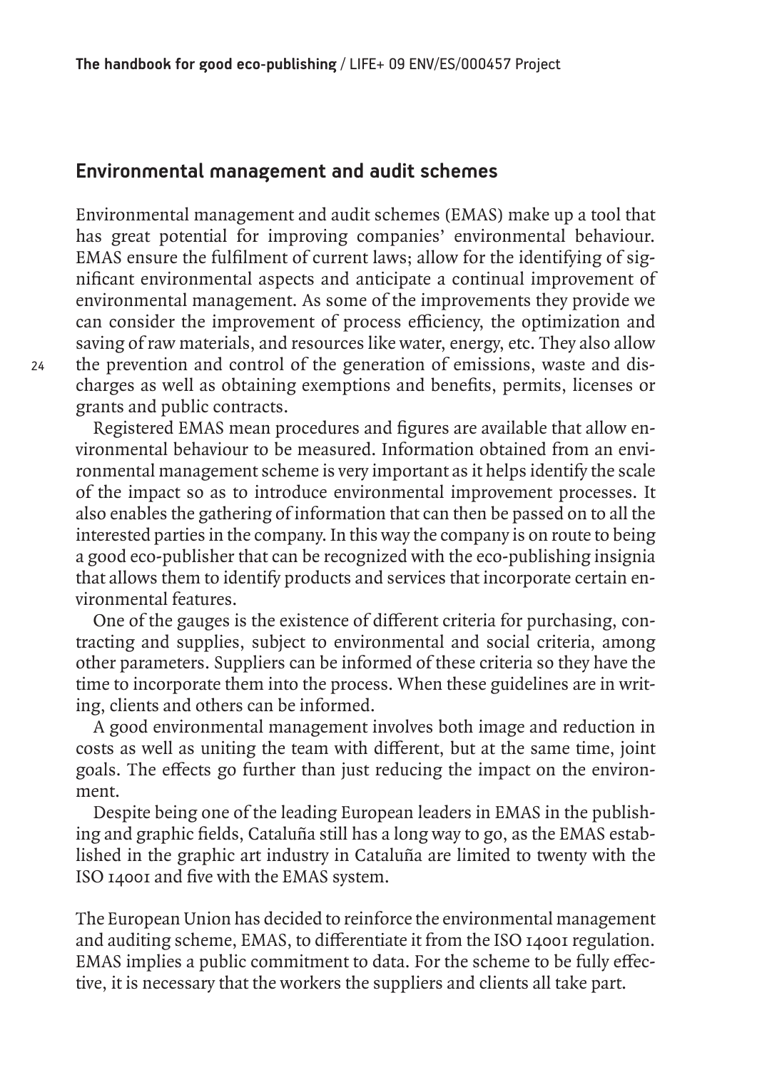## Environmental management and audit schemes

Environmental management and audit schemes (EMAS) make up a tool that has great potential for improving companies' environmental behaviour. EMAS ensure the fulfilment of current laws; allow for the identifying of significant environmental aspects and anticipate a continual improvement of environmental management. As some of the improvements they provide we can consider the improvement of process efficiency, the optimization and saving of raw materials, and resources like water, energy, etc. They also allow the prevention and control of the generation of emissions, waste and discharges as well as obtaining exemptions and benefits, permits, licenses or grants and public contracts.

Registered EMAS mean procedures and figures are available that allow environmental behaviour to be measured. Information obtained from an environmental management scheme is very important as it helps identify the scale of the impact so as to introduce environmental improvement processes. It also enables the gathering of information that can then be passed on to all the interested parties in the company. In this way the company is on route to being a good eco-publisher that can be recognized with the eco-publishing insignia that allows them to identify products and services that incorporate certain environmental features.

One of the gauges is the existence of different criteria for purchasing, contracting and supplies, subject to environmental and social criteria, among other parameters. Suppliers can be informed of these criteria so they have the time to incorporate them into the process. When these guidelines are in writing, clients and others can be informed.

A good environmental management involves both image and reduction in costs as well as uniting the team with different, but at the same time, joint goals. The effects go further than just reducing the impact on the environment.

Despite being one of the leading European leaders in EMAS in the publishing and graphic fields, Cataluña still has a long way to go, as the EMAS established in the graphic art industry in Cataluña are limited to twenty with the ISO 14001 and five with the EMAS system.

The European Union has decided to reinforce the environmental management and auditing scheme, EMAS, to differentiate it from the ISO 14001 regulation. EMAS implies a public commitment to data. For the scheme to be fully effective, it is necessary that the workers the suppliers and clients all take part.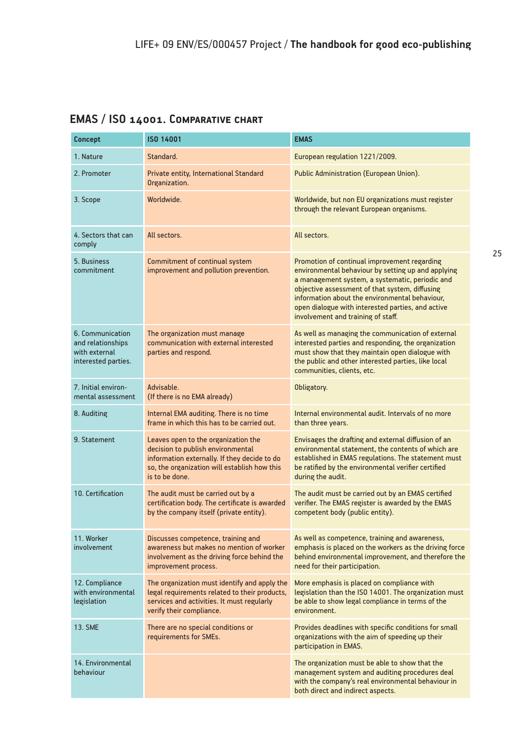## EMAS / ISO 14001. Comparative chart

| Concept | ISO 14001 | EMAS |
|---|---|---|
| 1. Nature | Standard. | European regulation 1221/2009. |
| 2. Promoter | Private entity, International Standard Organization. | Public Administration (European Union). |
| 3. Scope | Worldwide. | Worldwide, but non EU organizations must register through the relevant European organisms. |
| 4. Sectors that can comply | All sectors. | All sectors. |
| 5. Business commitment | Commitment of continual system improvement and pollution prevention. | Promotion of continual improvement regarding environmental behaviour by setting up and applying a management system, a systematic, periodic and objective assessment of that system, diffusing information about the environmental behaviour, open dialogue with interested parties, and active involvement and training of staff. |
| 6. Communication and relationships with external interested parties. | The organization must manage communication with external interested parties and respond. | As well as managing the communication of external interested parties and responding, the organization must show that they maintain open dialogue with the public and other interested parties, like local communities, clients, etc. |
| 7. Initial environmental assessment | Advisable. (If there is no EMA already) | Obligatory. |
| 8. Auditing | Internal EMA auditing. There is no time frame in which this has to be carried out. | Internal environmental audit. Intervals of no more than three years. |
| 9. Statement | Leaves open to the organization the decision to publish environmental information externally. If they decide to do so, the organization will establish how this is to be done. | Envisages the drafting and external diffusion of an environmental statement, the contents of which are established in EMAS regulations. The statement must be ratified by the environmental verifier certified during the audit. |
| 10. Certification | The audit must be carried out by a certification body. The certificate is awarded by the company itself (private entity). | The audit must be carried out by an EMAS certified verifier. The EMAS register is awarded by the EMAS competent body (public entity). |
| 11. Worker involvement | Discusses competence, training and awareness but makes no mention of worker involvement as the driving force behind the improvement process. | As well as competence, training and awareness, emphasis is placed on the workers as the driving force behind environmental improvement, and therefore the need for their participation. |
| 12. Compliance with environmental legislation | The organization must identify and apply the legal requirements related to their products, services and activities. It must regularly verify their compliance. | More emphasis is placed on compliance with legislation than the ISO 14001. The organization must be able to show legal compliance in terms of the environment. |
| 13. SME | There are no special conditions or requirements for SMEs. | Provides deadlines with specific conditions for small organizations with the aim of speeding up their participation in EMAS. |
| 14. Environmental behaviour | | The organization must be able to show that the management system and auditing procedures deal with the company's real environmental behaviour in both direct and indirect aspects. |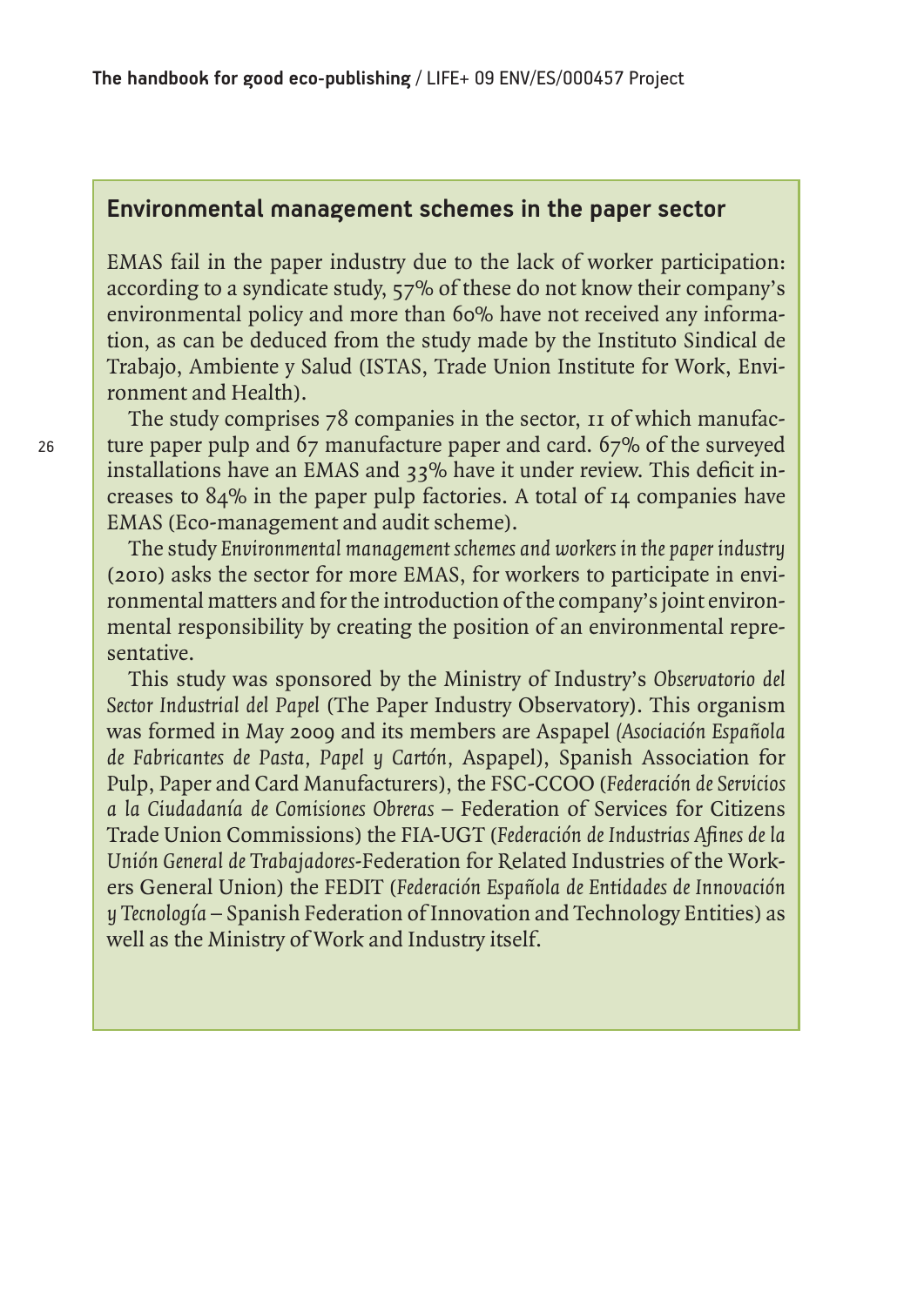## Environmental management schemes in the paper sector

EMAS fail in the paper industry due to the lack of worker participation: according to a syndicate study, 57% of these do not know their company's environmental policy and more than 60% have not received any information, as can be deduced from the study made by the Instituto Sindical de Trabajo, Ambiente y Salud (ISTAS, Trade Union Institute for Work, Environment and Health).

The study comprises 78 companies in the sector, 11 of which manufacture paper pulp and 67 manufacture paper and card. 67% of the surveyed installations have an EMAS and 33% have it under review. This deficit increases to 84% in the paper pulp factories. A total of 14 companies have EMAS (Eco-management and audit scheme).

The study *Environmental management schemes and workers in the paper industry* (2010) asks the sector for more EMAS, for workers to participate in environmental matters and for the introduction of the company's joint environmental responsibility by creating the position of an environmental representative.

This study was sponsored by the Ministry of Industry's *Observatorio del Sector Industrial del Papel* (The Paper Industry Observatory). This organism was formed in May 2009 and its members are Aspapel *(Asociación Española de Fabricantes de Pasta, Papel y Cartón,* Aspapel), Spanish Association for Pulp, Paper and Card Manufacturers), the FSC-CCOO (*Federación de Servicios a la Ciudadanía de Comisiones Obreras* – Federation of Services for Citizens Trade Union Commissions) the FIA-UGT (*Federación de Industrias Afines de la Unión General de Trabajadores*-Federation for Related Industries of the Workers General Union) the FEDIT (*Federación Española de Entidades de Innovación y Tecnología* – Spanish Federation of Innovation and Technology Entities) as well as the Ministry of Work and Industry itself.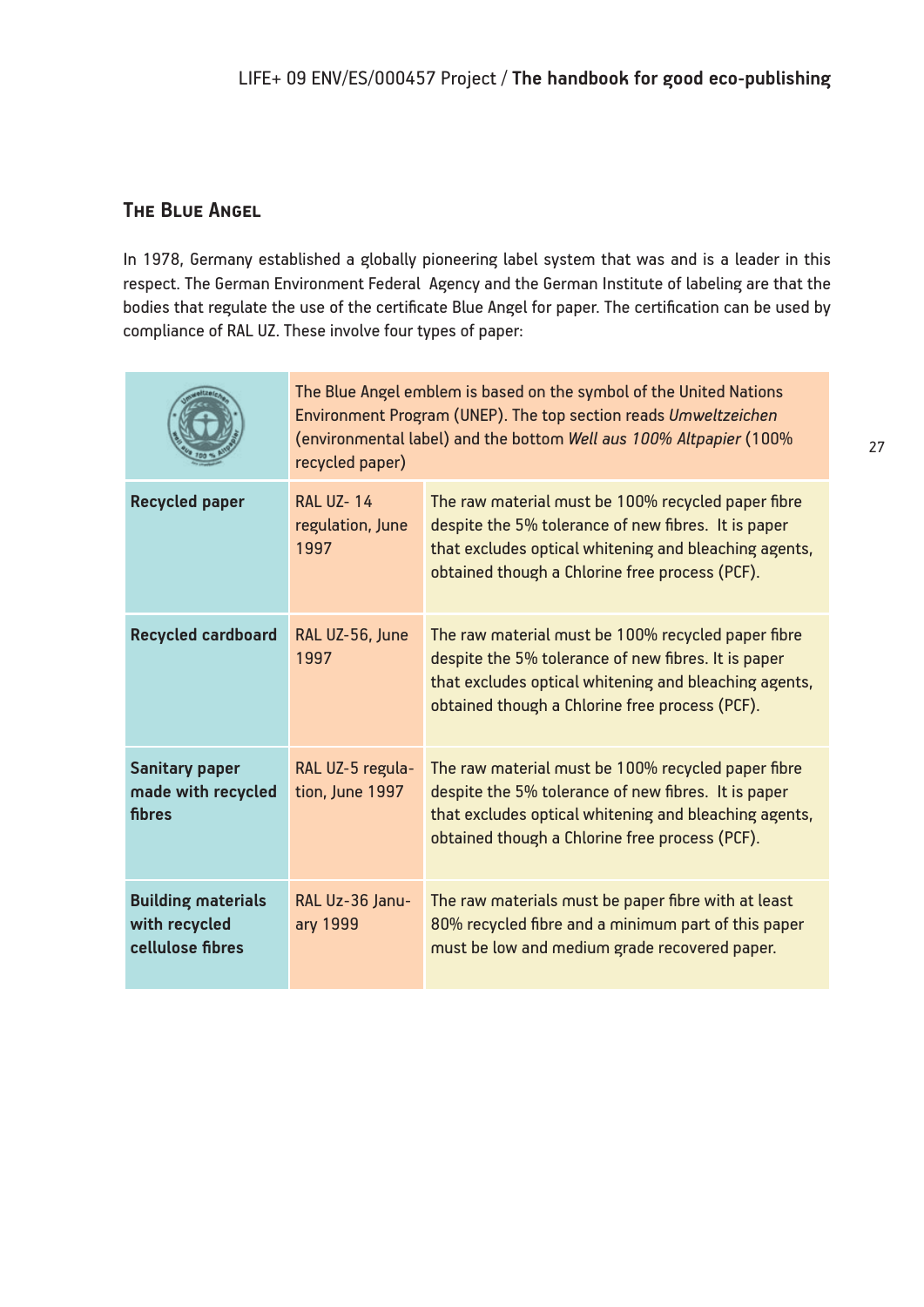## The Blue Angel

In 1978, Germany established a globally pioneering label system that was and is a leader in this respect. The German Environment Federal Agency and the German Institute of labeling are that the bodies that regulate the use of the certificate Blue Angel for paper. The certification can be used by compliance of RAL UZ. These involve four types of paper:

| | The Blue Angel emblem is based on the symbol of the United Nations Environment Program (UNEP). The top section reads *Umweltzeichen* (environmental label) and the bottom *Well aus 100% Altpapier* (100% recycled paper) | |
|---|---|---|
| **Recycled paper** | RAL UZ- 14 regulation, June 1997 | The raw material must be 100% recycled paper fibre despite the 5% tolerance of new fibres. It is paper that excludes optical whitening and bleaching agents, obtained though a Chlorine free process (PCF). |
| **Recycled cardboard** | RAL UZ-56, June 1997 | The raw material must be 100% recycled paper fibre despite the 5% tolerance of new fibres. It is paper that excludes optical whitening and bleaching agents, obtained though a Chlorine free process (PCF). |
| **Sanitary paper made with recycled fibres** | RAL UZ-5 regulation, June 1997 | The raw material must be 100% recycled paper fibre despite the 5% tolerance of new fibres. It is paper that excludes optical whitening and bleaching agents, obtained though a Chlorine free process (PCF). |
| **Building materials with recycled cellulose fibres** | RAL Uz-36 January 1999 | The raw materials must be paper fibre with at least 80% recycled fibre and a minimum part of this paper must be low and medium grade recovered paper. |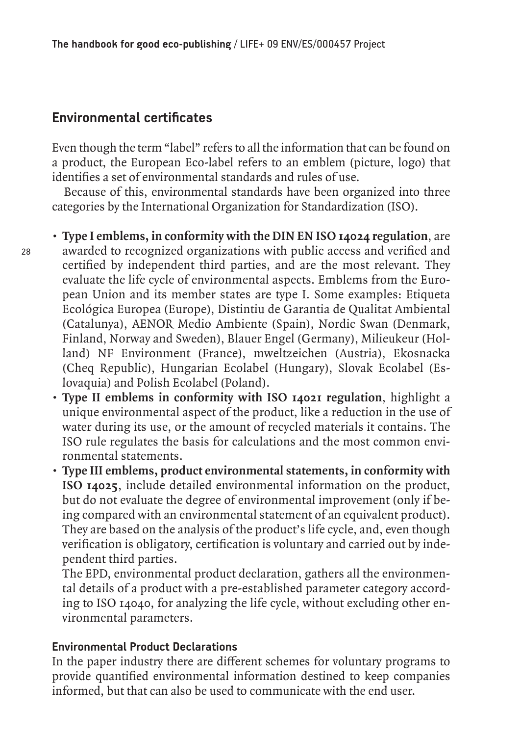## Environmental certificates

Even though the term "label" refers to all the information that can be found on a product, the European Eco-label refers to an emblem (picture, logo) that identifies a set of environmental standards and rules of use.

Because of this, environmental standards have been organized into three categories by the International Organization for Standardization (ISO).

- **Type I emblems, in conformity with the DIN EN ISO 14024 regulation**, are awarded to recognized organizations with public access and verified and certified by independent third parties, and are the most relevant. They evaluate the life cycle of environmental aspects. Emblems from the European Union and its member states are type I. Some examples: Etiqueta Ecológica Europea (Europe), Distintiu de Garantia de Qualitat Ambiental (Catalunya), AENOR Medio Ambiente (Spain), Nordic Swan (Denmark, Finland, Norway and Sweden), Blauer Engel (Germany), Milieukeur (Holland) NF Environment (France), mweltzeichen (Austria), Ekosnacka (Cheq Republic), Hungarian Ecolabel (Hungary), Slovak Ecolabel (Eslovaquia) and Polish Ecolabel (Poland).
- **Type II emblems in conformity with ISO 14021 regulation**, highlight a unique environmental aspect of the product, like a reduction in the use of water during its use, or the amount of recycled materials it contains. The ISO rule regulates the basis for calculations and the most common environmental statements.
- **Type III emblems, product environmental statements, in conformity with ISO 14025**, include detailed environmental information on the product, but do not evaluate the degree of environmental improvement (only if being compared with an environmental statement of an equivalent product). They are based on the analysis of the product's life cycle, and, even though verification is obligatory, certification is voluntary and carried out by independent third parties.

  The EPD, environmental product declaration, gathers all the environmental details of a product with a pre-established parameter category according to ISO 14040, for analyzing the life cycle, without excluding other environmental parameters.

#### Environmental Product Declarations

In the paper industry there are different schemes for voluntary programs to provide quantified environmental information destined to keep companies informed, but that can also be used to communicate with the end user.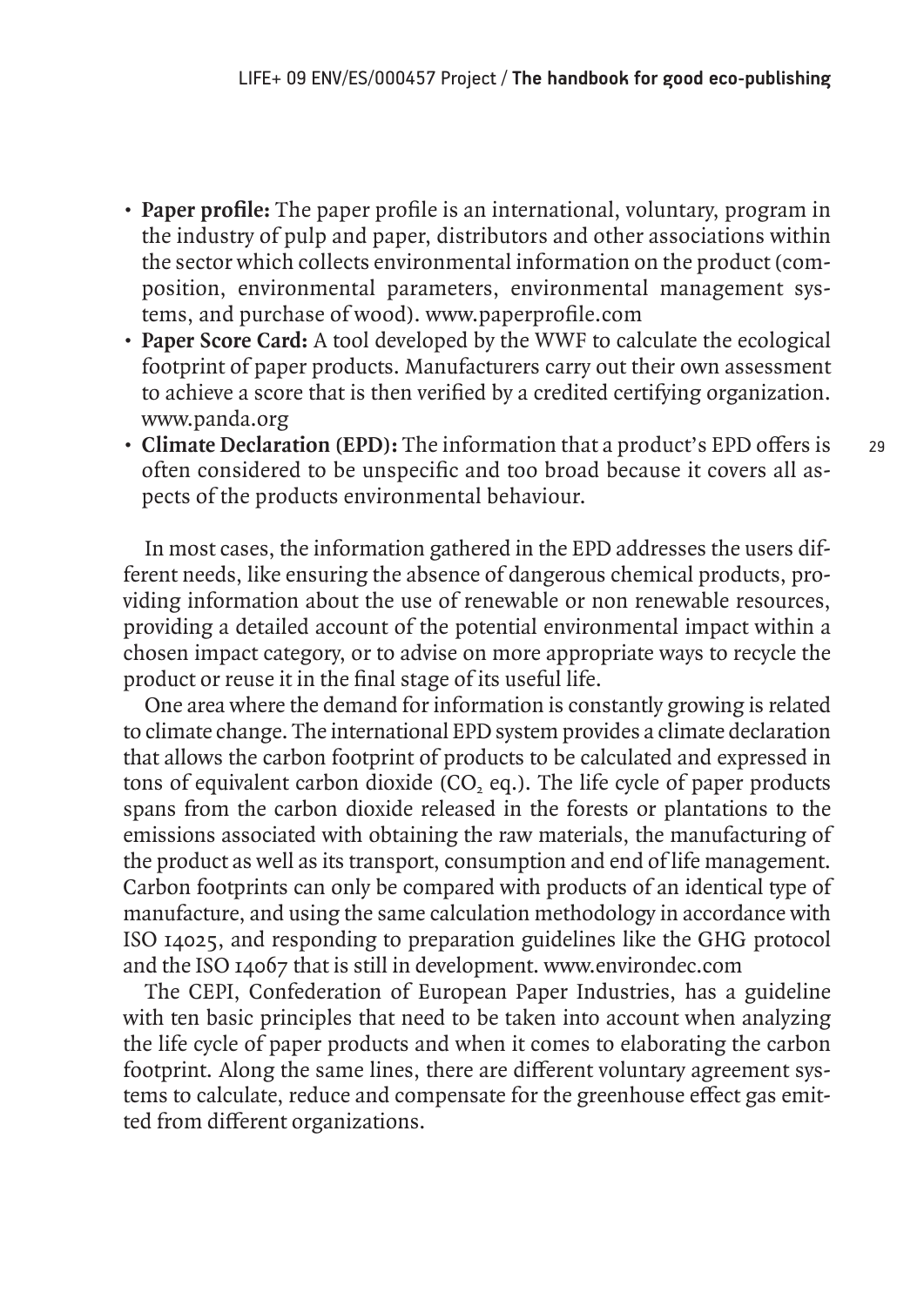- **Paper profile:** The paper profile is an international, voluntary, program in the industry of pulp and paper, distributors and other associations within the sector which collects environmental information on the product (composition, environmental parameters, environmental management systems, and purchase of wood). www.paperprofile.com
- **Paper Score Card:** A tool developed by the WWF to calculate the ecological footprint of paper products. Manufacturers carry out their own assessment to achieve a score that is then verified by a credited certifying organization. www.panda.org
- **Climate Declaration (EPD):** The information that a product's EPD offers is often considered to be unspecific and too broad because it covers all aspects of the products environmental behaviour.

In most cases, the information gathered in the EPD addresses the users different needs, like ensuring the absence of dangerous chemical products, providing information about the use of renewable or non renewable resources, providing a detailed account of the potential environmental impact within a chosen impact category, or to advise on more appropriate ways to recycle the product or reuse it in the final stage of its useful life.

One area where the demand for information is constantly growing is related to climate change. The international EPD system provides a climate declaration that allows the carbon footprint of products to be calculated and expressed in tons of equivalent carbon dioxide ($CO_2$ eq.). The life cycle of paper products spans from the carbon dioxide released in the forests or plantations to the emissions associated with obtaining the raw materials, the manufacturing of the product as well as its transport, consumption and end of life management. Carbon footprints can only be compared with products of an identical type of manufacture, and using the same calculation methodology in accordance with ISO 14025, and responding to preparation guidelines like the GHG protocol and the ISO 14067 that is still in development. www.environdec.com

The CEPI, Confederation of European Paper Industries, has a guideline with ten basic principles that need to be taken into account when analyzing the life cycle of paper products and when it comes to elaborating the carbon footprint. Along the same lines, there are different voluntary agreement systems to calculate, reduce and compensate for the greenhouse effect gas emitted from different organizations.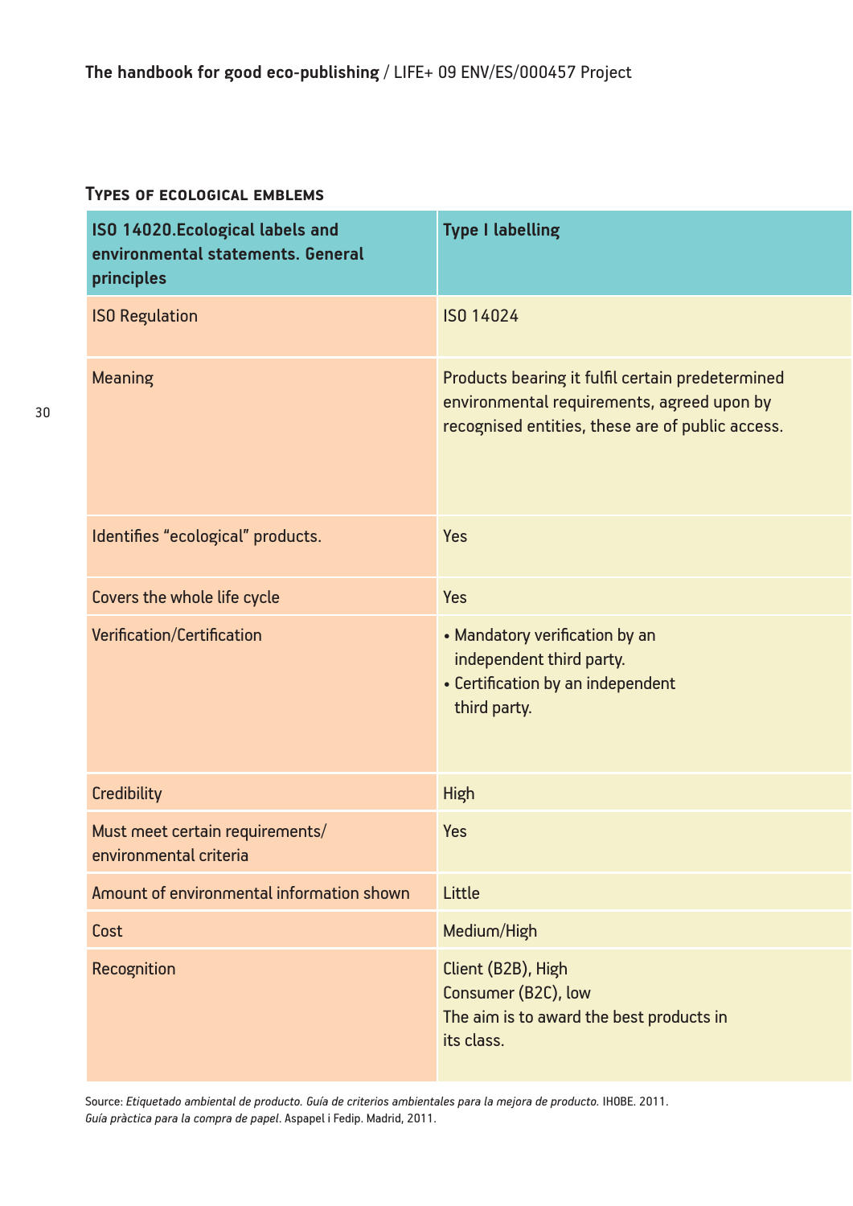### Types of ecological emblems

| ISO 14020.Ecological labels and environmental statements. General principles | Type I labelling |
|---|---|
| ISO Regulation | ISO 14024 |
| Meaning | Products bearing it fulfil certain predetermined environmental requirements, agreed upon by recognised entities, these are of public access. |
| Identifies "ecological" products. | Yes |
| Covers the whole life cycle | Yes |
| Verification/Certification | • Mandatory verification by an independent third party.<br>• Certification by an independent third party. |
| Credibility | High |
| Must meet certain requirements/ environmental criteria | Yes |
| Amount of environmental information shown | Little |
| Cost | Medium/High |
| Recognition | Client (B2B), High<br>Consumer (B2C), low<br>The aim is to award the best products in its class. |

Source: *Etiquetado ambiental de producto. Guía de criterios ambientales para la mejora de producto.* IHOBE. 2011.
*Guía pràctica para la compra de papel*. Aspapel i Fedip. Madrid, 2011.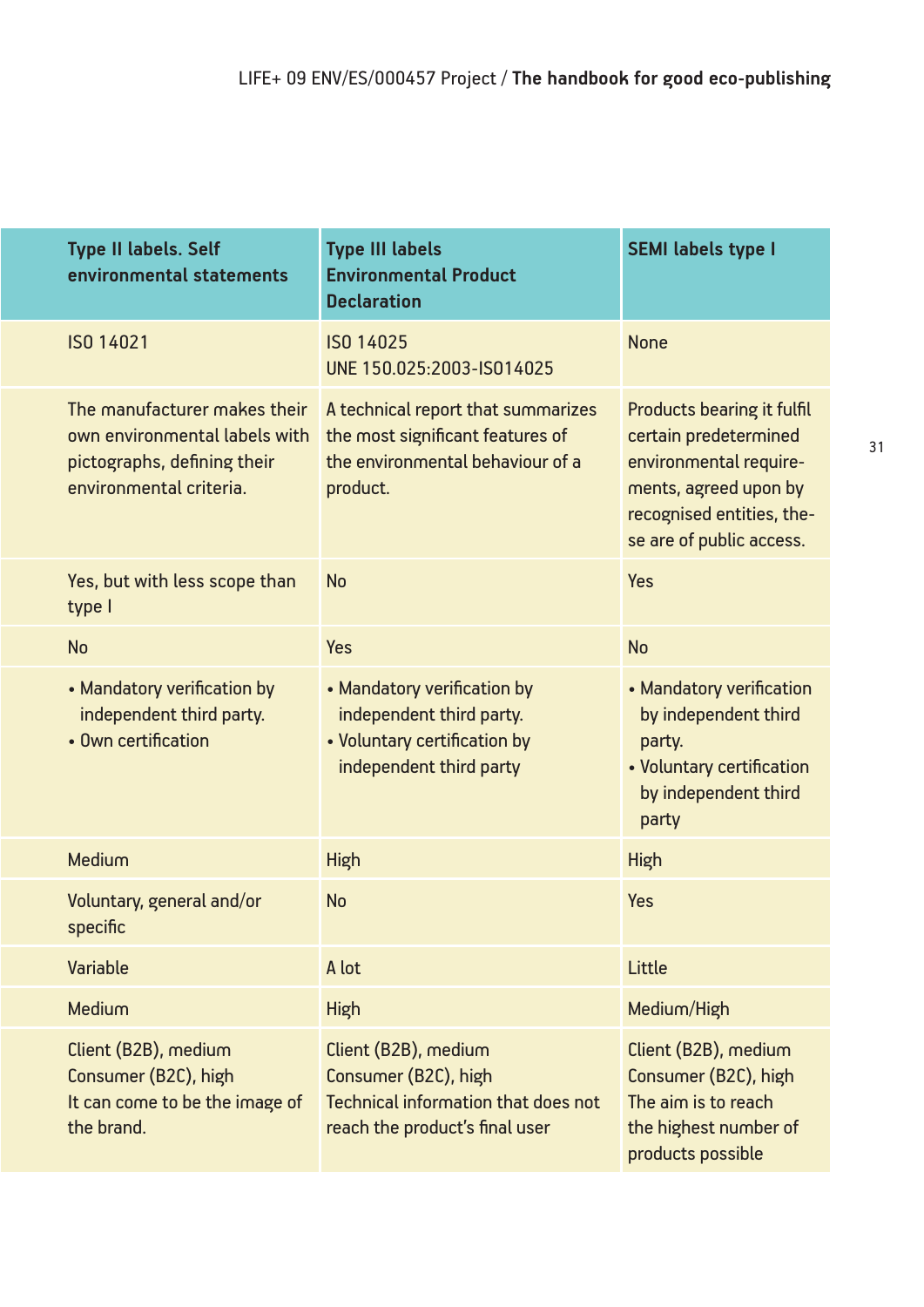| Type II labels. Self environmental statements | Type III labels Environmental Product Declaration | SEMI labels type I |
|---|---|---|
| ISO 14021 | ISO 14025<br>UNE 150.025:2003-ISO14025 | None |
| The manufacturer makes their own environmental labels with pictographs, defining their environmental criteria. | A technical report that summarizes the most significant features of the environmental behaviour of a product. | Products bearing it fulfil certain predetermined environmental require-ments, agreed upon by recognised entities, the-se are of public access. |
| Yes, but with less scope than type I | No | Yes |
| No | Yes | No |
| • Mandatory verification by independent third party.<br>• Own certification | • Mandatory verification by independent third party.<br>• Voluntary certification by independent third party | • Mandatory verification by independent third party.<br>• Voluntary certification by independent third party |
| Medium | High | High |
| Voluntary, general and/or specific | No | Yes |
| Variable | A lot | Little |
| Medium | High | Medium/High |
| Client (B2B), medium<br>Consumer (B2C), high<br>It can come to be the image of the brand. | Client (B2B), medium<br>Consumer (B2C), high<br>Technical information that does not reach the product's final user | Client (B2B), medium<br>Consumer (B2C), high<br>The aim is to reach the highest number of products possible |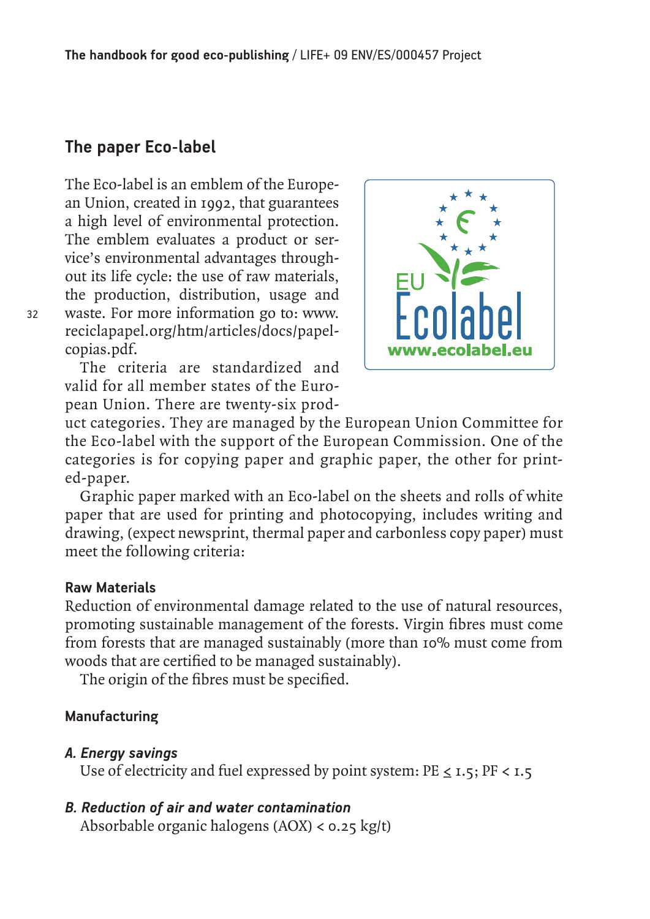## The paper Eco-label

The Eco-label is an emblem of the European Union, created in 1992, that guarantees a high level of environmental protection. The emblem evaluates a product or service's environmental advantages throughout its life cycle: the use of raw materials, the production, distribution, usage and waste. For more information go to: www.reciclapapel.org/htm/articles/docs/papelcopias.pdf.

The criteria are standardized and valid for all member states of the European Union. There are twenty-six product categories. They are managed by the European Union Committee for the Eco-label with the support of the European Commission. One of the categories is for copying paper and graphic paper, the other for printed-paper.

Graphic paper marked with an Eco-label on the sheets and rolls of white paper that are used for printing and photocopying, includes writing and drawing, (expect newsprint, thermal paper and carbonless copy paper) must meet the following criteria:

### Raw Materials

Reduction of environmental damage related to the use of natural resources, promoting sustainable management of the forests. Virgin fibres must come from forests that are managed sustainably (more than 10% must come from woods that are certified to be managed sustainably).

The origin of the fibres must be specified.

### Manufacturing

#### *A. Energy savings*

Use of electricity and fuel expressed by point system: $PE \leq 1.5$; $PF < 1.5$

#### *B. Reduction of air and water contamination*

Absorbable organic halogens (AOX) < 0.25 kg/t)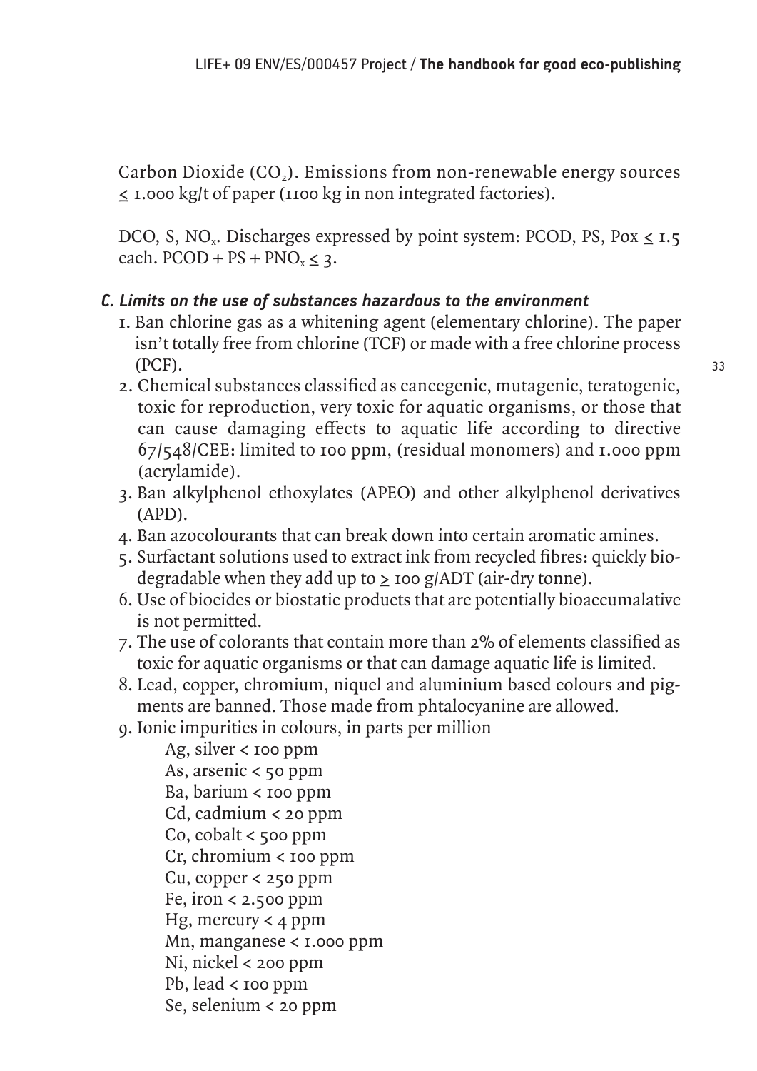Carbon Dioxide ($CO_2$). Emissions from non-renewable energy sources ≤ 1.000 kg/t of paper (1100 kg in non integrated factories).

DCO, S, $NO_x$. Discharges expressed by point system: PCOD, PS, Pox ≤ 1.5 each. PCOD + PS + $PNO_x$ ≤ 3.

### *C. Limits on the use of substances hazardous to the environment*

1. Ban chlorine gas as a whitening agent (elementary chlorine). The paper isn't totally free from chlorine (TCF) or made with a free chlorine process (PCF).
2. Chemical substances classified as cancegenic, mutagenic, teratogenic, toxic for reproduction, very toxic for aquatic organisms, or those that can cause damaging effects to aquatic life according to directive 67/548/CEE: limited to 100 ppm, (residual monomers) and 1.000 ppm (acrylamide).
3. Ban alkylphenol ethoxylates (APEO) and other alkylphenol derivatives (APD).
4. Ban azocolourants that can break down into certain aromatic amines.
5. Surfactant solutions used to extract ink from recycled fibres: quickly biodegradable when they add up to ≥ 100 g/ADT (air-dry tonne).
6. Use of biocides or biostatic products that are potentially bioaccumalative is not permitted.
7. The use of colorants that contain more than 2% of elements classified as toxic for aquatic organisms or that can damage aquatic life is limited.
8. Lead, copper, chromium, niquel and aluminium based colours and pigments are banned. Those made from phtalocyanine are allowed.
9. Ionic impurities in colours, in parts per million
   - Ag, silver < 100 ppm
   - As, arsenic < 50 ppm
   - Ba, barium < 100 ppm
   - Cd, cadmium < 20 ppm
   - Co, cobalt < 500 ppm
   - Cr, chromium < 100 ppm
   - Cu, copper < 250 ppm
   - Fe, iron < 2.500 ppm
   - Hg, mercury < 4 ppm
   - Mn, manganese < 1.000 ppm
   - Ni, nickel < 200 ppm
   - Pb, lead < 100 ppm
   - Se, selenium < 20 ppm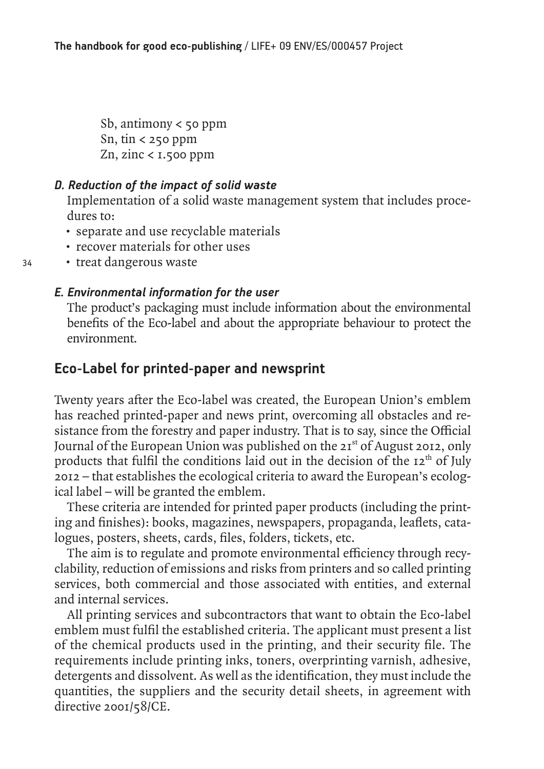Sb, antimony < 50 ppm
Sn, tin < 250 ppm
Zn, zinc < 1.500 ppm

***D. Reduction of the impact of solid waste***

Implementation of a solid waste management system that includes procedures to:

- separate and use recyclable materials
- recover materials for other uses
- treat dangerous waste

***E. Environmental information for the user***

The product's packaging must include information about the environmental benefits of the Eco-label and about the appropriate behaviour to protect the environment.

## Eco-Label for printed-paper and newsprint

Twenty years after the Eco-label was created, the European Union's emblem has reached printed-paper and news print, overcoming all obstacles and resistance from the forestry and paper industry. That is to say, since the Official Journal of the European Union was published on the 21st of August 2012, only products that fulfil the conditions laid out in the decision of the 12th of July 2012 – that establishes the ecological criteria to award the European's ecological label – will be granted the emblem.

These criteria are intended for printed paper products (including the printing and finishes): books, magazines, newspapers, propaganda, leaflets, catalogues, posters, sheets, cards, files, folders, tickets, etc.

The aim is to regulate and promote environmental efficiency through recyclability, reduction of emissions and risks from printers and so called printing services, both commercial and those associated with entities, and external and internal services.

All printing services and subcontractors that want to obtain the Eco-label emblem must fulfil the established criteria. The applicant must present a list of the chemical products used in the printing, and their security file. The requirements include printing inks, toners, overprinting varnish, adhesive, detergents and dissolvent. As well as the identification, they must include the quantities, the suppliers and the security detail sheets, in agreement with directive 2001/58/CE.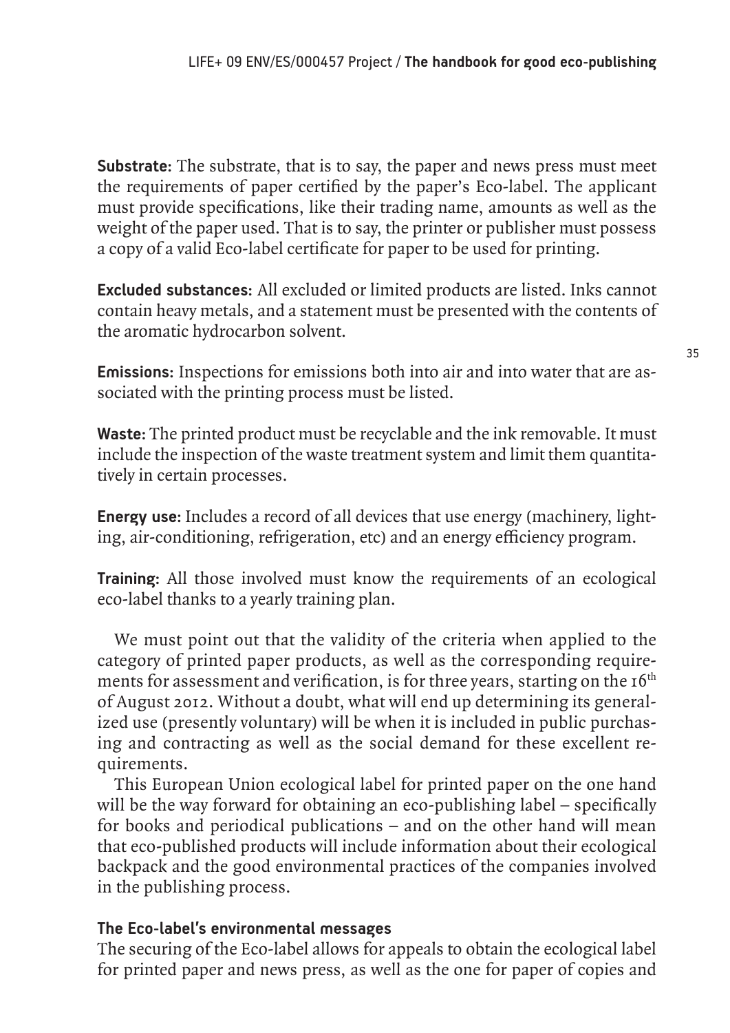**Substrate**: The substrate, that is to say, the paper and news press must meet the requirements of paper certified by the paper's Eco-label. The applicant must provide specifications, like their trading name, amounts as well as the weight of the paper used. That is to say, the printer or publisher must possess a copy of a valid Eco-label certificate for paper to be used for printing.

**Excluded substances:** All excluded or limited products are listed. Inks cannot contain heavy metals, and a statement must be presented with the contents of the aromatic hydrocarbon solvent.

**Emissions:** Inspections for emissions both into air and into water that are associated with the printing process must be listed.

**Waste:** The printed product must be recyclable and the ink removable. It must include the inspection of the waste treatment system and limit them quantitatively in certain processes.

**Energy use:** Includes a record of all devices that use energy (machinery, lighting, air-conditioning, refrigeration, etc) and an energy efficiency program.

**Training:** All those involved must know the requirements of an ecological eco-label thanks to a yearly training plan.

We must point out that the validity of the criteria when applied to the category of printed paper products, as well as the corresponding requirements for assessment and verification, is for three years, starting on the 16th of August 2012. Without a doubt, what will end up determining its generalized use (presently voluntary) will be when it is included in public purchasing and contracting as well as the social demand for these excellent requirements.

This European Union ecological label for printed paper on the one hand will be the way forward for obtaining an eco-publishing label – specifically for books and periodical publications – and on the other hand will mean that eco-published products will include information about their ecological backpack and the good environmental practices of the companies involved in the publishing process.

**The Eco-label's environmental messages**

The securing of the Eco-label allows for appeals to obtain the ecological label for printed paper and news press, as well as the one for paper of copies and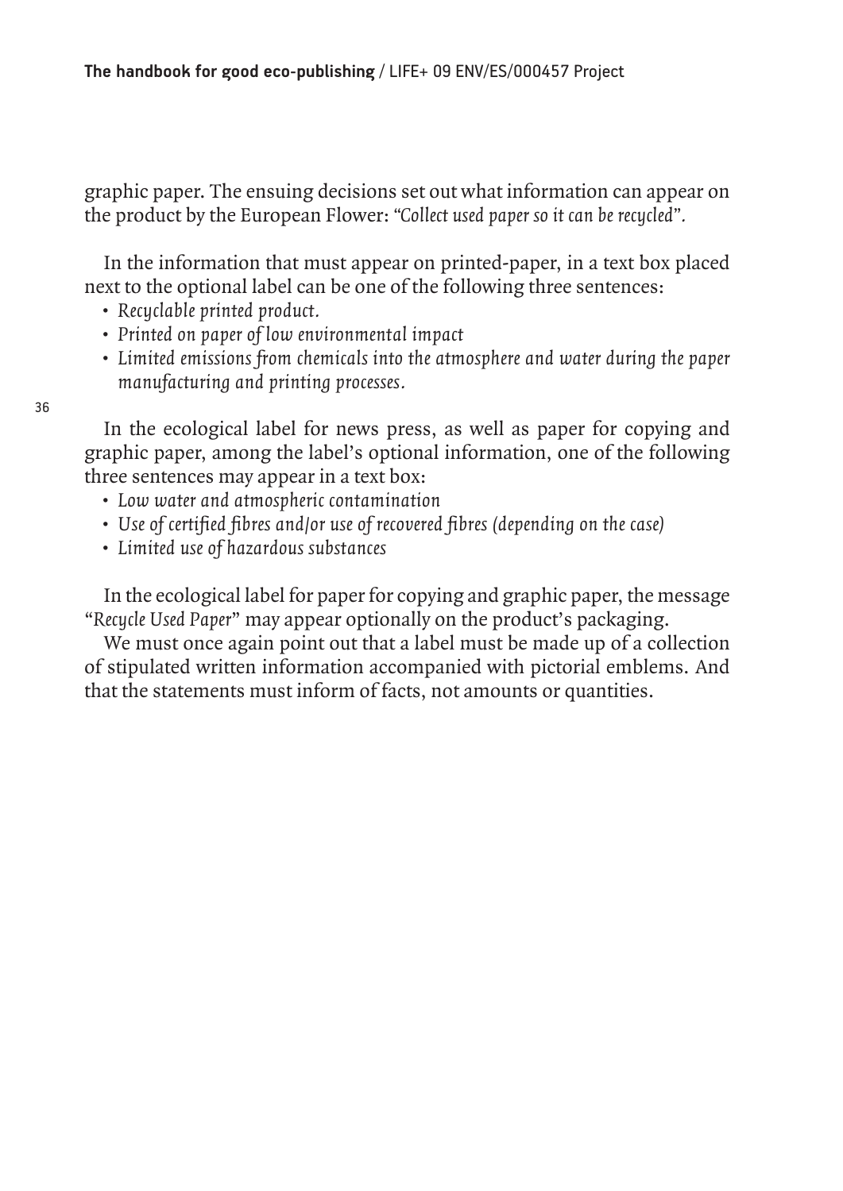graphic paper. The ensuing decisions set out what information can appear on the product by the European Flower: *"Collect used paper so it can be recycled"*.

In the information that must appear on printed-paper, in a text box placed next to the optional label can be one of the following three sentences:

- *Recyclable printed product.*
- *Printed on paper of low environmental impact*
- *Limited emissions from chemicals into the atmosphere and water during the paper manufacturing and printing processes.*

In the ecological label for news press, as well as paper for copying and graphic paper, among the label's optional information, one of the following three sentences may appear in a text box:

- *Low water and atmospheric contamination*
- *Use of certified fibres and/or use of recovered fibres (depending on the case)*
- *Limited use of hazardous substances*

In the ecological label for paper for copying and graphic paper, the message "*Recycle Used Paper*" may appear optionally on the product's packaging.

We must once again point out that a label must be made up of a collection of stipulated written information accompanied with pictorial emblems. And that the statements must inform of facts, not amounts or quantities.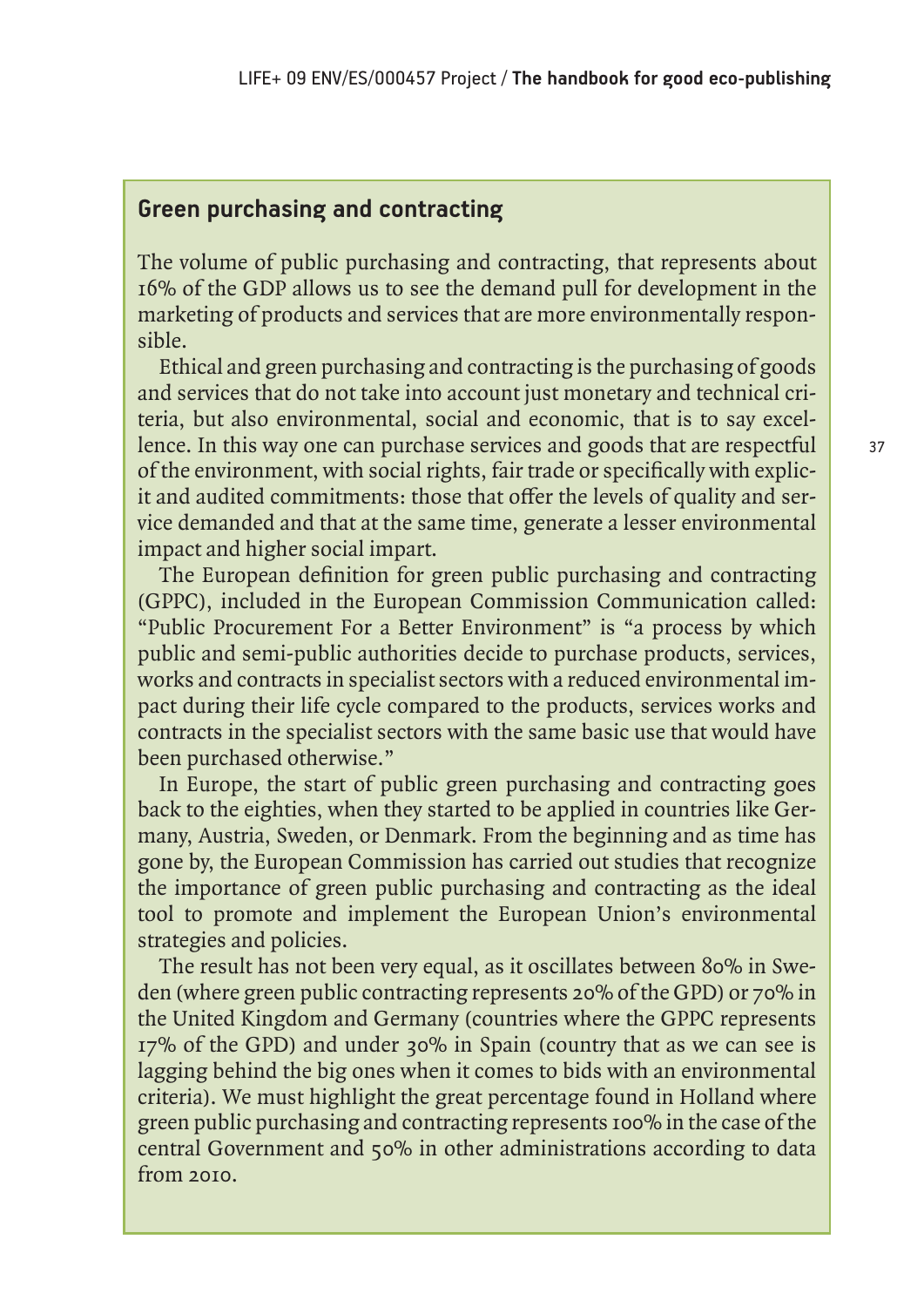## Green purchasing and contracting

The volume of public purchasing and contracting, that represents about 16% of the GDP allows us to see the demand pull for development in the marketing of products and services that are more environmentally responsible.

Ethical and green purchasing and contracting is the purchasing of goods and services that do not take into account just monetary and technical criteria, but also environmental, social and economic, that is to say excellence. In this way one can purchase services and goods that are respectful of the environment, with social rights, fair trade or specifically with explicit and audited commitments: those that offer the levels of quality and service demanded and that at the same time, generate a lesser environmental impact and higher social impart.

The European definition for green public purchasing and contracting (GPPC), included in the European Commission Communication called: "Public Procurement For a Better Environment" is "a process by which public and semi-public authorities decide to purchase products, services, works and contracts in specialist sectors with a reduced environmental impact during their life cycle compared to the products, services works and contracts in the specialist sectors with the same basic use that would have been purchased otherwise."

In Europe, the start of public green purchasing and contracting goes back to the eighties, when they started to be applied in countries like Germany, Austria, Sweden, or Denmark. From the beginning and as time has gone by, the European Commission has carried out studies that recognize the importance of green public purchasing and contracting as the ideal tool to promote and implement the European Union's environmental strategies and policies.

The result has not been very equal, as it oscillates between 80% in Sweden (where green public contracting represents 20% of the GPD) or 70% in the United Kingdom and Germany (countries where the GPPC represents 17% of the GPD) and under 30% in Spain (country that as we can see is lagging behind the big ones when it comes to bids with an environmental criteria). We must highlight the great percentage found in Holland where green public purchasing and contracting represents 100% in the case of the central Government and 50% in other administrations according to data from 2010.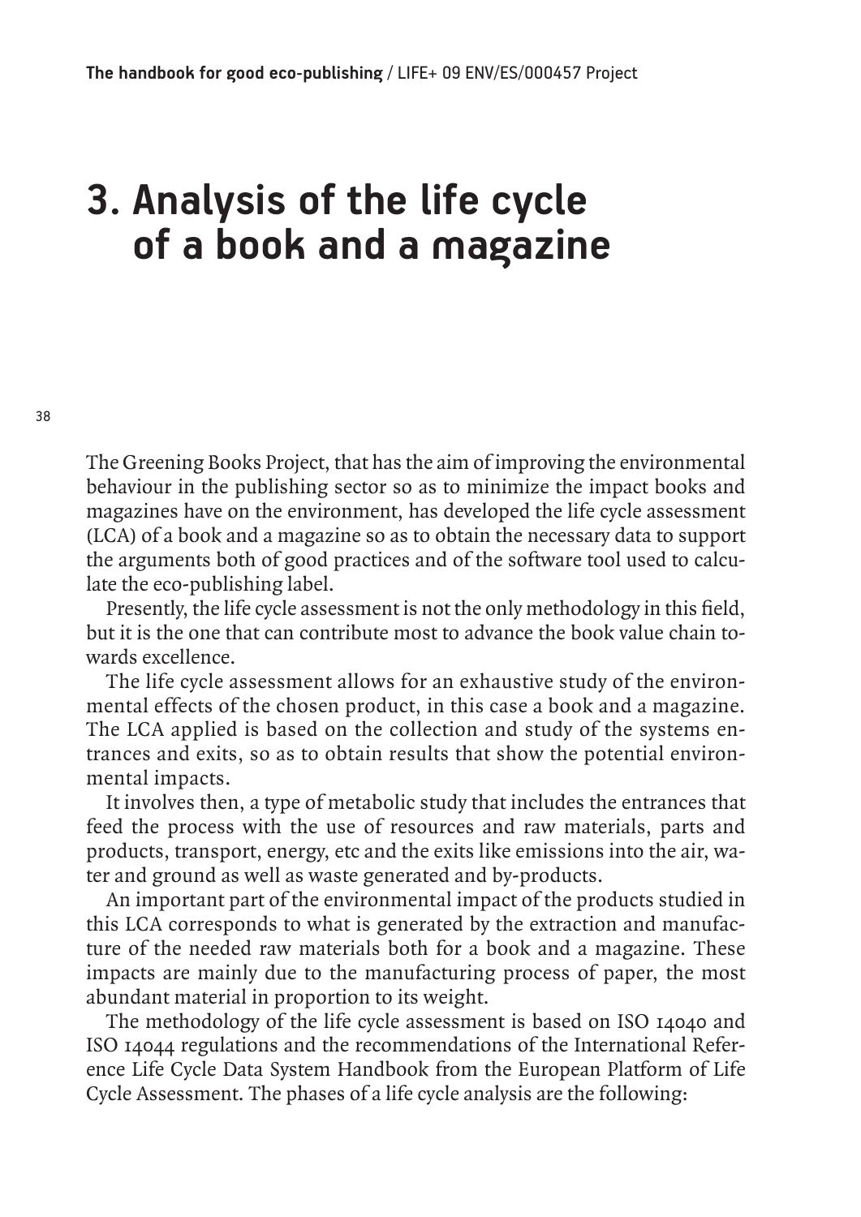# 3. Analysis of the life cycle of a book and a magazine

The Greening Books Project, that has the aim of improving the environmental behaviour in the publishing sector so as to minimize the impact books and magazines have on the environment, has developed the life cycle assessment (LCA) of a book and a magazine so as to obtain the necessary data to support the arguments both of good practices and of the software tool used to calculate the eco-publishing label.

Presently, the life cycle assessment is not the only methodology in this field, but it is the one that can contribute most to advance the book value chain towards excellence.

The life cycle assessment allows for an exhaustive study of the environmental effects of the chosen product, in this case a book and a magazine. The LCA applied is based on the collection and study of the systems entrances and exits, so as to obtain results that show the potential environmental impacts.

It involves then, a type of metabolic study that includes the entrances that feed the process with the use of resources and raw materials, parts and products, transport, energy, etc and the exits like emissions into the air, water and ground as well as waste generated and by-products.

An important part of the environmental impact of the products studied in this LCA corresponds to what is generated by the extraction and manufacture of the needed raw materials both for a book and a magazine. These impacts are mainly due to the manufacturing process of paper, the most abundant material in proportion to its weight.

The methodology of the life cycle assessment is based on ISO 14040 and ISO 14044 regulations and the recommendations of the International Reference Life Cycle Data System Handbook from the European Platform of Life Cycle Assessment. The phases of a life cycle analysis are the following: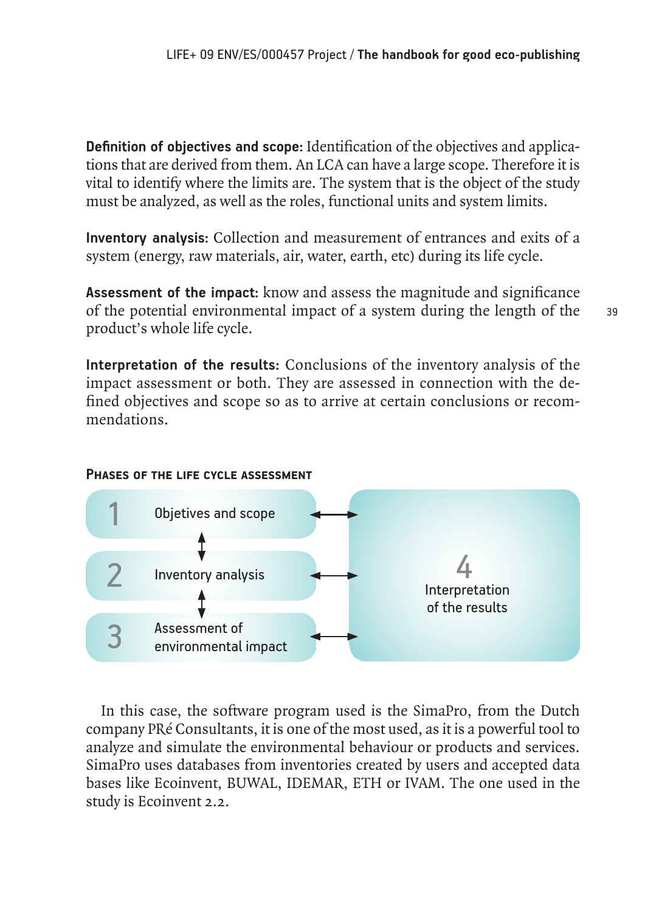**Definition of objectives and scope:** Identification of the objectives and applications that are derived from them. An LCA can have a large scope. Therefore it is vital to identify where the limits are. The system that is the object of the study must be analyzed, as well as the roles, functional units and system limits.

**Inventory analysis:** Collection and measurement of entrances and exits of a system (energy, raw materials, air, water, earth, etc) during its life cycle.

**Assessment of the impact:** know and assess the magnitude and significance of the potential environmental impact of a system during the length of the product's whole life cycle.

**Interpretation of the results:** Conclusions of the inventory analysis of the impact assessment or both. They are assessed in connection with the defined objectives and scope so as to arrive at certain conclusions or recommendations.

**Phases of the life cycle assessment**

1 Objetives and scope

2 Inventory analysis

3 Assessment of environmental impact

4 Interpretation of the results

In this case, the software program used is the SimaPro, from the Dutch company PRé Consultants, it is one of the most used, as it is a powerful tool to analyze and simulate the environmental behaviour or products and services. SimaPro uses databases from inventories created by users and accepted data bases like Ecoinvent, BUWAL, IDEMAR, ETH or IVAM. The one used in the study is Ecoinvent 2.2.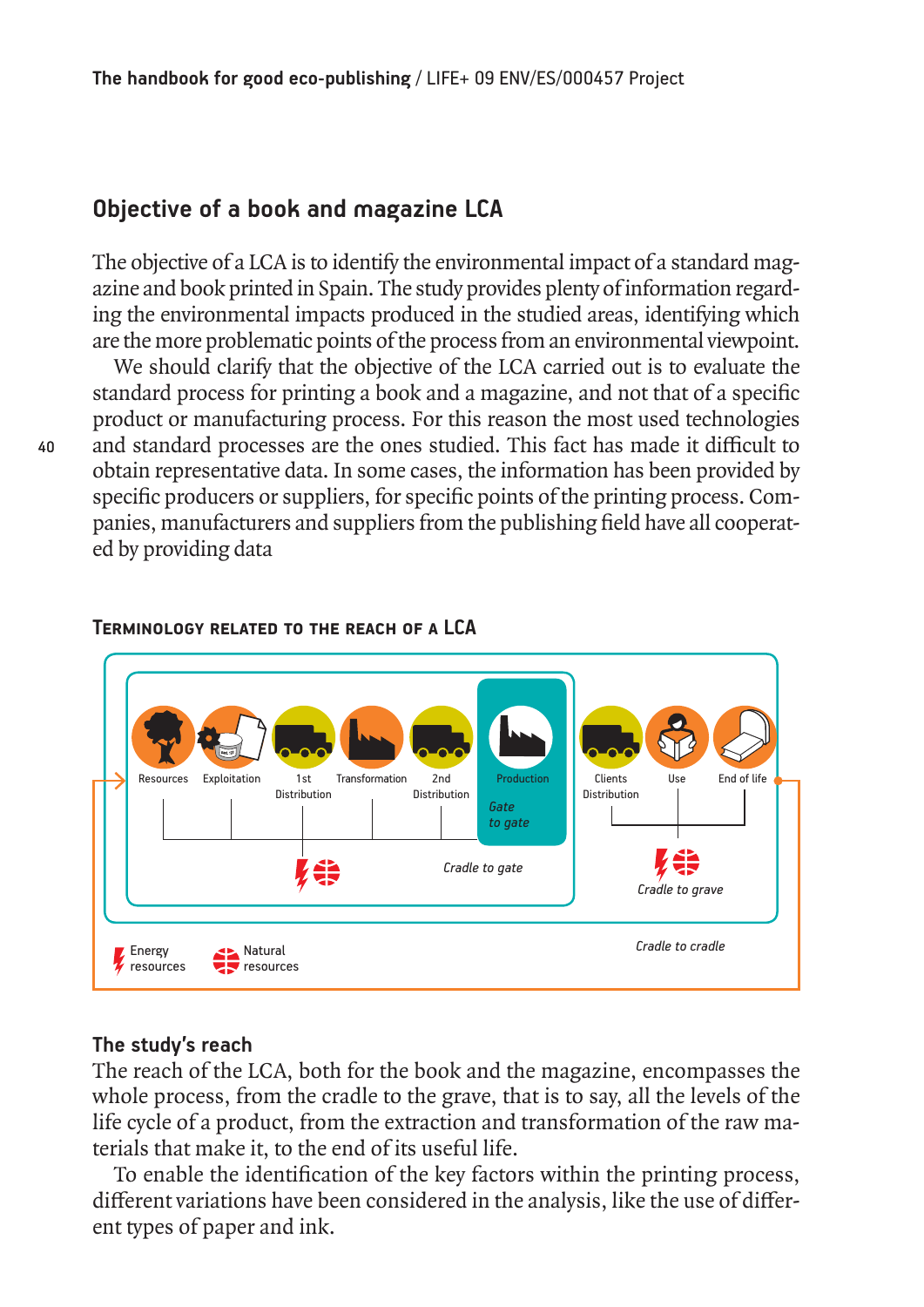## Objective of a book and magazine LCA

The objective of a LCA is to identify the environmental impact of a standard magazine and book printed in Spain. The study provides plenty of information regarding the environmental impacts produced in the studied areas, identifying which are the more problematic points of the process from an environmental viewpoint.

We should clarify that the objective of the LCA carried out is to evaluate the standard process for printing a book and a magazine, and not that of a specific product or manufacturing process. For this reason the most used technologies and standard processes are the ones studied. This fact has made it difficult to obtain representative data. In some cases, the information has been provided by specific producers or suppliers, for specific points of the printing process. Companies, manufacturers and suppliers from the publishing field have all cooperated by providing data

### Terminology related to the reach of a LCA

Resources · Exploitation · 1st Distribution · Transformation · 2nd Distribution · Production · Clients Distribution · Use · End of life

*Gate to gate*

*Cradle to gate*

*Cradle to grave*

*Cradle to cradle*

Energy resources · Natural resources

### The study's reach

The reach of the LCA, both for the book and the magazine, encompasses the whole process, from the cradle to the grave, that is to say, all the levels of the life cycle of a product, from the extraction and transformation of the raw materials that make it, to the end of its useful life.

To enable the identification of the key factors within the printing process, different variations have been considered in the analysis, like the use of different types of paper and ink.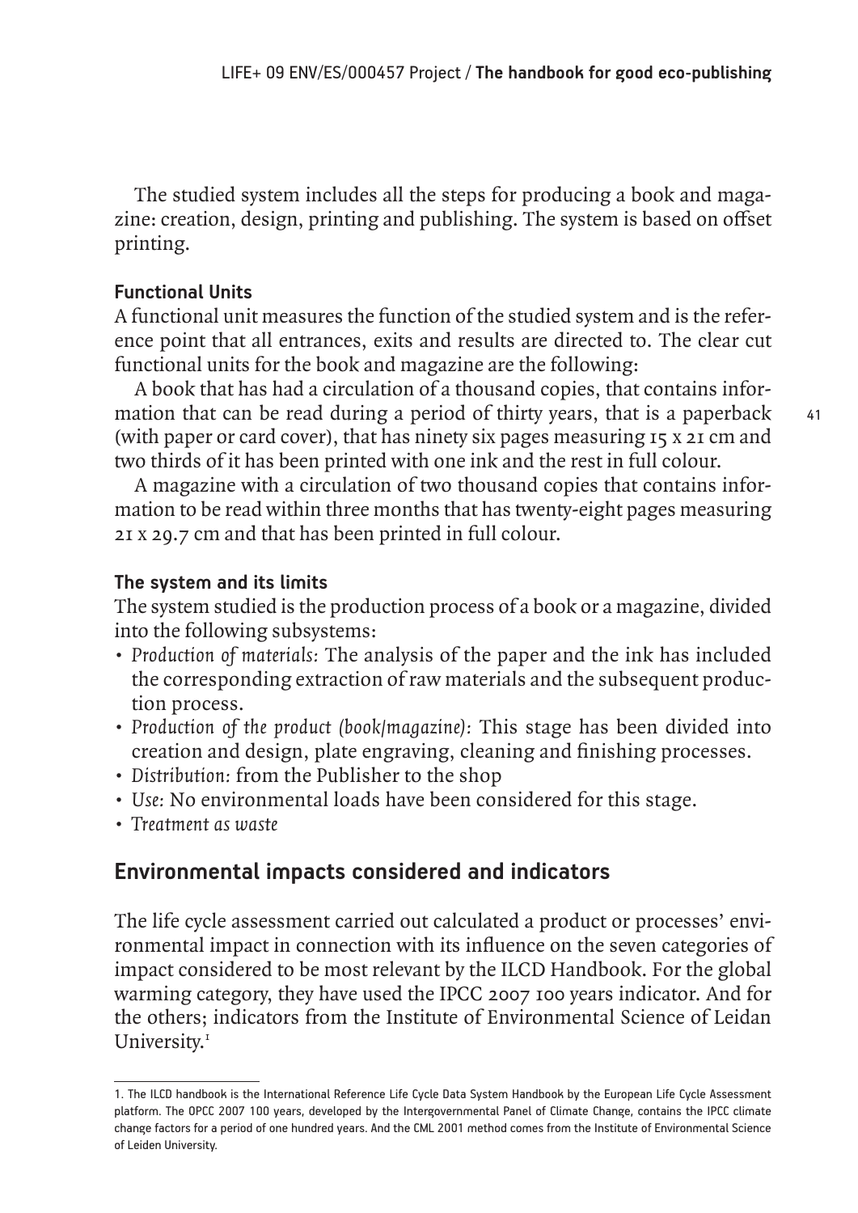The studied system includes all the steps for producing a book and magazine: creation, design, printing and publishing. The system is based on offset printing.

### Functional Units

A functional unit measures the function of the studied system and is the reference point that all entrances, exits and results are directed to. The clear cut functional units for the book and magazine are the following:

A book that has had a circulation of a thousand copies, that contains information that can be read during a period of thirty years, that is a paperback (with paper or card cover), that has ninety six pages measuring 15 x 21 cm and two thirds of it has been printed with one ink and the rest in full colour.

A magazine with a circulation of two thousand copies that contains information to be read within three months that has twenty-eight pages measuring 21 x 29.7 cm and that has been printed in full colour.

### The system and its limits

The system studied is the production process of a book or a magazine, divided into the following subsystems:

- *Production of materials:* The analysis of the paper and the ink has included the corresponding extraction of raw materials and the subsequent production process.
- *Production of the product (book/magazine):* This stage has been divided into creation and design, plate engraving, cleaning and finishing processes.
- *Distribution:* from the Publisher to the shop
- *Use:* No environmental loads have been considered for this stage.
- *Treatment as waste*

## Environmental impacts considered and indicators

The life cycle assessment carried out calculated a product or processes' environmental impact in connection with its influence on the seven categories of impact considered to be most relevant by the ILCD Handbook. For the global warming category, they have used the IPCC 2007 100 years indicator. And for the others; indicators from the Institute of Environmental Science of Leidan University.[1]

1. The ILCD handbook is the International Reference Life Cycle Data System Handbook by the European Life Cycle Assessment platform. The OPCC 2007 100 years, developed by the Intergovernmental Panel of Climate Change, contains the IPCC climate change factors for a period of one hundred years. And the CML 2001 method comes from the Institute of Environmental Science of Leiden University.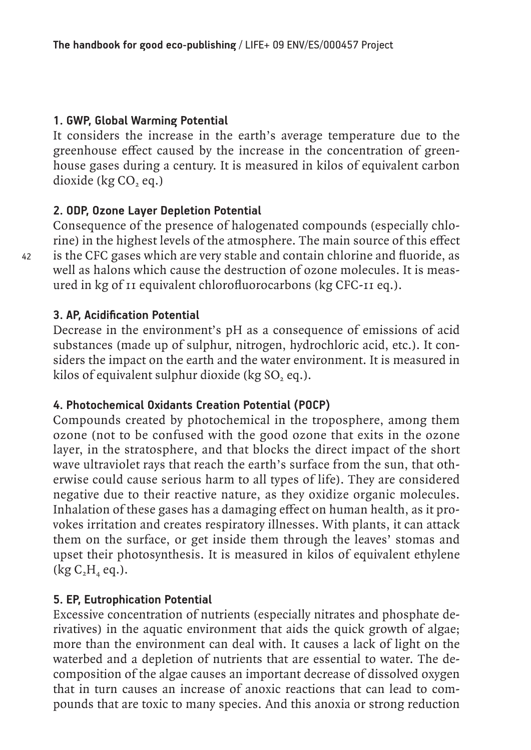### 1. GWP, Global Warming Potential

It considers the increase in the earth's average temperature due to the greenhouse effect caused by the increase in the concentration of greenhouse gases during a century. It is measured in kilos of equivalent carbon dioxide (kg $CO_2$ eq.)

### 2. ODP, Ozone Layer Depletion Potential

Consequence of the presence of halogenated compounds (especially chlorine) in the highest levels of the atmosphere. The main source of this effect is the CFC gases which are very stable and contain chlorine and fluoride, as well as halons which cause the destruction of ozone molecules. It is measured in kg of 11 equivalent chlorofluorocarbons (kg CFC-11 eq.).

### 3. AP, Acidification Potential

Decrease in the environment's pH as a consequence of emissions of acid substances (made up of sulphur, nitrogen, hydrochloric acid, etc.). It considers the impact on the earth and the water environment. It is measured in kilos of equivalent sulphur dioxide (kg $SO_2$ eq.).

### 4. Photochemical Oxidants Creation Potential (POCP)

Compounds created by photochemical in the troposphere, among them ozone (not to be confused with the good ozone that exits in the ozone layer, in the stratosphere, and that blocks the direct impact of the short wave ultraviolet rays that reach the earth's surface from the sun, that otherwise could cause serious harm to all types of life). They are considered negative due to their reactive nature, as they oxidize organic molecules. Inhalation of these gases has a damaging effect on human health, as it provokes irritation and creates respiratory illnesses. With plants, it can attack them on the surface, or get inside them through the leaves' stomas and upset their photosynthesis. It is measured in kilos of equivalent ethylene (kg $C_2H_4$ eq.).

### 5. EP, Eutrophication Potential

Excessive concentration of nutrients (especially nitrates and phosphate derivatives) in the aquatic environment that aids the quick growth of algae; more than the environment can deal with. It causes a lack of light on the waterbed and a depletion of nutrients that are essential to water. The decomposition of the algae causes an important decrease of dissolved oxygen that in turn causes an increase of anoxic reactions that can lead to compounds that are toxic to many species. And this anoxia or strong reduction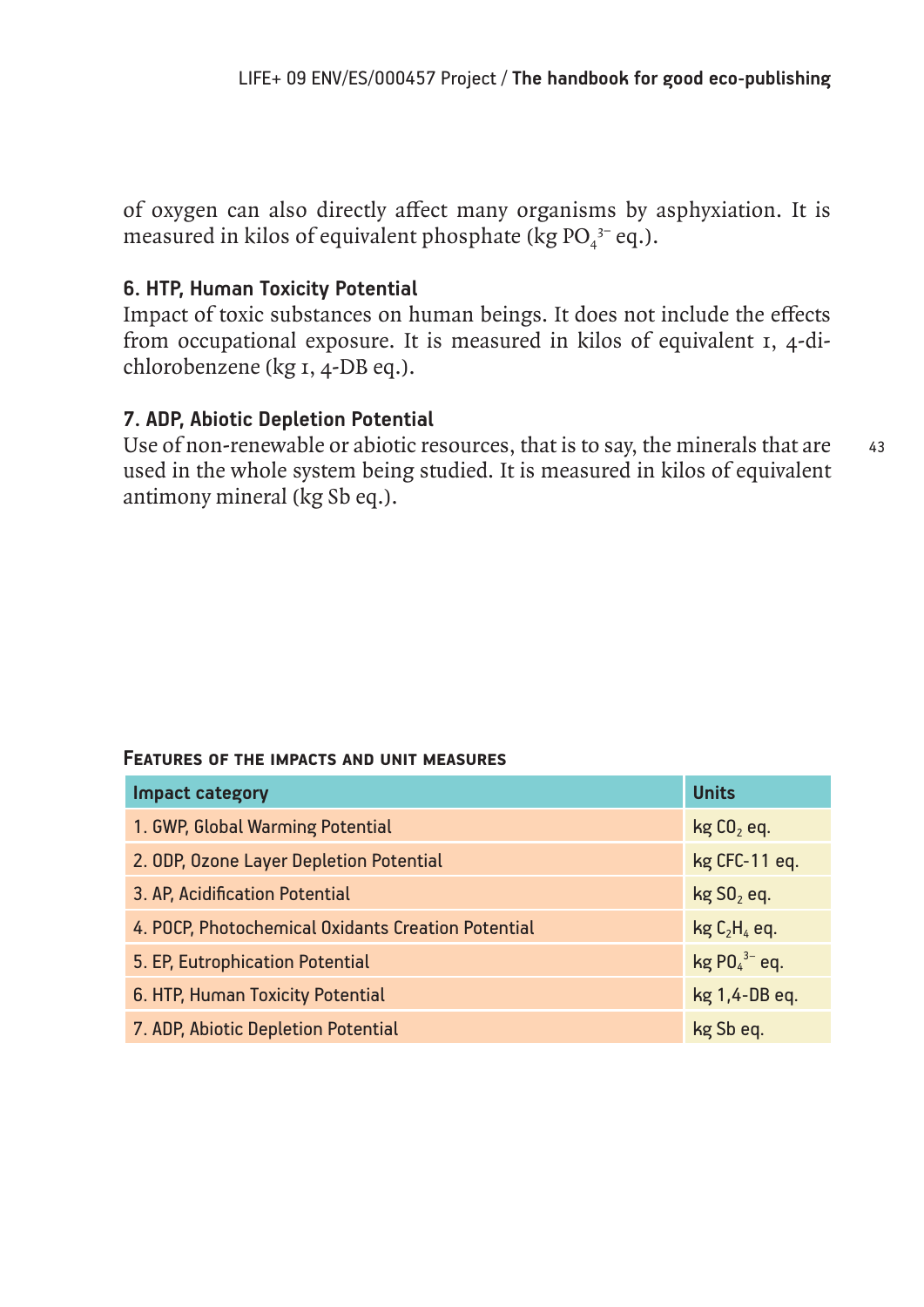of oxygen can also directly affect many organisms by asphyxiation. It is measured in kilos of equivalent phosphate (kg $PO_4^{3-}$ eq.).

### 6. HTP, Human Toxicity Potential

Impact of toxic substances on human beings. It does not include the effects from occupational exposure. It is measured in kilos of equivalent 1, 4-dichlorobenzene (kg 1, 4-DB eq.).

### 7. ADP, Abiotic Depletion Potential

Use of non-renewable or abiotic resources, that is to say, the minerals that are used in the whole system being studied. It is measured in kilos of equivalent antimony mineral (kg Sb eq.).

**Features of the impacts and unit measures**

| Impact category | Units |
|---|---|
| 1. GWP, Global Warming Potential | kg $CO_2$ eq. |
| 2. ODP, Ozone Layer Depletion Potential | kg CFC-11 eq. |
| 3. AP, Acidification Potential | kg $SO_2$ eq. |
| 4. POCP, Photochemical Oxidants Creation Potential | kg $C_2H_4$ eq. |
| 5. EP, Eutrophication Potential | kg $PO_4^{3-}$ eq. |
| 6. HTP, Human Toxicity Potential | kg 1,4-DB eq. |
| 7. ADP, Abiotic Depletion Potential | kg Sb eq. |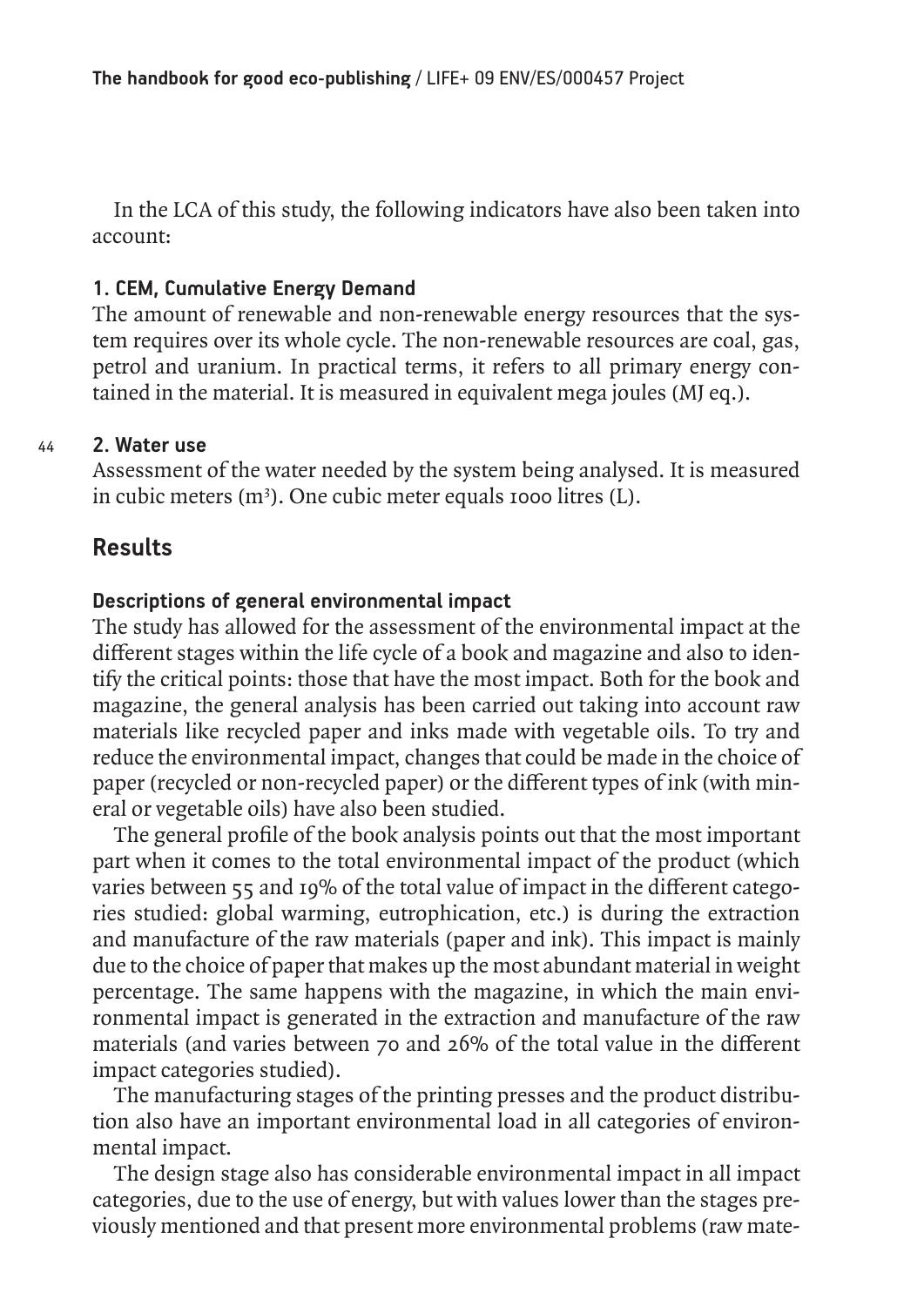In the LCA of this study, the following indicators have also been taken into account:

### 1. CEM, Cumulative Energy Demand

The amount of renewable and non-renewable energy resources that the system requires over its whole cycle. The non-renewable resources are coal, gas, petrol and uranium. In practical terms, it refers to all primary energy contained in the material. It is measured in equivalent mega joules (MJ eq.).

### 2. Water use

Assessment of the water needed by the system being analysed. It is measured in cubic meters ($m^3$). One cubic meter equals 1000 litres (L).

## Results

### Descriptions of general environmental impact

The study has allowed for the assessment of the environmental impact at the different stages within the life cycle of a book and magazine and also to identify the critical points: those that have the most impact. Both for the book and magazine, the general analysis has been carried out taking into account raw materials like recycled paper and inks made with vegetable oils. To try and reduce the environmental impact, changes that could be made in the choice of paper (recycled or non-recycled paper) or the different types of ink (with mineral or vegetable oils) have also been studied.

The general profile of the book analysis points out that the most important part when it comes to the total environmental impact of the product (which varies between 55 and 19% of the total value of impact in the different categories studied: global warming, eutrophication, etc.) is during the extraction and manufacture of the raw materials (paper and ink). This impact is mainly due to the choice of paper that makes up the most abundant material in weight percentage. The same happens with the magazine, in which the main environmental impact is generated in the extraction and manufacture of the raw materials (and varies between 70 and 26% of the total value in the different impact categories studied).

The manufacturing stages of the printing presses and the product distribution also have an important environmental load in all categories of environmental impact.

The design stage also has considerable environmental impact in all impact categories, due to the use of energy, but with values lower than the stages previously mentioned and that present more environmental problems (raw mate-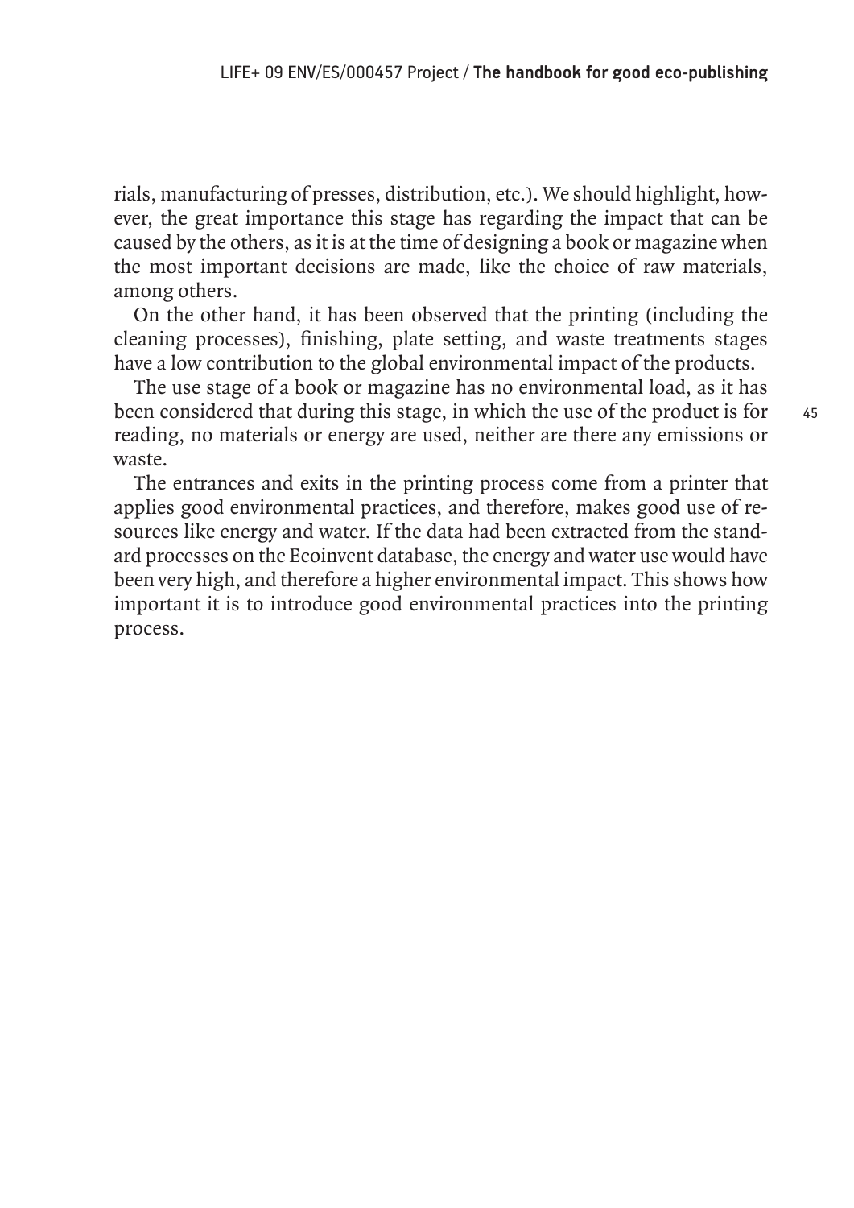rials, manufacturing of presses, distribution, etc.). We should highlight, however, the great importance this stage has regarding the impact that can be caused by the others, as it is at the time of designing a book or magazine when the most important decisions are made, like the choice of raw materials, among others.

On the other hand, it has been observed that the printing (including the cleaning processes), finishing, plate setting, and waste treatments stages have a low contribution to the global environmental impact of the products.

The use stage of a book or magazine has no environmental load, as it has been considered that during this stage, in which the use of the product is for reading, no materials or energy are used, neither are there any emissions or waste.

The entrances and exits in the printing process come from a printer that applies good environmental practices, and therefore, makes good use of resources like energy and water. If the data had been extracted from the standard processes on the Ecoinvent database, the energy and water use would have been very high, and therefore a higher environmental impact. This shows how important it is to introduce good environmental practices into the printing process.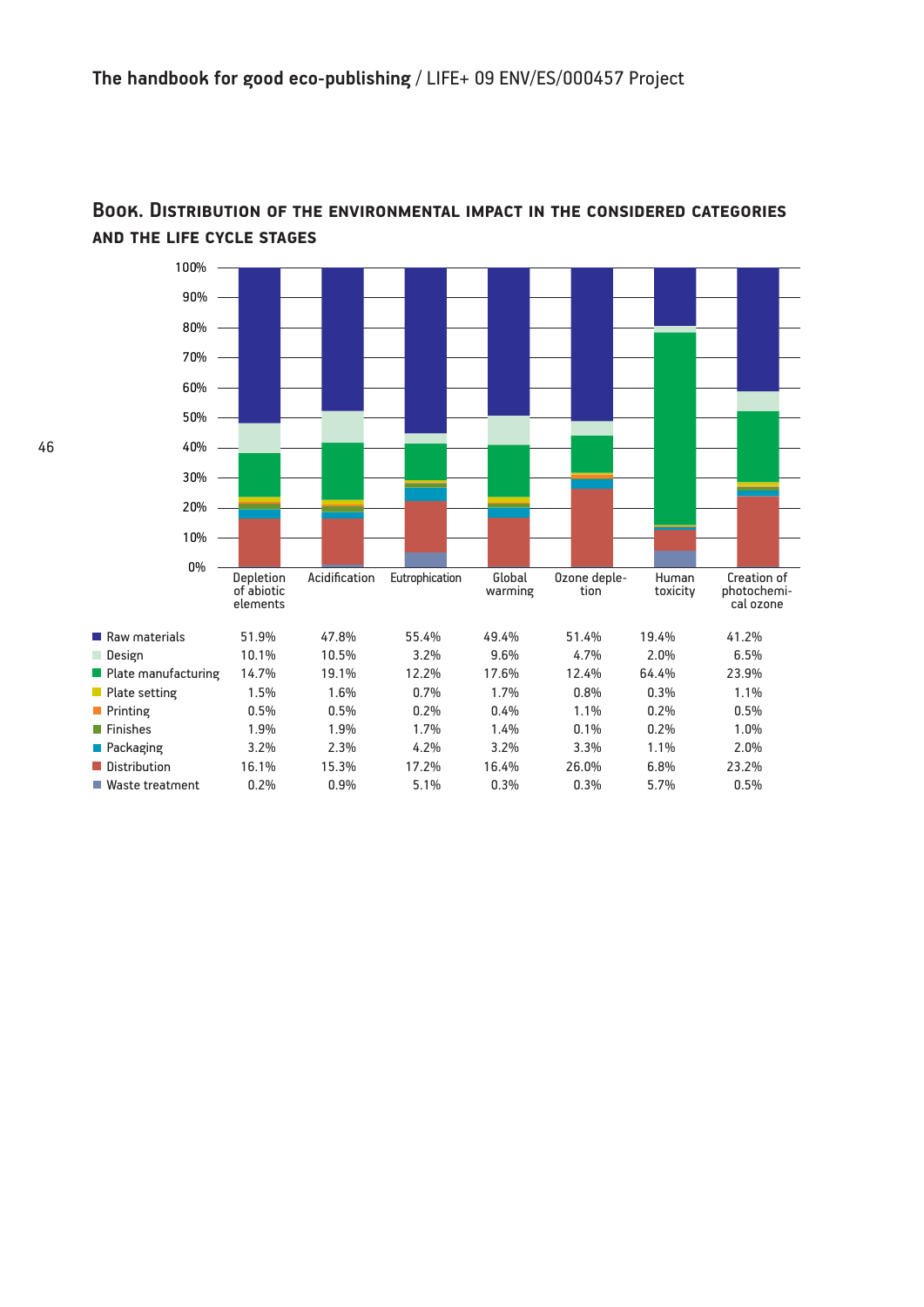## Book. Distribution of the environmental impact in the considered categories and the life cycle stages

| | Depletion of abiotic elements | Acidification | Eutrophication | Global warming | Ozone depletion | Human toxicity | Creation of photochemical ozone |
|---|---|---|---|---|---|---|---|
| Raw materials | 51.9% | 47.8% | 55.4% | 49.4% | 51.4% | 19.4% | 41.2% |
| Design | 10.1% | 10.5% | 3.2% | 9.6% | 4.7% | 2.0% | 6.5% |
| Plate manufacturing | 14.7% | 19.1% | 12.2% | 17.6% | 12.4% | 64.4% | 23.9% |
| Plate setting | 1.5% | 1.6% | 0.7% | 1.7% | 0.8% | 0.3% | 1.1% |
| Printing | 0.5% | 0.5% | 0.2% | 0.4% | 1.1% | 0.2% | 0.5% |
| Finishes | 1.9% | 1.9% | 1.7% | 1.4% | 0.1% | 0.2% | 1.0% |
| Packaging | 3.2% | 2.3% | 4.2% | 3.2% | 3.3% | 1.1% | 2.0% |
| Distribution | 16.1% | 15.3% | 17.2% | 16.4% | 26.0% | 6.8% | 23.2% |
| Waste treatment | 0.2% | 0.9% | 5.1% | 0.3% | 0.3% | 5.7% | 0.5% |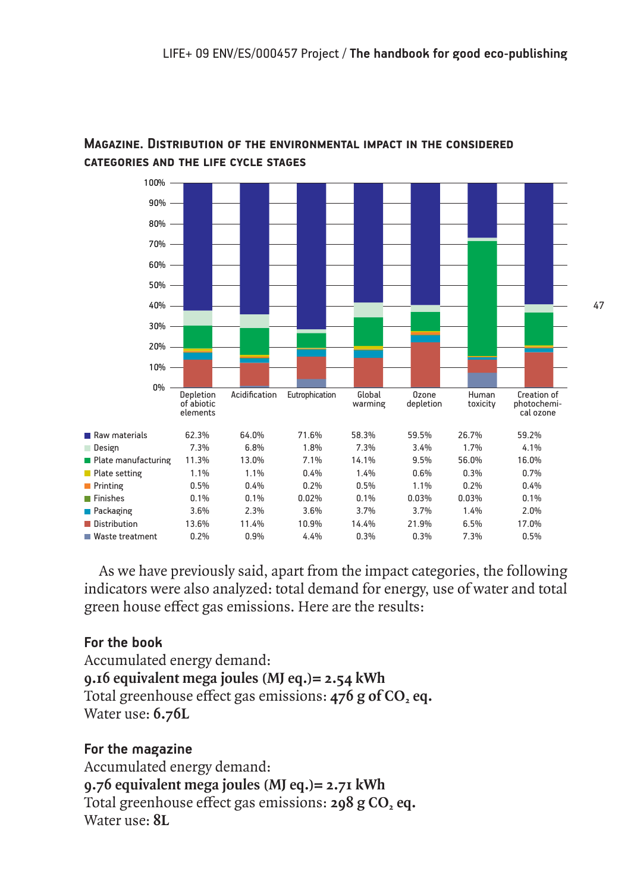### Magazine. Distribution of the environmental impact in the considered categories and the life cycle stages

| | Depletion of abiotic elements | Acidification | Eutrophication | Global warming | Ozone depletion | Human toxicity | Creation of photochemical ozone |
|---|---|---|---|---|---|---|---|
| Raw materials | 62.3% | 64.0% | 71.6% | 58.3% | 59.5% | 26.7% | 59.2% |
| Design | 7.3% | 6.8% | 1.8% | 7.3% | 3.4% | 1.7% | 4.1% |
| Plate manufacturing | 11.3% | 13.0% | 7.1% | 14.1% | 9.5% | 56.0% | 16.0% |
| Plate setting | 1.1% | 1.1% | 0.4% | 1.4% | 0.6% | 0.3% | 0.7% |
| Printing | 0.5% | 0.4% | 0.2% | 0.5% | 1.1% | 0.2% | 0.4% |
| Finishes | 0.1% | 0.1% | 0.02% | 0.1% | 0.03% | 0.03% | 0.1% |
| Packaging | 3.6% | 2.3% | 3.6% | 3.7% | 3.7% | 1.4% | 2.0% |
| Distribution | 13.6% | 11.4% | 10.9% | 14.4% | 21.9% | 6.5% | 17.0% |
| Waste treatment | 0.2% | 0.9% | 4.4% | 0.3% | 0.3% | 7.3% | 0.5% |

As we have previously said, apart from the impact categories, the following indicators were also analyzed: total demand for energy, use of water and total green house effect gas emissions. Here are the results:

**For the book**

Accumulated energy demand:
**9.16 equivalent mega joules (MJ eq.)= 2.54 kWh**
Total greenhouse effect gas emissions: **476 g of $CO_2$ eq.**
Water use: **6.76L**

**For the magazine**

Accumulated energy demand:
**9.76 equivalent mega joules (MJ eq.)= 2.71 kWh**
Total greenhouse effect gas emissions: **298 g $CO_2$ eq.**
Water use: **8L**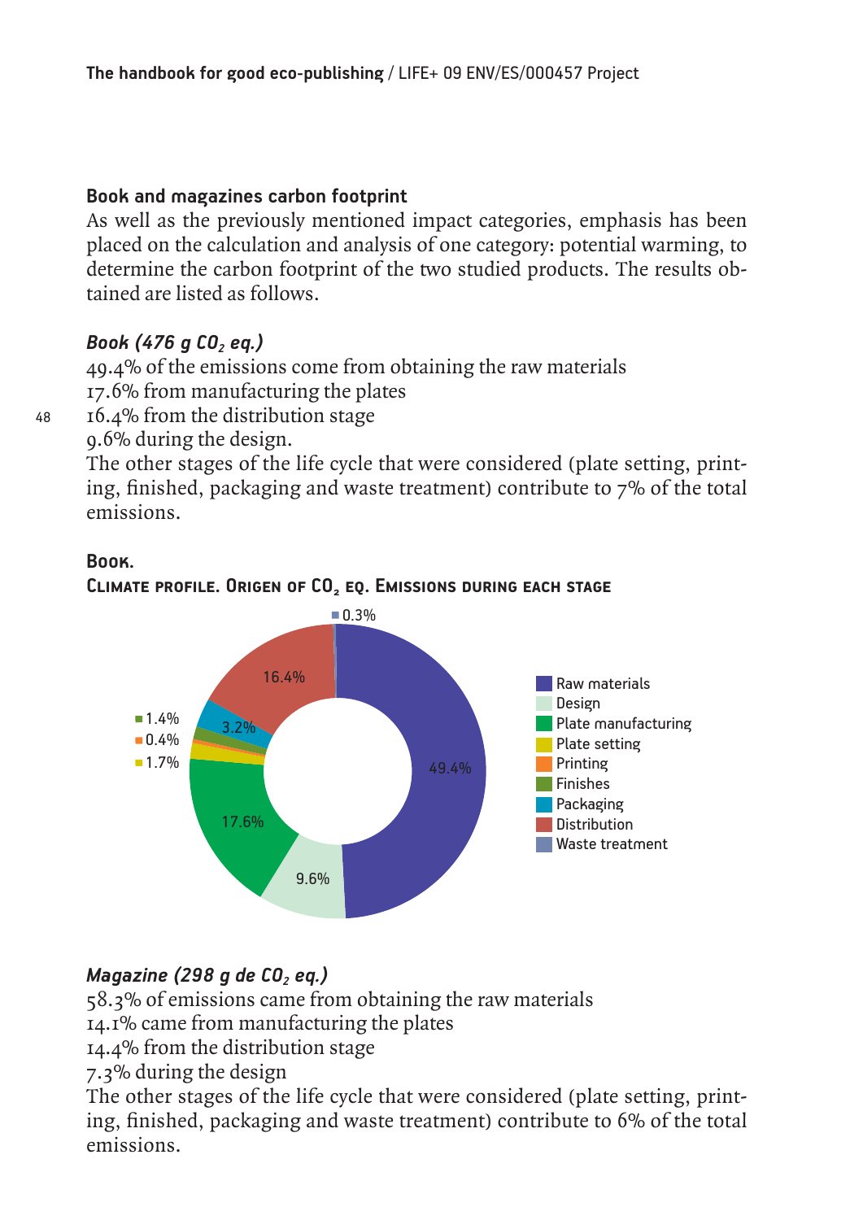### Book and magazines carbon footprint

As well as the previously mentioned impact categories, emphasis has been placed on the calculation and analysis of one category: potential warming, to determine the carbon footprint of the two studied products. The results obtained are listed as follows.

#### *Book (476 g $CO_2$ eq.)*

49.4% of the emissions come from obtaining the raw materials
17.6% from manufacturing the plates
16.4% from the distribution stage
9.6% during the design.
The other stages of the life cycle that were considered (plate setting, printing, finished, packaging and waste treatment) contribute to 7% of the total emissions.

**Book.**
**Climate profile. Origen of $CO_2$ eq. Emissions during each stage**

| Stage | % |
|---|---|
| Raw materials | 49.4% |
| Design | 9.6% |
| Plate manufacturing | 17.6% |
| Plate setting | 1.7% |
| Printing | 0.4% |
| Finishes | 1.4% |
| Packaging | 3.2% |
| Distribution | 16.4% |
| Waste treatment | 0.3% |

#### *Magazine (298 g de $CO_2$ eq.)*

58.3% of emissions came from obtaining the raw materials
14.1% came from manufacturing the plates
14.4% from the distribution stage
7.3% during the design
The other stages of the life cycle that were considered (plate setting, printing, finished, packaging and waste treatment) contribute to 6% of the total emissions.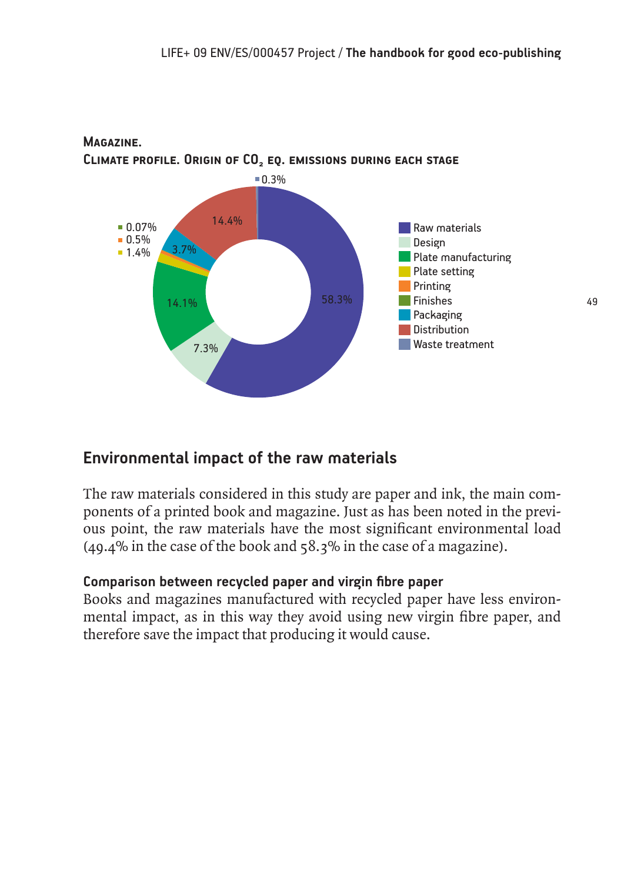**Magazine.**
**Climate profile. Origin of $CO_2$ eq. emissions during each stage**

| Stage | % |
| --- | --- |
| Raw materials | 58.3% |
| Design | 7.3% |
| Plate manufacturing | 14.1% |
| Plate setting | 1.4% |
| Printing | 0.5% |
| Finishes | 0.07% |
| Packaging | 3.7% |
| Distribution | 14.4% |
| Waste treatment | 0.3% |

## Environmental impact of the raw materials

The raw materials considered in this study are paper and ink, the main components of a printed book and magazine. Just as has been noted in the previous point, the raw materials have the most significant environmental load (49.4% in the case of the book and 58.3% in the case of a magazine).

### Comparison between recycled paper and virgin fibre paper

Books and magazines manufactured with recycled paper have less environmental impact, as in this way they avoid using new virgin fibre paper, and therefore save the impact that producing it would cause.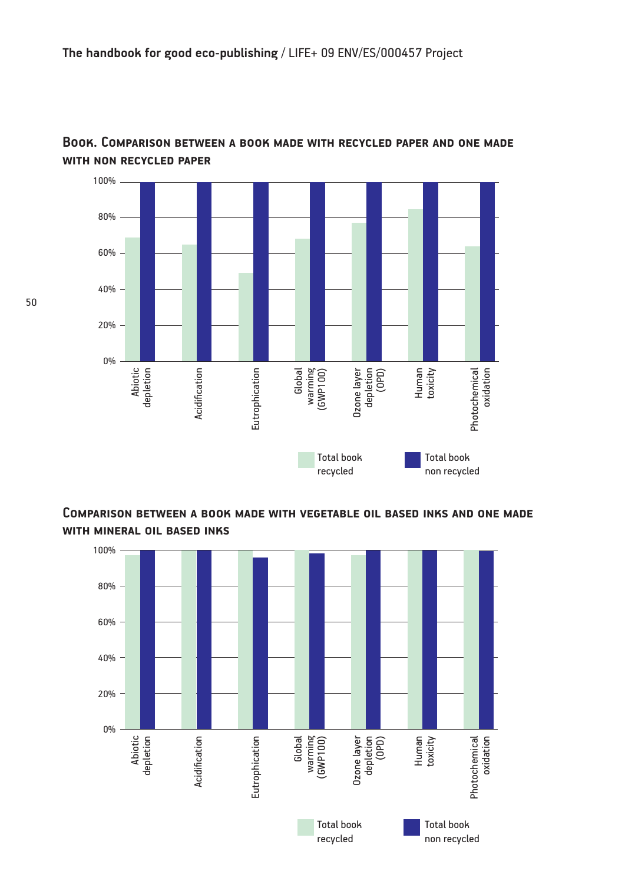### Book. Comparison between a book made with recycled paper and one made with non recycled paper

| | Total book recycled | Total book non recycled |
|---|---|---|
| Abiotic depletion | ~69% | 100% |
| Acidification | ~65% | 100% |
| Eutrophication | ~49% | 100% |
| Global warming (GWP100) | ~68% | 100% |
| Ozone layer depletion (OPD) | ~77% | 100% |
| Human toxicity | ~85% | 100% |
| Photochemical oxidation | ~64% | 100% |

### Comparison between a book made with vegetable oil based inks and one made with mineral oil based inks

| | Total book recycled | Total book non recycled |
|---|---|---|
| Abiotic depletion | ~97% | 100% |
| Acidification | 100% | 100% |
| Eutrophication | 100% | ~96% |
| Global warming (GWP100) | 100% | ~98% |
| Ozone layer depletion (OPD) | ~97% | 100% |
| Human toxicity | 100% | 100% |
| Photochemical oxidation | 100% | ~99.5% |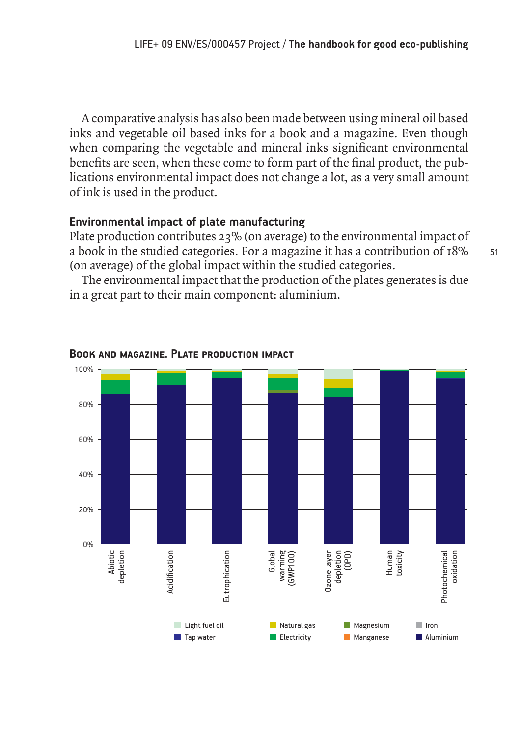A comparative analysis has also been made between using mineral oil based inks and vegetable oil based inks for a book and a magazine. Even though when comparing the vegetable and mineral inks significant environmental benefits are seen, when these come to form part of the final product, the publications environmental impact does not change a lot, as a very small amount of ink is used in the product.

## Environmental impact of plate manufacturing

Plate production contributes 23% (on average) to the environmental impact of a book in the studied categories. For a magazine it has a contribution of 18% (on average) of the global impact within the studied categories.

The environmental impact that the production of the plates generates is due in a great part to their main component: aluminium.

**Book and magazine. Plate production impact**

100%
80%
60%
40%
20%
0%

Abiotic depletion
Acidification
Eutrophication
Global warming (GWP100)
Ozone layer depletion (OPD)
Human toxicity
Photochemical oxidation

Light fuel oil
Natural gas
Magnesium
Iron
Tap water
Electricity
Manganese
Aluminium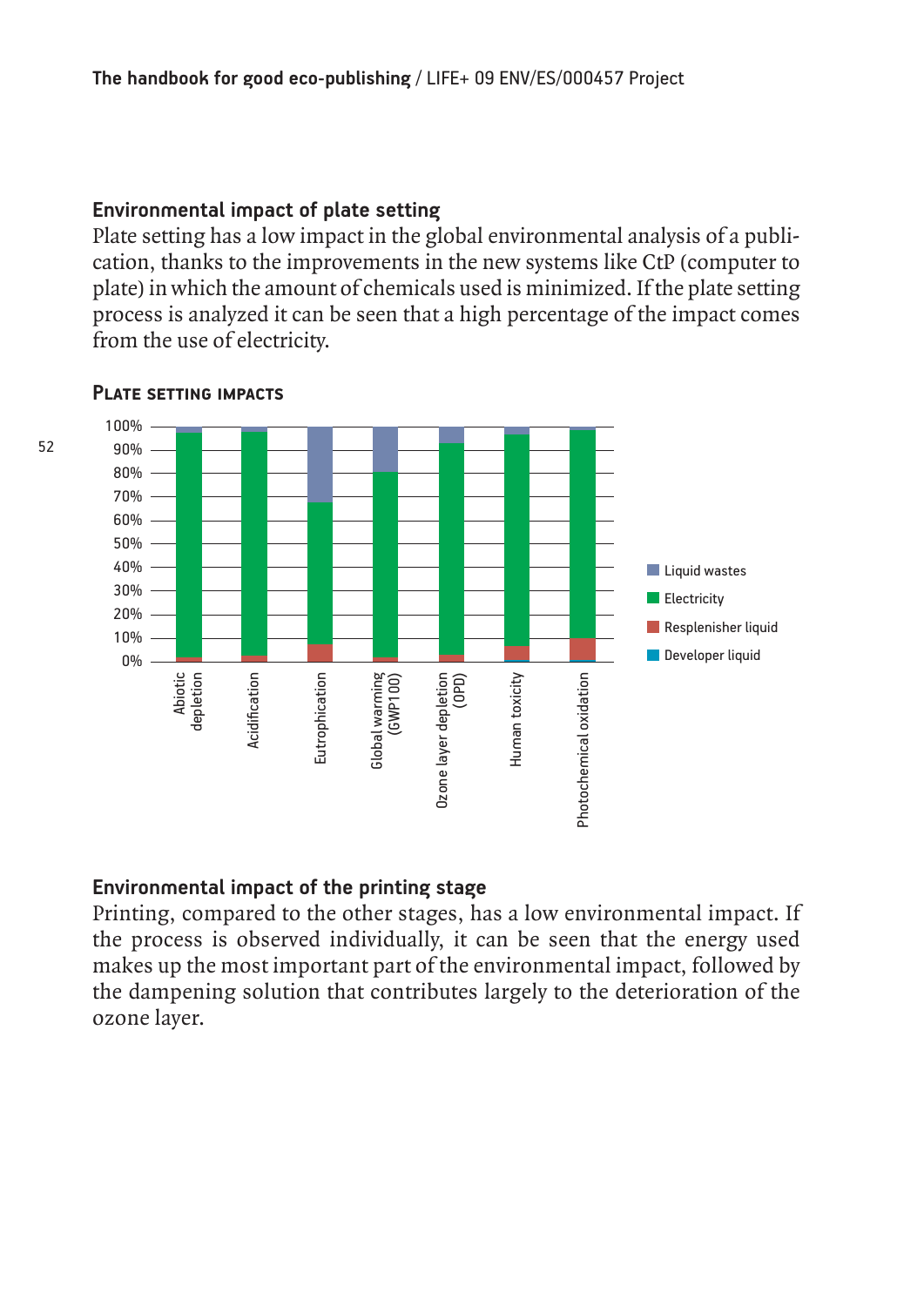## Environmental impact of plate setting

Plate setting has a low impact in the global environmental analysis of a publication, thanks to the improvements in the new systems like CtP (computer to plate) in which the amount of chemicals used is minimized. If the plate setting process is analyzed it can be seen that a high percentage of the impact comes from the use of electricity.

**PLATE SETTING IMPACTS**

## Environmental impact of the printing stage

Printing, compared to the other stages, has a low environmental impact. If the process is observed individually, it can be seen that the energy used makes up the most important part of the environmental impact, followed by the dampening solution that contributes largely to the deterioration of the ozone layer.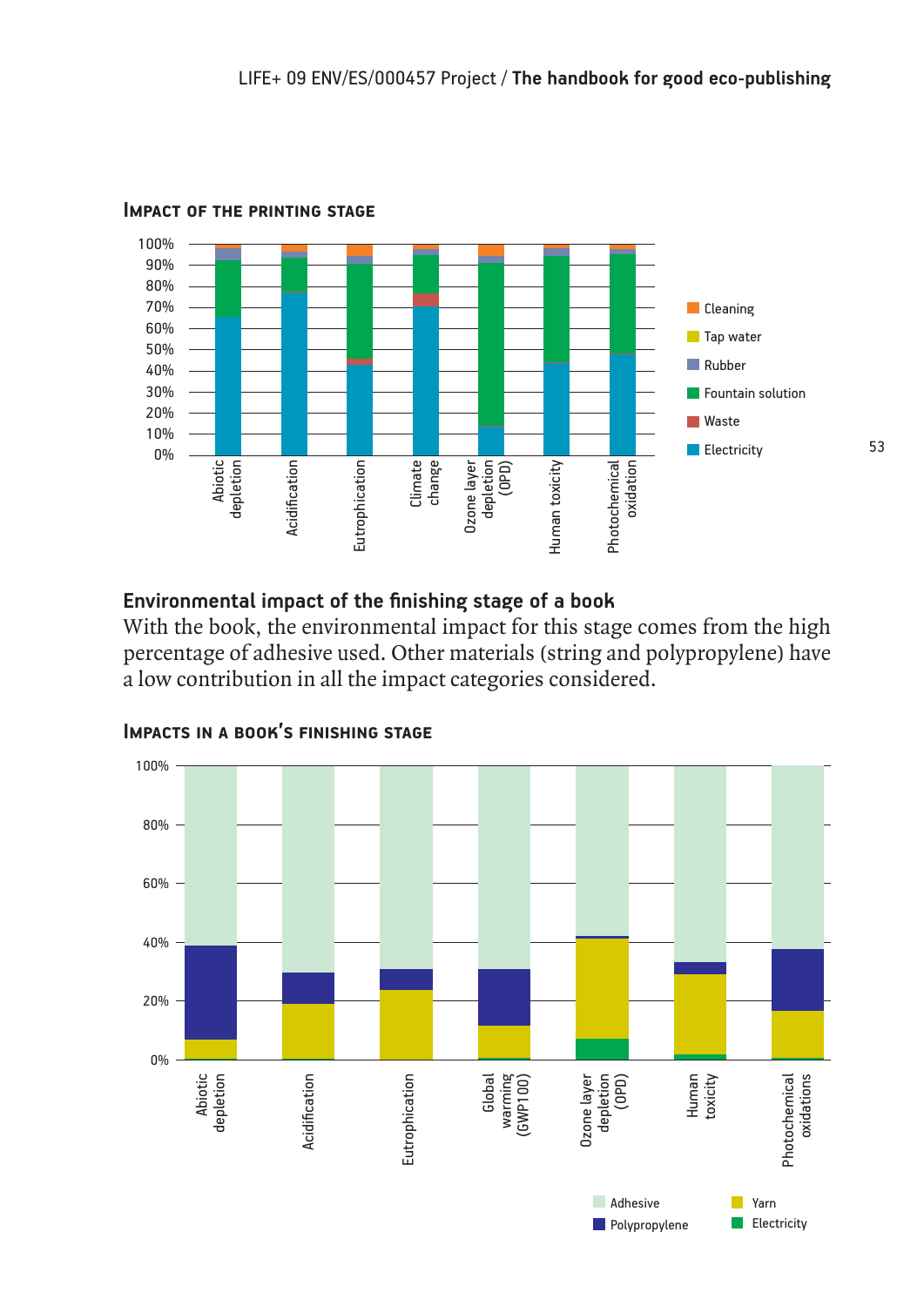### Impact of the printing stage

### Environmental impact of the finishing stage of a book

With the book, the environmental impact for this stage comes from the high percentage of adhesive used. Other materials (string and polypropylene) have a low contribution in all the impact categories considered.

### Impacts in a book's finishing stage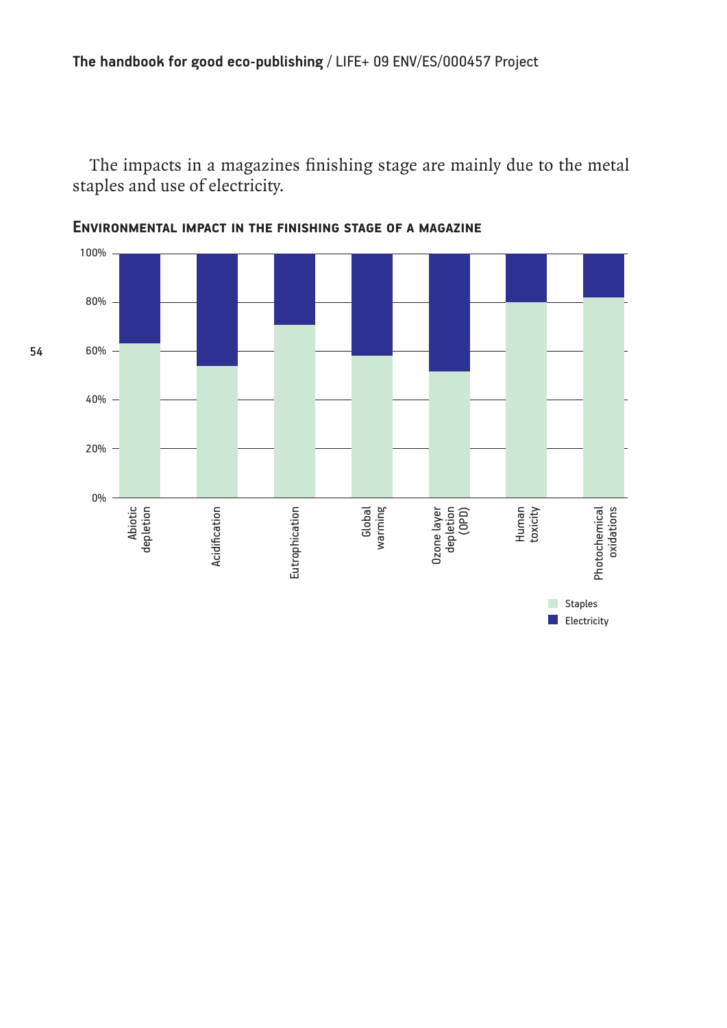The impacts in a magazines finishing stage are mainly due to the metal staples and use of electricity.

**Environmental impact in the finishing stage of a magazine**

100%
80%
60%
40%
20%
0%

Abiotic depletion
Acidification
Eutrophication
Global warming
Ozone layer depletion (OPD)
Human toxicity
Photochemical oxidations

Staples
Electricity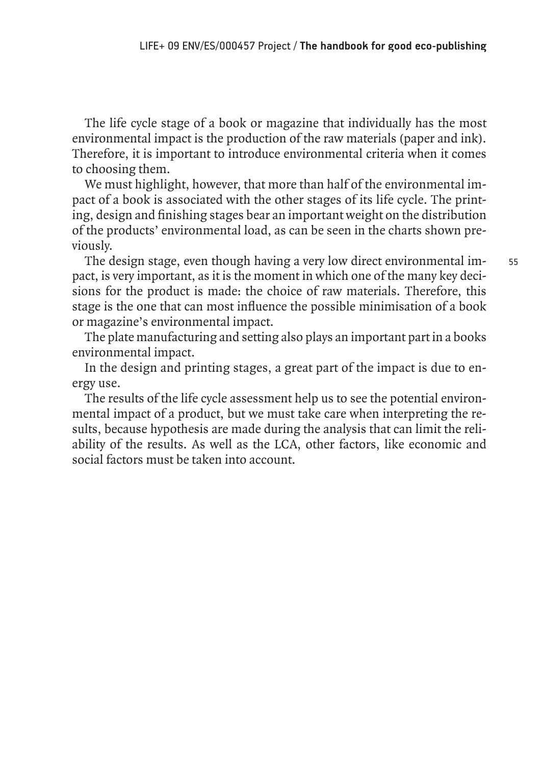The life cycle stage of a book or magazine that individually has the most environmental impact is the production of the raw materials (paper and ink). Therefore, it is important to introduce environmental criteria when it comes to choosing them.

We must highlight, however, that more than half of the environmental impact of a book is associated with the other stages of its life cycle. The printing, design and finishing stages bear an important weight on the distribution of the products' environmental load, as can be seen in the charts shown previously.

The design stage, even though having a very low direct environmental impact, is very important, as it is the moment in which one of the many key decisions for the product is made: the choice of raw materials. Therefore, this stage is the one that can most influence the possible minimisation of a book or magazine's environmental impact.

The plate manufacturing and setting also plays an important part in a books environmental impact.

In the design and printing stages, a great part of the impact is due to energy use.

The results of the life cycle assessment help us to see the potential environmental impact of a product, but we must take care when interpreting the results, because hypothesis are made during the analysis that can limit the reliability of the results. As well as the LCA, other factors, like economic and social factors must be taken into account.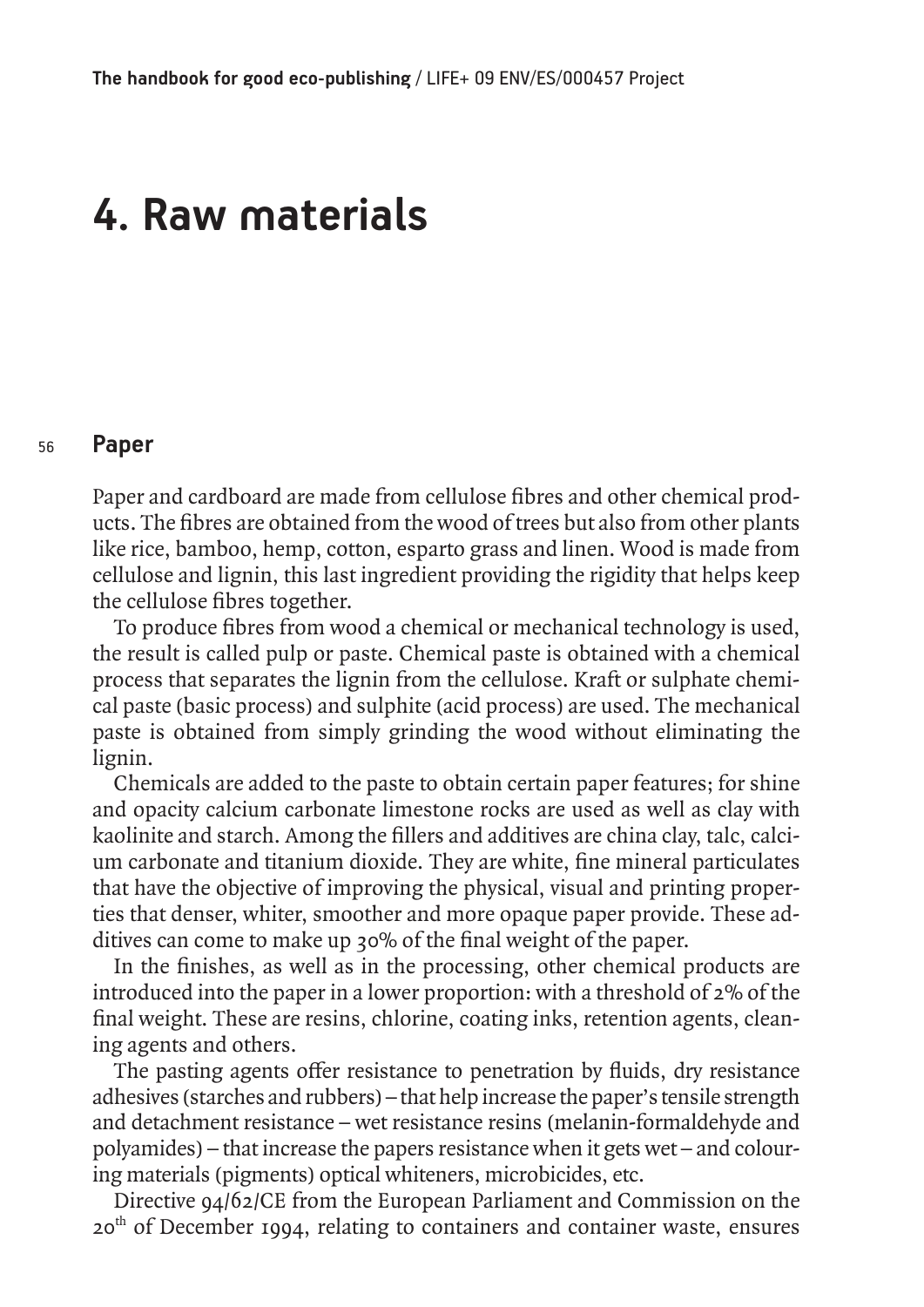# 4. Raw materials

## Paper

Paper and cardboard are made from cellulose fibres and other chemical products. The fibres are obtained from the wood of trees but also from other plants like rice, bamboo, hemp, cotton, esparto grass and linen. Wood is made from cellulose and lignin, this last ingredient providing the rigidity that helps keep the cellulose fibres together.

To produce fibres from wood a chemical or mechanical technology is used, the result is called pulp or paste. Chemical paste is obtained with a chemical process that separates the lignin from the cellulose. Kraft or sulphate chemical paste (basic process) and sulphite (acid process) are used. The mechanical paste is obtained from simply grinding the wood without eliminating the lignin.

Chemicals are added to the paste to obtain certain paper features; for shine and opacity calcium carbonate limestone rocks are used as well as clay with kaolinite and starch. Among the fillers and additives are china clay, talc, calcium carbonate and titanium dioxide. They are white, fine mineral particulates that have the objective of improving the physical, visual and printing properties that denser, whiter, smoother and more opaque paper provide. These additives can come to make up 30% of the final weight of the paper.

In the finishes, as well as in the processing, other chemical products are introduced into the paper in a lower proportion: with a threshold of 2% of the final weight. These are resins, chlorine, coating inks, retention agents, cleaning agents and others.

The pasting agents offer resistance to penetration by fluids, dry resistance adhesives (starches and rubbers) – that help increase the paper's tensile strength and detachment resistance – wet resistance resins (melanin-formaldehyde and polyamides) – that increase the papers resistance when it gets wet – and colouring materials (pigments) optical whiteners, microbicides, etc.

Directive 94/62/CE from the European Parliament and Commission on the 20th of December 1994, relating to containers and container waste, ensures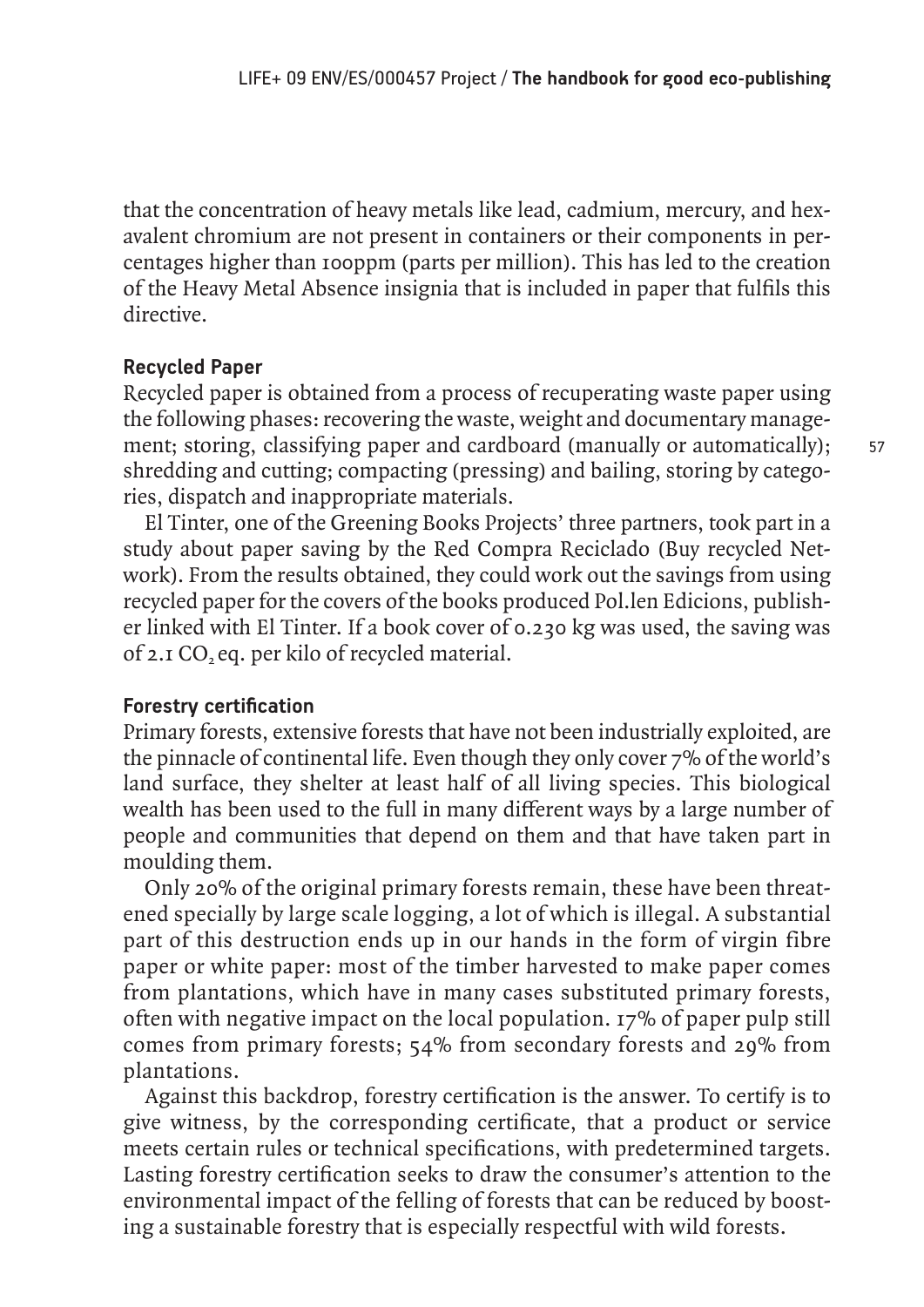that the concentration of heavy metals like lead, cadmium, mercury, and hexavalent chromium are not present in containers or their components in percentages higher than 100ppm (parts per million). This has led to the creation of the Heavy Metal Absence insignia that is included in paper that fulfils this directive.

### Recycled Paper

Recycled paper is obtained from a process of recuperating waste paper using the following phases: recovering the waste, weight and documentary management; storing, classifying paper and cardboard (manually or automatically); shredding and cutting; compacting (pressing) and bailing, storing by categories, dispatch and inappropriate materials.

El Tinter, one of the Greening Books Projects' three partners, took part in a study about paper saving by the Red Compra Reciclado (Buy recycled Network). From the results obtained, they could work out the savings from using recycled paper for the covers of the books produced Pol.len Edicions, publisher linked with El Tinter. If a book cover of 0.230 kg was used, the saving was of 2.1 $CO_2$ eq. per kilo of recycled material.

### Forestry certification

Primary forests, extensive forests that have not been industrially exploited, are the pinnacle of continental life. Even though they only cover 7% of the world's land surface, they shelter at least half of all living species. This biological wealth has been used to the full in many different ways by a large number of people and communities that depend on them and that have taken part in moulding them.

Only 20% of the original primary forests remain, these have been threatened specially by large scale logging, a lot of which is illegal. A substantial part of this destruction ends up in our hands in the form of virgin fibre paper or white paper: most of the timber harvested to make paper comes from plantations, which have in many cases substituted primary forests, often with negative impact on the local population. 17% of paper pulp still comes from primary forests; 54% from secondary forests and 29% from plantations.

Against this backdrop, forestry certification is the answer. To certify is to give witness, by the corresponding certificate, that a product or service meets certain rules or technical specifications, with predetermined targets. Lasting forestry certification seeks to draw the consumer's attention to the environmental impact of the felling of forests that can be reduced by boosting a sustainable forestry that is especially respectful with wild forests.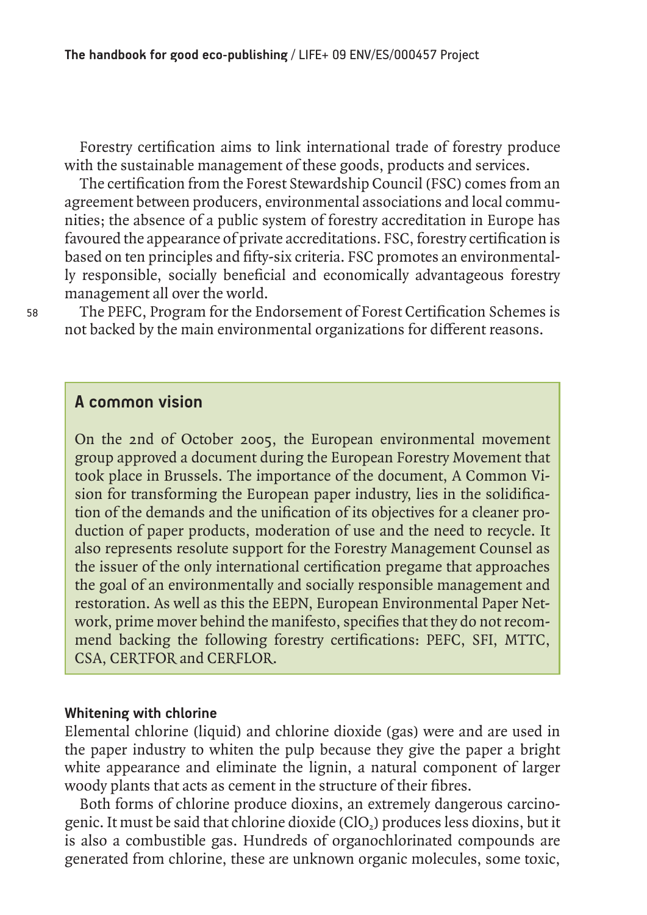Forestry certification aims to link international trade of forestry produce with the sustainable management of these goods, products and services.

The certification from the Forest Stewardship Council (FSC) comes from an agreement between producers, environmental associations and local communities; the absence of a public system of forestry accreditation in Europe has favoured the appearance of private accreditations. FSC, forestry certification is based on ten principles and fifty-six criteria. FSC promotes an environmentally responsible, socially beneficial and economically advantageous forestry management all over the world.

The PEFC, Program for the Endorsement of Forest Certification Schemes is not backed by the main environmental organizations for different reasons.

## A common vision

On the 2nd of October 2005, the European environmental movement group approved a document during the European Forestry Movement that took place in Brussels. The importance of the document, A Common Vision for transforming the European paper industry, lies in the solidification of the demands and the unification of its objectives for a cleaner production of paper products, moderation of use and the need to recycle. It also represents resolute support for the Forestry Management Counsel as the issuer of the only international certification pregame that approaches the goal of an environmentally and socially responsible management and restoration. As well as this the EEPN, European Environmental Paper Network, prime mover behind the manifesto, specifies that they do not recommend backing the following forestry certifications: PEFC, SFI, MTTC, CSA, CERTFOR and CERFLOR.

### Whitening with chlorine

Elemental chlorine (liquid) and chlorine dioxide (gas) were and are used in the paper industry to whiten the pulp because they give the paper a bright white appearance and eliminate the lignin, a natural component of larger woody plants that acts as cement in the structure of their fibres.

Both forms of chlorine produce dioxins, an extremely dangerous carcinogenic. It must be said that chlorine dioxide ($ClO_2$) produces less dioxins, but it is also a combustible gas. Hundreds of organochlorinated compounds are generated from chlorine, these are unknown organic molecules, some toxic,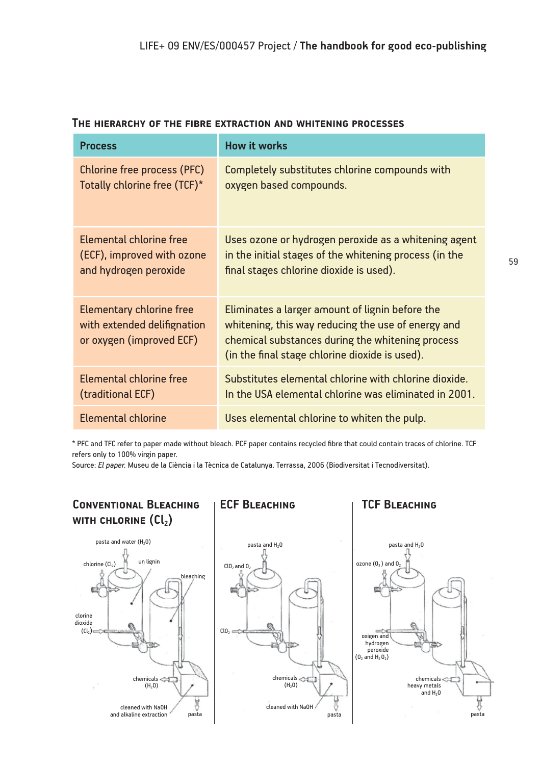## The hierarchy of the fibre extraction and whitening processes

| Process | How it works |
|---|---|
| Chlorine free process (PFC) Totally chlorine free (TCF)* | Completely substitutes chlorine compounds with oxygen based compounds. |
| Elemental chlorine free (ECF), improved with ozone and hydrogen peroxide | Uses ozone or hydrogen peroxide as a whitening agent in the initial stages of the whitening process (in the final stages chlorine dioxide is used). |
| Elementary chlorine free with extended delifignation or oxygen (improved ECF) | Eliminates a larger amount of lignin before the whitening, this way reducing the use of energy and chemical substances during the whitening process (in the final stage chlorine dioxide is used). |
| Elemental chlorine free (traditional ECF) | Substitutes elemental chlorine with chlorine dioxide. In the USA elemental chlorine was eliminated in 2001. |
| Elemental chlorine | Uses elemental chlorine to whiten the pulp. |

* PFC and TFC refer to paper made without bleach. PCF paper contains recycled fibre that could contain traces of chlorine. TCF refers only to 100% virgin paper.

Source: *El paper.* Museu de la Ciència i la Tècnica de Catalunya. Terrassa, 2006 (Biodiversitat i Tecnodiversitat).

### Conventional Bleaching with chlorine ($Cl_2$)

### ECF Bleaching

### TCF Bleaching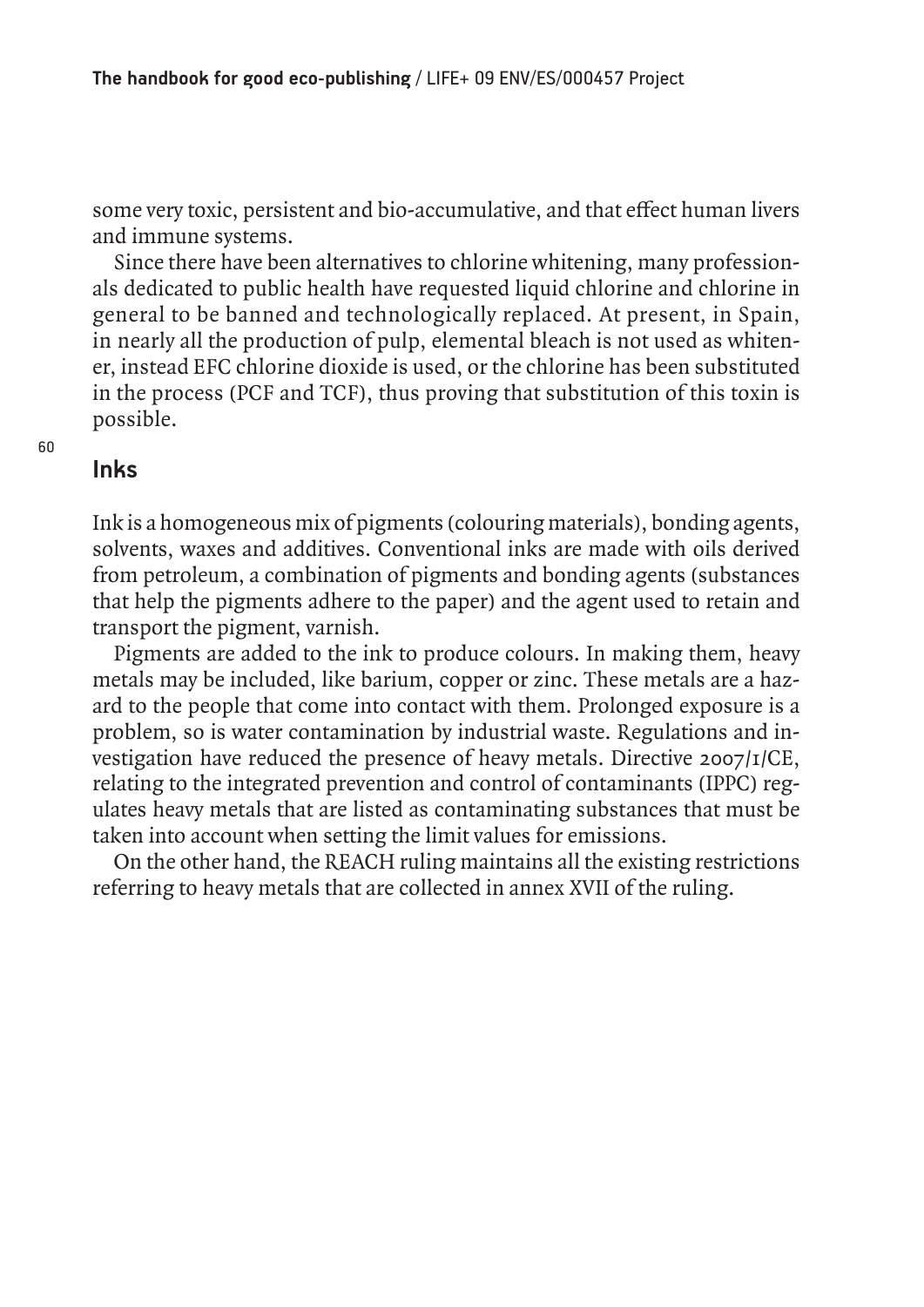some very toxic, persistent and bio-accumulative, and that effect human livers and immune systems.

Since there have been alternatives to chlorine whitening, many professionals dedicated to public health have requested liquid chlorine and chlorine in general to be banned and technologically replaced. At present, in Spain, in nearly all the production of pulp, elemental bleach is not used as whitener, instead EFC chlorine dioxide is used, or the chlorine has been substituted in the process (PCF and TCF), thus proving that substitution of this toxin is possible.

## Inks

Ink is a homogeneous mix of pigments (colouring materials), bonding agents, solvents, waxes and additives. Conventional inks are made with oils derived from petroleum, a combination of pigments and bonding agents (substances that help the pigments adhere to the paper) and the agent used to retain and transport the pigment, varnish.

Pigments are added to the ink to produce colours. In making them, heavy metals may be included, like barium, copper or zinc. These metals are a hazard to the people that come into contact with them. Prolonged exposure is a problem, so is water contamination by industrial waste. Regulations and investigation have reduced the presence of heavy metals. Directive 2007/1/CE, relating to the integrated prevention and control of contaminants (IPPC) regulates heavy metals that are listed as contaminating substances that must be taken into account when setting the limit values for emissions.

On the other hand, the REACH ruling maintains all the existing restrictions referring to heavy metals that are collected in annex XVII of the ruling.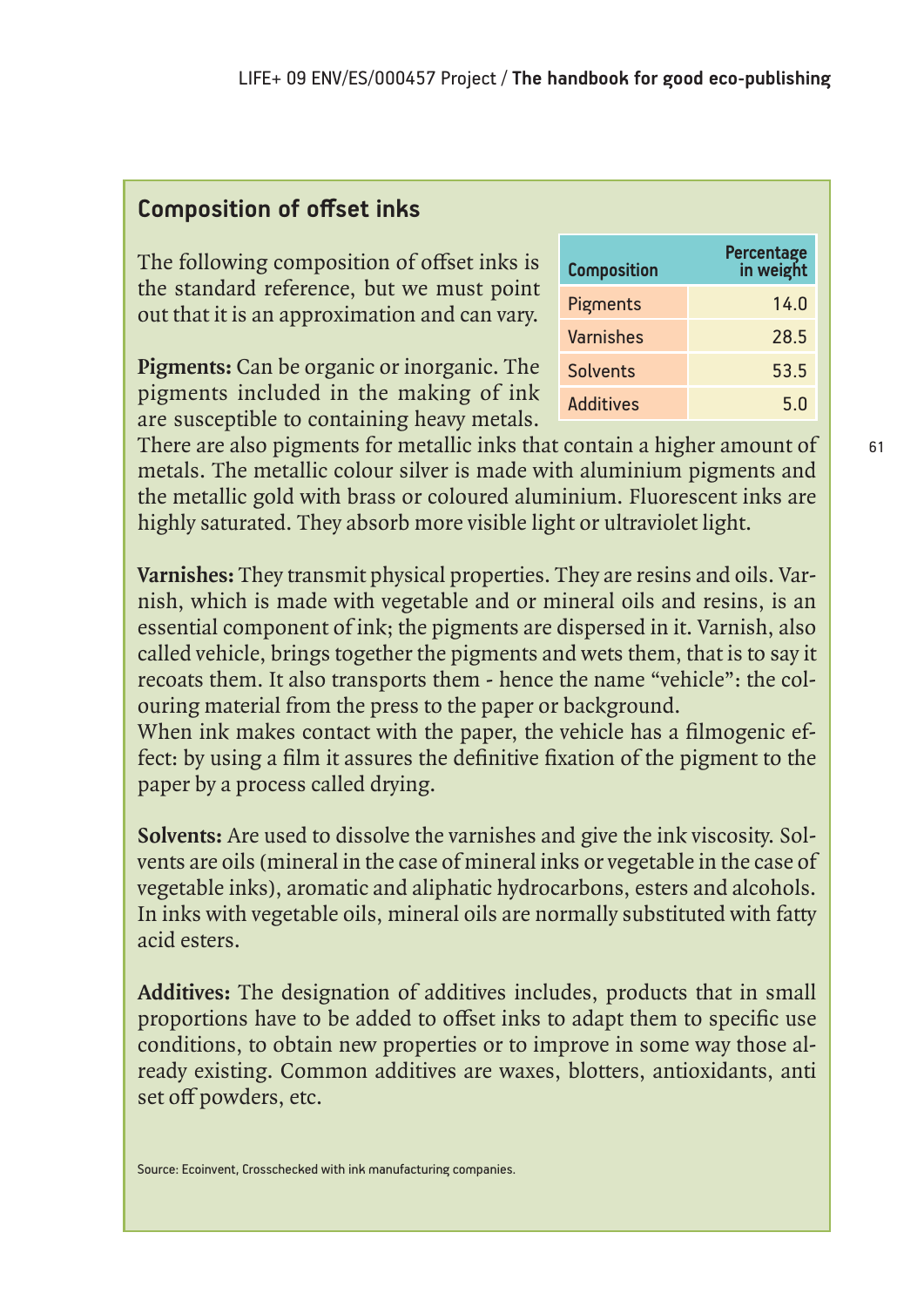## Composition of offset inks

The following composition of offset inks is the standard reference, but we must point out that it is an approximation and can vary.

| Composition | Percentage in weight |
|---|---|
| Pigments | 14.0 |
| Varnishes | 28.5 |
| Solvents | 53.5 |
| Additives | 5.0 |

**Pigments:** Can be organic or inorganic. The pigments included in the making of ink are susceptible to containing heavy metals. There are also pigments for metallic inks that contain a higher amount of metals. The metallic colour silver is made with aluminium pigments and the metallic gold with brass or coloured aluminium. Fluorescent inks are highly saturated. They absorb more visible light or ultraviolet light.

**Varnishes:** They transmit physical properties. They are resins and oils. Varnish, which is made with vegetable and or mineral oils and resins, is an essential component of ink; the pigments are dispersed in it. Varnish, also called vehicle, brings together the pigments and wets them, that is to say it recoats them. It also transports them - hence the name "vehicle": the colouring material from the press to the paper or background.
When ink makes contact with the paper, the vehicle has a filmogenic effect: by using a film it assures the definitive fixation of the pigment to the paper by a process called drying.

**Solvents:** Are used to dissolve the varnishes and give the ink viscosity. Solvents are oils (mineral in the case of mineral inks or vegetable in the case of vegetable inks), aromatic and aliphatic hydrocarbons, esters and alcohols. In inks with vegetable oils, mineral oils are normally substituted with fatty acid esters.

**Additives:** The designation of additives includes, products that in small proportions have to be added to offset inks to adapt them to specific use conditions, to obtain new properties or to improve in some way those already existing. Common additives are waxes, blotters, antioxidants, anti set off powders, etc.

Source: Ecoinvent, Crosschecked with ink manufacturing companies.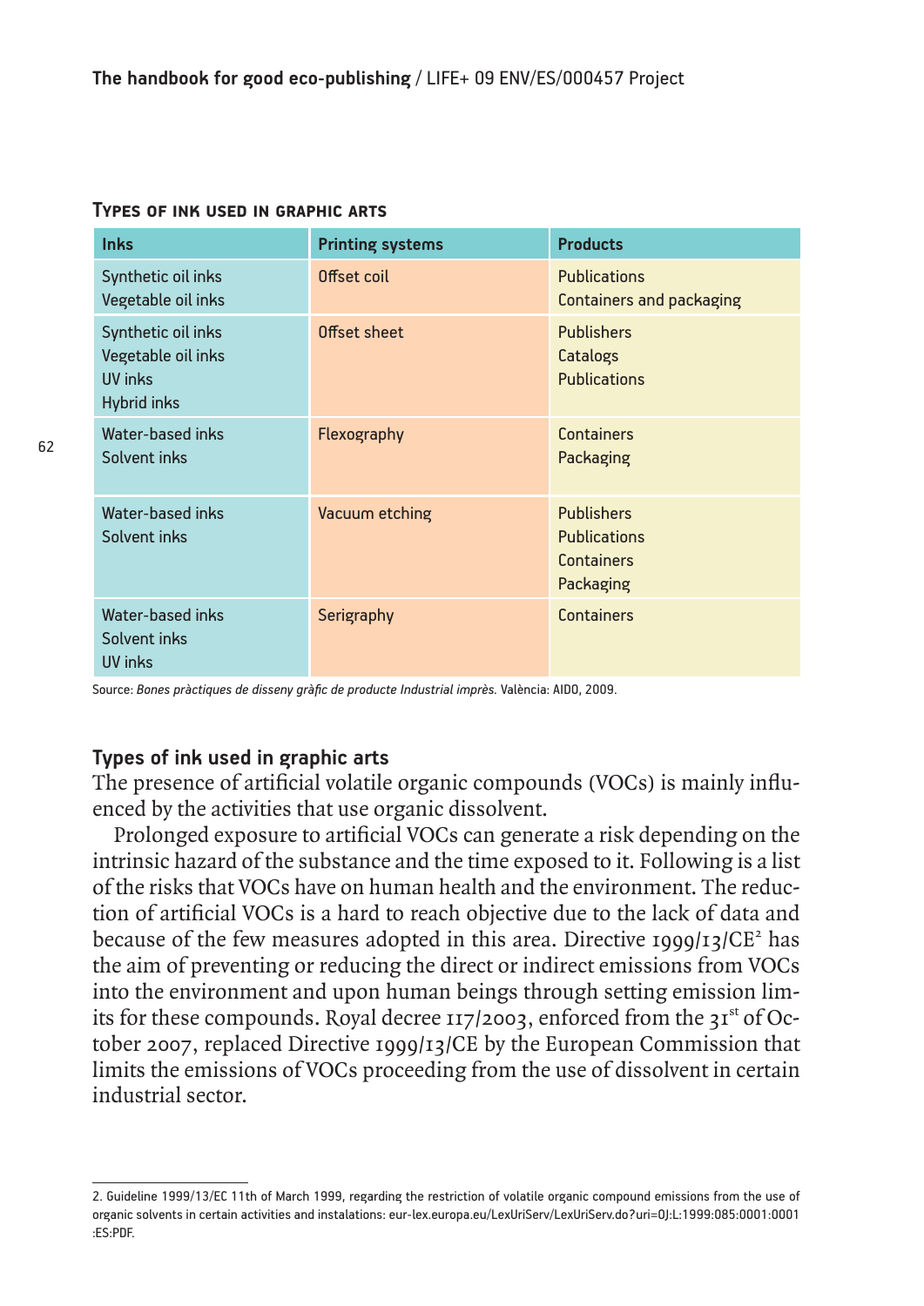### Types of ink used in graphic arts

| Inks | Printing systems | Products |
|---|---|---|
| Synthetic oil inks<br>Vegetable oil inks | Offset coil | Publications<br>Containers and packaging |
| Synthetic oil inks<br>Vegetable oil inks<br>UV inks<br>Hybrid inks | Offset sheet | Publishers<br>Catalogs<br>Publications |
| Water-based inks<br>Solvent inks | Flexography | Containers<br>Packaging |
| Water-based inks<br>Solvent inks | Vacuum etching | Publishers<br>Publications<br>Containers<br>Packaging |
| Water-based inks<br>Solvent inks<br>UV inks | Serigraphy | Containers |

Source: *Bones pràctiques de disseny gràfic de producte Industrial imprès.* València: AIDO, 2009.

**Types of ink used in graphic arts**

The presence of artificial volatile organic compounds (VOCs) is mainly influenced by the activities that use organic dissolvent.

Prolonged exposure to artificial VOCs can generate a risk depending on the intrinsic hazard of the substance and the time exposed to it. Following is a list of the risks that VOCs have on human health and the environment. The reduction of artificial VOCs is a hard to reach objective due to the lack of data and because of the few measures adopted in this area. Directive 1999/13/CE[2] has the aim of preventing or reducing the direct or indirect emissions from VOCs into the environment and upon human beings through setting emission limits for these compounds. Royal decree 117/2003, enforced from the 31st of October 2007, replaced Directive 1999/13/CE by the European Commission that limits the emissions of VOCs proceeding from the use of dissolvent in certain industrial sector.

---

2. Guideline 1999/13/EC 11th of March 1999, regarding the restriction of volatile organic compound emissions from the use of organic solvents in certain activities and instalations: eur-lex.europa.eu/LexUriServ/LexUriServ.do?uri=OJ:L:1999:085:0001:0001:ES:PDF.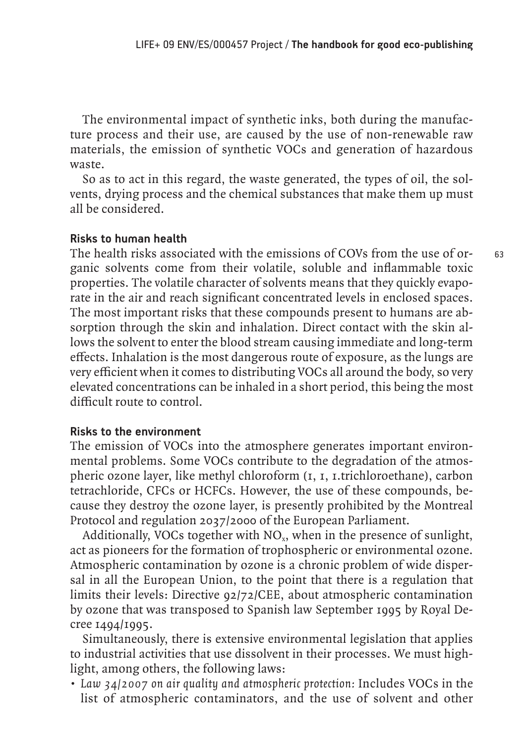The environmental impact of synthetic inks, both during the manufacture process and their use, are caused by the use of non-renewable raw materials, the emission of synthetic VOCs and generation of hazardous waste.

So as to act in this regard, the waste generated, the types of oil, the solvents, drying process and the chemical substances that make them up must all be considered.

**Risks to human health**

The health risks associated with the emissions of COVs from the use of organic solvents come from their volatile, soluble and inflammable toxic properties. The volatile character of solvents means that they quickly evaporate in the air and reach significant concentrated levels in enclosed spaces. The most important risks that these compounds present to humans are absorption through the skin and inhalation. Direct contact with the skin allows the solvent to enter the blood stream causing immediate and long-term effects. Inhalation is the most dangerous route of exposure, as the lungs are very efficient when it comes to distributing VOCs all around the body, so very elevated concentrations can be inhaled in a short period, this being the most difficult route to control.

**Risks to the environment**

The emission of VOCs into the atmosphere generates important environmental problems. Some VOCs contribute to the degradation of the atmospheric ozone layer, like methyl chloroform (1, 1, 1.trichloroethane), carbon tetrachloride, CFCs or HCFCs. However, the use of these compounds, because they destroy the ozone layer, is presently prohibited by the Montreal Protocol and regulation 2037/2000 of the European Parliament.

Additionally, VOCs together with $NO_x$, when in the presence of sunlight, act as pioneers for the formation of trophospheric or environmental ozone. Atmospheric contamination by ozone is a chronic problem of wide dispersal in all the European Union, to the point that there is a regulation that limits their levels: Directive 92/72/CEE, about atmospheric contamination by ozone that was transposed to Spanish law September 1995 by Royal Decree 1494/1995.

Simultaneously, there is extensive environmental legislation that applies to industrial activities that use dissolvent in their processes. We must highlight, among others, the following laws:

- *Law 34/2007 on air quality and atmospheric protection:* Includes VOCs in the list of atmospheric contaminators, and the use of solvent and other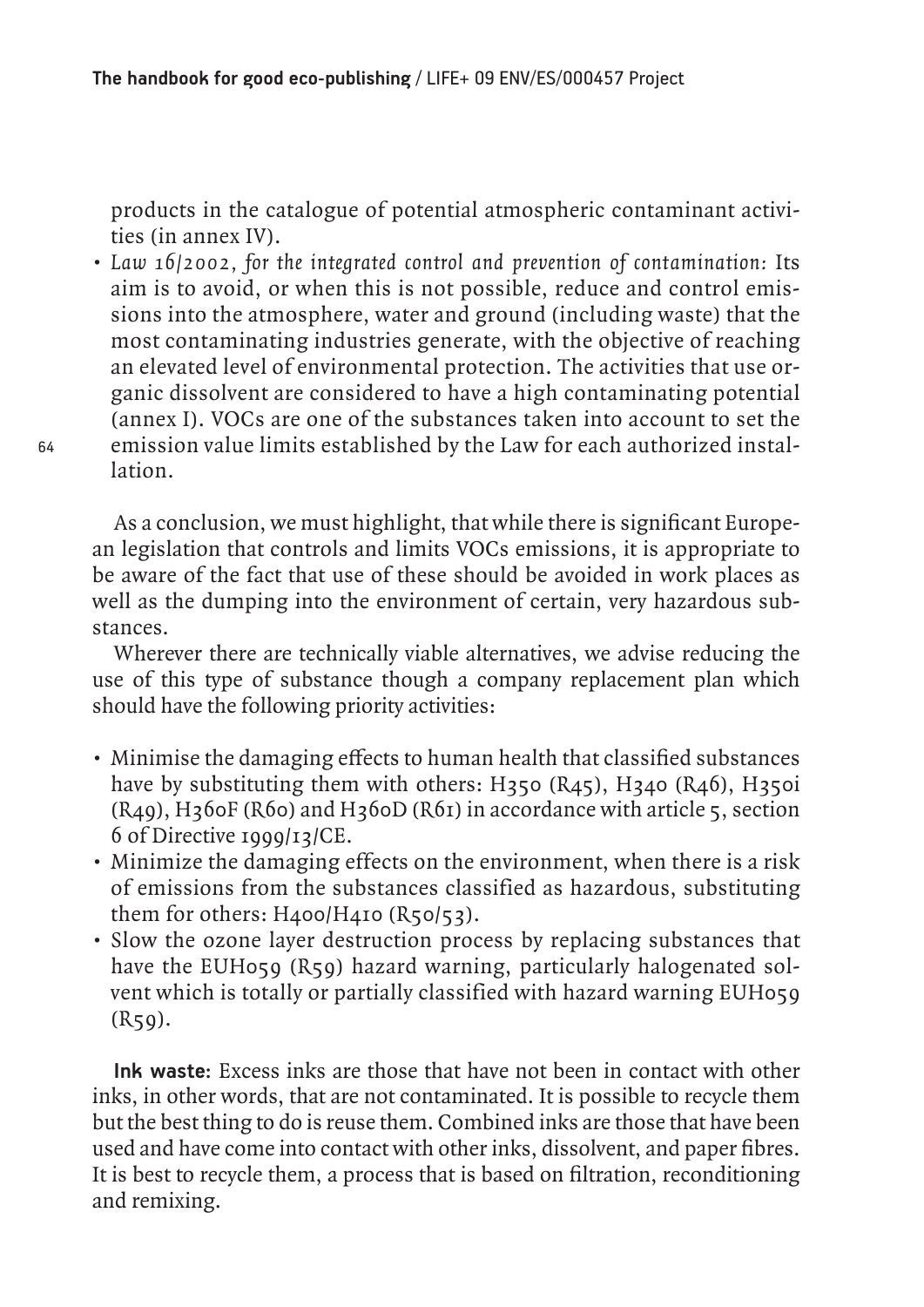products in the catalogue of potential atmospheric contaminant activities (in annex IV).

- *Law 16/2002, for the integrated control and prevention of contamination:* Its aim is to avoid, or when this is not possible, reduce and control emissions into the atmosphere, water and ground (including waste) that the most contaminating industries generate, with the objective of reaching an elevated level of environmental protection. The activities that use organic dissolvent are considered to have a high contaminating potential (annex I). VOCs are one of the substances taken into account to set the emission value limits established by the Law for each authorized installation.

As a conclusion, we must highlight, that while there is significant European legislation that controls and limits VOCs emissions, it is appropriate to be aware of the fact that use of these should be avoided in work places as well as the dumping into the environment of certain, very hazardous substances.

Wherever there are technically viable alternatives, we advise reducing the use of this type of substance though a company replacement plan which should have the following priority activities:

- Minimise the damaging effects to human health that classified substances have by substituting them with others: H350 (R45), H340 (R46), H350i (R49), H360F (R60) and H360D (R61) in accordance with article 5, section 6 of Directive 1999/13/CE.
- Minimize the damaging effects on the environment, when there is a risk of emissions from the substances classified as hazardous, substituting them for others: H400/H410 (R50/53).
- Slow the ozone layer destruction process by replacing substances that have the EUH059 (R59) hazard warning, particularly halogenated solvent which is totally or partially classified with hazard warning EUH059 (R59).

**Ink waste:** Excess inks are those that have not been in contact with other inks, in other words, that are not contaminated. It is possible to recycle them but the best thing to do is reuse them. Combined inks are those that have been used and have come into contact with other inks, dissolvent, and paper fibres. It is best to recycle them, a process that is based on filtration, reconditioning and remixing.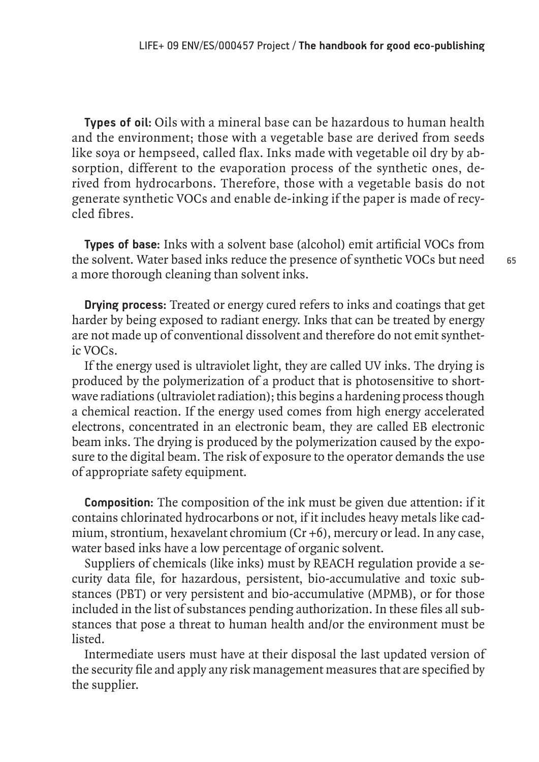**Types of oil:** Oils with a mineral base can be hazardous to human health and the environment; those with a vegetable base are derived from seeds like soya or hempseed, called flax. Inks made with vegetable oil dry by absorption, different to the evaporation process of the synthetic ones, derived from hydrocarbons. Therefore, those with a vegetable basis do not generate synthetic VOCs and enable de-inking if the paper is made of recycled fibres.

**Types of base:** Inks with a solvent base (alcohol) emit artificial VOCs from the solvent. Water based inks reduce the presence of synthetic VOCs but need a more thorough cleaning than solvent inks.

**Drying process:** Treated or energy cured refers to inks and coatings that get harder by being exposed to radiant energy. Inks that can be treated by energy are not made up of conventional dissolvent and therefore do not emit synthetic VOCs.

If the energy used is ultraviolet light, they are called UV inks. The drying is produced by the polymerization of a product that is photosensitive to short-wave radiations (ultraviolet radiation); this begins a hardening process though a chemical reaction. If the energy used comes from high energy accelerated electrons, concentrated in an electronic beam, they are called EB electronic beam inks. The drying is produced by the polymerization caused by the exposure to the digital beam. The risk of exposure to the operator demands the use of appropriate safety equipment.

**Composition:** The composition of the ink must be given due attention: if it contains chlorinated hydrocarbons or not, if it includes heavy metals like cadmium, strontium, hexavelant chromium ($Cr +6$), mercury or lead. In any case, water based inks have a low percentage of organic solvent.

Suppliers of chemicals (like inks) must by REACH regulation provide a security data file, for hazardous, persistent, bio-accumulative and toxic substances (PBT) or very persistent and bio-accumulative (MPMB), or for those included in the list of substances pending authorization. In these files all substances that pose a threat to human health and/or the environment must be listed.

Intermediate users must have at their disposal the last updated version of the security file and apply any risk management measures that are specified by the supplier.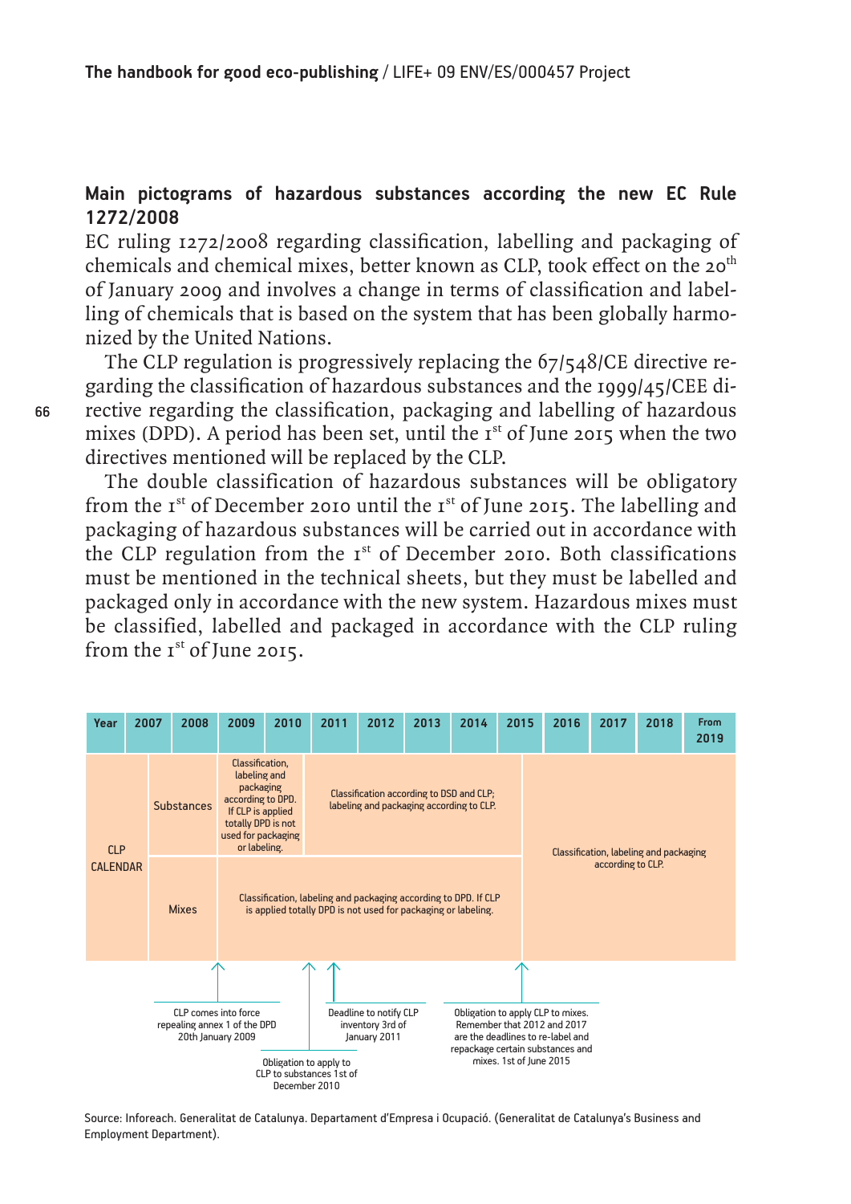## Main pictograms of hazardous substances according the new EC Rule 1272/2008

EC ruling 1272/2008 regarding classification, labelling and packaging of chemicals and chemical mixes, better known as CLP, took effect on the 20th of January 2009 and involves a change in terms of classification and labelling of chemicals that is based on the system that has been globally harmonized by the United Nations.

The CLP regulation is progressively replacing the 67/548/CE directive regarding the classification of hazardous substances and the 1999/45/CEE directive regarding the classification, packaging and labelling of hazardous mixes (DPD). A period has been set, until the 1st of June 2015 when the two directives mentioned will be replaced by the CLP.

The double classification of hazardous substances will be obligatory from the 1st of December 2010 until the 1st of June 2015. The labelling and packaging of hazardous substances will be carried out in accordance with the CLP regulation from the 1st of December 2010. Both classifications must be mentioned in the technical sheets, but they must be labelled and packaged only in accordance with the new system. Hazardous mixes must be classified, labelled and packaged in accordance with the CLP ruling from the 1st of June 2015.

| Year | | 2007 | 2008 | 2009 | 2010 | 2011 | 2012 | 2013 | 2014 | 2015 | 2016 | 2017 | 2018 | From 2019 |
|---|---|---|---|---|---|---|---|---|---|---|---|---|---|---|
| CLP CALENDAR | Substances | | | Classification, labeling and packaging according to DPD. If CLP is applied totally DPD is not used for packaging or labeling. | | Classification according to DSD and CLP; labeling and packaging according to CLP. | | | | | Classification, labeling and packaging according to CLP. | | | |
| | Mixes | | | Classification, labeling and packaging according to DPD. If CLP is applied totally DPD is not used for packaging or labeling. | | | | | | | Classification, labeling and packaging according to CLP. | | | |

- CLP comes into force repealing annex 1 of the DPD 20th January 2009
- Obligation to apply to CLP to substances 1st of December 2010
- Deadline to notify CLP inventory 3rd of January 2011
- Obligation to apply CLP to mixes. Remember that 2012 and 2017 are the deadlines to re-label and repackage certain substances and mixes. 1st of June 2015

Source: Inforeach. Generalitat de Catalunya. Departament d'Empresa i Ocupació. (Generalitat de Catalunya's Business and Employment Department).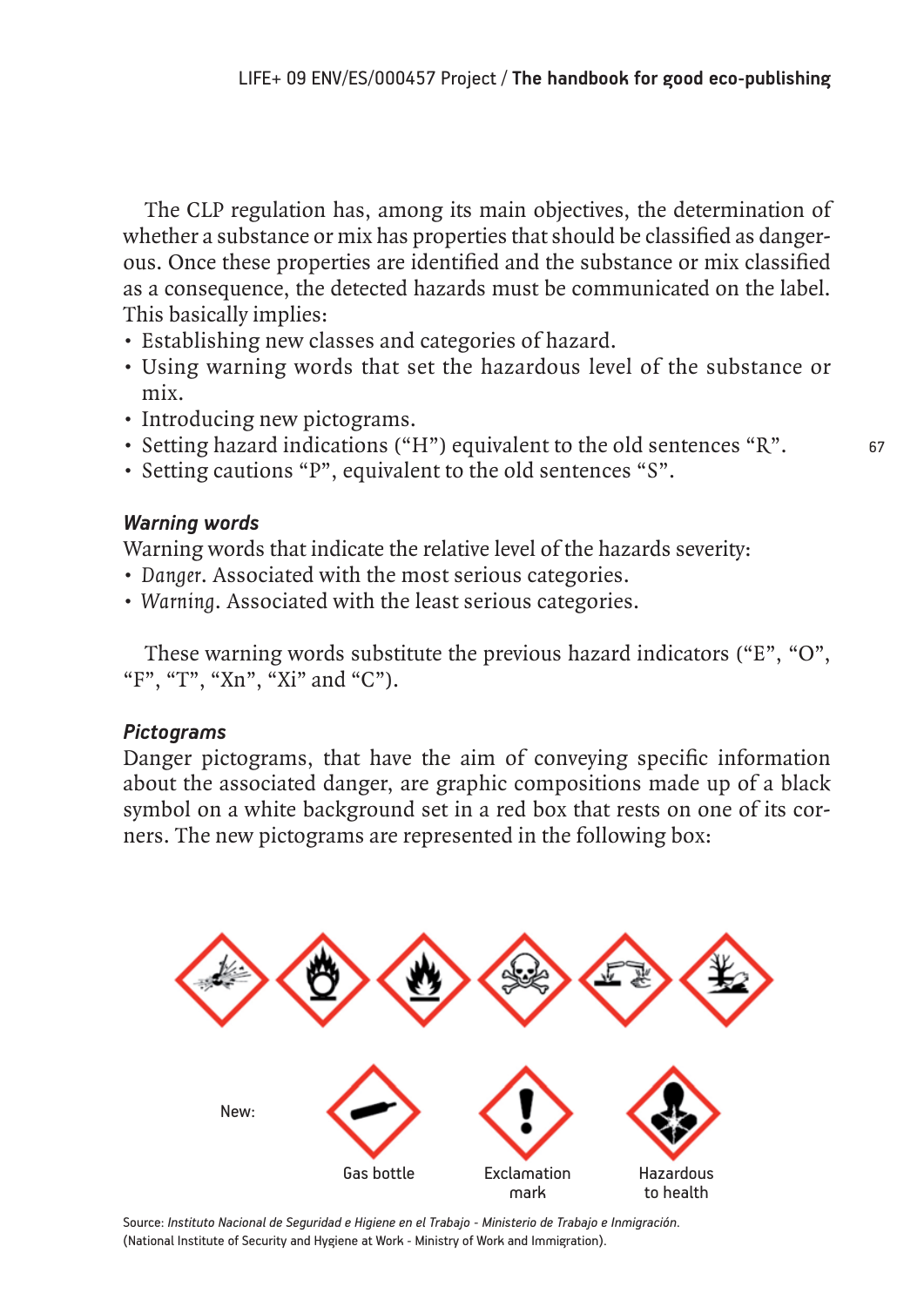The CLP regulation has, among its main objectives, the determination of whether a substance or mix has properties that should be classified as dangerous. Once these properties are identified and the substance or mix classified as a consequence, the detected hazards must be communicated on the label. This basically implies:

- Establishing new classes and categories of hazard.
- Using warning words that set the hazardous level of the substance or mix.
- Introducing new pictograms.
- Setting hazard indications ("H") equivalent to the old sentences "R".
- Setting cautions "P", equivalent to the old sentences "S".

### *Warning words*

Warning words that indicate the relative level of the hazards severity:

- *Danger*. Associated with the most serious categories.
- *Warning*. Associated with the least serious categories.

These warning words substitute the previous hazard indicators ("E", "O", "F", "T", "Xn", "Xi" and "C").

### *Pictograms*

Danger pictograms, that have the aim of conveying specific information about the associated danger, are graphic compositions made up of a black symbol on a white background set in a red box that rests on one of its corners. The new pictograms are represented in the following box:

New:

Gas bottle

Exclamation mark

Hazardous to health

Source: *Instituto Nacional de Seguridad e Higiene en el Trabajo - Ministerio de Trabajo e Inmigración*. (National Institute of Security and Hygiene at Work - Ministry of Work and Immigration).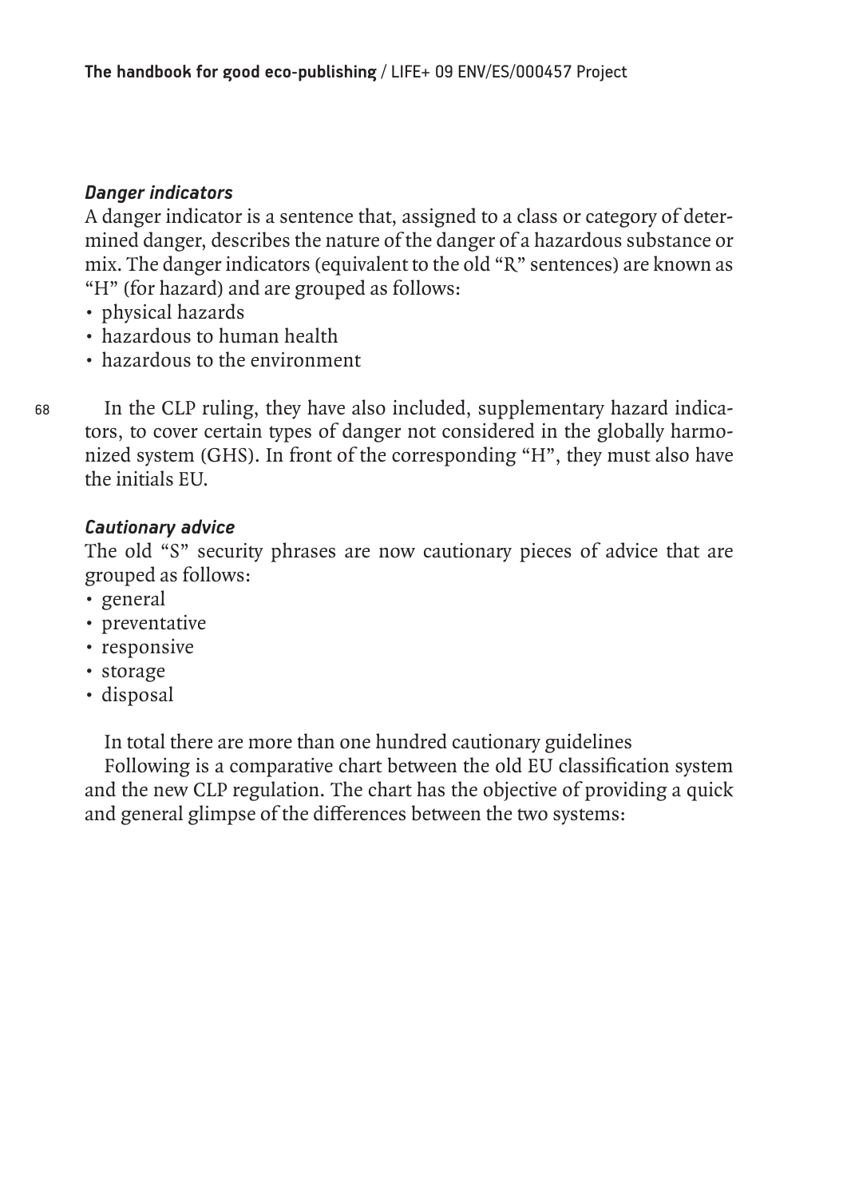### *Danger indicators*

A danger indicator is a sentence that, assigned to a class or category of determined danger, describes the nature of the danger of a hazardous substance or mix. The danger indicators (equivalent to the old "R" sentences) are known as "H" (for hazard) and are grouped as follows:

- physical hazards
- hazardous to human health
- hazardous to the environment

In the CLP ruling, they have also included, supplementary hazard indicators, to cover certain types of danger not considered in the globally harmonized system (GHS). In front of the corresponding "H", they must also have the initials EU.

### *Cautionary advice*

The old "S" security phrases are now cautionary pieces of advice that are grouped as follows:

- general
- preventative
- responsive
- storage
- disposal

In total there are more than one hundred cautionary guidelines

Following is a comparative chart between the old EU classification system and the new CLP regulation. The chart has the objective of providing a quick and general glimpse of the differences between the two systems: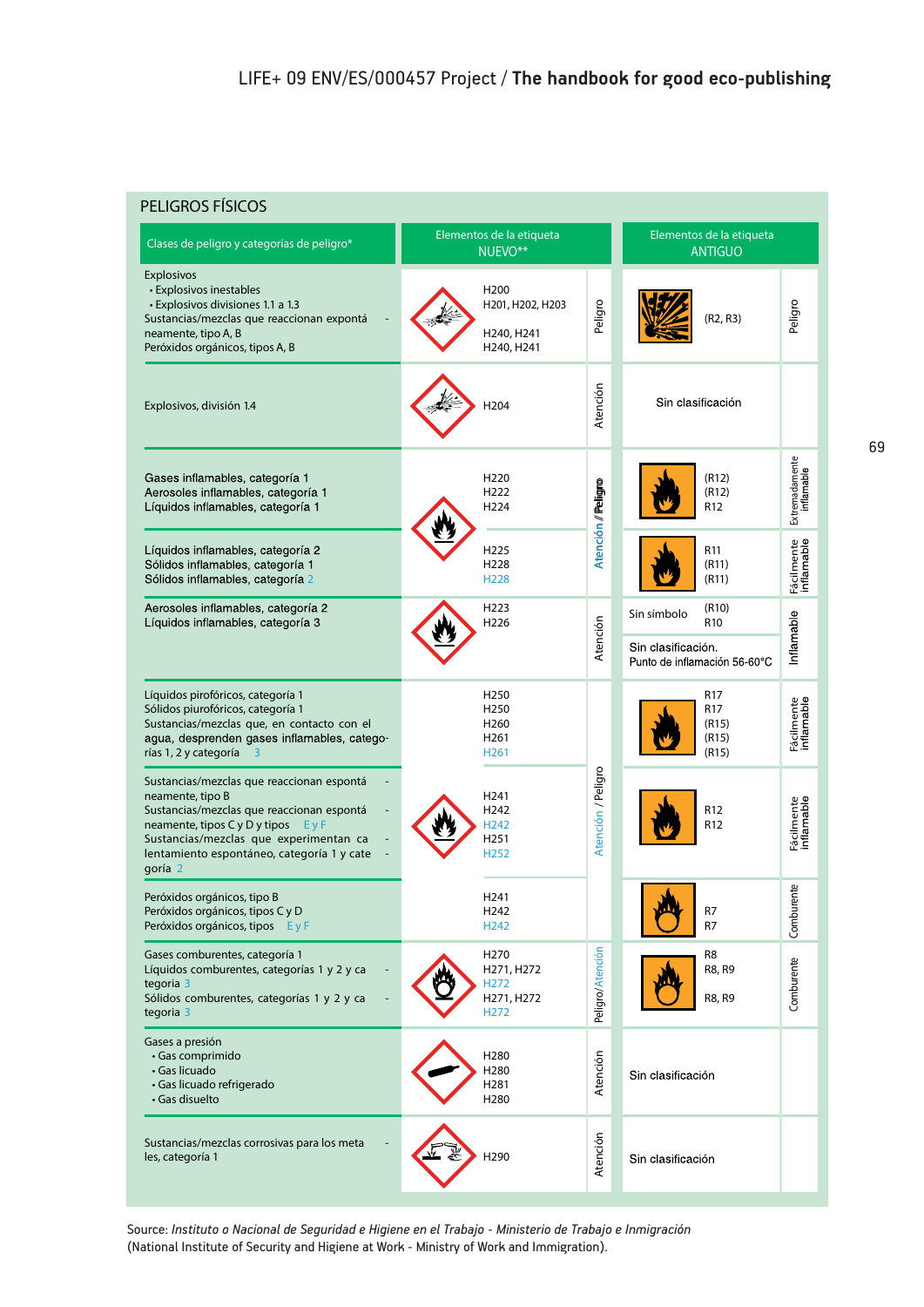## PELIGROS FÍSICOS

| Clases de peligro y categorías de peligro* | Elementos de la etiqueta NUEVO** | | Elementos de la etiqueta ANTIGUO | |
|---|---|---|---|---|
| Explosivos<br>• Explosivos inestables<br>• Explosivos divisiones 1.1 a 1.3<br>Sustancias/mezclas que reaccionan espontáneamente, tipo A, B<br>Peróxidos orgánicos, tipos A, B | H200<br>H201, H202, H203<br>H240, H241<br>H240, H241 | Peligro | (R2, R3) | Peligro |
| Explosivos, división 1.4 | H204 | Atención | Sin clasificación | |
| Gases inflamables, categoría 1<br>Aerosoles inflamables, categoría 1<br>Líquidos inflamables, categoría 1 | H220<br>H222<br>H224 | Atención / Peligro | (R12)<br>(R12)<br>R12 | Extremadamente inflamable |
| Líquidos inflamables, categoría 2<br>Sólidos inflamables, categoría 1<br>Sólidos inflamables, categoría 2 | H225<br>H228<br>H228 | | R11<br>(R11)<br>(R11) | Fácilmente inflamable |
| Aerosoles inflamables, categoría 2<br>Líquidos inflamables, categoría 3 | H223<br>H226 | Atención | Sin símbolo (R10) R10<br>Sin clasificación. Punto de inflamación 56-60°C | Inflamable |
| Líquidos pirofóricos, categoría 1<br>Sólidos piurofóricos, categoría 1<br>Sustancias/mezclas que, en contacto con el agua, desprenden gases inflamables, categorías 1, 2 y categoría 3 | H250<br>H250<br>H260<br>H261<br>H261 | Atención / Peligro | R17<br>R17<br>(R15)<br>(R15)<br>(R15) | Fácilmente inflamable |
| Sustancias/mezclas que reaccionan espontáneamente, tipo B<br>Sustancias/mezclas que reaccionan espontáneamente, tipos C y D y tipos E y F<br>Sustancias/mezclas que experimentan calentamiento espontáneo, categoría 1 y categoría 2 | H241<br>H242<br>H242<br>H251<br>H252 | | R12<br>R12 | Fácilmente inflamable |
| Peróxidos orgánicos, tipo B<br>Peróxidos orgánicos, tipos C y D<br>Peróxidos orgánicos, tipos E y F | H241<br>H242<br>H242 | | R7<br>R7 | Comburente |
| Gases comburentes, categoría 1<br>Líquidos comburentes, categorías 1 y 2 y categoria 3<br>Sólidos comburentes, categorías 1 y 2 y categoria 3 | H270<br>H271, H272<br>H272<br>H271, H272<br>H272 | Peligro/Atención | R8<br>R8, R9<br>R8, R9 | Comburente |
| Gases a presión<br>• Gas comprimido<br>• Gas licuado<br>• Gas licuado refrigerado<br>• Gas disuelto | H280<br>H280<br>H281<br>H280 | Atención | Sin clasificación | |
| Sustancias/mezclas corrosivas para los metales, categoría 1 | H290 | Atención | Sin clasificación | |

Source: *Instituto o Nacional de Seguridad e Higiene en el Trabajo - Ministerio de Trabajo e Inmigración* (National Institute of Security and Higiene at Work - Ministry of Work and Immigration).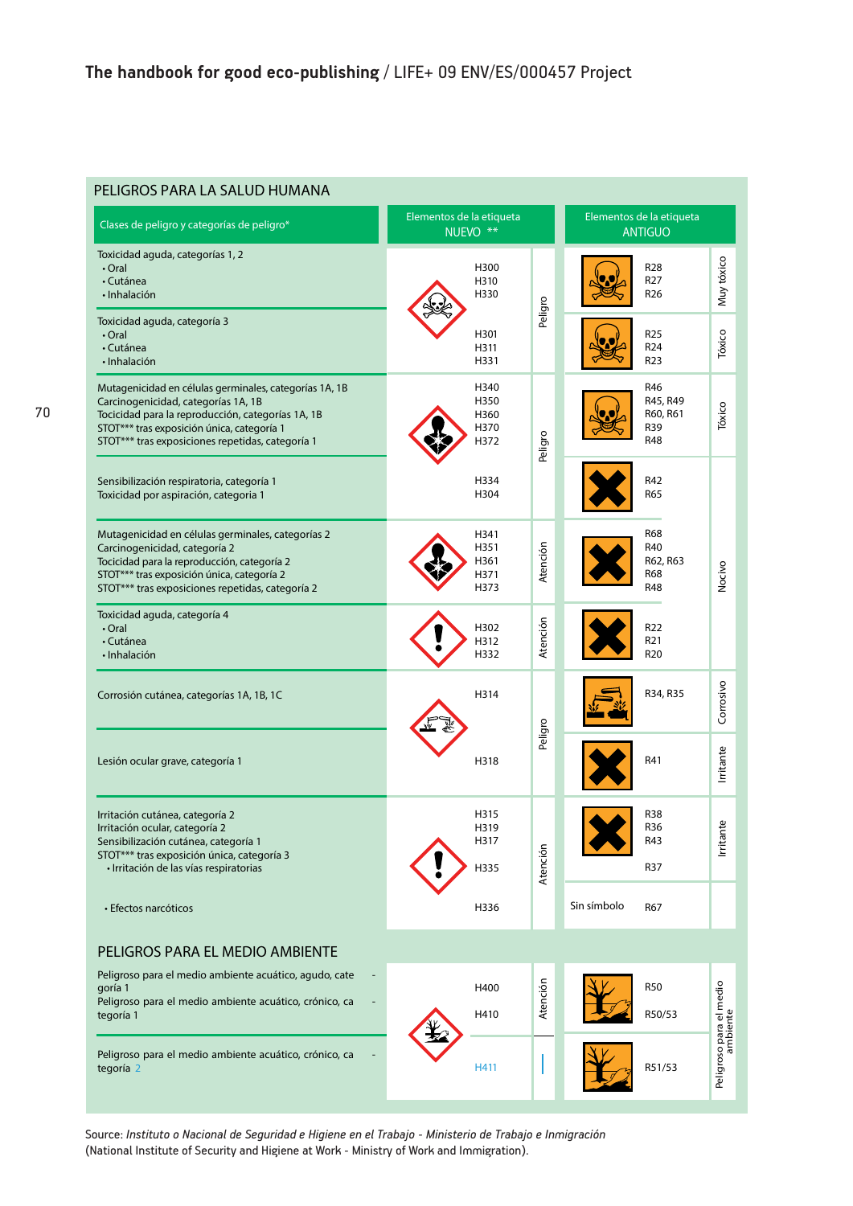## PELIGROS PARA LA SALUD HUMANA

| Clases de peligro y categorías de peligro* | Elementos de la etiqueta NUEVO ** | | Elementos de la etiqueta ANTIGUO | |
|---|---|---|---|---|
| Toxicidad aguda, categorías 1, 2<br>• Oral<br>• Cutánea<br>• Inhalación | H300<br>H310<br>H330 | Peligro | R28<br>R27<br>R26 | Muy tóxico |
| Toxicidad aguda, categoría 3<br>• Oral<br>• Cutánea<br>• Inhalación | H301<br>H311<br>H331 | Peligro | R25<br>R24<br>R23 | Tóxico |
| Mutagenicidad en células germinales, categorías 1A, 1B<br>Carcinogenicidad, categorías 1A, 1B<br>Tocicidad para la reproducción, categorías 1A, 1B<br>STOT*** tras exposición única, categoría 1<br>STOT*** tras exposiciones repetidas, categoría 1 | H340<br>H350<br>H360<br>H370<br>H372 | Peligro | R46<br>R45, R49<br>R60, R61<br>R39<br>R48 | Tóxico |
| Sensibilización respiratoria, categoría 1<br>Toxicidad por aspiración, categoria 1 | H334<br>H304 | Peligro | R42<br>R65 | Nocivo |
| Mutagenicidad en células germinales, categorías 2<br>Carcinogenicidad, categoría 2<br>Tocicidad para la reproducción, categoría 2<br>STOT*** tras exposición única, categoría 2<br>STOT*** tras exposiciones repetidas, categoría 2 | H341<br>H351<br>H361<br>H371<br>H373 | Atención | R68<br>R40<br>R62, R63<br>R68<br>R48 | Nocivo |
| Toxicidad aguda, categoría 4<br>• Oral<br>• Cutánea<br>• Inhalación | H302<br>H312<br>H332 | Atención | R22<br>R21<br>R20 | Nocivo |
| Corrosión cutánea, categorías 1A, 1B, 1C | H314 | Peligro | R34, R35 | Corrosivo |
| Lesión ocular grave, categoría 1 | H318 | Peligro | R41 | Irritante |
| Irritación cutánea, categoría 2<br>Irritación ocular, categoría 2<br>Sensibilización cutánea, categoría 1<br>STOT*** tras exposición única, categoría 3<br>• Irritación de las vías respiratorias | H315<br>H319<br>H317<br>H335 | Atención | R38<br>R36<br>R43<br>R37 | Irritante |
| • Efectos narcóticos | H336 | Atención | Sin símbolo R67 | |

## PELIGROS PARA EL MEDIO AMBIENTE

| Clases de peligro y categorías de peligro* | Elementos de la etiqueta NUEVO ** | | Elementos de la etiqueta ANTIGUO | |
|---|---|---|---|---|
| Peligroso para el medio ambiente acuático, agudo, categoría 1<br>Peligroso para el medio ambiente acuático, crónico, categoría 1 | H400<br>H410 | Atención | R50<br>R50/53 | Peligroso para el medio ambiente |
| Peligroso para el medio ambiente acuático, crónico, categoría 2 | H411 | | R51/53 | Peligroso para el medio ambiente |

Source: *Instituto o Nacional de Seguridad e Higiene en el Trabajo - Ministerio de Trabajo e Inmigración* (National Institute of Security and Higiene at Work - Ministry of Work and Immigration).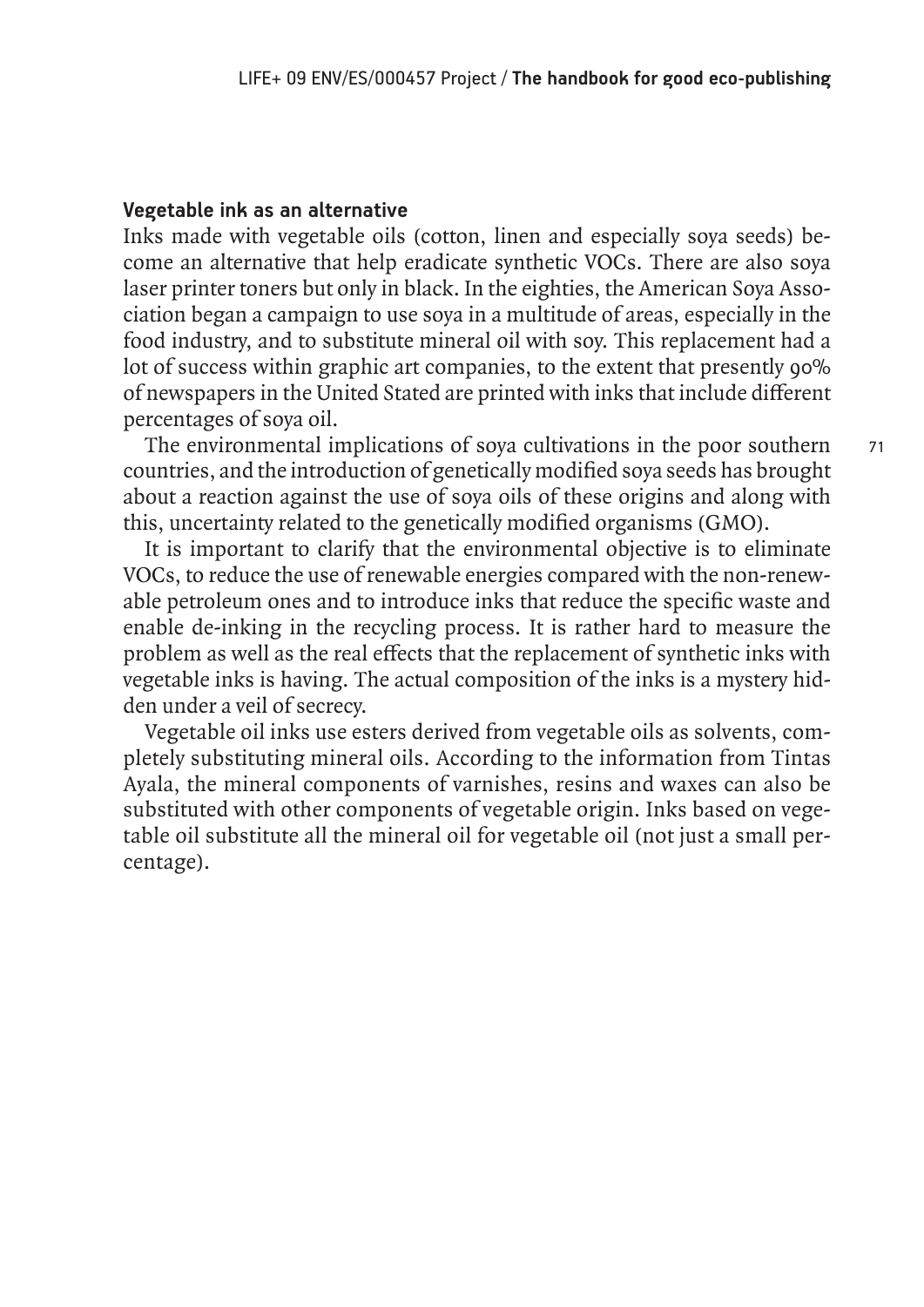### Vegetable ink as an alternative

Inks made with vegetable oils (cotton, linen and especially soya seeds) become an alternative that help eradicate synthetic VOCs. There are also soya laser printer toners but only in black. In the eighties, the American Soya Association began a campaign to use soya in a multitude of areas, especially in the food industry, and to substitute mineral oil with soy. This replacement had a lot of success within graphic art companies, to the extent that presently 90% of newspapers in the United Stated are printed with inks that include different percentages of soya oil.

The environmental implications of soya cultivations in the poor southern countries, and the introduction of genetically modified soya seeds has brought about a reaction against the use of soya oils of these origins and along with this, uncertainty related to the genetically modified organisms (GMO).

It is important to clarify that the environmental objective is to eliminate VOCs, to reduce the use of renewable energies compared with the non-renewable petroleum ones and to introduce inks that reduce the specific waste and enable de-inking in the recycling process. It is rather hard to measure the problem as well as the real effects that the replacement of synthetic inks with vegetable inks is having. The actual composition of the inks is a mystery hidden under a veil of secrecy.

Vegetable oil inks use esters derived from vegetable oils as solvents, completely substituting mineral oils. According to the information from Tintas Ayala, the mineral components of varnishes, resins and waxes can also be substituted with other components of vegetable origin. Inks based on vegetable oil substitute all the mineral oil for vegetable oil (not just a small percentage).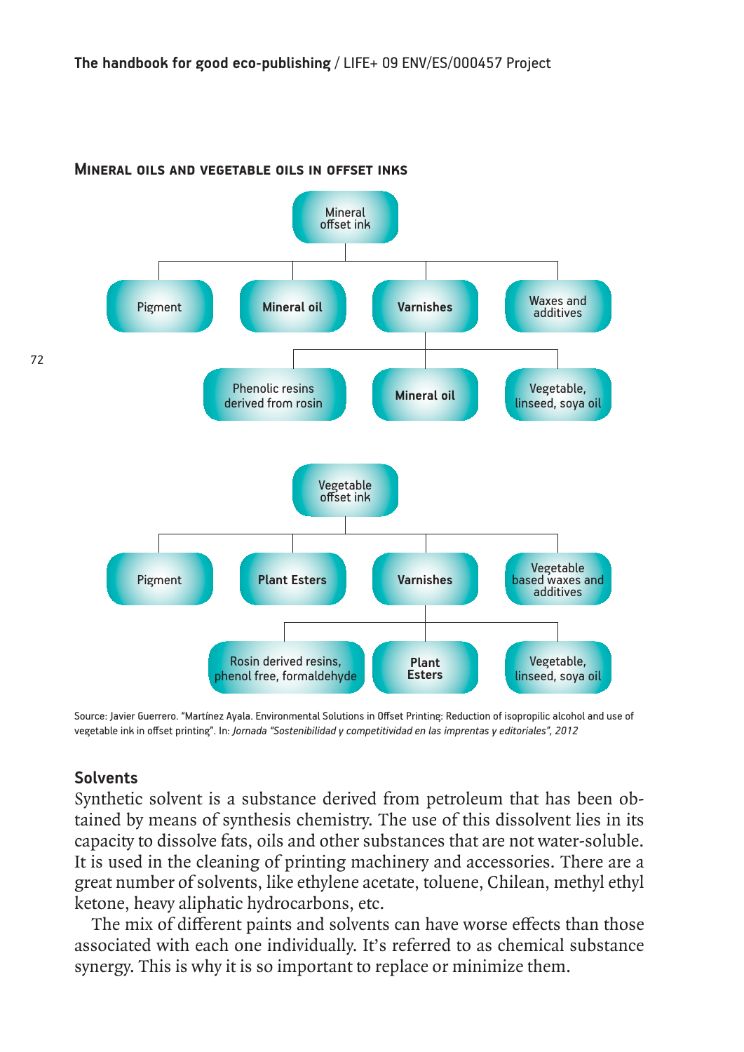## Mineral oils and vegetable oils in offset inks

- Mineral offset ink
  - Pigment
  - **Mineral oil**
  - **Varnishes**
    - Phenolic resins derived from rosin
    - **Mineral oil**
    - Vegetable, linseed, soya oil
  - Waxes and additives

- Vegetable offset ink
  - Pigment
  - **Plant Esters**
  - **Varnishes**
    - Rosin derived resins, phenol free, formaldehyde
    - **Plant Esters**
    - Vegetable, linseed, soya oil
  - Vegetable based waxes and additives

Source: Javier Guerrero. "Martínez Ayala. Environmental Solutions in Offset Printing: Reduction of isopropilic alcohol and use of vegetable ink in offset printing". In: *Jornada "Sostenibilidad y competitividad en las imprentas y editoriales", 2012*

### Solvents

Synthetic solvent is a substance derived from petroleum that has been obtained by means of synthesis chemistry. The use of this dissolvent lies in its capacity to dissolve fats, oils and other substances that are not water-soluble. It is used in the cleaning of printing machinery and accessories. There are a great number of solvents, like ethylene acetate, toluene, Chilean, methyl ethyl ketone, heavy aliphatic hydrocarbons, etc.

The mix of different paints and solvents can have worse effects than those associated with each one individually. It's referred to as chemical substance synergy. This is why it is so important to replace or minimize them.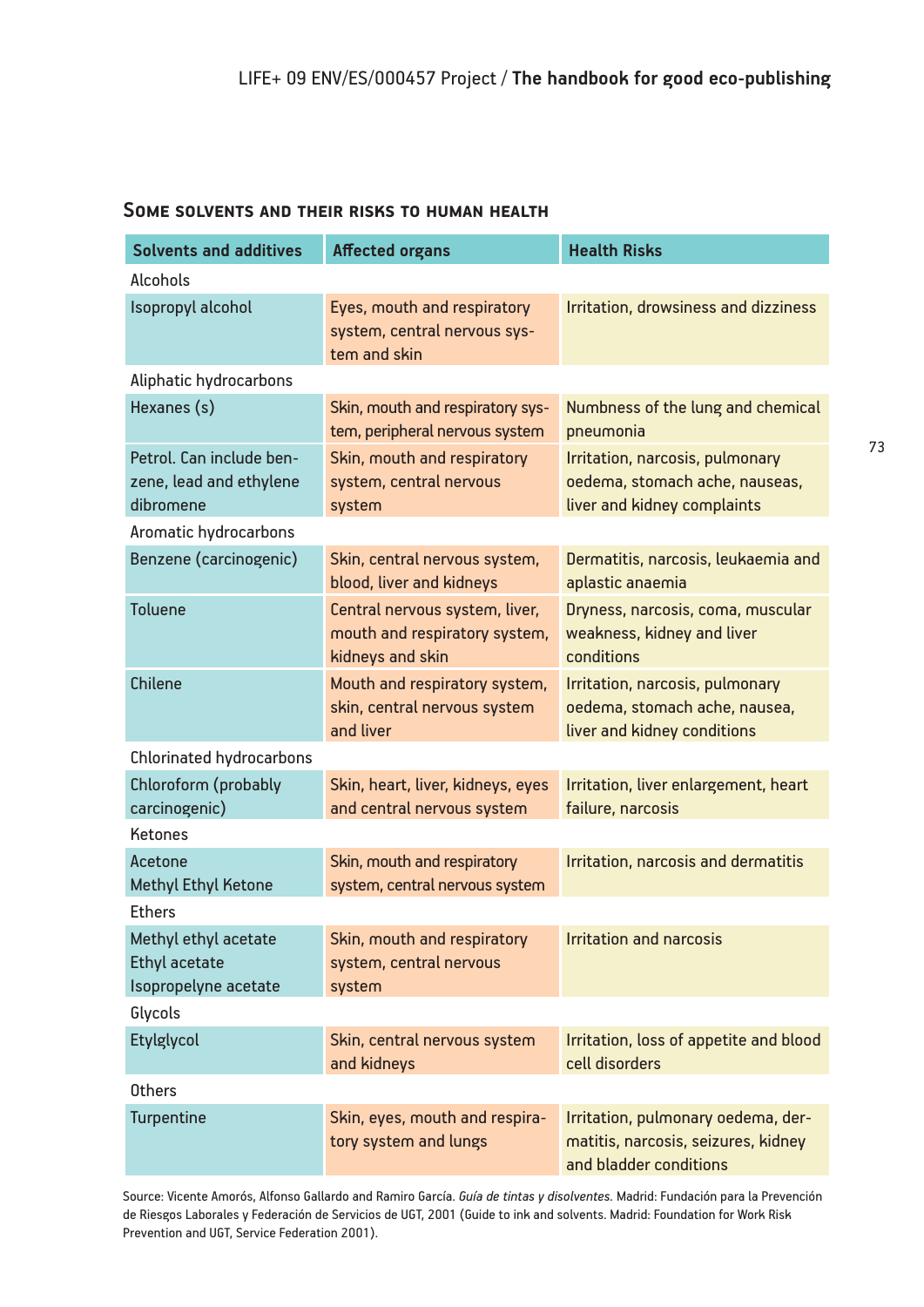### Some solvents and their risks to human health

| Solvents and additives | Affected organs | Health Risks |
|---|---|---|
| Alcohols | | |
| Isopropyl alcohol | Eyes, mouth and respiratory system, central nervous system and skin | Irritation, drowsiness and dizziness |
| Aliphatic hydrocarbons | | |
| Hexanes (s) | Skin, mouth and respiratory system, peripheral nervous system | Numbness of the lung and chemical pneumonia |
| Petrol. Can include benzene, lead and ethylene dibromene | Skin, mouth and respiratory system, central nervous system | Irritation, narcosis, pulmonary oedema, stomach ache, nauseas, liver and kidney complaints |
| Aromatic hydrocarbons | | |
| Benzene (carcinogenic) | Skin, central nervous system, blood, liver and kidneys | Dermatitis, narcosis, leukaemia and aplastic anaemia |
| Toluene | Central nervous system, liver, mouth and respiratory system, kidneys and skin | Dryness, narcosis, coma, muscular weakness, kidney and liver conditions |
| Chilene | Mouth and respiratory system, skin, central nervous system and liver | Irritation, narcosis, pulmonary oedema, stomach ache, nausea, liver and kidney conditions |
| Chlorinated hydrocarbons | | |
| Chloroform (probably carcinogenic) | Skin, heart, liver, kidneys, eyes and central nervous system | Irritation, liver enlargement, heart failure, narcosis |
| Ketones | | |
| Acetone<br>Methyl Ethyl Ketone | Skin, mouth and respiratory system, central nervous system | Irritation, narcosis and dermatitis |
| Ethers | | |
| Methyl ethyl acetate<br>Ethyl acetate<br>Isopropelyne acetate | Skin, mouth and respiratory system, central nervous system | Irritation and narcosis |
| Glycols | | |
| Etylglycol | Skin, central nervous system and kidneys | Irritation, loss of appetite and blood cell disorders |
| Others | | |
| Turpentine | Skin, eyes, mouth and respiratory system and lungs | Irritation, pulmonary oedema, dermatitis, narcosis, seizures, kidney and bladder conditions |

Source: Vicente Amorós, Alfonso Gallardo and Ramiro García. *Guía de tintas y disolventes.* Madrid: Fundación para la Prevención de Riesgos Laborales y Federación de Servicios de UGT, 2001 (Guide to ink and solvents. Madrid: Foundation for Work Risk Prevention and UGT, Service Federation 2001).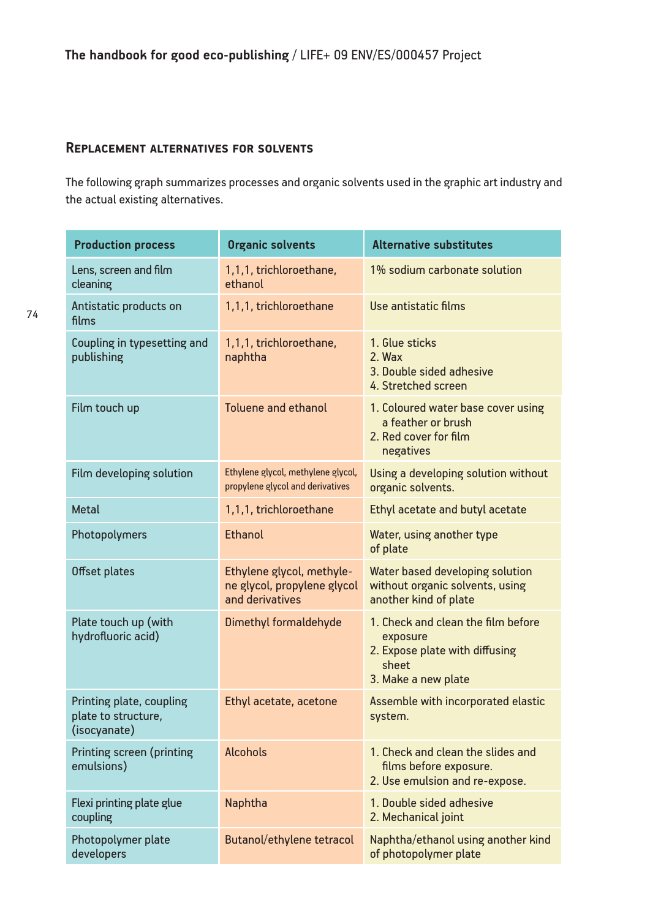## Replacement alternatives for solvents

The following graph summarizes processes and organic solvents used in the graphic art industry and the actual existing alternatives.

| Production process | Organic solvents | Alternative substitutes |
|---|---|---|
| Lens, screen and film cleaning | 1,1,1, trichloroethane, ethanol | 1% sodium carbonate solution |
| Antistatic products on films | 1,1,1, trichloroethane | Use antistatic films |
| Coupling in typesetting and publishing | 1,1,1, trichloroethane, naphtha | 1. Glue sticks<br>2. Wax<br>3. Double sided adhesive<br>4. Stretched screen |
| Film touch up | Toluene and ethanol | 1. Coloured water base cover using a feather or brush<br>2. Red cover for film negatives |
| Film developing solution | Ethylene glycol, methylene glycol, propylene glycol and derivatives | Using a developing solution without organic solvents. |
| Metal | 1,1,1, trichloroethane | Ethyl acetate and butyl acetate |
| Photopolymers | Ethanol | Water, using another type of plate |
| Offset plates | Ethylene glycol, methylene glycol, propylene glycol and derivatives | Water based developing solution without organic solvents, using another kind of plate |
| Plate touch up (with hydrofluoric acid) | Dimethyl formaldehyde | 1. Check and clean the film before exposure<br>2. Expose plate with diffusing sheet<br>3. Make a new plate |
| Printing plate, coupling plate to structure, (isocyanate) | Ethyl acetate, acetone | Assemble with incorporated elastic system. |
| Printing screen (printing emulsions) | Alcohols | 1. Check and clean the slides and films before exposure.<br>2. Use emulsion and re-expose. |
| Flexi printing plate glue coupling | Naphtha | 1. Double sided adhesive<br>2. Mechanical joint |
| Photopolymer plate developers | Butanol/ethylene tetracol | Naphtha/ethanol using another kind of photopolymer plate |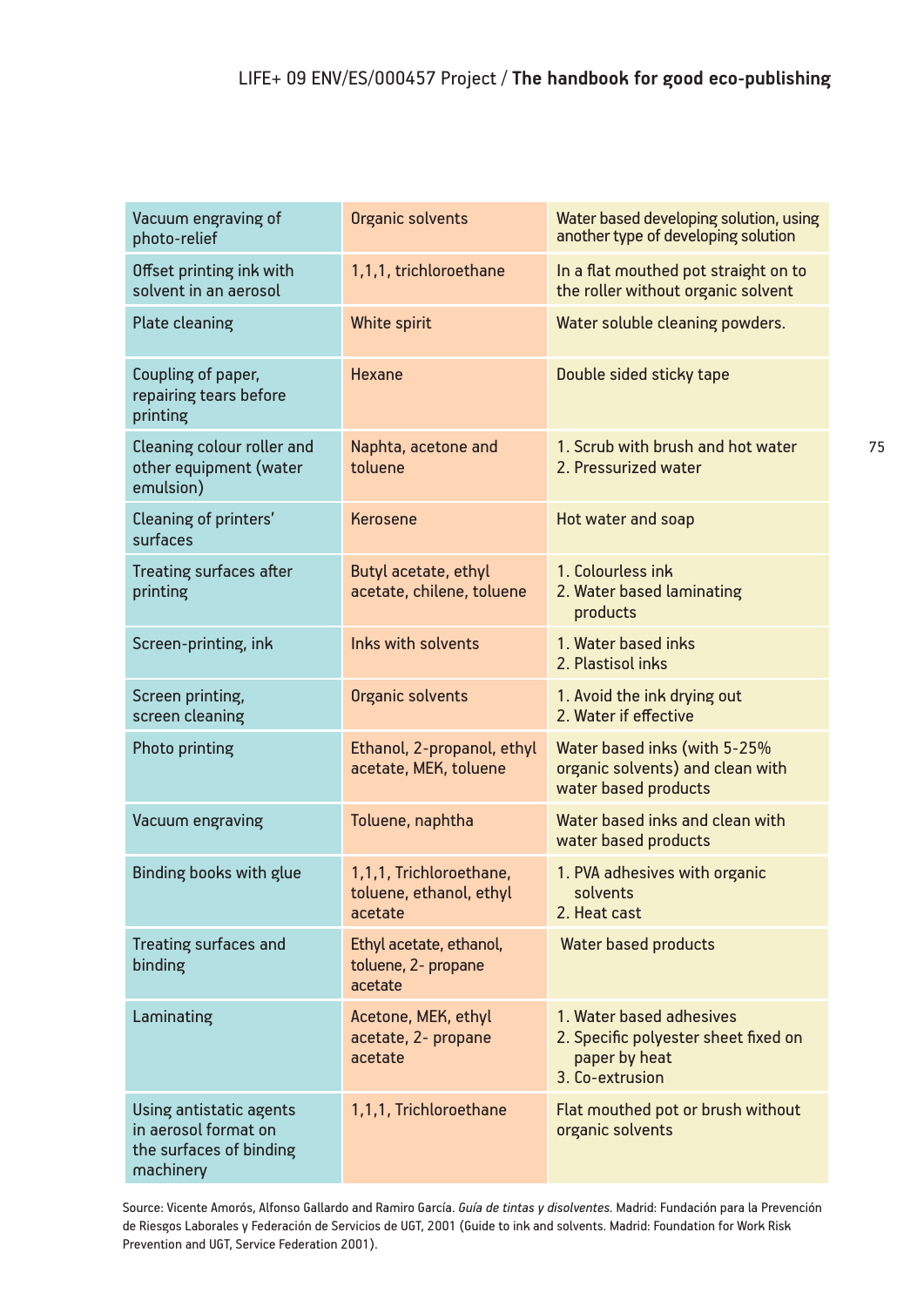| | | |
|---|---|---|
| Vacuum engraving of photo-relief | Organic solvents | Water based developing solution, using another type of developing solution |
| Offset printing ink with solvent in an aerosol | 1,1,1, trichloroethane | In a flat mouthed pot straight on to the roller without organic solvent |
| Plate cleaning | White spirit | Water soluble cleaning powders. |
| Coupling of paper, repairing tears before printing | Hexane | Double sided sticky tape |
| Cleaning colour roller and other equipment (water emulsion) | Naphta, acetone and toluene | 1. Scrub with brush and hot water<br>2. Pressurized water |
| Cleaning of printers' surfaces | Kerosene | Hot water and soap |
| Treating surfaces after printing | Butyl acetate, ethyl acetate, chilene, toluene | 1. Colourless ink<br>2. Water based laminating products |
| Screen-printing, ink | Inks with solvents | 1. Water based inks<br>2. Plastisol inks |
| Screen printing, screen cleaning | Organic solvents | 1. Avoid the ink drying out<br>2. Water if effective |
| Photo printing | Ethanol, 2-propanol, ethyl acetate, MEK, toluene | Water based inks (with 5-25% organic solvents) and clean with water based products |
| Vacuum engraving | Toluene, naphtha | Water based inks and clean with water based products |
| Binding books with glue | 1,1,1, Trichloroethane, toluene, ethanol, ethyl acetate | 1. PVA adhesives with organic solvents<br>2. Heat cast |
| Treating surfaces and binding | Ethyl acetate, ethanol, toluene, 2- propane acetate | Water based products |
| Laminating | Acetone, MEK, ethyl acetate, 2- propane acetate | 1. Water based adhesives<br>2. Specific polyester sheet fixed on paper by heat<br>3. Co-extrusion |
| Using antistatic agents in aerosol format on the surfaces of binding machinery | 1,1,1, Trichloroethane | Flat mouthed pot or brush without organic solvents |

Source: Vicente Amorós, Alfonso Gallardo and Ramiro García. *Guía de tintas y disolventes.* Madrid: Fundación para la Prevención de Riesgos Laborales y Federación de Servicios de UGT, 2001 (Guide to ink and solvents. Madrid: Foundation for Work Risk Prevention and UGT, Service Federation 2001).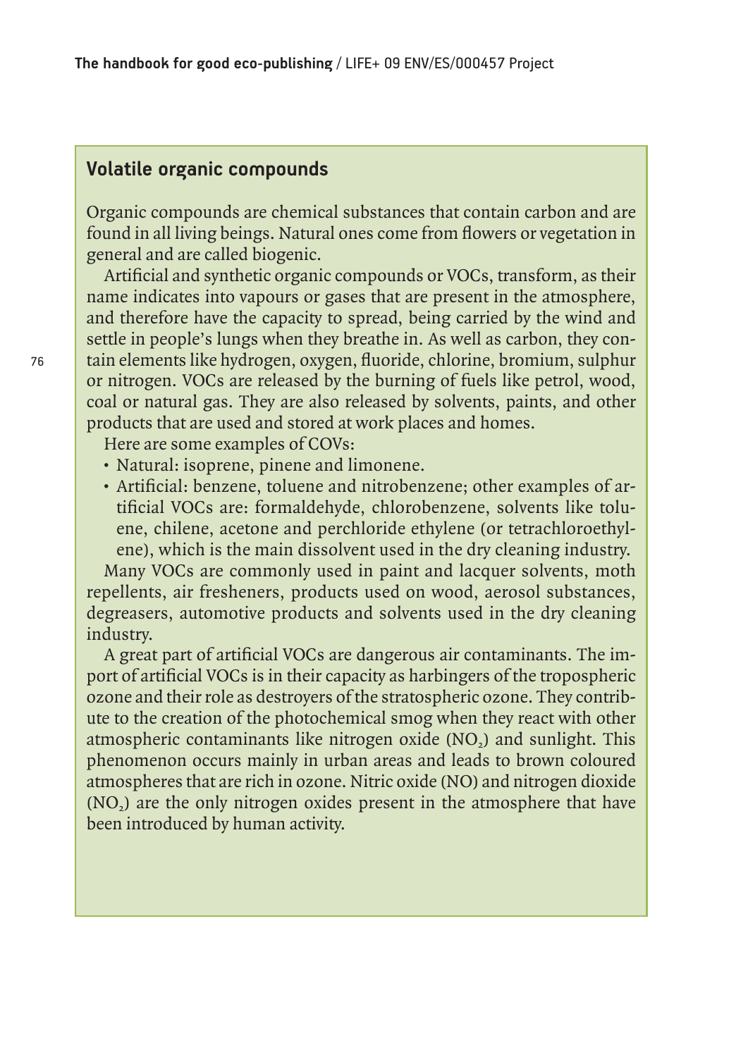## Volatile organic compounds

Organic compounds are chemical substances that contain carbon and are found in all living beings. Natural ones come from flowers or vegetation in general and are called biogenic.

Artificial and synthetic organic compounds or VOCs, transform, as their name indicates into vapours or gases that are present in the atmosphere, and therefore have the capacity to spread, being carried by the wind and settle in people's lungs when they breathe in. As well as carbon, they contain elements like hydrogen, oxygen, fluoride, chlorine, bromium, sulphur or nitrogen. VOCs are released by the burning of fuels like petrol, wood, coal or natural gas. They are also released by solvents, paints, and other products that are used and stored at work places and homes.

Here are some examples of COVs:

- Natural: isoprene, pinene and limonene.
- Artificial: benzene, toluene and nitrobenzene; other examples of artificial VOCs are: formaldehyde, chlorobenzene, solvents like toluene, chilene, acetone and perchloride ethylene (or tetrachloroethylene), which is the main dissolvent used in the dry cleaning industry.

Many VOCs are commonly used in paint and lacquer solvents, moth repellents, air fresheners, products used on wood, aerosol substances, degreasers, automotive products and solvents used in the dry cleaning industry.

A great part of artificial VOCs are dangerous air contaminants. The import of artificial VOCs is in their capacity as harbingers of the tropospheric ozone and their role as destroyers of the stratospheric ozone. They contribute to the creation of the photochemical smog when they react with other atmospheric contaminants like nitrogen oxide ($NO_2$) and sunlight. This phenomenon occurs mainly in urban areas and leads to brown coloured atmospheres that are rich in ozone. Nitric oxide (NO) and nitrogen dioxide ($NO_2$) are the only nitrogen oxides present in the atmosphere that have been introduced by human activity.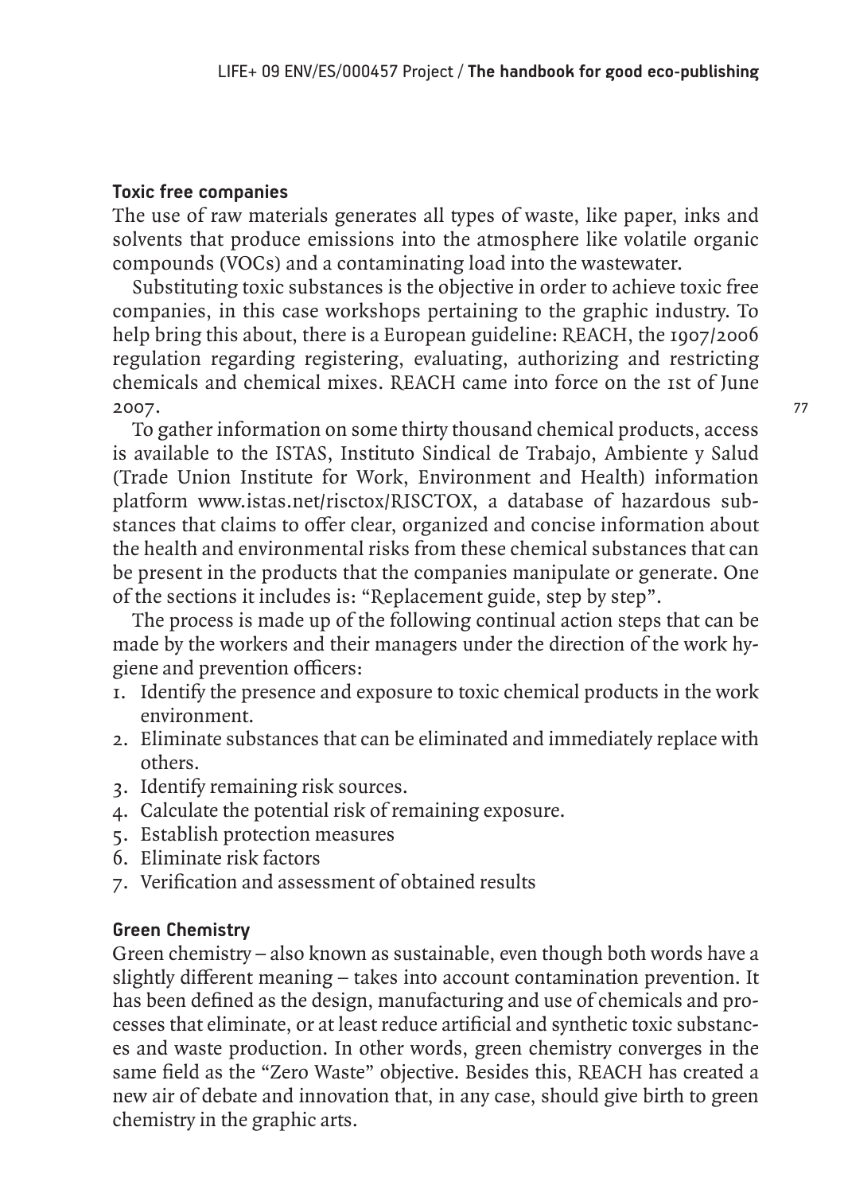### Toxic free companies

The use of raw materials generates all types of waste, like paper, inks and solvents that produce emissions into the atmosphere like volatile organic compounds (VOCs) and a contaminating load into the wastewater.

Substituting toxic substances is the objective in order to achieve toxic free companies, in this case workshops pertaining to the graphic industry. To help bring this about, there is a European guideline: REACH, the 1907/2006 regulation regarding registering, evaluating, authorizing and restricting chemicals and chemical mixes. REACH came into force on the 1st of June 2007.

To gather information on some thirty thousand chemical products, access is available to the ISTAS, Instituto Sindical de Trabajo, Ambiente y Salud (Trade Union Institute for Work, Environment and Health) information platform www.istas.net/risctox/RISCTOX, a database of hazardous substances that claims to offer clear, organized and concise information about the health and environmental risks from these chemical substances that can be present in the products that the companies manipulate or generate. One of the sections it includes is: "Replacement guide, step by step".

The process is made up of the following continual action steps that can be made by the workers and their managers under the direction of the work hygiene and prevention officers:

1. Identify the presence and exposure to toxic chemical products in the work environment.
2. Eliminate substances that can be eliminated and immediately replace with others.
3. Identify remaining risk sources.
4. Calculate the potential risk of remaining exposure.
5. Establish protection measures
6. Eliminate risk factors
7. Verification and assessment of obtained results

### Green Chemistry

Green chemistry – also known as sustainable, even though both words have a slightly different meaning – takes into account contamination prevention. It has been defined as the design, manufacturing and use of chemicals and processes that eliminate, or at least reduce artificial and synthetic toxic substances and waste production. In other words, green chemistry converges in the same field as the "Zero Waste" objective. Besides this, REACH has created a new air of debate and innovation that, in any case, should give birth to green chemistry in the graphic arts.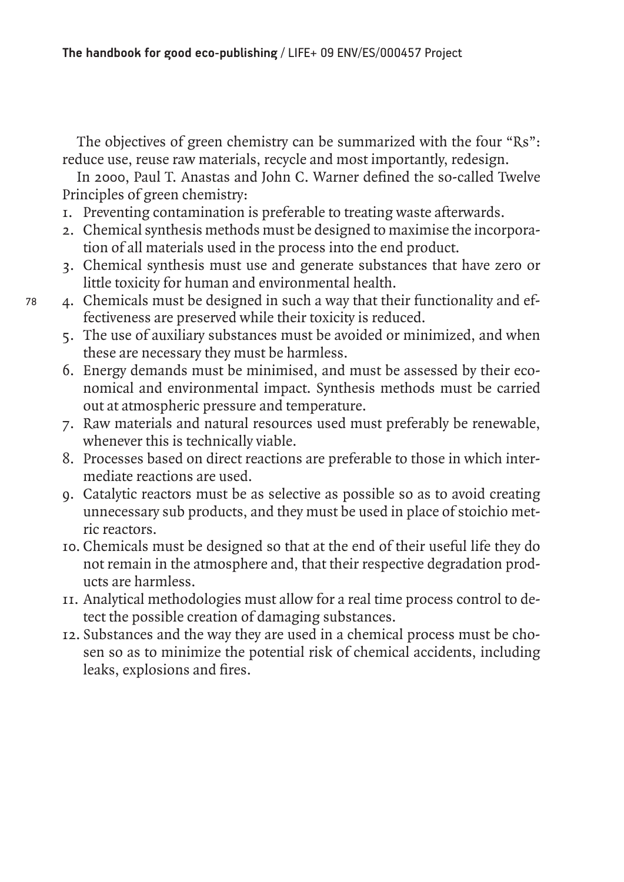The objectives of green chemistry can be summarized with the four "Rs": reduce use, reuse raw materials, recycle and most importantly, redesign.

In 2000, Paul T. Anastas and John C. Warner defined the so-called Twelve Principles of green chemistry:

1. Preventing contamination is preferable to treating waste afterwards.
2. Chemical synthesis methods must be designed to maximise the incorporation of all materials used in the process into the end product.
3. Chemical synthesis must use and generate substances that have zero or little toxicity for human and environmental health.
4. Chemicals must be designed in such a way that their functionality and effectiveness are preserved while their toxicity is reduced.
5. The use of auxiliary substances must be avoided or minimized, and when these are necessary they must be harmless.
6. Energy demands must be minimised, and must be assessed by their economical and environmental impact. Synthesis methods must be carried out at atmospheric pressure and temperature.
7. Raw materials and natural resources used must preferably be renewable, whenever this is technically viable.
8. Processes based on direct reactions are preferable to those in which intermediate reactions are used.
9. Catalytic reactors must be as selective as possible so as to avoid creating unnecessary sub products, and they must be used in place of stoichio metric reactors.
10. Chemicals must be designed so that at the end of their useful life they do not remain in the atmosphere and, that their respective degradation products are harmless.
11. Analytical methodologies must allow for a real time process control to detect the possible creation of damaging substances.
12. Substances and the way they are used in a chemical process must be chosen so as to minimize the potential risk of chemical accidents, including leaks, explosions and fires.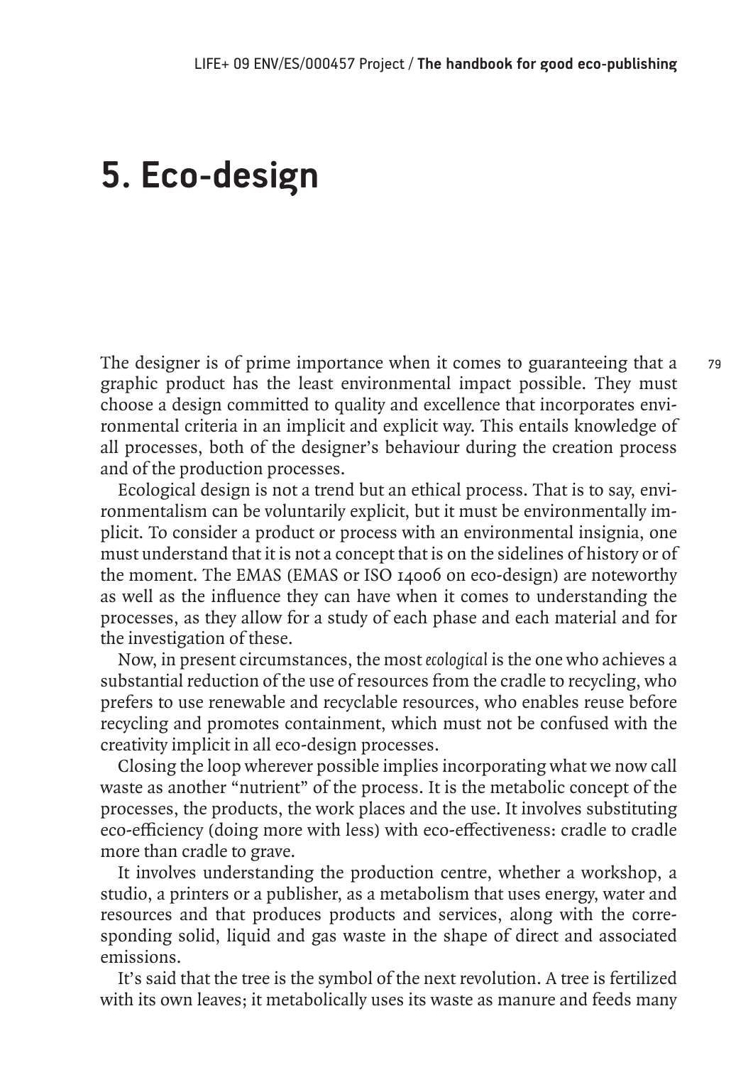# 5. Eco-design

The designer is of prime importance when it comes to guaranteeing that a graphic product has the least environmental impact possible. They must choose a design committed to quality and excellence that incorporates environmental criteria in an implicit and explicit way. This entails knowledge of all processes, both of the designer's behaviour during the creation process and of the production processes.

Ecological design is not a trend but an ethical process. That is to say, environmentalism can be voluntarily explicit, but it must be environmentally implicit. To consider a product or process with an environmental insignia, one must understand that it is not a concept that is on the sidelines of history or of the moment. The EMAS (EMAS or ISO 14006 on eco-design) are noteworthy as well as the influence they can have when it comes to understanding the processes, as they allow for a study of each phase and each material and for the investigation of these.

Now, in present circumstances, the most *ecological* is the one who achieves a substantial reduction of the use of resources from the cradle to recycling, who prefers to use renewable and recyclable resources, who enables reuse before recycling and promotes containment, which must not be confused with the creativity implicit in all eco-design processes.

Closing the loop wherever possible implies incorporating what we now call waste as another "nutrient" of the process. It is the metabolic concept of the processes, the products, the work places and the use. It involves substituting eco-efficiency (doing more with less) with eco-effectiveness: cradle to cradle more than cradle to grave.

It involves understanding the production centre, whether a workshop, a studio, a printers or a publisher, as a metabolism that uses energy, water and resources and that produces products and services, along with the corresponding solid, liquid and gas waste in the shape of direct and associated emissions.

It's said that the tree is the symbol of the next revolution. A tree is fertilized with its own leaves; it metabolically uses its waste as manure and feeds many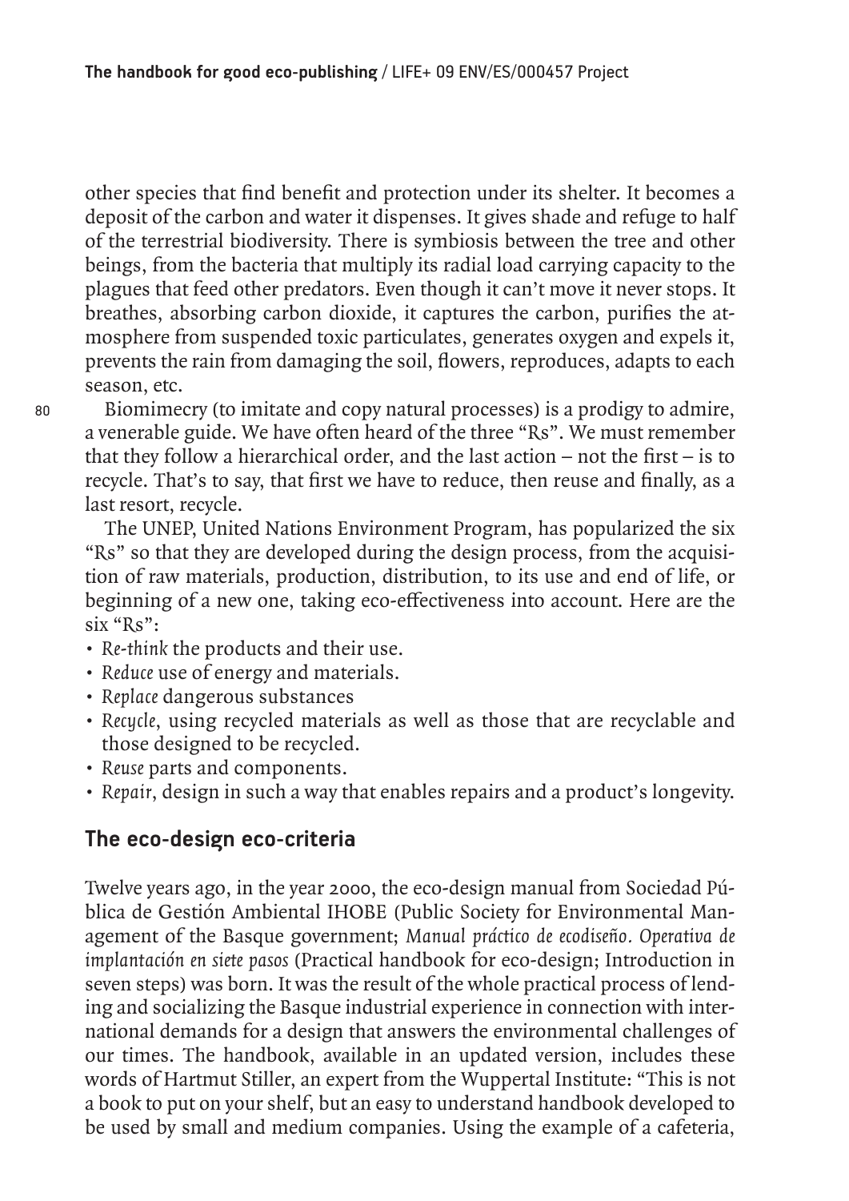other species that find benefit and protection under its shelter. It becomes a deposit of the carbon and water it dispenses. It gives shade and refuge to half of the terrestrial biodiversity. There is symbiosis between the tree and other beings, from the bacteria that multiply its radial load carrying capacity to the plagues that feed other predators. Even though it can't move it never stops. It breathes, absorbing carbon dioxide, it captures the carbon, purifies the atmosphere from suspended toxic particulates, generates oxygen and expels it, prevents the rain from damaging the soil, flowers, reproduces, adapts to each season, etc.

Biomimecry (to imitate and copy natural processes) is a prodigy to admire, a venerable guide. We have often heard of the three "Rs". We must remember that they follow a hierarchical order, and the last action – not the first – is to recycle. That's to say, that first we have to reduce, then reuse and finally, as a last resort, recycle.

The UNEP, United Nations Environment Program, has popularized the six "Rs" so that they are developed during the design process, from the acquisition of raw materials, production, distribution, to its use and end of life, or beginning of a new one, taking eco-effectiveness into account. Here are the six "Rs":

- *Re-think* the products and their use.
- *Reduce* use of energy and materials.
- *Replace* dangerous substances
- *Recycle*, using recycled materials as well as those that are recyclable and those designed to be recycled.
- *Reuse* parts and components.
- *Repair*, design in such a way that enables repairs and a product's longevity.

## The eco-design eco-criteria

Twelve years ago, in the year 2000, the eco-design manual from Sociedad Pública de Gestión Ambiental IHOBE (Public Society for Environmental Management of the Basque government; *Manual práctico de ecodiseño. Operativa de implantación en siete pasos* (Practical handbook for eco-design; Introduction in seven steps) was born. It was the result of the whole practical process of lending and socializing the Basque industrial experience in connection with international demands for a design that answers the environmental challenges of our times. The handbook, available in an updated version, includes these words of Hartmut Stiller, an expert from the Wuppertal Institute: "This is not a book to put on your shelf, but an easy to understand handbook developed to be used by small and medium companies. Using the example of a cafeteria,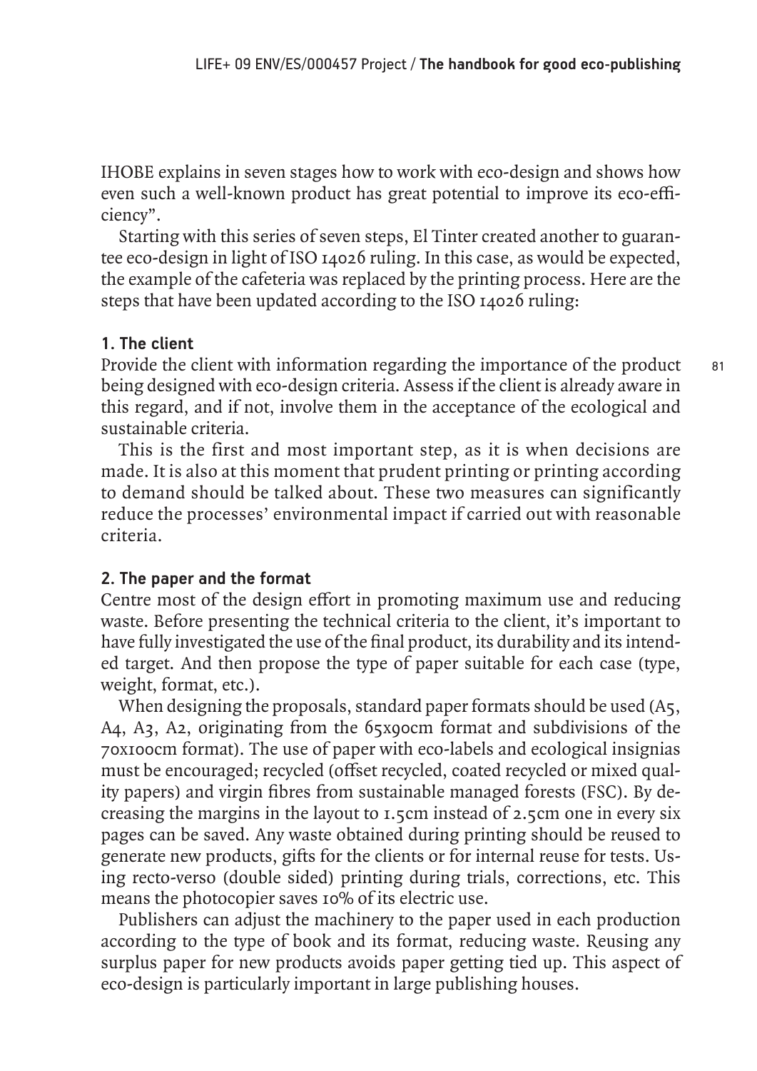IHOBE explains in seven stages how to work with eco-design and shows how even such a well-known product has great potential to improve its eco-efficiency".

Starting with this series of seven steps, El Tinter created another to guarantee eco-design in light of ISO 14026 ruling. In this case, as would be expected, the example of the cafeteria was replaced by the printing process. Here are the steps that have been updated according to the ISO 14026 ruling:

### 1. The client

Provide the client with information regarding the importance of the product being designed with eco-design criteria. Assess if the client is already aware in this regard, and if not, involve them in the acceptance of the ecological and sustainable criteria.

This is the first and most important step, as it is when decisions are made. It is also at this moment that prudent printing or printing according to demand should be talked about. These two measures can significantly reduce the processes' environmental impact if carried out with reasonable criteria.

### 2. The paper and the format

Centre most of the design effort in promoting maximum use and reducing waste. Before presenting the technical criteria to the client, it's important to have fully investigated the use of the final product, its durability and its intended target. And then propose the type of paper suitable for each case (type, weight, format, etc.).

When designing the proposals, standard paper formats should be used (A5, A4, A3, A2, originating from the 65x90cm format and subdivisions of the 70x100cm format). The use of paper with eco-labels and ecological insignias must be encouraged; recycled (offset recycled, coated recycled or mixed quality papers) and virgin fibres from sustainable managed forests (FSC). By decreasing the margins in the layout to 1.5cm instead of 2.5cm one in every six pages can be saved. Any waste obtained during printing should be reused to generate new products, gifts for the clients or for internal reuse for tests. Using recto-verso (double sided) printing during trials, corrections, etc. This means the photocopier saves 10% of its electric use.

Publishers can adjust the machinery to the paper used in each production according to the type of book and its format, reducing waste. Reusing any surplus paper for new products avoids paper getting tied up. This aspect of eco-design is particularly important in large publishing houses.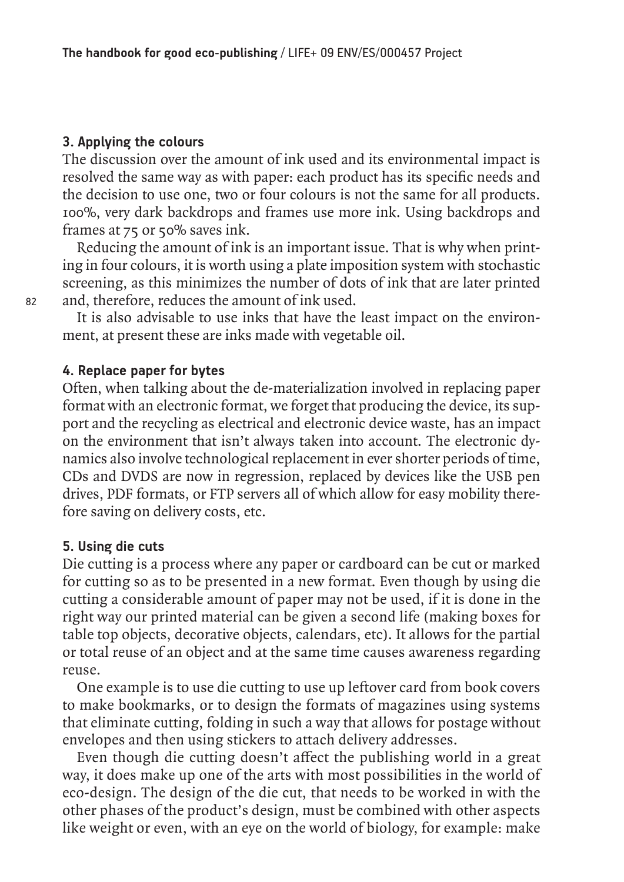### 3. Applying the colours

The discussion over the amount of ink used and its environmental impact is resolved the same way as with paper: each product has its specific needs and the decision to use one, two or four colours is not the same for all products. 100%, very dark backdrops and frames use more ink. Using backdrops and frames at 75 or 50% saves ink.

Reducing the amount of ink is an important issue. That is why when printing in four colours, it is worth using a plate imposition system with stochastic screening, as this minimizes the number of dots of ink that are later printed and, therefore, reduces the amount of ink used.

It is also advisable to use inks that have the least impact on the environment, at present these are inks made with vegetable oil.

### 4. Replace paper for bytes

Often, when talking about the de-materialization involved in replacing paper format with an electronic format, we forget that producing the device, its support and the recycling as electrical and electronic device waste, has an impact on the environment that isn't always taken into account. The electronic dynamics also involve technological replacement in ever shorter periods of time, CDs and DVDS are now in regression, replaced by devices like the USB pen drives, PDF formats, or FTP servers all of which allow for easy mobility therefore saving on delivery costs, etc.

### 5. Using die cuts

Die cutting is a process where any paper or cardboard can be cut or marked for cutting so as to be presented in a new format. Even though by using die cutting a considerable amount of paper may not be used, if it is done in the right way our printed material can be given a second life (making boxes for table top objects, decorative objects, calendars, etc). It allows for the partial or total reuse of an object and at the same time causes awareness regarding reuse.

One example is to use die cutting to use up leftover card from book covers to make bookmarks, or to design the formats of magazines using systems that eliminate cutting, folding in such a way that allows for postage without envelopes and then using stickers to attach delivery addresses.

Even though die cutting doesn't affect the publishing world in a great way, it does make up one of the arts with most possibilities in the world of eco-design. The design of the die cut, that needs to be worked in with the other phases of the product's design, must be combined with other aspects like weight or even, with an eye on the world of biology, for example: make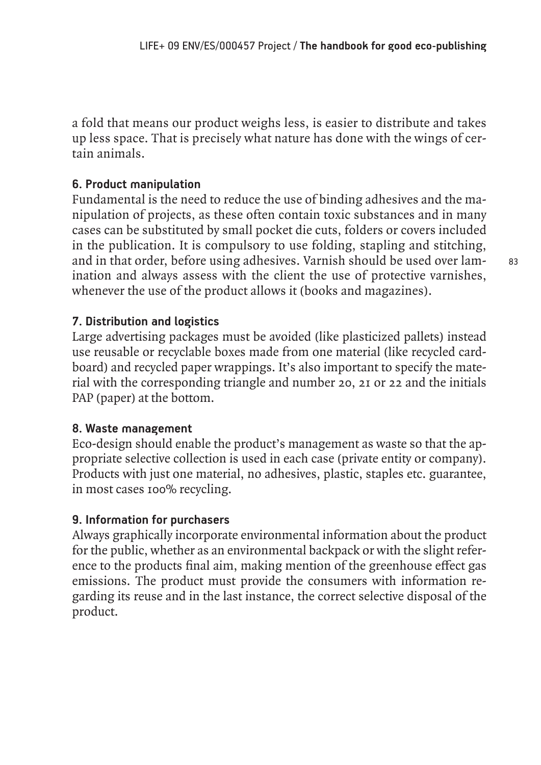a fold that means our product weighs less, is easier to distribute and takes up less space. That is precisely what nature has done with the wings of certain animals.

### 6. Product manipulation

Fundamental is the need to reduce the use of binding adhesives and the manipulation of projects, as these often contain toxic substances and in many cases can be substituted by small pocket die cuts, folders or covers included in the publication. It is compulsory to use folding, stapling and stitching, and in that order, before using adhesives. Varnish should be used over lamination and always assess with the client the use of protective varnishes, whenever the use of the product allows it (books and magazines).

### 7. Distribution and logistics

Large advertising packages must be avoided (like plasticized pallets) instead use reusable or recyclable boxes made from one material (like recycled cardboard) and recycled paper wrappings. It's also important to specify the material with the corresponding triangle and number 20, 21 or 22 and the initials PAP (paper) at the bottom.

### 8. Waste management

Eco-design should enable the product's management as waste so that the appropriate selective collection is used in each case (private entity or company). Products with just one material, no adhesives, plastic, staples etc. guarantee, in most cases 100% recycling.

### 9. Information for purchasers

Always graphically incorporate environmental information about the product for the public, whether as an environmental backpack or with the slight reference to the products final aim, making mention of the greenhouse effect gas emissions. The product must provide the consumers with information regarding its reuse and in the last instance, the correct selective disposal of the product.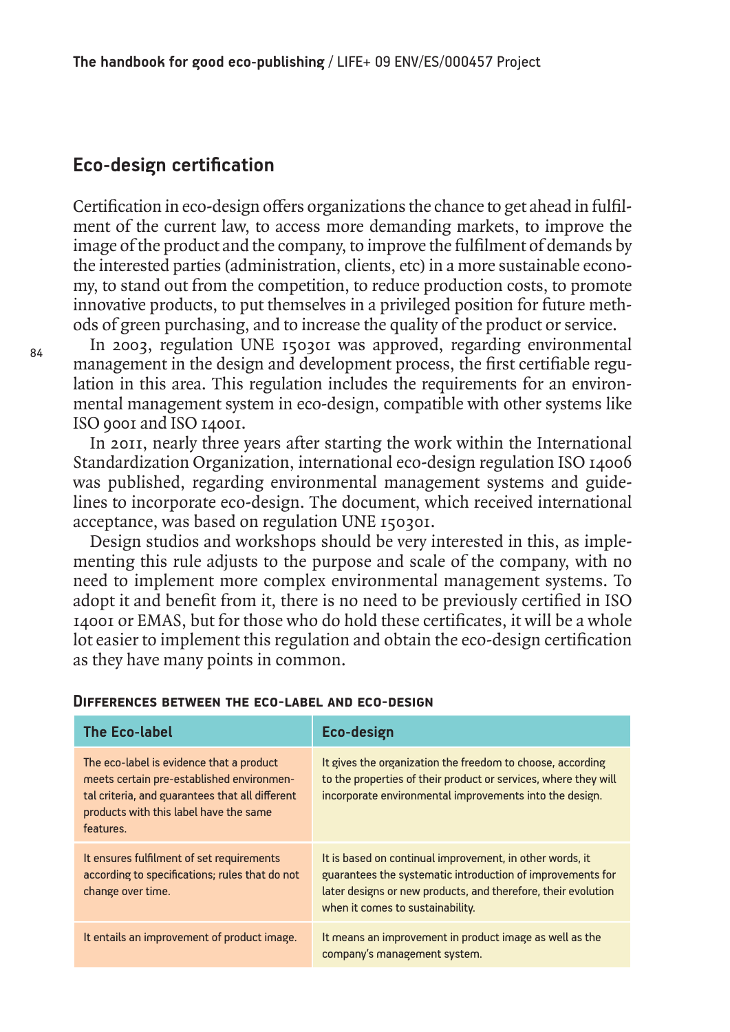## Eco-design certification

Certification in eco-design offers organizations the chance to get ahead in fulfilment of the current law, to access more demanding markets, to improve the image of the product and the company, to improve the fulfilment of demands by the interested parties (administration, clients, etc) in a more sustainable economy, to stand out from the competition, to reduce production costs, to promote innovative products, to put themselves in a privileged position for future methods of green purchasing, and to increase the quality of the product or service.

In 2003, regulation UNE 150301 was approved, regarding environmental management in the design and development process, the first certifiable regulation in this area. This regulation includes the requirements for an environmental management system in eco-design, compatible with other systems like ISO 9001 and ISO 14001.

In 2011, nearly three years after starting the work within the International Standardization Organization, international eco-design regulation ISO 14006 was published, regarding environmental management systems and guidelines to incorporate eco-design. The document, which received international acceptance, was based on regulation UNE 150301.

Design studios and workshops should be very interested in this, as implementing this rule adjusts to the purpose and scale of the company, with no need to implement more complex environmental management systems. To adopt it and benefit from it, there is no need to be previously certified in ISO 14001 or EMAS, but for those who do hold these certificates, it will be a whole lot easier to implement this regulation and obtain the eco-design certification as they have many points in common.

**Differences between the eco-label and eco-design**

| The Eco-label | Eco-design |
| --- | --- |
| The eco-label is evidence that a product meets certain pre-established environmental criteria, and guarantees that all different products with this label have the same features. | It gives the organization the freedom to choose, according to the properties of their product or services, where they will incorporate environmental improvements into the design. |
| It ensures fulfilment of set requirements according to specifications; rules that do not change over time. | It is based on continual improvement, in other words, it guarantees the systematic introduction of improvements for later designs or new products, and therefore, their evolution when it comes to sustainability. |
| It entails an improvement of product image. | It means an improvement in product image as well as the company's management system. |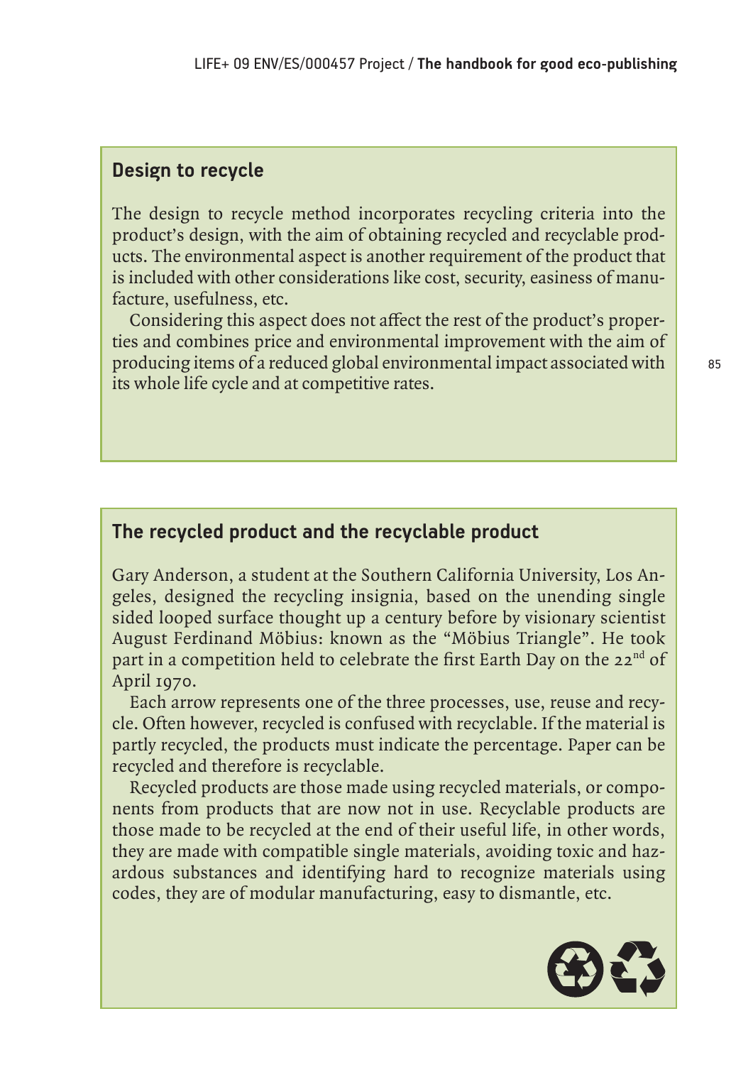## Design to recycle

The design to recycle method incorporates recycling criteria into the product's design, with the aim of obtaining recycled and recyclable products. The environmental aspect is another requirement of the product that is included with other considerations like cost, security, easiness of manufacture, usefulness, etc.

Considering this aspect does not affect the rest of the product's properties and combines price and environmental improvement with the aim of producing items of a reduced global environmental impact associated with its whole life cycle and at competitive rates.

## The recycled product and the recyclable product

Gary Anderson, a student at the Southern California University, Los Angeles, designed the recycling insignia, based on the unending single sided looped surface thought up a century before by visionary scientist August Ferdinand Möbius: known as the "Möbius Triangle". He took part in a competition held to celebrate the first Earth Day on the 22nd of April 1970.

Each arrow represents one of the three processes, use, reuse and recycle. Often however, recycled is confused with recyclable. If the material is partly recycled, the products must indicate the percentage. Paper can be recycled and therefore is recyclable.

Recycled products are those made using recycled materials, or components from products that are now not in use. Recyclable products are those made to be recycled at the end of their useful life, in other words, they are made with compatible single materials, avoiding toxic and hazardous substances and identifying hard to recognize materials using codes, they are of modular manufacturing, easy to dismantle, etc.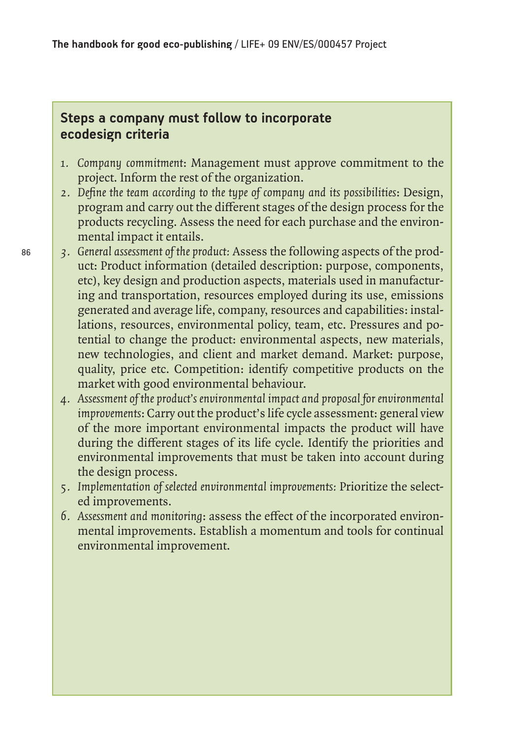## Steps a company must follow to incorporate ecodesign criteria

1. *Company commitment*: Management must approve commitment to the project. Inform the rest of the organization.
2. *Define the team according to the type of company and its possibilities*: Design, program and carry out the different stages of the design process for the products recycling. Assess the need for each purchase and the environmental impact it entails.
3. *General assessment of the product:* Assess the following aspects of the product: Product information (detailed description: purpose, components, etc), key design and production aspects, materials used in manufacturing and transportation, resources employed during its use, emissions generated and average life, company, resources and capabilities: installations, resources, environmental policy, team, etc. Pressures and potential to change the product: environmental aspects, new materials, new technologies, and client and market demand. Market: purpose, quality, price etc. Competition: identify competitive products on the market with good environmental behaviour.
4. *Assessment of the product's environmental impact and proposal for environmental improvements*: Carry out the product's life cycle assessment: general view of the more important environmental impacts the product will have during the different stages of its life cycle. Identify the priorities and environmental improvements that must be taken into account during the design process.
5. *Implementation of selected environmental improvements:* Prioritize the selected improvements.
6. *Assessment and monitoring*: assess the effect of the incorporated environmental improvements. Establish a momentum and tools for continual environmental improvement.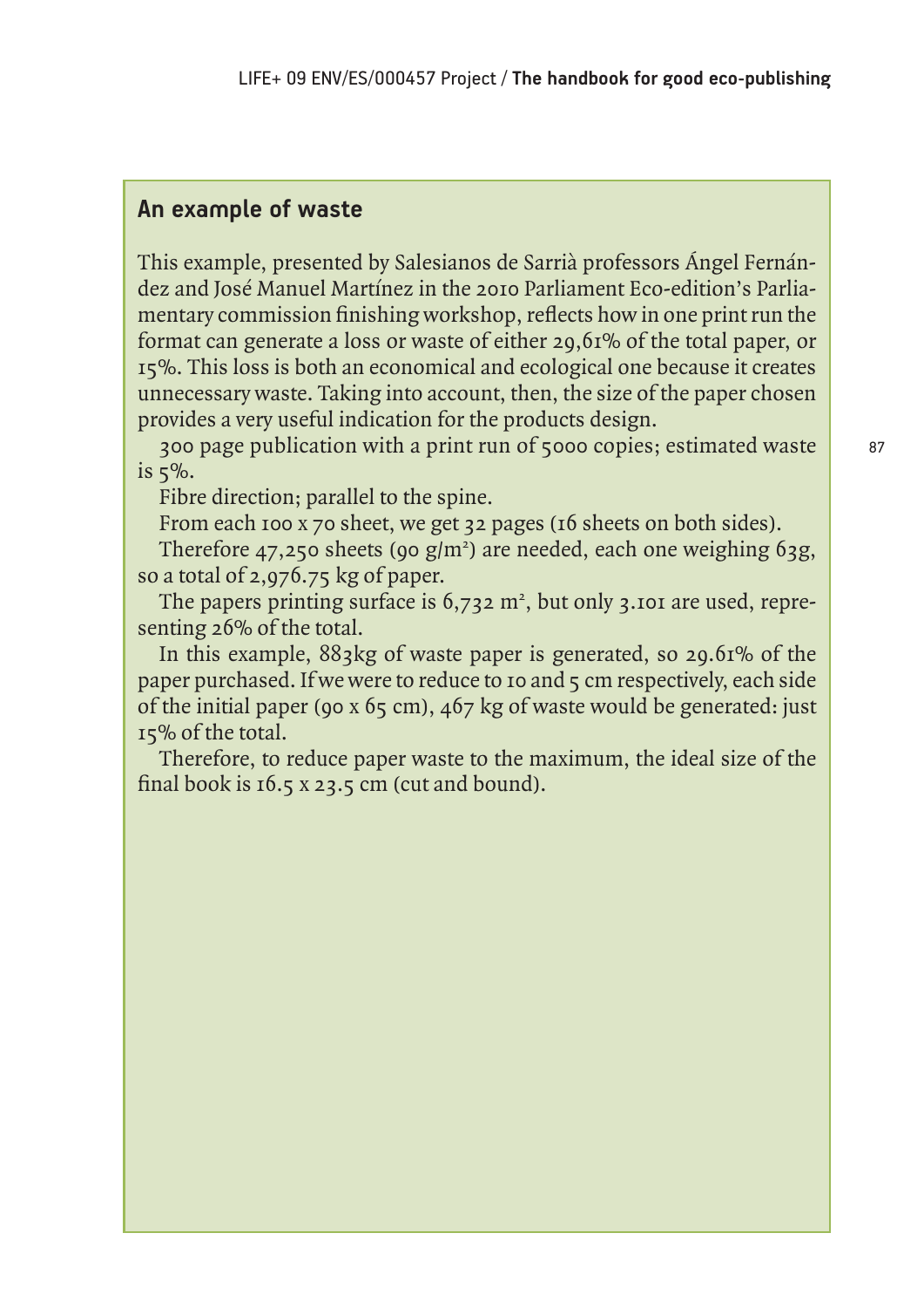## An example of waste

This example, presented by Salesianos de Sarrià professors Ángel Fernández and José Manuel Martínez in the 2010 Parliament Eco-edition's Parliamentary commission finishing workshop, reflects how in one print run the format can generate a loss or waste of either 29,61% of the total paper, or 15%. This loss is both an economical and ecological one because it creates unnecessary waste. Taking into account, then, the size of the paper chosen provides a very useful indication for the products design.

300 page publication with a print run of 5000 copies; estimated waste is 5%.

Fibre direction; parallel to the spine.

From each 100 x 70 sheet, we get 32 pages (16 sheets on both sides).

Therefore 47,250 sheets (90 g/m$^2$) are needed, each one weighing 63g, so a total of 2,976.75 kg of paper.

The papers printing surface is 6,732 m$^2$, but only 3.101 are used, representing 26% of the total.

In this example, 883kg of waste paper is generated, so 29.61% of the paper purchased. If we were to reduce to 10 and 5 cm respectively, each side of the initial paper (90 x 65 cm), 467 kg of waste would be generated: just 15% of the total.

Therefore, to reduce paper waste to the maximum, the ideal size of the final book is 16.5 x 23.5 cm (cut and bound).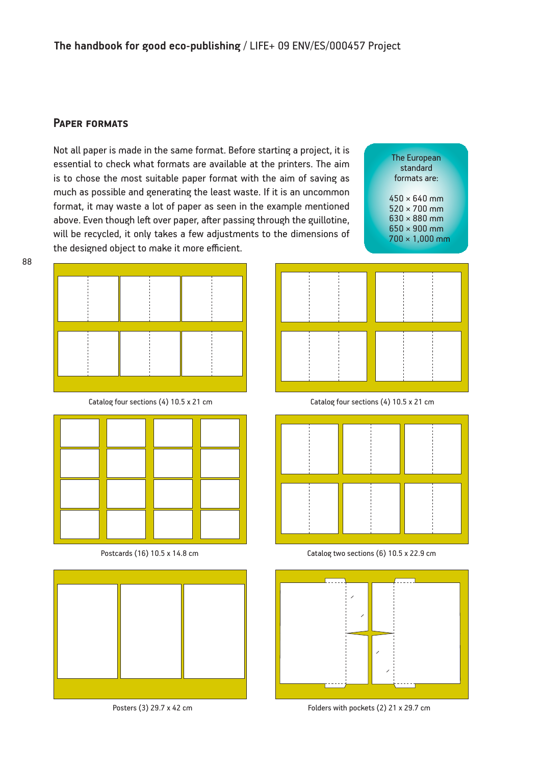## Paper formats

Not all paper is made in the same format. Before starting a project, it is essential to check what formats are available at the printers. The aim is to chose the most suitable paper format with the aim of saving as much as possible and generating the least waste. If it is an uncommon format, it may waste a lot of paper as seen in the example mentioned above. Even though left over paper, after passing through the guillotine, will be recycled, it only takes a few adjustments to the dimensions of the designed object to make it more efficient.

The European standard formats are:

450 × 640 mm
520 × 700 mm
630 × 880 mm
650 × 900 mm
700 × 1,000 mm

Catalog four sections (4) 10.5 x 21 cm

Catalog four sections (4) 10.5 x 21 cm

Postcards (16) 10.5 x 14.8 cm

Catalog two sections (6) 10.5 x 22.9 cm

Posters (3) 29.7 x 42 cm

Folders with pockets (2) 21 x 29.7 cm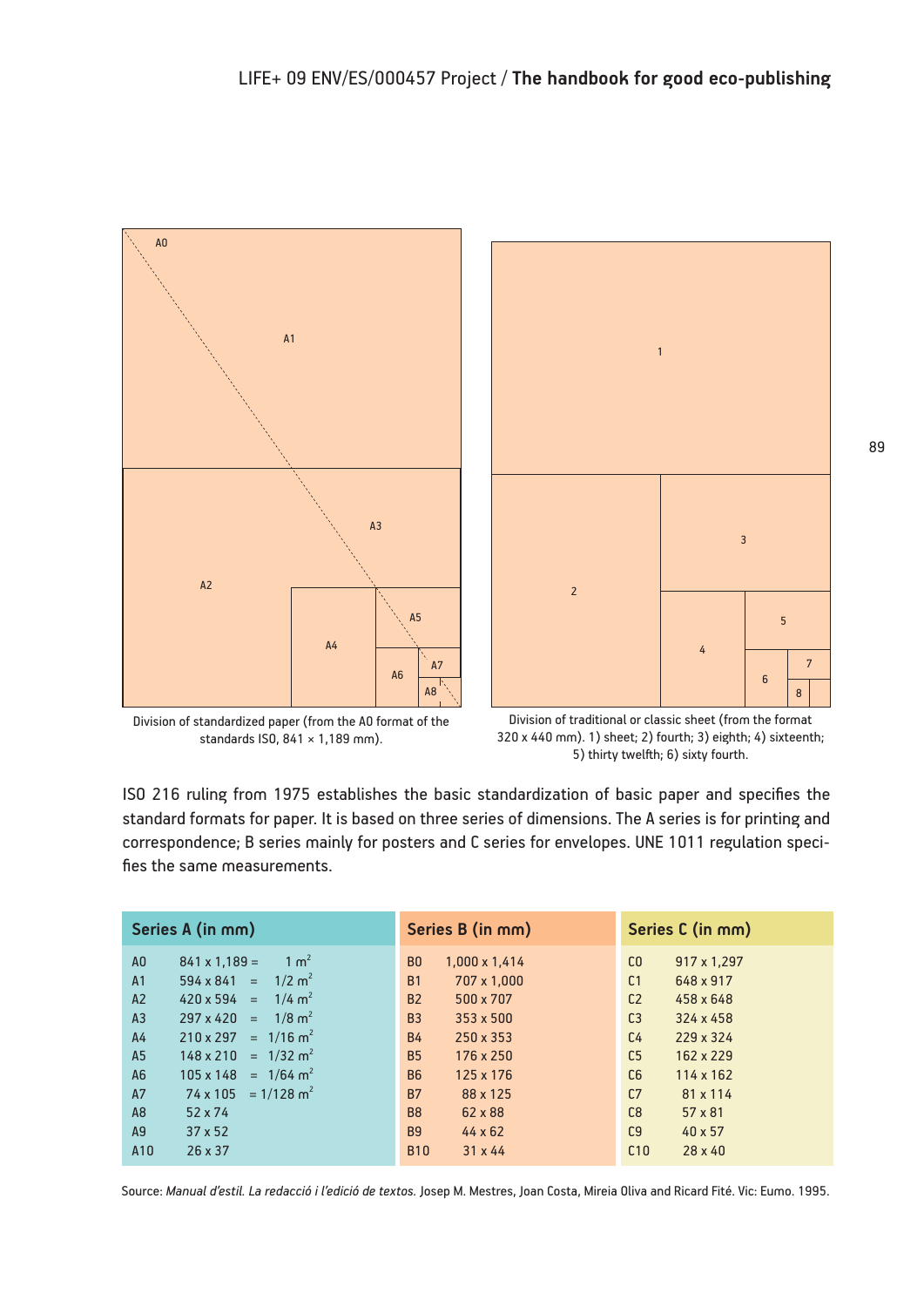Division of standardized paper (from the A0 format of the standards ISO, 841 × 1,189 mm).

Division of traditional or classic sheet (from the format 320 x 440 mm). 1) sheet; 2) fourth; 3) eighth; 4) sixteenth; 5) thirty twelfth; 6) sixty fourth.

ISO 216 ruling from 1975 establishes the basic standardization of basic paper and specifies the standard formats for paper. It is based on three series of dimensions. The A series is for printing and correspondence; B series mainly for posters and C series for envelopes. UNE 1011 regulation specifies the same measurements.

| Series A (in mm) | | | Series B (in mm) | | Series C (in mm) | |
|---|---|---|---|---|---|---|
| A0 | 841 x 1,189 = | 1 $m^2$ | B0 | 1,000 x 1,414 | C0 | 917 x 1,297 |
| A1 | 594 x 841 = | 1/2 $m^2$ | B1 | 707 x 1,000 | C1 | 648 x 917 |
| A2 | 420 x 594 = | 1/4 $m^2$ | B2 | 500 x 707 | C2 | 458 x 648 |
| A3 | 297 x 420 = | 1/8 $m^2$ | B3 | 353 x 500 | C3 | 324 x 458 |
| A4 | 210 x 297 = | 1/16 $m^2$ | B4 | 250 x 353 | C4 | 229 x 324 |
| A5 | 148 x 210 = | 1/32 $m^2$ | B5 | 176 x 250 | C5 | 162 x 229 |
| A6 | 105 x 148 = | 1/64 $m^2$ | B6 | 125 x 176 | C6 | 114 x 162 |
| A7 | 74 x 105 = | 1/128 $m^2$ | B7 | 88 x 125 | C7 | 81 x 114 |
| A8 | 52 x 74 | | B8 | 62 x 88 | C8 | 57 x 81 |
| A9 | 37 x 52 | | B9 | 44 x 62 | C9 | 40 x 57 |
| A10 | 26 x 37 | | B10 | 31 x 44 | C10 | 28 x 40 |

Source: *Manual d'estil. La redacció i l'edició de textos.* Josep M. Mestres, Joan Costa, Mireia Oliva and Ricard Fité. Vic: Eumo. 1995.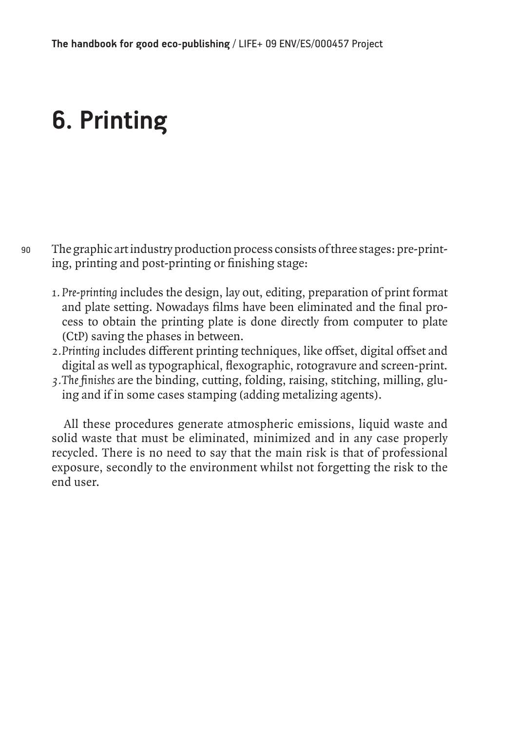# 6. Printing

The graphic art industry production process consists of three stages: pre-printing, printing and post-printing or finishing stage:

1. *Pre-printing* includes the design, lay out, editing, preparation of print format and plate setting. Nowadays films have been eliminated and the final process to obtain the printing plate is done directly from computer to plate (CtP) saving the phases in between.
2. *Printing* includes different printing techniques, like offset, digital offset and digital as well as typographical, flexographic, rotogravure and screen-print.
3. *The finishes* are the binding, cutting, folding, raising, stitching, milling, gluing and if in some cases stamping (adding metalizing agents).

All these procedures generate atmospheric emissions, liquid waste and solid waste that must be eliminated, minimized and in any case properly recycled. There is no need to say that the main risk is that of professional exposure, secondly to the environment whilst not forgetting the risk to the end user.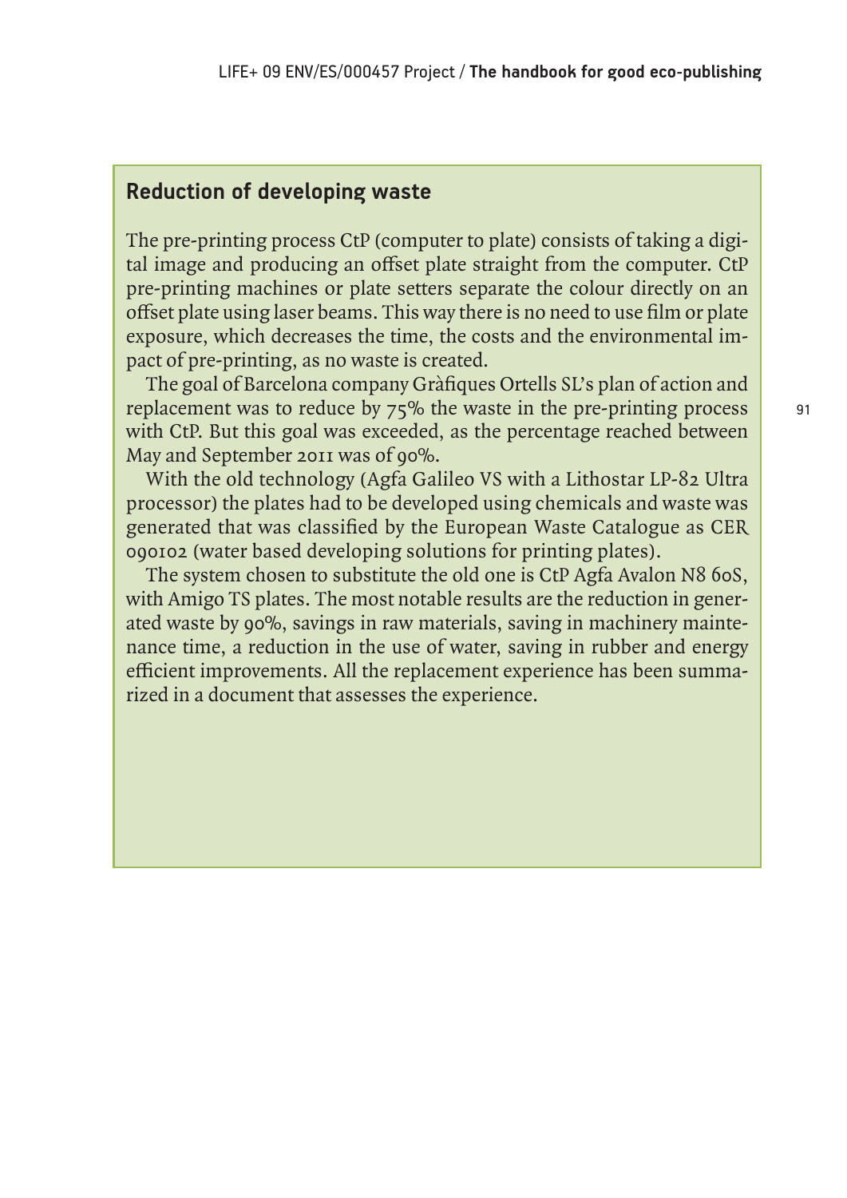## Reduction of developing waste

The pre-printing process CtP (computer to plate) consists of taking a digital image and producing an offset plate straight from the computer. CtP pre-printing machines or plate setters separate the colour directly on an offset plate using laser beams. This way there is no need to use film or plate exposure, which decreases the time, the costs and the environmental impact of pre-printing, as no waste is created.

The goal of Barcelona company Gràfiques Ortells SL's plan of action and replacement was to reduce by 75% the waste in the pre-printing process with CtP. But this goal was exceeded, as the percentage reached between May and September 2011 was of 90%.

With the old technology (Agfa Galileo VS with a Lithostar LP-82 Ultra processor) the plates had to be developed using chemicals and waste was generated that was classified by the European Waste Catalogue as CER 090102 (water based developing solutions for printing plates).

The system chosen to substitute the old one is CtP Agfa Avalon N8 60S, with Amigo TS plates. The most notable results are the reduction in generated waste by 90%, savings in raw materials, saving in machinery maintenance time, a reduction in the use of water, saving in rubber and energy efficient improvements. All the replacement experience has been summarized in a document that assesses the experience.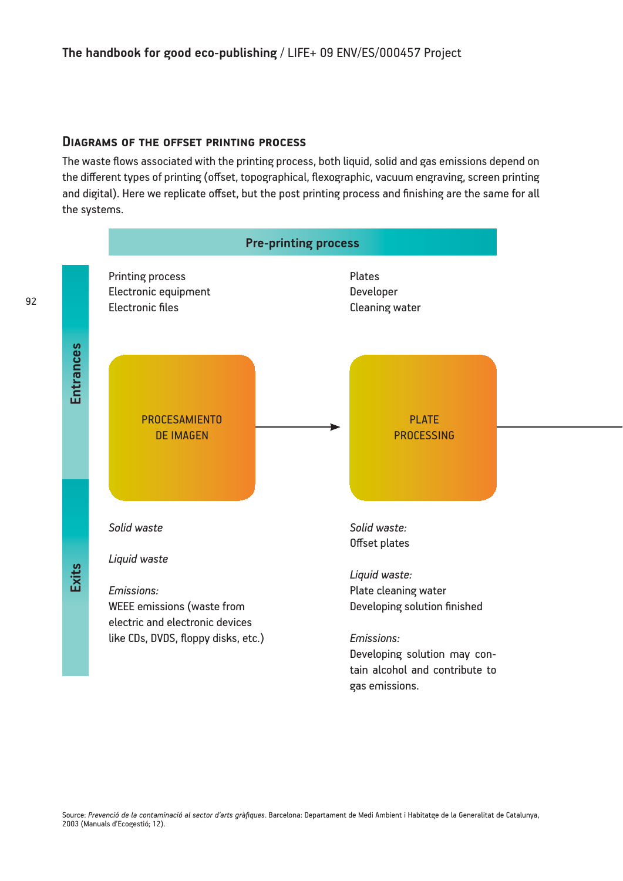### Diagrams of the offset printing process

The waste flows associated with the printing process, both liquid, solid and gas emissions depend on the different types of printing (offset, topographical, flexographic, vacuum engraving, screen printing and digital). Here we replicate offset, but the post printing process and finishing are the same for all the systems.

**Pre-printing process**

| | PROCESAMIENTO DE IMAGEN | PLATE PROCESSING |
|---|---|---|
| **Entrances** | Printing process<br>Electronic equipment<br>Electronic files | Plates<br>Developer<br>Cleaning water |
| **Exits** | *Solid waste*<br><br>*Liquid waste*<br><br>*Emissions:*<br>WEEE emissions (waste from electric and electronic devices like CDs, DVDS, floppy disks, etc.) | *Solid waste:*<br>Offset plates<br><br>*Liquid waste:*<br>Plate cleaning water<br>Developing solution finished<br><br>*Emissions:*<br>Developing solution may contain alcohol and contribute to gas emissions. |

PROCESAMIENTO DE IMAGEN → PLATE PROCESSING →

Source: *Prevenció de la contaminació al sector d'arts gràfiques*. Barcelona: Departament de Medi Ambient i Habitatge de la Generalitat de Catalunya, 2003 (Manuals d'Ecogestió; 12).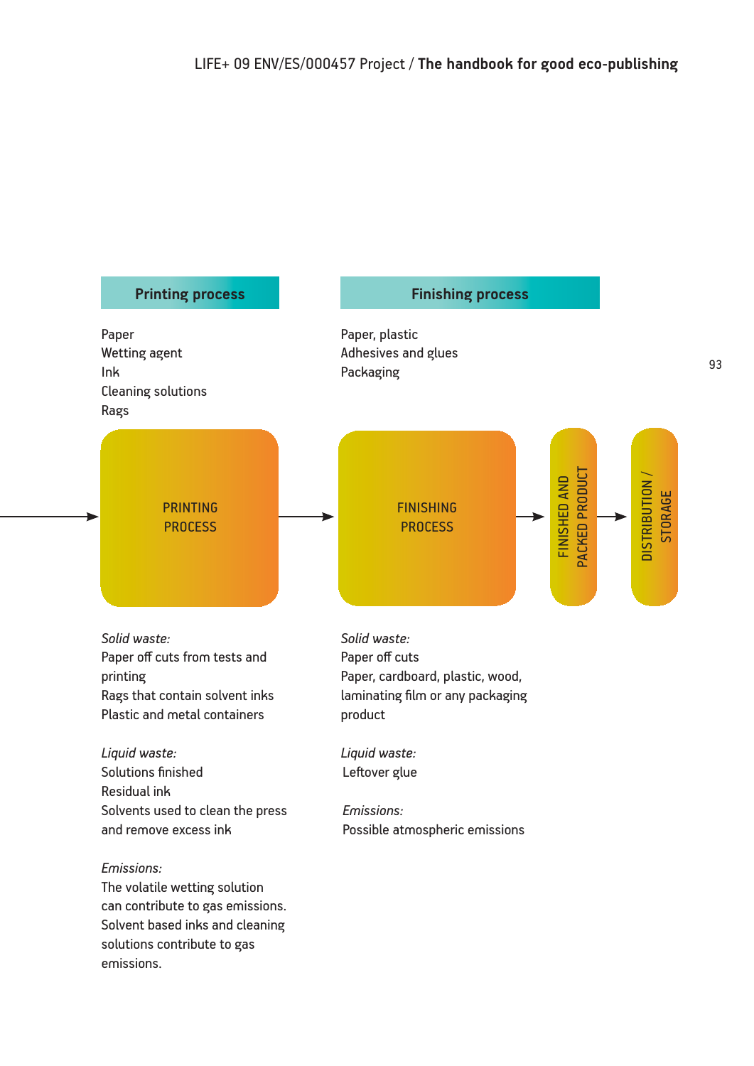## Printing process

Paper
Wetting agent
Ink
Cleaning solutions
Rags

PRINTING PROCESS

*Solid waste:*
Paper off cuts from tests and printing
Rags that contain solvent inks
Plastic and metal containers

*Liquid waste:*
Solutions finished
Residual ink
Solvents used to clean the press and remove excess ink

*Emissions:*
The volatile wetting solution can contribute to gas emissions. Solvent based inks and cleaning solutions contribute to gas emissions.

## Finishing process

Paper, plastic
Adhesives and glues
Packaging

FINISHING PROCESS → FINISHED AND PACKED PRODUCT → DISTRIBUTION / STORAGE

*Solid waste:*
Paper off cuts
Paper, cardboard, plastic, wood, laminating film or any packaging product

*Liquid waste:*
Leftover glue

*Emissions:*
Possible atmospheric emissions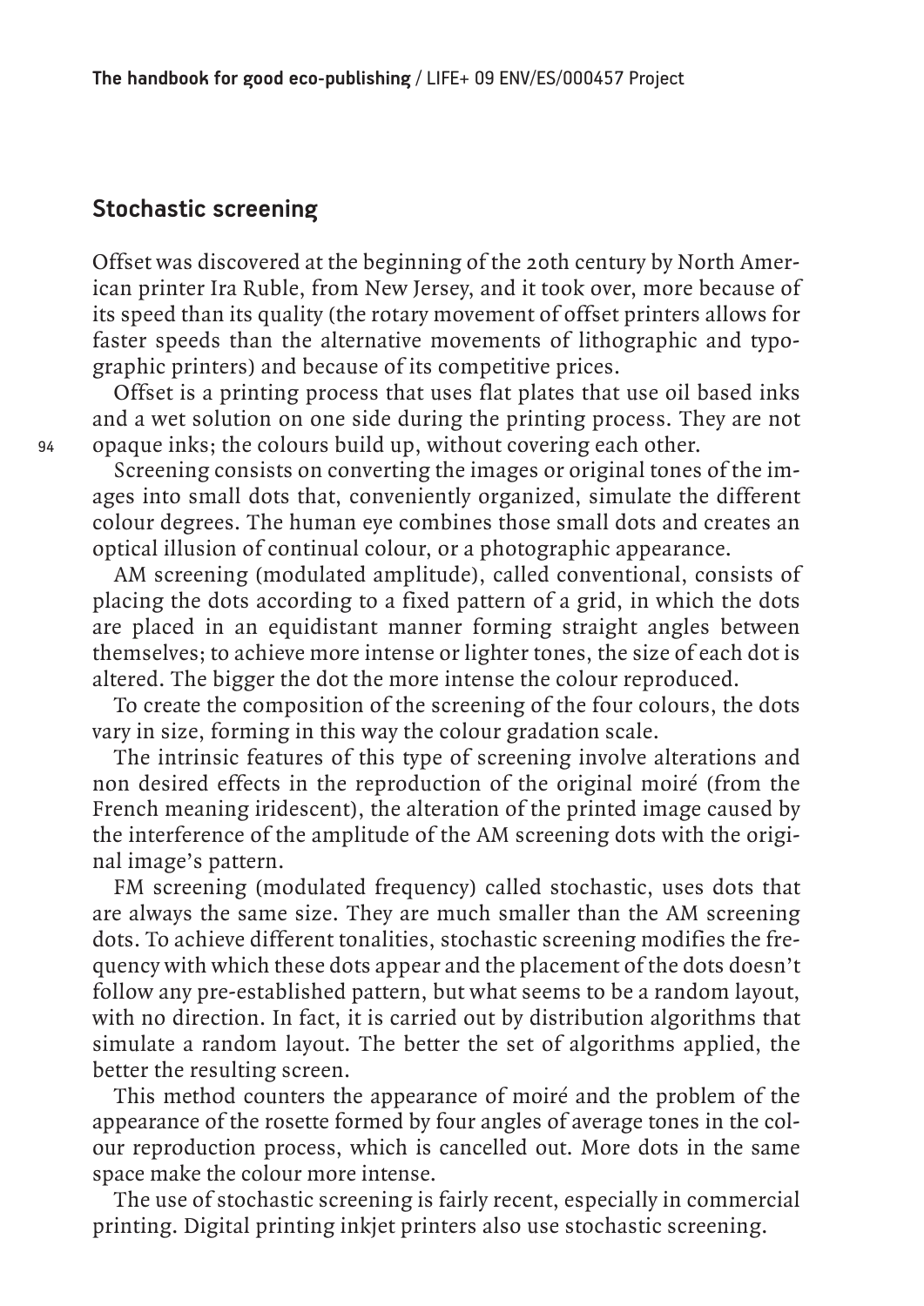## Stochastic screening

Offset was discovered at the beginning of the 20th century by North American printer Ira Ruble, from New Jersey, and it took over, more because of its speed than its quality (the rotary movement of offset printers allows for faster speeds than the alternative movements of lithographic and typographic printers) and because of its competitive prices.

Offset is a printing process that uses flat plates that use oil based inks and a wet solution on one side during the printing process. They are not opaque inks; the colours build up, without covering each other.

Screening consists on converting the images or original tones of the images into small dots that, conveniently organized, simulate the different colour degrees. The human eye combines those small dots and creates an optical illusion of continual colour, or a photographic appearance.

AM screening (modulated amplitude), called conventional, consists of placing the dots according to a fixed pattern of a grid, in which the dots are placed in an equidistant manner forming straight angles between themselves; to achieve more intense or lighter tones, the size of each dot is altered. The bigger the dot the more intense the colour reproduced.

To create the composition of the screening of the four colours, the dots vary in size, forming in this way the colour gradation scale.

The intrinsic features of this type of screening involve alterations and non desired effects in the reproduction of the original moiré (from the French meaning iridescent), the alteration of the printed image caused by the interference of the amplitude of the AM screening dots with the original image's pattern.

FM screening (modulated frequency) called stochastic, uses dots that are always the same size. They are much smaller than the AM screening dots. To achieve different tonalities, stochastic screening modifies the frequency with which these dots appear and the placement of the dots doesn't follow any pre-established pattern, but what seems to be a random layout, with no direction. In fact, it is carried out by distribution algorithms that simulate a random layout. The better the set of algorithms applied, the better the resulting screen.

This method counters the appearance of moiré and the problem of the appearance of the rosette formed by four angles of average tones in the colour reproduction process, which is cancelled out. More dots in the same space make the colour more intense.

The use of stochastic screening is fairly recent, especially in commercial printing. Digital printing inkjet printers also use stochastic screening.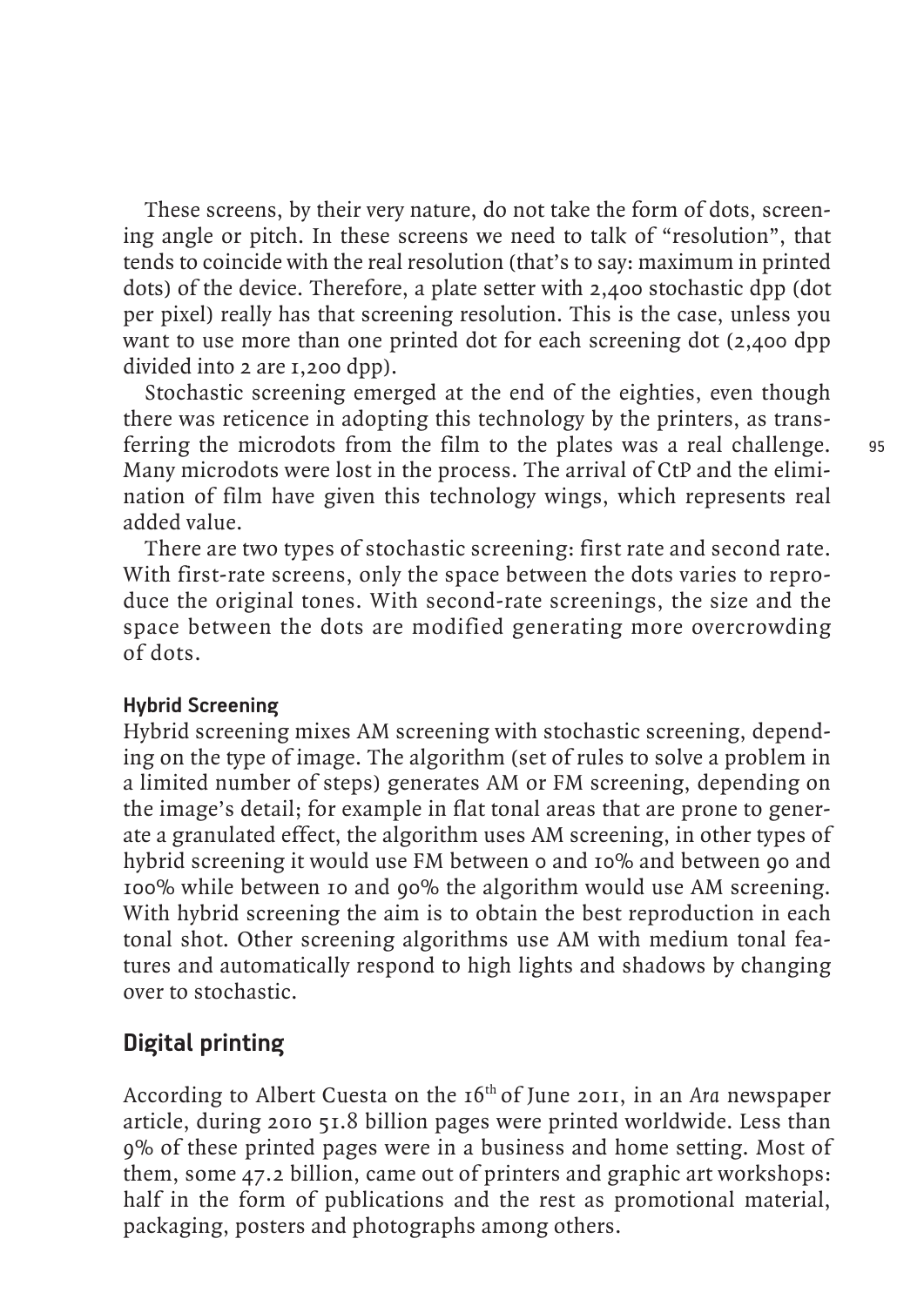These screens, by their very nature, do not take the form of dots, screening angle or pitch. In these screens we need to talk of "resolution", that tends to coincide with the real resolution (that's to say: maximum in printed dots) of the device. Therefore, a plate setter with 2,400 stochastic dpp (dot per pixel) really has that screening resolution. This is the case, unless you want to use more than one printed dot for each screening dot (2,400 dpp divided into 2 are 1,200 dpp).

Stochastic screening emerged at the end of the eighties, even though there was reticence in adopting this technology by the printers, as transferring the microdots from the film to the plates was a real challenge. Many microdots were lost in the process. The arrival of CtP and the elimination of film have given this technology wings, which represents real added value.

There are two types of stochastic screening: first rate and second rate. With first-rate screens, only the space between the dots varies to reproduce the original tones. With second-rate screenings, the size and the space between the dots are modified generating more overcrowding of dots.

#### Hybrid Screening

Hybrid screening mixes AM screening with stochastic screening, depending on the type of image. The algorithm (set of rules to solve a problem in a limited number of steps) generates AM or FM screening, depending on the image's detail; for example in flat tonal areas that are prone to generate a granulated effect, the algorithm uses AM screening, in other types of hybrid screening it would use FM between 0 and 10% and between 90 and 100% while between 10 and 90% the algorithm would use AM screening. With hybrid screening the aim is to obtain the best reproduction in each tonal shot. Other screening algorithms use AM with medium tonal features and automatically respond to high lights and shadows by changing over to stochastic.

## Digital printing

According to Albert Cuesta on the 16th of June 2011, in an *Ara* newspaper article, during 2010 51.8 billion pages were printed worldwide. Less than 9% of these printed pages were in a business and home setting. Most of them, some 47.2 billion, came out of printers and graphic art workshops: half in the form of publications and the rest as promotional material, packaging, posters and photographs among others.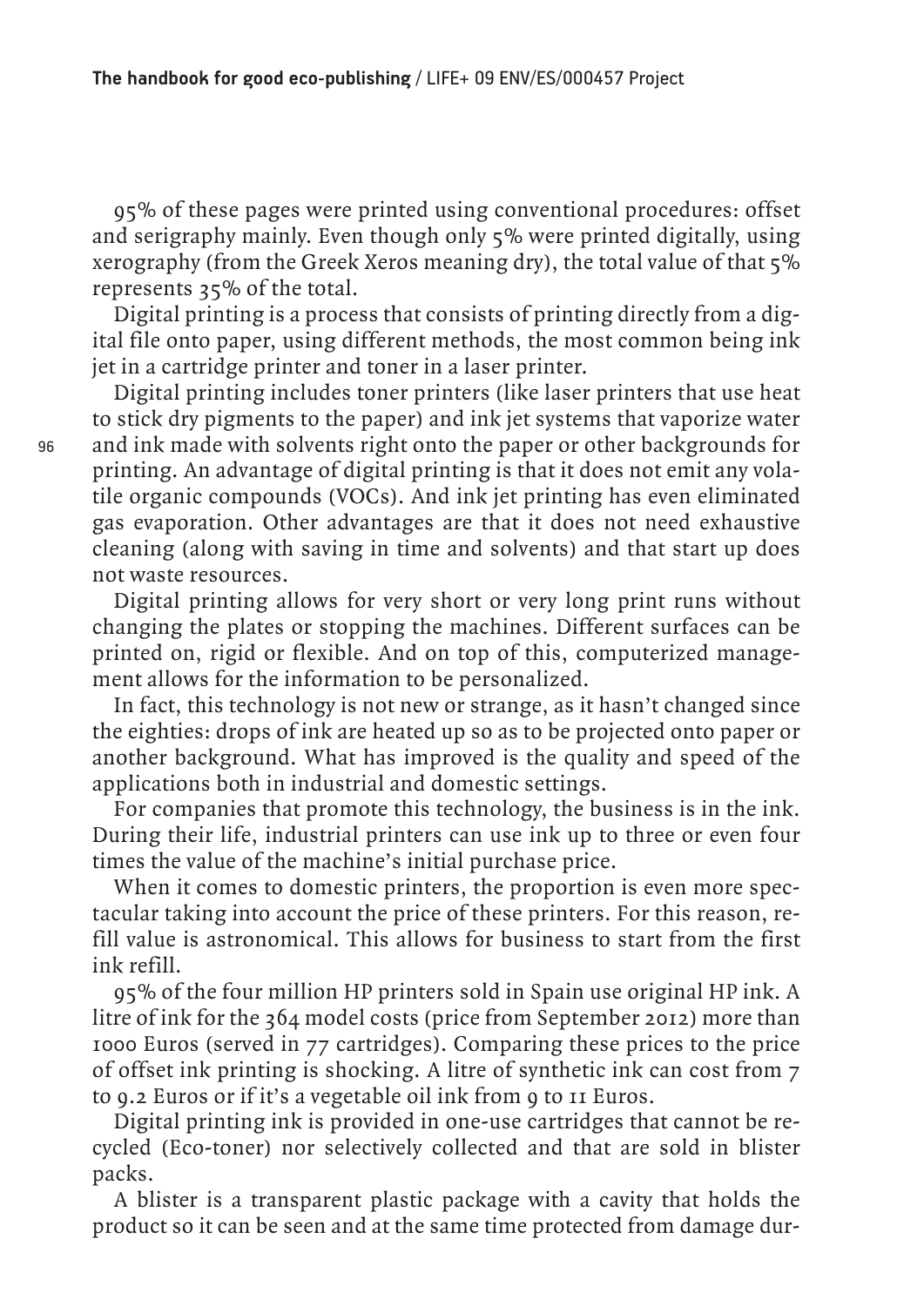95% of these pages were printed using conventional procedures: offset and serigraphy mainly. Even though only 5% were printed digitally, using xerography (from the Greek Xeros meaning dry), the total value of that 5% represents 35% of the total.

Digital printing is a process that consists of printing directly from a digital file onto paper, using different methods, the most common being ink jet in a cartridge printer and toner in a laser printer.

Digital printing includes toner printers (like laser printers that use heat to stick dry pigments to the paper) and ink jet systems that vaporize water and ink made with solvents right onto the paper or other backgrounds for printing. An advantage of digital printing is that it does not emit any volatile organic compounds (VOCs). And ink jet printing has even eliminated gas evaporation. Other advantages are that it does not need exhaustive cleaning (along with saving in time and solvents) and that start up does not waste resources.

Digital printing allows for very short or very long print runs without changing the plates or stopping the machines. Different surfaces can be printed on, rigid or flexible. And on top of this, computerized management allows for the information to be personalized.

In fact, this technology is not new or strange, as it hasn't changed since the eighties: drops of ink are heated up so as to be projected onto paper or another background. What has improved is the quality and speed of the applications both in industrial and domestic settings.

For companies that promote this technology, the business is in the ink. During their life, industrial printers can use ink up to three or even four times the value of the machine's initial purchase price.

When it comes to domestic printers, the proportion is even more spectacular taking into account the price of these printers. For this reason, refill value is astronomical. This allows for business to start from the first ink refill.

95% of the four million HP printers sold in Spain use original HP ink. A litre of ink for the 364 model costs (price from September 2012) more than 1000 Euros (served in 77 cartridges). Comparing these prices to the price of offset ink printing is shocking. A litre of synthetic ink can cost from 7 to 9.2 Euros or if it's a vegetable oil ink from 9 to 11 Euros.

Digital printing ink is provided in one-use cartridges that cannot be recycled (Eco-toner) nor selectively collected and that are sold in blister packs.

A blister is a transparent plastic package with a cavity that holds the product so it can be seen and at the same time protected from damage dur-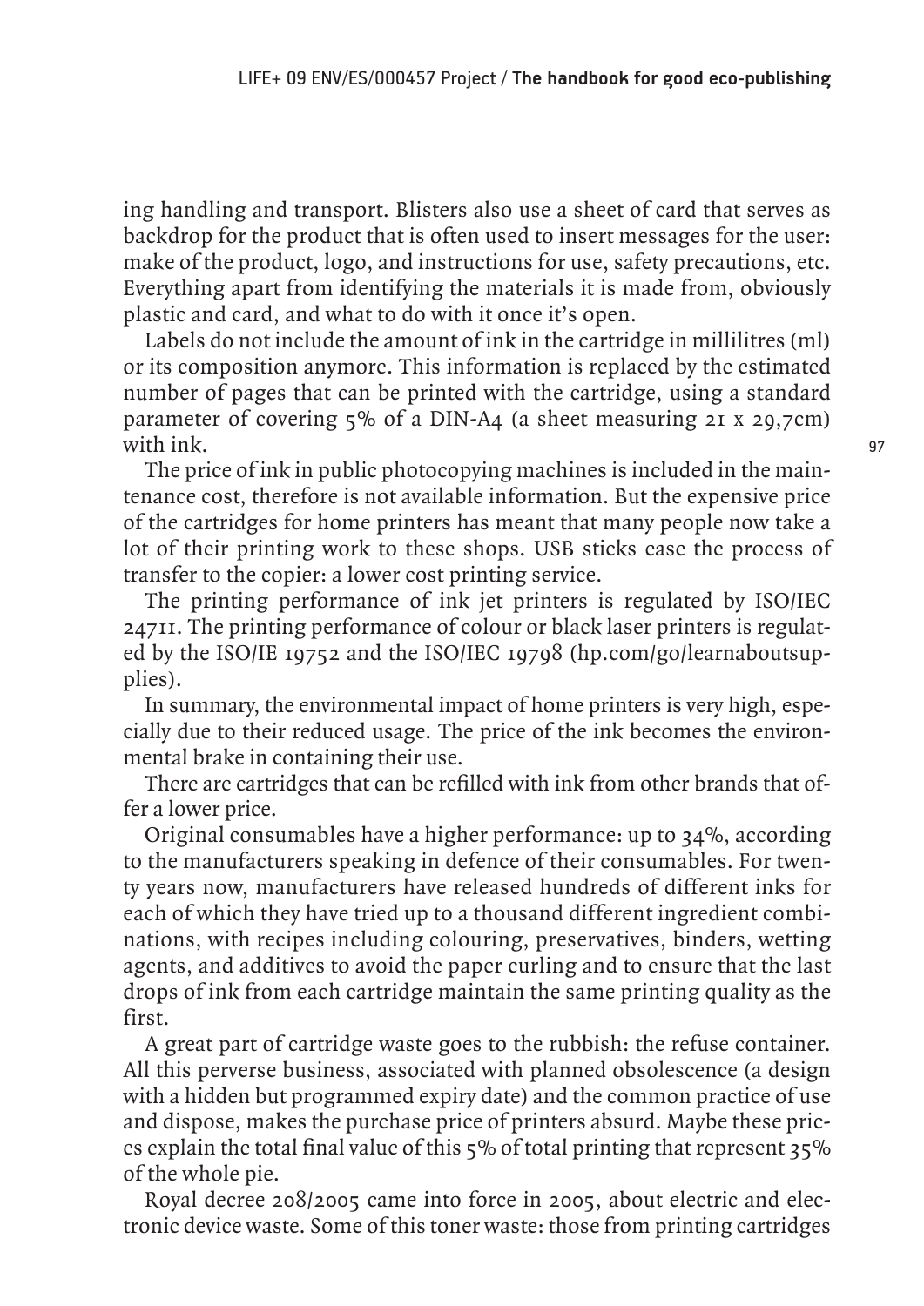ing handling and transport. Blisters also use a sheet of card that serves as backdrop for the product that is often used to insert messages for the user: make of the product, logo, and instructions for use, safety precautions, etc. Everything apart from identifying the materials it is made from, obviously plastic and card, and what to do with it once it's open.

Labels do not include the amount of ink in the cartridge in millilitres (ml) or its composition anymore. This information is replaced by the estimated number of pages that can be printed with the cartridge, using a standard parameter of covering 5% of a DIN-A4 (a sheet measuring 21 x 29,7cm) with ink.

The price of ink in public photocopying machines is included in the maintenance cost, therefore is not available information. But the expensive price of the cartridges for home printers has meant that many people now take a lot of their printing work to these shops. USB sticks ease the process of transfer to the copier: a lower cost printing service.

The printing performance of ink jet printers is regulated by ISO/IEC 24711. The printing performance of colour or black laser printers is regulated by the ISO/IE 19752 and the ISO/IEC 19798 (hp.com/go/learnaboutsupplies).

In summary, the environmental impact of home printers is very high, especially due to their reduced usage. The price of the ink becomes the environmental brake in containing their use.

There are cartridges that can be refilled with ink from other brands that offer a lower price.

Original consumables have a higher performance: up to 34%, according to the manufacturers speaking in defence of their consumables. For twenty years now, manufacturers have released hundreds of different inks for each of which they have tried up to a thousand different ingredient combinations, with recipes including colouring, preservatives, binders, wetting agents, and additives to avoid the paper curling and to ensure that the last drops of ink from each cartridge maintain the same printing quality as the first.

A great part of cartridge waste goes to the rubbish: the refuse container. All this perverse business, associated with planned obsolescence (a design with a hidden but programmed expiry date) and the common practice of use and dispose, makes the purchase price of printers absurd. Maybe these prices explain the total final value of this 5% of total printing that represent 35% of the whole pie.

Royal decree 208/2005 came into force in 2005, about electric and electronic device waste. Some of this toner waste: those from printing cartridges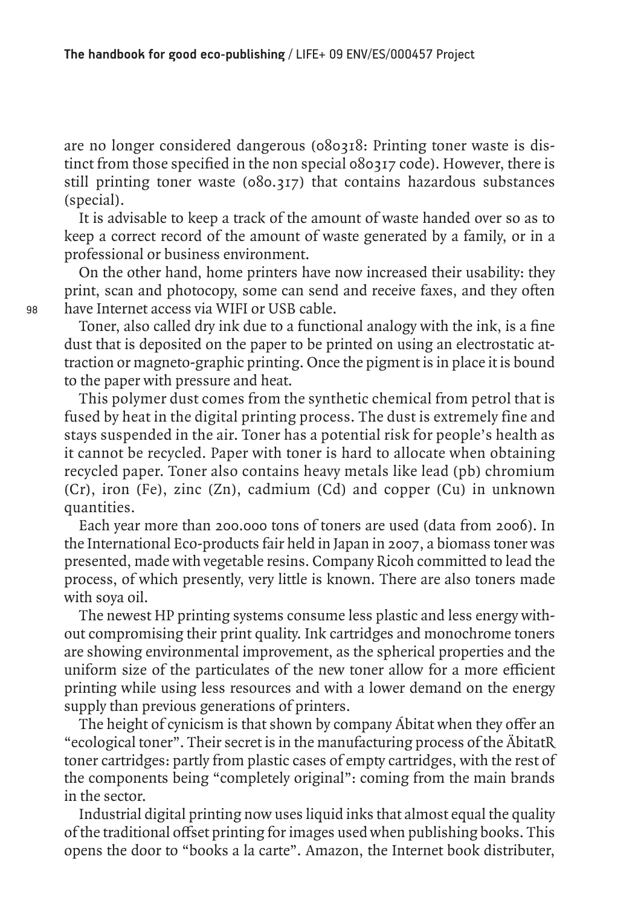are no longer considered dangerous (080318: Printing toner waste is distinct from those specified in the non special 080317 code). However, there is still printing toner waste (080.317) that contains hazardous substances (special).

It is advisable to keep a track of the amount of waste handed over so as to keep a correct record of the amount of waste generated by a family, or in a professional or business environment.

On the other hand, home printers have now increased their usability: they print, scan and photocopy, some can send and receive faxes, and they often have Internet access via WIFI or USB cable.

Toner, also called dry ink due to a functional analogy with the ink, is a fine dust that is deposited on the paper to be printed on using an electrostatic attraction or magneto-graphic printing. Once the pigment is in place it is bound to the paper with pressure and heat.

This polymer dust comes from the synthetic chemical from petrol that is fused by heat in the digital printing process. The dust is extremely fine and stays suspended in the air. Toner has a potential risk for people's health as it cannot be recycled. Paper with toner is hard to allocate when obtaining recycled paper. Toner also contains heavy metals like lead (pb) chromium (Cr), iron (Fe), zinc (Zn), cadmium (Cd) and copper (Cu) in unknown quantities.

Each year more than 200.000 tons of toners are used (data from 2006). In the International Eco-products fair held in Japan in 2007, a biomass toner was presented, made with vegetable resins. Company Ricoh committed to lead the process, of which presently, very little is known. There are also toners made with soya oil.

The newest HP printing systems consume less plastic and less energy without compromising their print quality. Ink cartridges and monochrome toners are showing environmental improvement, as the spherical properties and the uniform size of the particulates of the new toner allow for a more efficient printing while using less resources and with a lower demand on the energy supply than previous generations of printers.

The height of cynicism is that shown by company Ábitat when they offer an "ecological toner". Their secret is in the manufacturing process of the ÄbitatR toner cartridges: partly from plastic cases of empty cartridges, with the rest of the components being "completely original": coming from the main brands in the sector.

Industrial digital printing now uses liquid inks that almost equal the quality of the traditional offset printing for images used when publishing books. This opens the door to "books a la carte". Amazon, the Internet book distributer,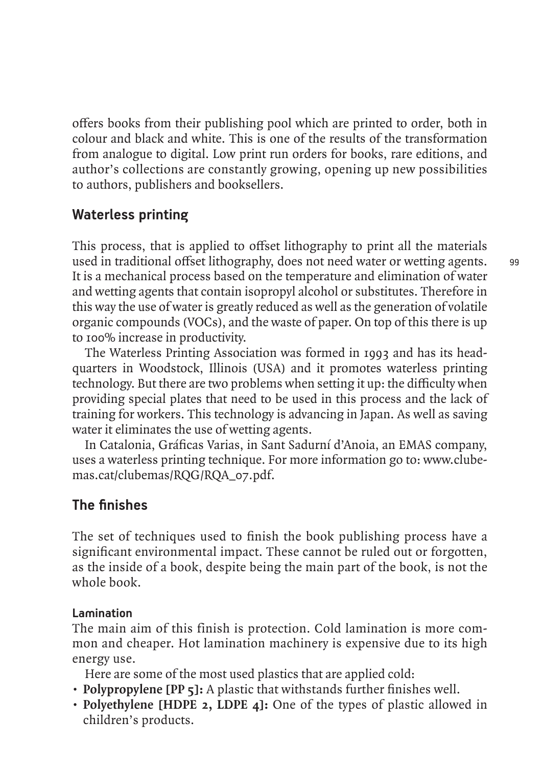offers books from their publishing pool which are printed to order, both in colour and black and white. This is one of the results of the transformation from analogue to digital. Low print run orders for books, rare editions, and author's collections are constantly growing, opening up new possibilities to authors, publishers and booksellers.

## Waterless printing

This process, that is applied to offset lithography to print all the materials used in traditional offset lithography, does not need water or wetting agents. It is a mechanical process based on the temperature and elimination of water and wetting agents that contain isopropyl alcohol or substitutes. Therefore in this way the use of water is greatly reduced as well as the generation of volatile organic compounds (VOCs), and the waste of paper. On top of this there is up to 100% increase in productivity.

The Waterless Printing Association was formed in 1993 and has its headquarters in Woodstock, Illinois (USA) and it promotes waterless printing technology. But there are two problems when setting it up: the difficulty when providing special plates that need to be used in this process and the lack of training for workers. This technology is advancing in Japan. As well as saving water it eliminates the use of wetting agents.

In Catalonia, Gráficas Varias, in Sant Sadurní d'Anoia, an EMAS company, uses a waterless printing technique. For more information go to: www.clubemas.cat/clubemas/RQG/RQA_07.pdf.

## The finishes

The set of techniques used to finish the book publishing process have a significant environmental impact. These cannot be ruled out or forgotten, as the inside of a book, despite being the main part of the book, is not the whole book.

### Lamination

The main aim of this finish is protection. Cold lamination is more common and cheaper. Hot lamination machinery is expensive due to its high energy use.

Here are some of the most used plastics that are applied cold:

- **Polypropylene [PP 5]:** A plastic that withstands further finishes well.
- **Polyethylene [HDPE 2, LDPE 4]:** One of the types of plastic allowed in children's products.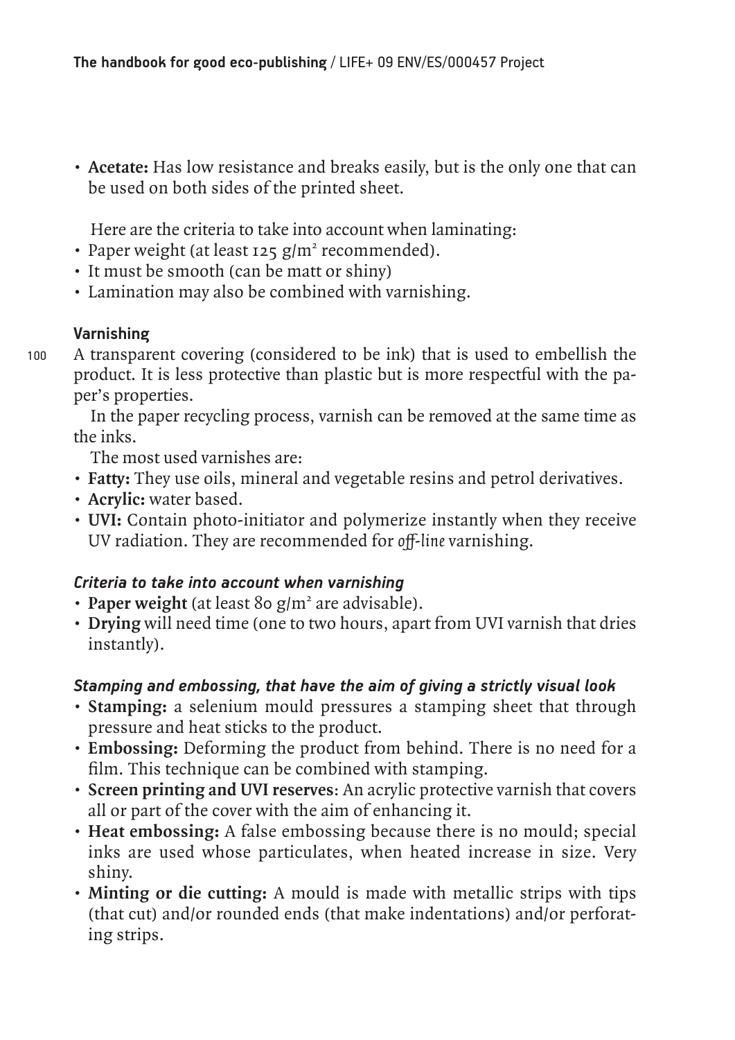- **Acetate:** Has low resistance and breaks easily, but is the only one that can be used on both sides of the printed sheet.

Here are the criteria to take into account when laminating:

- Paper weight (at least 125 g/m² recommended).
- It must be smooth (can be matt or shiny)
- Lamination may also be combined with varnishing.

#### Varnishing

A transparent covering (considered to be ink) that is used to embellish the product. It is less protective than plastic but is more respectful with the paper's properties.

In the paper recycling process, varnish can be removed at the same time as the inks.

The most used varnishes are:

- **Fatty:** They use oils, mineral and vegetable resins and petrol derivatives.
- **Acrylic:** water based.
- **UVI:** Contain photo-initiator and polymerize instantly when they receive UV radiation. They are recommended for *off-line* varnishing.

#### *Criteria to take into account when varnishing*

- **Paper weight** (at least 80 g/m² are advisable).
- **Drying** will need time (one to two hours, apart from UVI varnish that dries instantly).

#### *Stamping and embossing, that have the aim of giving a strictly visual look*

- **Stamping:** a selenium mould pressures a stamping sheet that through pressure and heat sticks to the product.
- **Embossing:** Deforming the product from behind. There is no need for a film. This technique can be combined with stamping.
- **Screen printing and UVI reserves**: An acrylic protective varnish that covers all or part of the cover with the aim of enhancing it.
- **Heat embossing:** A false embossing because there is no mould; special inks are used whose particulates, when heated increase in size. Very shiny.
- **Minting or die cutting:** A mould is made with metallic strips with tips (that cut) and/or rounded ends (that make indentations) and/or perforating strips.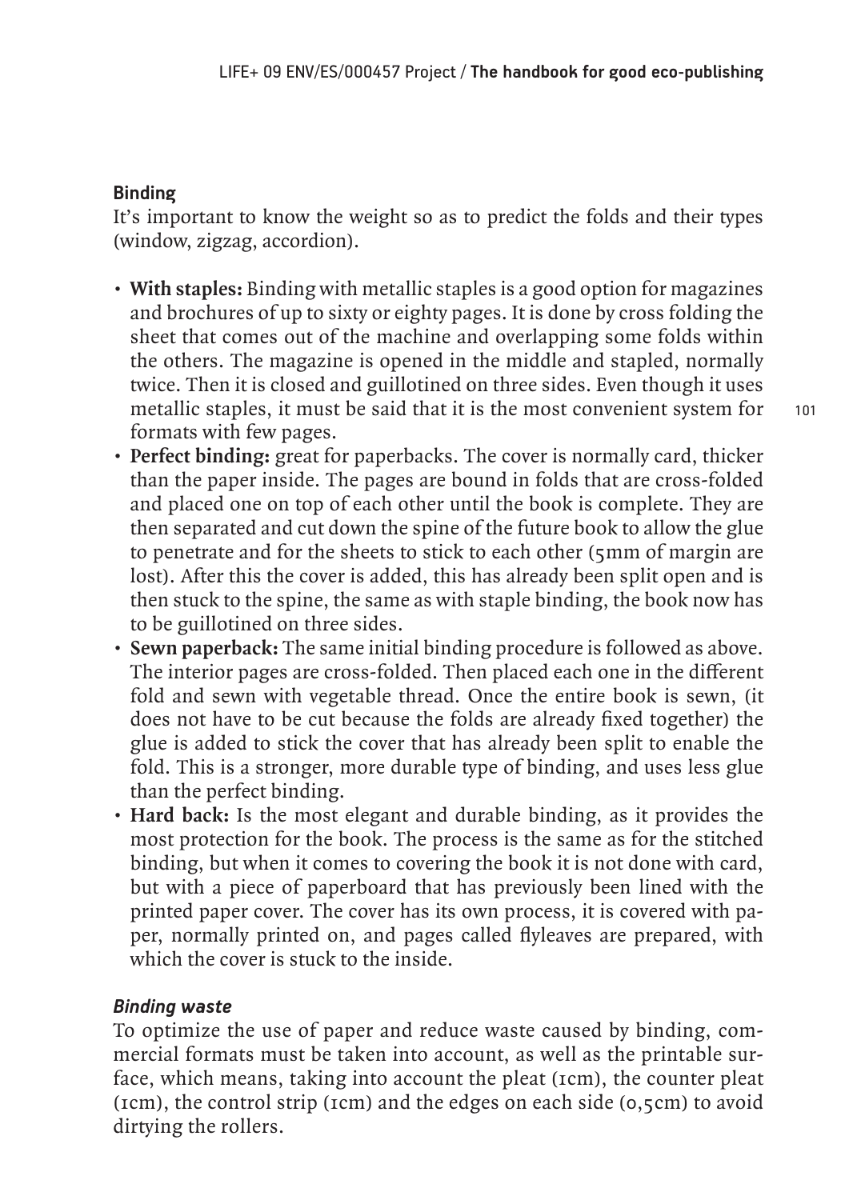### Binding

It's important to know the weight so as to predict the folds and their types (window, zigzag, accordion).

- **With staples:** Binding with metallic staples is a good option for magazines and brochures of up to sixty or eighty pages. It is done by cross folding the sheet that comes out of the machine and overlapping some folds within the others. The magazine is opened in the middle and stapled, normally twice. Then it is closed and guillotined on three sides. Even though it uses metallic staples, it must be said that it is the most convenient system for formats with few pages.
- **Perfect binding:** great for paperbacks. The cover is normally card, thicker than the paper inside. The pages are bound in folds that are cross-folded and placed one on top of each other until the book is complete. They are then separated and cut down the spine of the future book to allow the glue to penetrate and for the sheets to stick to each other (5mm of margin are lost). After this the cover is added, this has already been split open and is then stuck to the spine, the same as with staple binding, the book now has to be guillotined on three sides.
- **Sewn paperback:** The same initial binding procedure is followed as above. The interior pages are cross-folded. Then placed each one in the different fold and sewn with vegetable thread. Once the entire book is sewn, (it does not have to be cut because the folds are already fixed together) the glue is added to stick the cover that has already been split to enable the fold. This is a stronger, more durable type of binding, and uses less glue than the perfect binding.
- **Hard back:** Is the most elegant and durable binding, as it provides the most protection for the book. The process is the same as for the stitched binding, but when it comes to covering the book it is not done with card, but with a piece of paperboard that has previously been lined with the printed paper cover. The cover has its own process, it is covered with paper, normally printed on, and pages called flyleaves are prepared, with which the cover is stuck to the inside.

#### *Binding waste*

To optimize the use of paper and reduce waste caused by binding, commercial formats must be taken into account, as well as the printable surface, which means, taking into account the pleat (1cm), the counter pleat (1cm), the control strip (1cm) and the edges on each side (0,5cm) to avoid dirtying the rollers.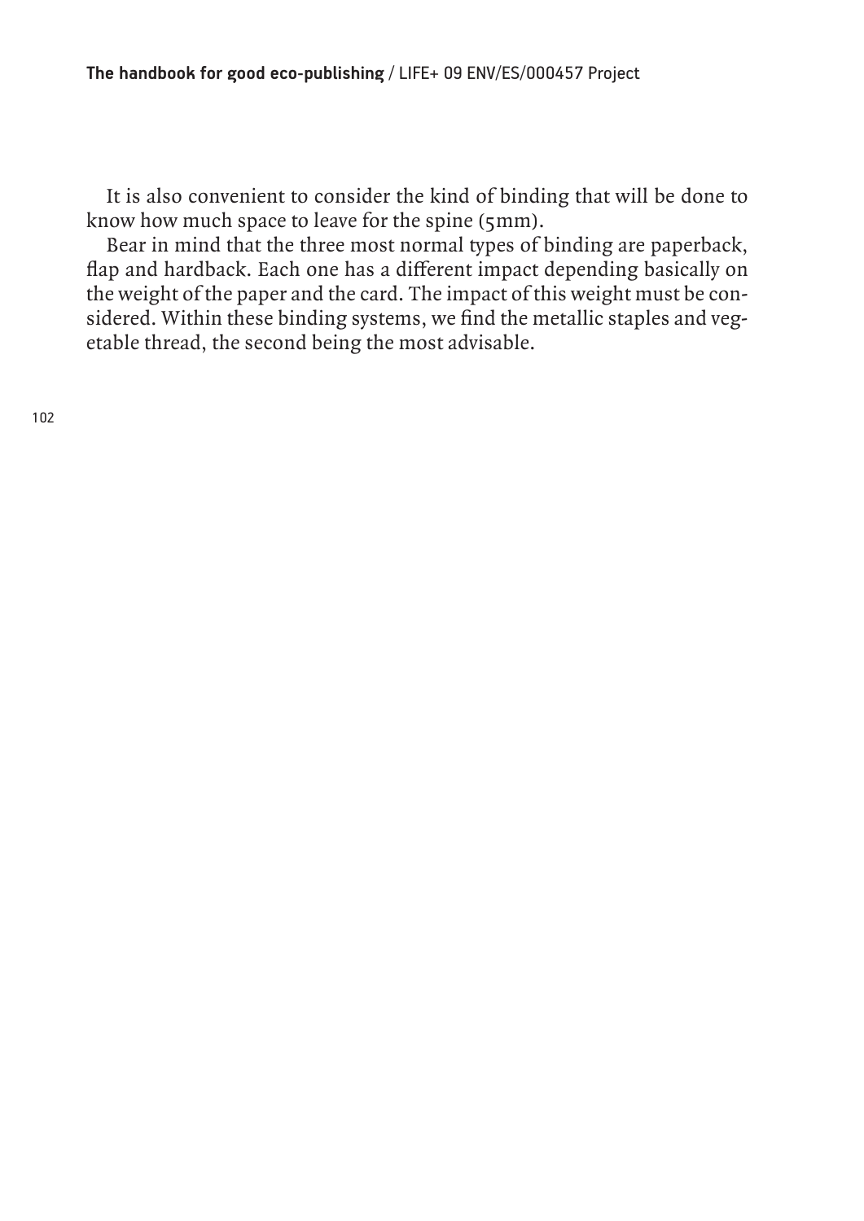It is also convenient to consider the kind of binding that will be done to know how much space to leave for the spine (5mm).

Bear in mind that the three most normal types of binding are paperback, flap and hardback. Each one has a different impact depending basically on the weight of the paper and the card. The impact of this weight must be considered. Within these binding systems, we find the metallic staples and vegetable thread, the second being the most advisable.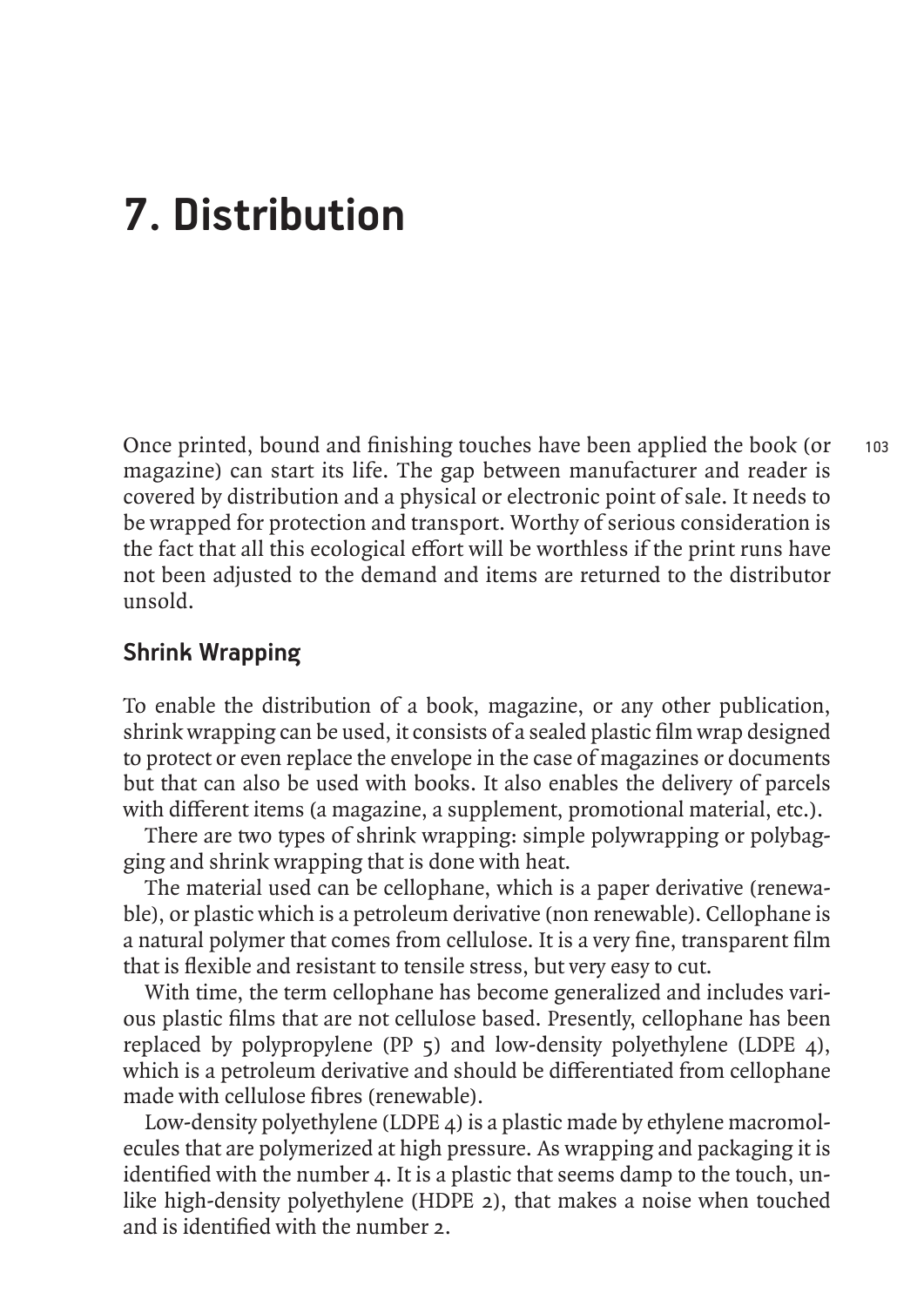# 7. Distribution

Once printed, bound and finishing touches have been applied the book (or magazine) can start its life. The gap between manufacturer and reader is covered by distribution and a physical or electronic point of sale. It needs to be wrapped for protection and transport. Worthy of serious consideration is the fact that all this ecological effort will be worthless if the print runs have not been adjusted to the demand and items are returned to the distributor unsold.

## Shrink Wrapping

To enable the distribution of a book, magazine, or any other publication, shrink wrapping can be used, it consists of a sealed plastic film wrap designed to protect or even replace the envelope in the case of magazines or documents but that can also be used with books. It also enables the delivery of parcels with different items (a magazine, a supplement, promotional material, etc.).

There are two types of shrink wrapping: simple polywrapping or polybagging and shrink wrapping that is done with heat.

The material used can be cellophane, which is a paper derivative (renewable), or plastic which is a petroleum derivative (non renewable). Cellophane is a natural polymer that comes from cellulose. It is a very fine, transparent film that is flexible and resistant to tensile stress, but very easy to cut.

With time, the term cellophane has become generalized and includes various plastic films that are not cellulose based. Presently, cellophane has been replaced by polypropylene (PP 5) and low-density polyethylene (LDPE 4), which is a petroleum derivative and should be differentiated from cellophane made with cellulose fibres (renewable).

Low-density polyethylene (LDPE 4) is a plastic made by ethylene macromolecules that are polymerized at high pressure. As wrapping and packaging it is identified with the number 4. It is a plastic that seems damp to the touch, unlike high-density polyethylene (HDPE 2), that makes a noise when touched and is identified with the number 2.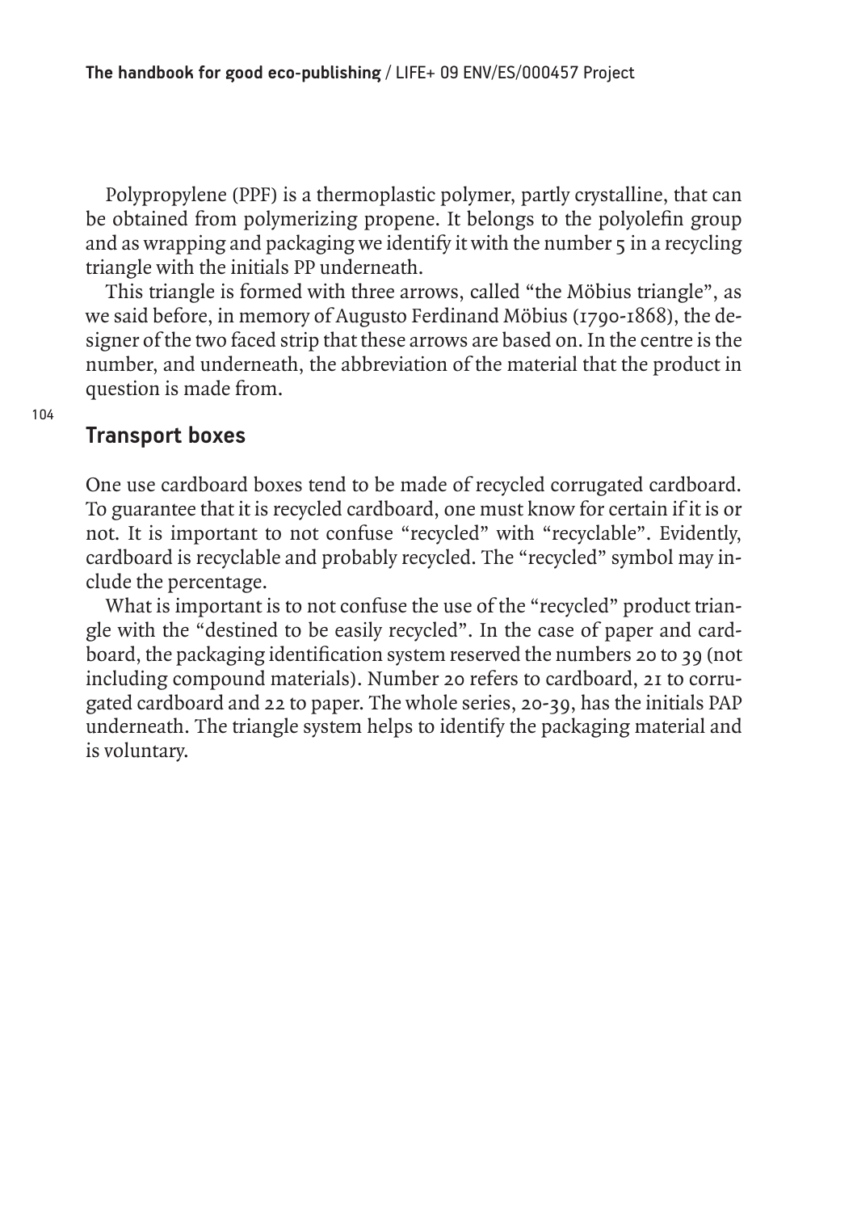Polypropylene (PPF) is a thermoplastic polymer, partly crystalline, that can be obtained from polymerizing propene. It belongs to the polyolefin group and as wrapping and packaging we identify it with the number 5 in a recycling triangle with the initials PP underneath.

This triangle is formed with three arrows, called "the Möbius triangle", as we said before, in memory of Augusto Ferdinand Möbius (1790-1868), the designer of the two faced strip that these arrows are based on. In the centre is the number, and underneath, the abbreviation of the material that the product in question is made from.

## Transport boxes

One use cardboard boxes tend to be made of recycled corrugated cardboard. To guarantee that it is recycled cardboard, one must know for certain if it is or not. It is important to not confuse "recycled" with "recyclable". Evidently, cardboard is recyclable and probably recycled. The "recycled" symbol may include the percentage.

What is important is to not confuse the use of the "recycled" product triangle with the "destined to be easily recycled". In the case of paper and cardboard, the packaging identification system reserved the numbers 20 to 39 (not including compound materials). Number 20 refers to cardboard, 21 to corrugated cardboard and 22 to paper. The whole series, 20-39, has the initials PAP underneath. The triangle system helps to identify the packaging material and is voluntary.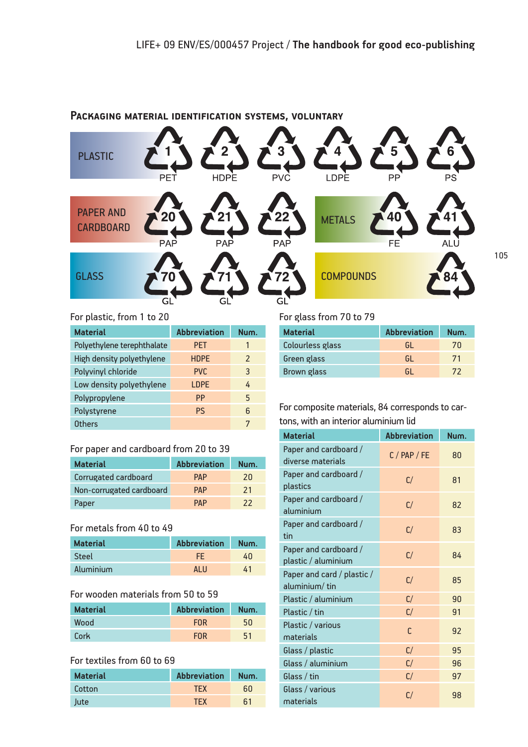### Packaging material identification systems, voluntary

PLASTIC: 1 PET, 2 HDPE, 3 PVC, 4 LDPE, 5 PP, 6 PS

PAPER AND CARDBOARD: 20 PAP, 21 PAP, 22 PAP

METALS: 40 FE, 41 ALU

GLASS: 70 GL, 71 GL, 72 GL

COMPOUNDS: 84

For plastic, from 1 to 20

| Material | Abbreviation | Num. |
|---|---|---|
| Polyethylene terephthalate | PET | 1 |
| High density polyethylene | HDPE | 2 |
| Polyvinyl chloride | PVC | 3 |
| Low density polyethylene | LDPE | 4 |
| Polypropylene | PP | 5 |
| Polystyrene | PS | 6 |
| Others | | 7 |

For paper and cardboard from 20 to 39

| Material | Abbreviation | Num. |
|---|---|---|
| Corrugated cardboard | PAP | 20 |
| Non-corrugated cardboard | PAP | 21 |
| Paper | PAP | 22 |

For metals from 40 to 49

| Material | Abbreviation | Num. |
|---|---|---|
| Steel | FE | 40 |
| Aluminium | ALU | 41 |

For wooden materials from 50 to 59

| Material | Abbreviation | Num. |
|---|---|---|
| Wood | FOR | 50 |
| Cork | FOR | 51 |

For textiles from 60 to 69

| Material | Abbreviation | Num. |
|---|---|---|
| Cotton | TEX | 60 |
| Jute | TEX | 61 |

For glass from 70 to 79

| Material | Abbreviation | Num. |
|---|---|---|
| Colourless glass | GL | 70 |
| Green glass | GL | 71 |
| Brown glass | GL | 72 |

For composite materials, 84 corresponds to cartons, with an interior aluminium lid

| Material | Abbreviation | Num. |
|---|---|---|
| Paper and cardboard / diverse materials | C / PAP / FE | 80 |
| Paper and cardboard / plastics | C/ | 81 |
| Paper and cardboard / aluminium | C/ | 82 |
| Paper and cardboard / tin | C/ | 83 |
| Paper and cardboard / plastic / aluminium | C/ | 84 |
| Paper and card / plastic / aluminium/ tin | C/ | 85 |
| Plastic / aluminium | C/ | 90 |
| Plastic / tin | C/ | 91 |
| Plastic / various materials | C | 92 |
| Glass / plastic | C/ | 95 |
| Glass / aluminium | C/ | 96 |
| Glass / tin | C/ | 97 |
| Glass / various materials | C/ | 98 |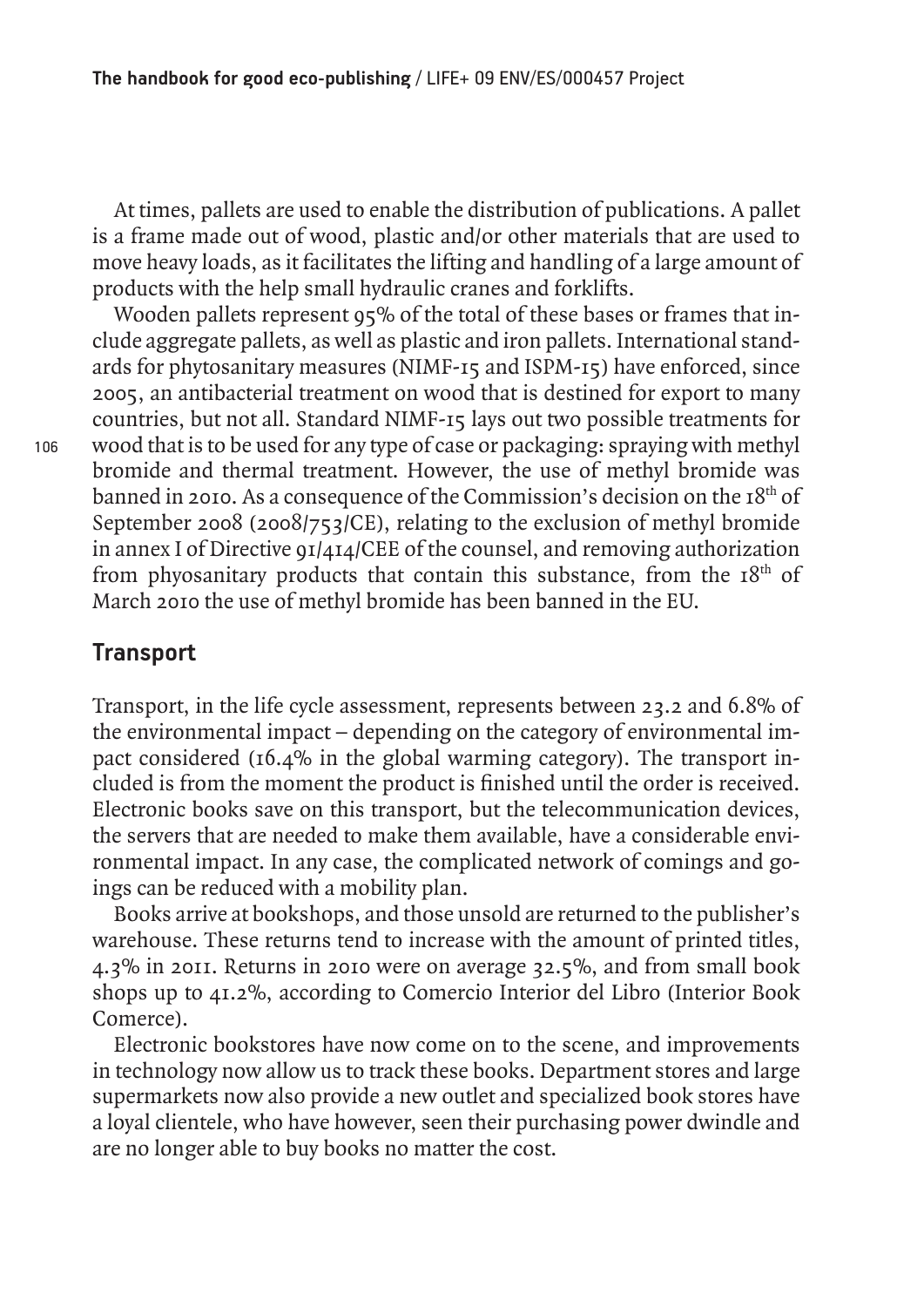At times, pallets are used to enable the distribution of publications. A pallet is a frame made out of wood, plastic and/or other materials that are used to move heavy loads, as it facilitates the lifting and handling of a large amount of products with the help small hydraulic cranes and forklifts.

Wooden pallets represent 95% of the total of these bases or frames that include aggregate pallets, as well as plastic and iron pallets. International standards for phytosanitary measures (NIMF-15 and ISPM-15) have enforced, since 2005, an antibacterial treatment on wood that is destined for export to many countries, but not all. Standard NIMF-15 lays out two possible treatments for wood that is to be used for any type of case or packaging: spraying with methyl bromide and thermal treatment. However, the use of methyl bromide was banned in 2010. As a consequence of the Commission's decision on the 18th of September 2008 (2008/753/CE), relating to the exclusion of methyl bromide in annex I of Directive 91/414/CEE of the counsel, and removing authorization from phyosanitary products that contain this substance, from the 18th of March 2010 the use of methyl bromide has been banned in the EU.

## Transport

Transport, in the life cycle assessment, represents between 23.2 and 6.8% of the environmental impact – depending on the category of environmental impact considered (16.4% in the global warming category). The transport included is from the moment the product is finished until the order is received. Electronic books save on this transport, but the telecommunication devices, the servers that are needed to make them available, have a considerable environmental impact. In any case, the complicated network of comings and goings can be reduced with a mobility plan.

Books arrive at bookshops, and those unsold are returned to the publisher's warehouse. These returns tend to increase with the amount of printed titles, 4.3% in 2011. Returns in 2010 were on average 32.5%, and from small book shops up to 41.2%, according to Comercio Interior del Libro (Interior Book Comerce).

Electronic bookstores have now come on to the scene, and improvements in technology now allow us to track these books. Department stores and large supermarkets now also provide a new outlet and specialized book stores have a loyal clientele, who have however, seen their purchasing power dwindle and are no longer able to buy books no matter the cost.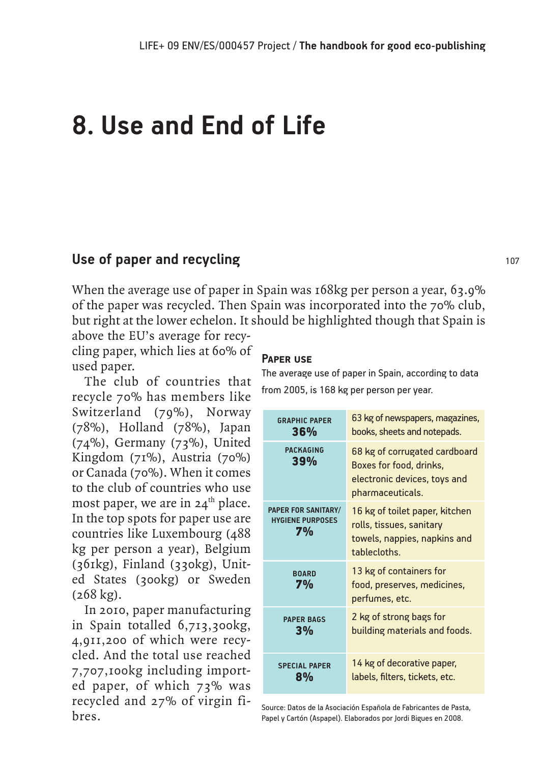# 8. Use and End of Life

## Use of paper and recycling

When the average use of paper in Spain was 168kg per person a year, 63.9% of the paper was recycled. Then Spain was incorporated into the 70% club, but right at the lower echelon. It should be highlighted though that Spain is above the EU's average for recycling paper, which lies at 60% of used paper.

The club of countries that recycle 70% has members like Switzerland (79%), Norway (78%), Holland (78%), Japan (74%), Germany (73%), United Kingdom (71%), Austria (70%) or Canada (70%). When it comes to the club of countries who use most paper, we are in 24th place. In the top spots for paper use are countries like Luxembourg (488 kg per person a year), Belgium (361kg), Finland (330kg), United States (300kg) or Sweden (268 kg).

In 2010, paper manufacturing in Spain totalled 6,713,300kg, 4,911,200 of which were recycled. And the total use reached 7,707,100kg including imported paper, of which 73% was recycled and 27% of virgin fibres.

### Paper use

The average use of paper in Spain, according to data from 2005, is 168 kg per person per year.

| | |
|---|---|
| **GRAPHIC PAPER 36%** | 63 kg of newspapers, magazines, books, sheets and notepads. |
| **PACKAGING 39%** | 68 kg of corrugated cardboard Boxes for food, drinks, electronic devices, toys and pharmaceuticals. |
| **PAPER FOR SANITARY/ HYGIENE PURPOSES 7%** | 16 kg of toilet paper, kitchen rolls, tissues, sanitary towels, nappies, napkins and tablecloths. |
| **BOARD 7%** | 13 kg of containers for food, preserves, medicines, perfumes, etc. |
| **PAPER BAGS 3%** | 2 kg of strong bags for building materials and foods. |
| **SPECIAL PAPER 8%** | 14 kg of decorative paper, labels, filters, tickets, etc. |

Source: Datos de la Asociación Española de Fabricantes de Pasta, Papel y Cartón (Aspapel). Elaborados por Jordi Bigues en 2008.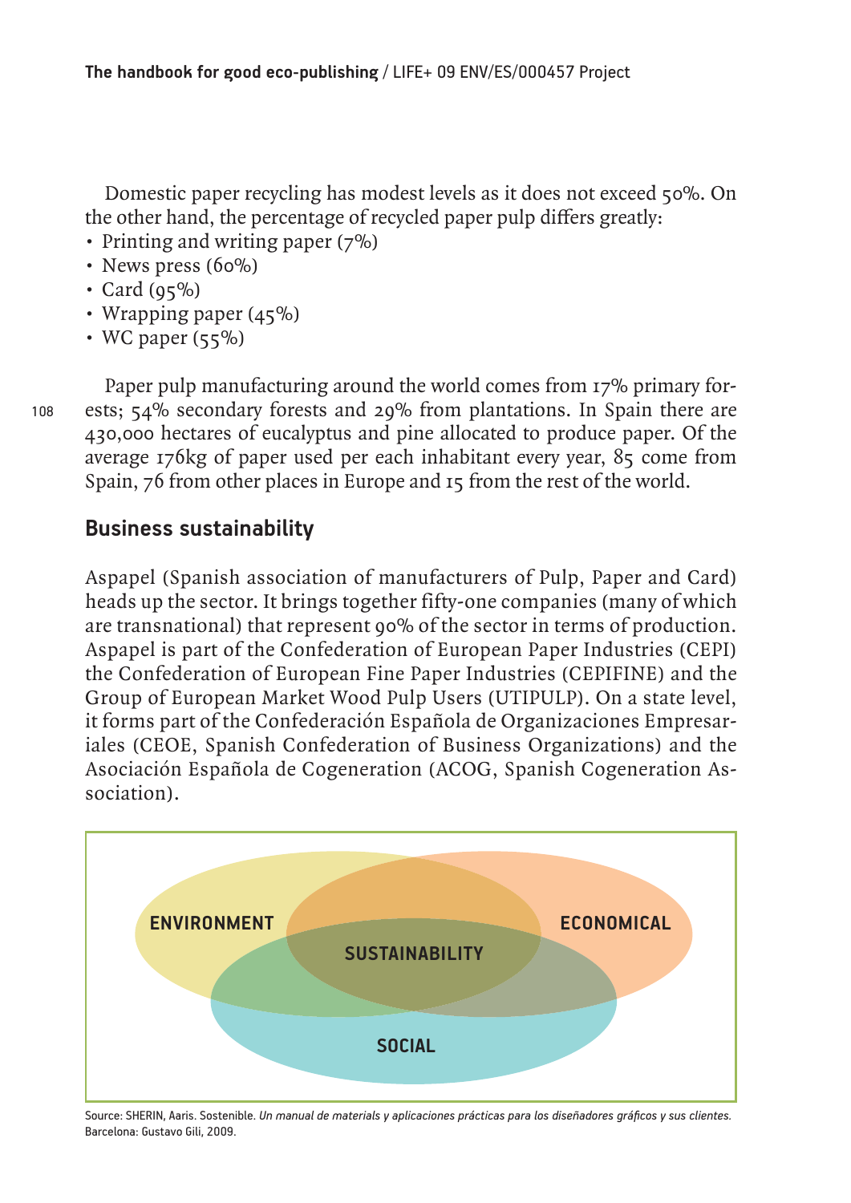Domestic paper recycling has modest levels as it does not exceed 50%. On the other hand, the percentage of recycled paper pulp differs greatly:

- Printing and writing paper (7%)
- News press (60%)
- Card (95%)
- Wrapping paper (45%)
- WC paper (55%)

Paper pulp manufacturing around the world comes from 17% primary forests; 54% secondary forests and 29% from plantations. In Spain there are 430,000 hectares of eucalyptus and pine allocated to produce paper. Of the average 176kg of paper used per each inhabitant every year, 85 come from Spain, 76 from other places in Europe and 15 from the rest of the world.

## Business sustainability

Aspapel (Spanish association of manufacturers of Pulp, Paper and Card) heads up the sector. It brings together fifty-one companies (many of which are transnational) that represent 90% of the sector in terms of production. Aspapel is part of the Confederation of European Paper Industries (CEPI) the Confederation of European Fine Paper Industries (CEPIFINE) and the Group of European Market Wood Pulp Users (UTIPULP). On a state level, it forms part of the Confederación Española de Organizaciones Empresariales (CEOE, Spanish Confederation of Business Organizations) and the Asociación Española de Cogeneration (ACOG, Spanish Cogeneration Association).

ENVIRONMENT

ECONOMICAL

SUSTAINABILITY

SOCIAL

Source: SHERIN, Aaris. Sostenible. *Un manual de materials y aplicaciones prácticas para los diseñadores gráficos y sus clientes.* Barcelona: Gustavo Gili, 2009.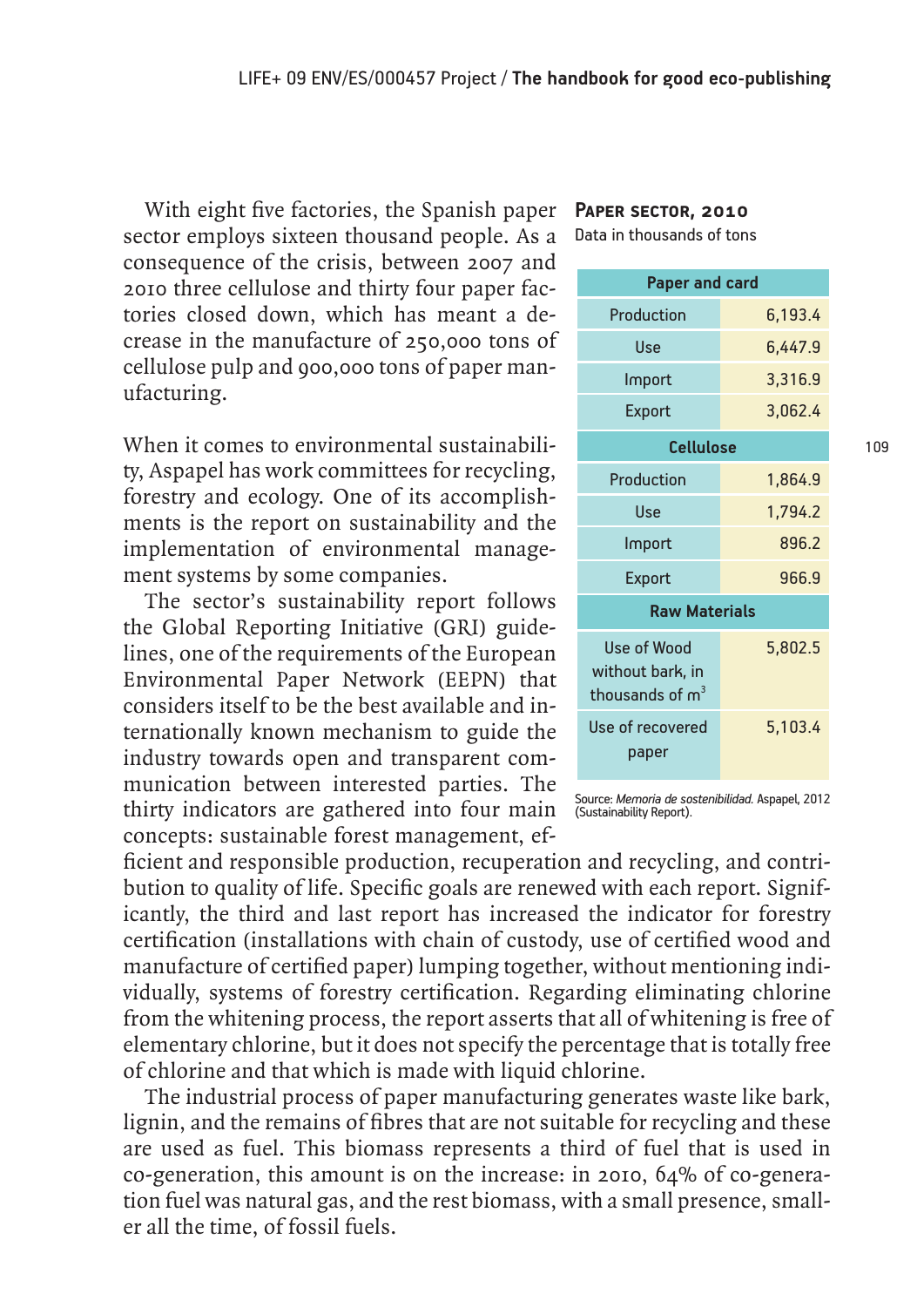With eight five factories, the Spanish paper sector employs sixteen thousand people. As a consequence of the crisis, between 2007 and 2010 three cellulose and thirty four paper factories closed down, which has meant a decrease in the manufacture of 250,000 tons of cellulose pulp and 900,000 tons of paper manufacturing.

**Paper sector, 2010**
Data in thousands of tons

| Paper and card | |
|---|---|
| Production | 6,193.4 |
| Use | 6,447.9 |
| Import | 3,316.9 |
| Export | 3,062.4 |
| **Cellulose** | |
| Production | 1,864.9 |
| Use | 1,794.2 |
| Import | 896.2 |
| Export | 966.9 |
| **Raw Materials** | |
| Use of Wood without bark, in thousands of $m^3$ | 5,802.5 |
| Use of recovered paper | 5,103.4 |

Source: *Memoria de sostenibilidad.* Aspapel, 2012 (Sustainability Report).

When it comes to environmental sustainability, Aspapel has work committees for recycling, forestry and ecology. One of its accomplishments is the report on sustainability and the implementation of environmental management systems by some companies.

The sector's sustainability report follows the Global Reporting Initiative (GRI) guidelines, one of the requirements of the European Environmental Paper Network (EEPN) that considers itself to be the best available and internationally known mechanism to guide the industry towards open and transparent communication between interested parties. The thirty indicators are gathered into four main concepts: sustainable forest management, efficient and responsible production, recuperation and recycling, and contribution to quality of life. Specific goals are renewed with each report. Significantly, the third and last report has increased the indicator for forestry certification (installations with chain of custody, use of certified wood and manufacture of certified paper) lumping together, without mentioning individually, systems of forestry certification. Regarding eliminating chlorine from the whitening process, the report asserts that all of whitening is free of elementary chlorine, but it does not specify the percentage that is totally free of chlorine and that which is made with liquid chlorine.

The industrial process of paper manufacturing generates waste like bark, lignin, and the remains of fibres that are not suitable for recycling and these are used as fuel. This biomass represents a third of fuel that is used in co-generation, this amount is on the increase: in 2010, 64% of co-generation fuel was natural gas, and the rest biomass, with a small presence, smaller all the time, of fossil fuels.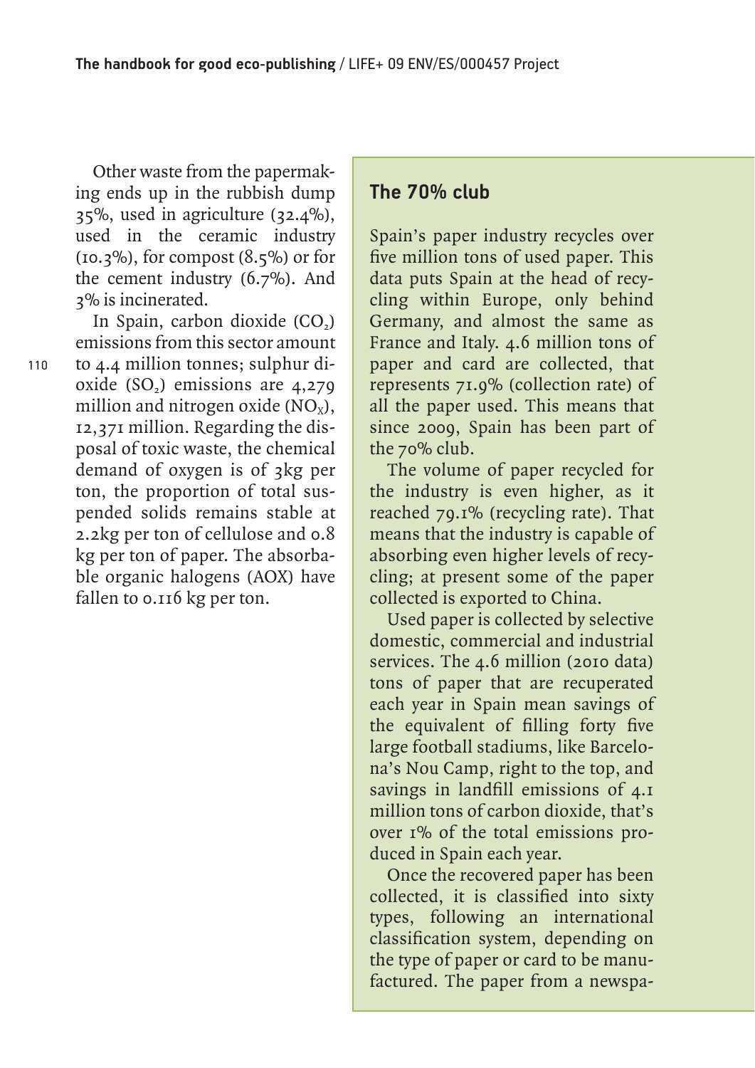Other waste from the papermaking ends up in the rubbish dump 35%, used in agriculture (32.4%), used in the ceramic industry (10.3%), for compost (8.5%) or for the cement industry (6.7%). And 3% is incinerated.

In Spain, carbon dioxide ($CO_2$) emissions from this sector amount to 4.4 million tonnes; sulphur dioxide ($SO_2$) emissions are 4,279 million and nitrogen oxide ($NO_X$), 12,371 million. Regarding the disposal of toxic waste, the chemical demand of oxygen is of 3kg per ton, the proportion of total suspended solids remains stable at 2.2kg per ton of cellulose and 0.8 kg per ton of paper. The absorbable organic halogens (AOX) have fallen to 0.116 kg per ton.

## The 70% club

Spain's paper industry recycles over five million tons of used paper. This data puts Spain at the head of recycling within Europe, only behind Germany, and almost the same as France and Italy. 4.6 million tons of paper and card are collected, that represents 71.9% (collection rate) of all the paper used. This means that since 2009, Spain has been part of the 70% club.

The volume of paper recycled for the industry is even higher, as it reached 79.1% (recycling rate). That means that the industry is capable of absorbing even higher levels of recycling; at present some of the paper collected is exported to China.

Used paper is collected by selective domestic, commercial and industrial services. The 4.6 million (2010 data) tons of paper that are recuperated each year in Spain mean savings of the equivalent of filling forty five large football stadiums, like Barcelona's Nou Camp, right to the top, and savings in landfill emissions of 4.1 million tons of carbon dioxide, that's over 1% of the total emissions produced in Spain each year.

Once the recovered paper has been collected, it is classified into sixty types, following an international classification system, depending on the type of paper or card to be manufactured. The paper from a newspa-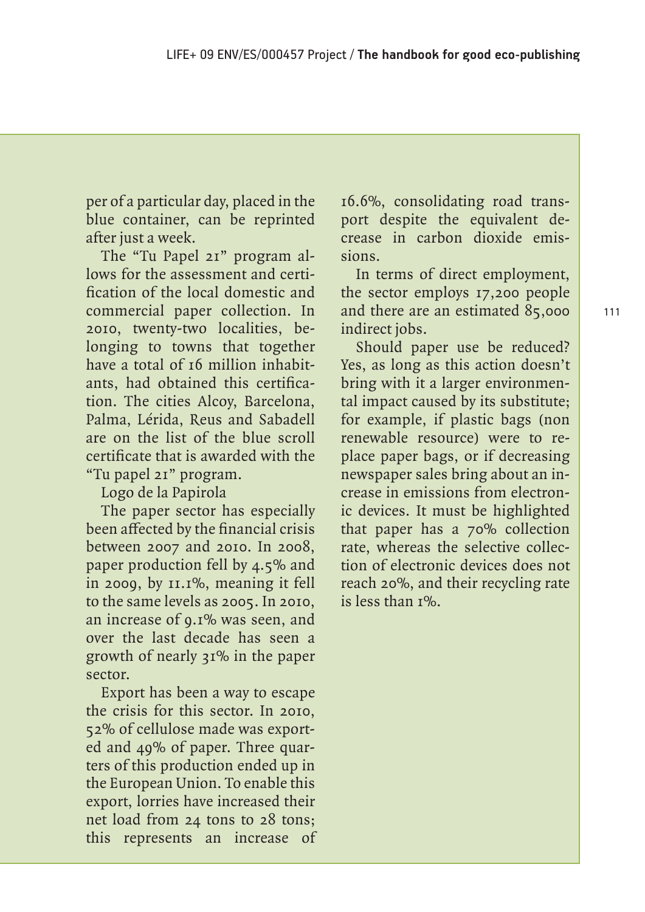per of a particular day, placed in the blue container, can be reprinted after just a week.

The "Tu Papel 21" program allows for the assessment and certification of the local domestic and commercial paper collection. In 2010, twenty-two localities, belonging to towns that together have a total of 16 million inhabitants, had obtained this certification. The cities Alcoy, Barcelona, Palma, Lérida, Reus and Sabadell are on the list of the blue scroll certificate that is awarded with the "Tu papel 21" program.

Logo de la Papirola

The paper sector has especially been affected by the financial crisis between 2007 and 2010. In 2008, paper production fell by 4.5% and in 2009, by 11.1%, meaning it fell to the same levels as 2005. In 2010, an increase of 9.1% was seen, and over the last decade has seen a growth of nearly 31% in the paper sector.

Export has been a way to escape the crisis for this sector. In 2010, 52% of cellulose made was exported and 49% of paper. Three quarters of this production ended up in the European Union. To enable this export, lorries have increased their net load from 24 tons to 28 tons; this represents an increase of 16.6%, consolidating road transport despite the equivalent decrease in carbon dioxide emissions.

In terms of direct employment, the sector employs 17,200 people and there are an estimated 85,000 indirect jobs.

Should paper use be reduced? Yes, as long as this action doesn't bring with it a larger environmental impact caused by its substitute; for example, if plastic bags (non renewable resource) were to replace paper bags, or if decreasing newspaper sales bring about an increase in emissions from electronic devices. It must be highlighted that paper has a 70% collection rate, whereas the selective collection of electronic devices does not reach 20%, and their recycling rate is less than 1%.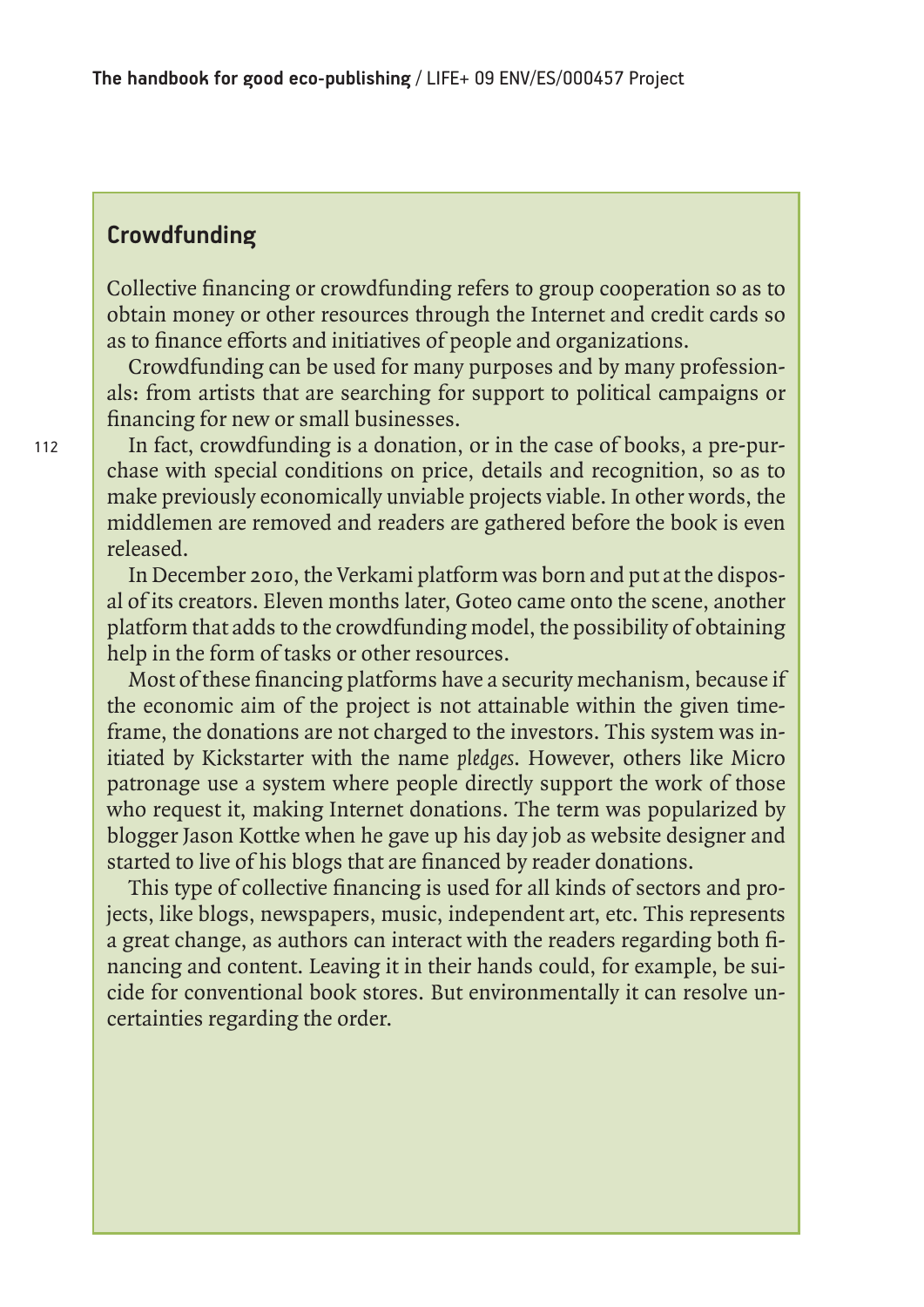## Crowdfunding

Collective financing or crowdfunding refers to group cooperation so as to obtain money or other resources through the Internet and credit cards so as to finance efforts and initiatives of people and organizations.

Crowdfunding can be used for many purposes and by many professionals: from artists that are searching for support to political campaigns or financing for new or small businesses.

In fact, crowdfunding is a donation, or in the case of books, a pre-purchase with special conditions on price, details and recognition, so as to make previously economically unviable projects viable. In other words, the middlemen are removed and readers are gathered before the book is even released.

In December 2010, the Verkami platform was born and put at the disposal of its creators. Eleven months later, Goteo came onto the scene, another platform that adds to the crowdfunding model, the possibility of obtaining help in the form of tasks or other resources.

Most of these financing platforms have a security mechanism, because if the economic aim of the project is not attainable within the given timeframe, the donations are not charged to the investors. This system was initiated by Kickstarter with the name *pledges*. However, others like Micro patronage use a system where people directly support the work of those who request it, making Internet donations. The term was popularized by blogger Jason Kottke when he gave up his day job as website designer and started to live of his blogs that are financed by reader donations.

This type of collective financing is used for all kinds of sectors and projects, like blogs, newspapers, music, independent art, etc. This represents a great change, as authors can interact with the readers regarding both financing and content. Leaving it in their hands could, for example, be suicide for conventional book stores. But environmentally it can resolve uncertainties regarding the order.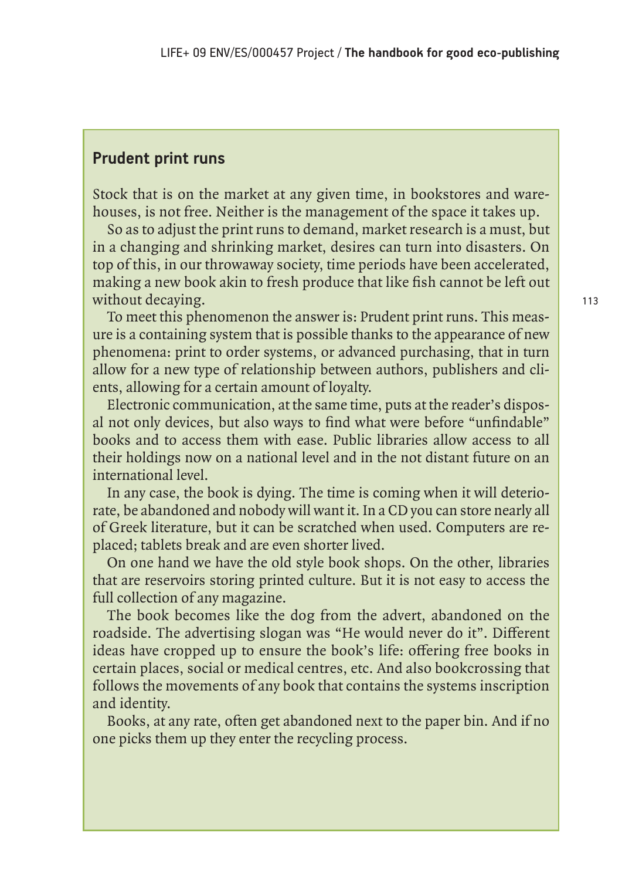## Prudent print runs

Stock that is on the market at any given time, in bookstores and warehouses, is not free. Neither is the management of the space it takes up.

So as to adjust the print runs to demand, market research is a must, but in a changing and shrinking market, desires can turn into disasters. On top of this, in our throwaway society, time periods have been accelerated, making a new book akin to fresh produce that like fish cannot be left out without decaying.

To meet this phenomenon the answer is: Prudent print runs. This measure is a containing system that is possible thanks to the appearance of new phenomena: print to order systems, or advanced purchasing, that in turn allow for a new type of relationship between authors, publishers and clients, allowing for a certain amount of loyalty.

Electronic communication, at the same time, puts at the reader's disposal not only devices, but also ways to find what were before "unfindable" books and to access them with ease. Public libraries allow access to all their holdings now on a national level and in the not distant future on an international level.

In any case, the book is dying. The time is coming when it will deteriorate, be abandoned and nobody will want it. In a CD you can store nearly all of Greek literature, but it can be scratched when used. Computers are replaced; tablets break and are even shorter lived.

On one hand we have the old style book shops. On the other, libraries that are reservoirs storing printed culture. But it is not easy to access the full collection of any magazine.

The book becomes like the dog from the advert, abandoned on the roadside. The advertising slogan was "He would never do it". Different ideas have cropped up to ensure the book's life: offering free books in certain places, social or medical centres, etc. And also bookcrossing that follows the movements of any book that contains the systems inscription and identity.

Books, at any rate, often get abandoned next to the paper bin. And if no one picks them up they enter the recycling process.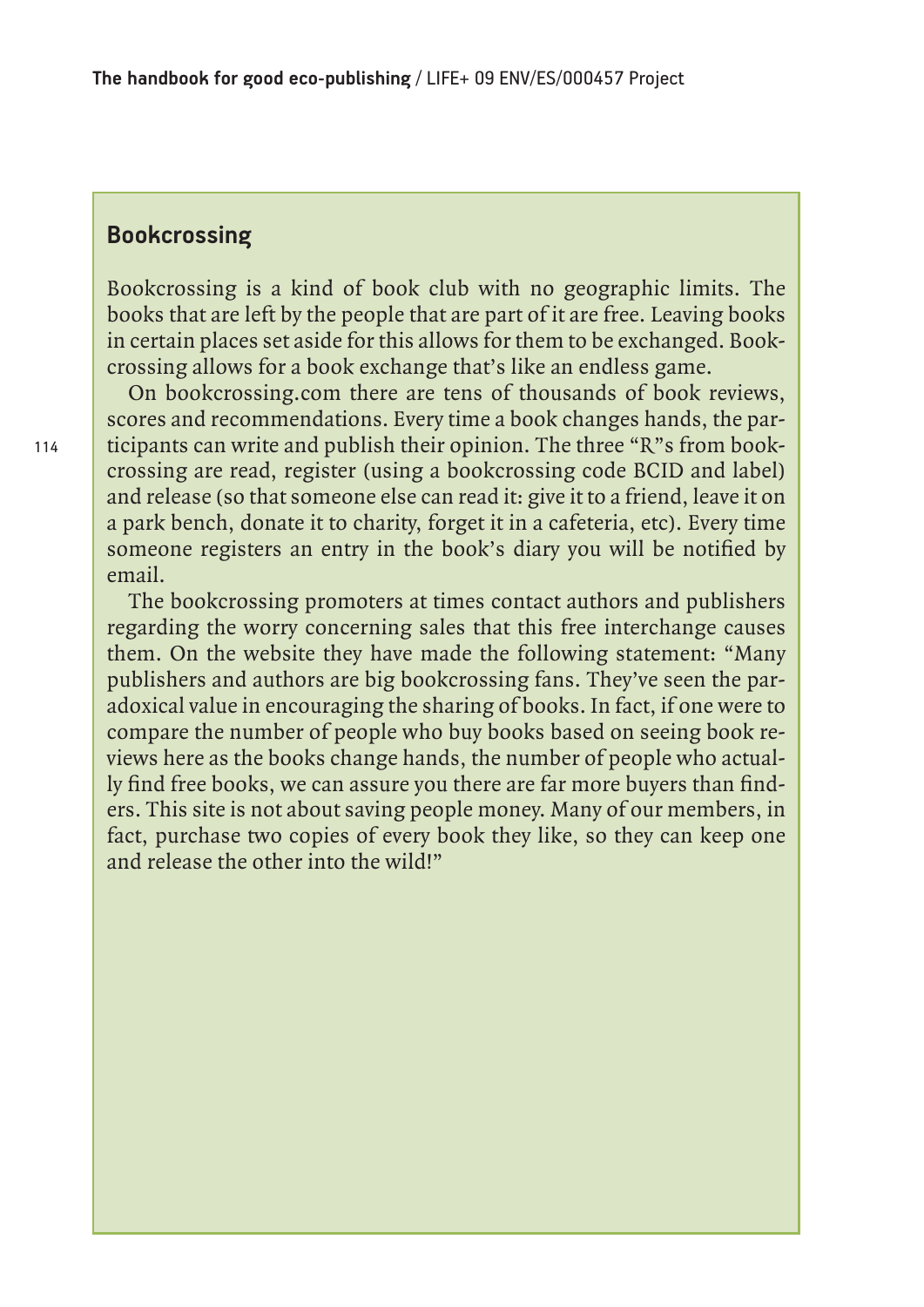## Bookcrossing

Bookcrossing is a kind of book club with no geographic limits. The books that are left by the people that are part of it are free. Leaving books in certain places set aside for this allows for them to be exchanged. Bookcrossing allows for a book exchange that's like an endless game.

On bookcrossing.com there are tens of thousands of book reviews, scores and recommendations. Every time a book changes hands, the participants can write and publish their opinion. The three "R"s from bookcrossing are read, register (using a bookcrossing code BCID and label) and release (so that someone else can read it: give it to a friend, leave it on a park bench, donate it to charity, forget it in a cafeteria, etc). Every time someone registers an entry in the book's diary you will be notified by email.

The bookcrossing promoters at times contact authors and publishers regarding the worry concerning sales that this free interchange causes them. On the website they have made the following statement: "Many publishers and authors are big bookcrossing fans. They've seen the paradoxical value in encouraging the sharing of books. In fact, if one were to compare the number of people who buy books based on seeing book reviews here as the books change hands, the number of people who actually find free books, we can assure you there are far more buyers than finders. This site is not about saving people money. Many of our members, in fact, purchase two copies of every book they like, so they can keep one and release the other into the wild!"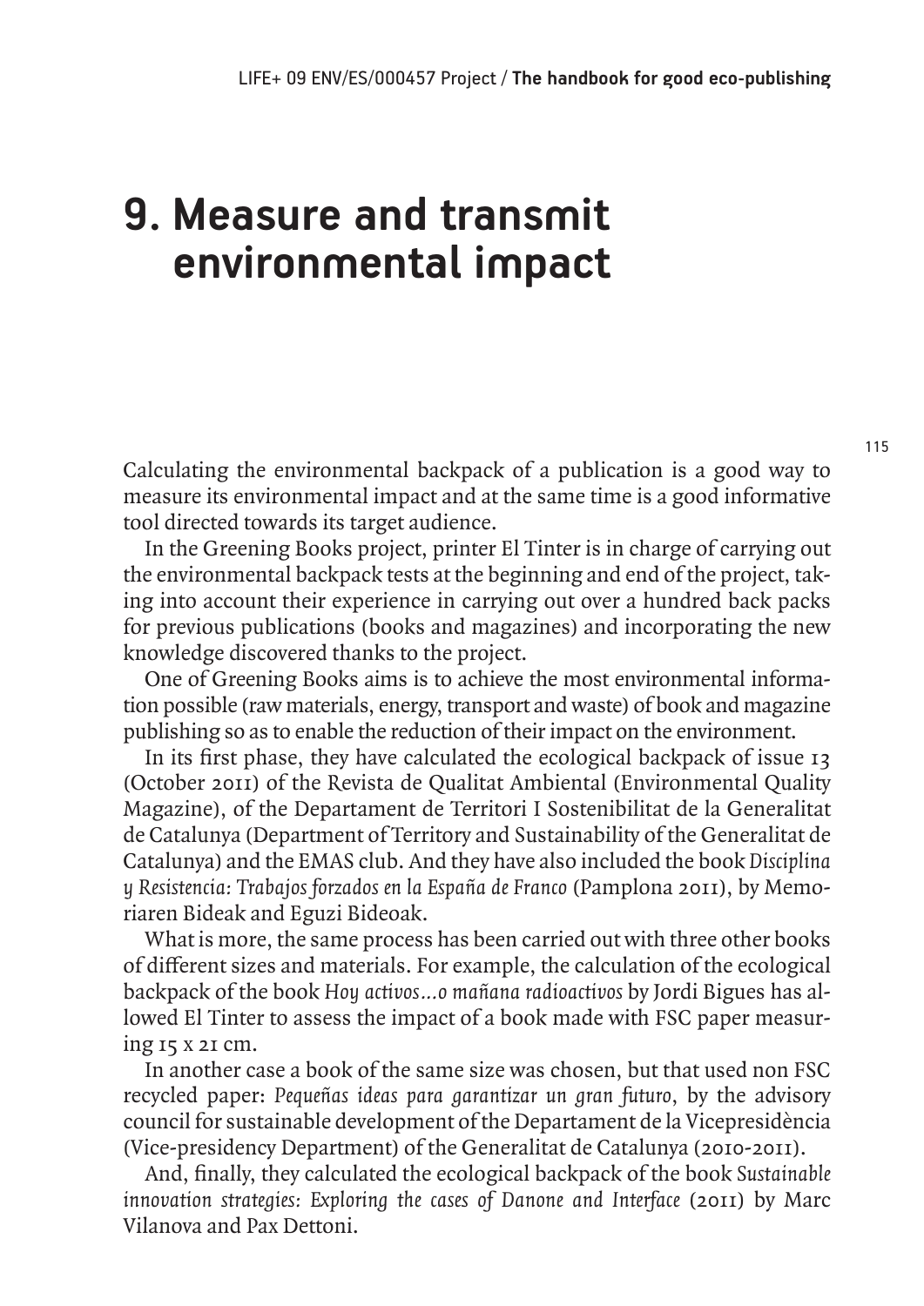# 9. Measure and transmit environmental impact

Calculating the environmental backpack of a publication is a good way to measure its environmental impact and at the same time is a good informative tool directed towards its target audience.

In the Greening Books project, printer El Tinter is in charge of carrying out the environmental backpack tests at the beginning and end of the project, taking into account their experience in carrying out over a hundred back packs for previous publications (books and magazines) and incorporating the new knowledge discovered thanks to the project.

One of Greening Books aims is to achieve the most environmental information possible (raw materials, energy, transport and waste) of book and magazine publishing so as to enable the reduction of their impact on the environment.

In its first phase, they have calculated the ecological backpack of issue 13 (October 2011) of the Revista de Qualitat Ambiental (Environmental Quality Magazine), of the Departament de Territori I Sostenibilitat de la Generalitat de Catalunya (Department of Territory and Sustainability of the Generalitat de Catalunya) and the EMAS club. And they have also included the book *Disciplina y Resistencia: Trabajos forzados en la España de Franco* (Pamplona 2011), by Memoriaren Bideak and Eguzi Bideoak.

What is more, the same process has been carried out with three other books of different sizes and materials. For example, the calculation of the ecological backpack of the book *Hoy activos…o mañana radioactivos* by Jordi Bigues has allowed El Tinter to assess the impact of a book made with FSC paper measuring 15 x 21 cm.

In another case a book of the same size was chosen, but that used non FSC recycled paper: *Pequeñas ideas para garantizar un gran futuro*, by the advisory council for sustainable development of the Departament de la Vicepresidència (Vice-presidency Department) of the Generalitat de Catalunya (2010-2011).

And, finally, they calculated the ecological backpack of the book *Sustainable innovation strategies: Exploring the cases of Danone and Interface* (2011) by Marc Vilanova and Pax Dettoni.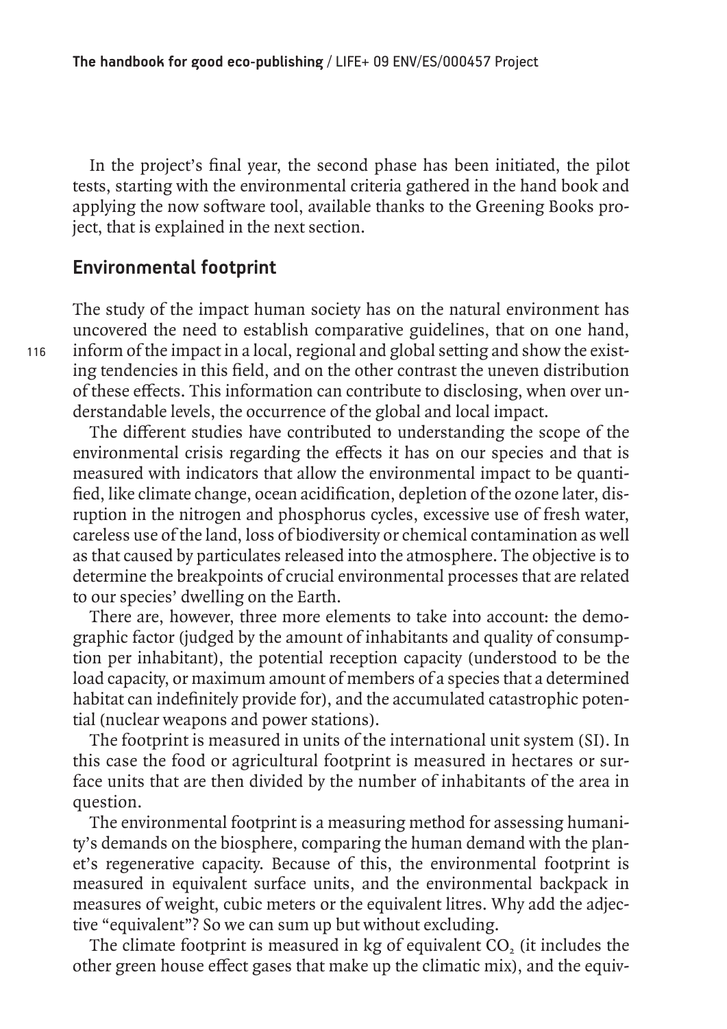In the project's final year, the second phase has been initiated, the pilot tests, starting with the environmental criteria gathered in the hand book and applying the now software tool, available thanks to the Greening Books project, that is explained in the next section.

## Environmental footprint

The study of the impact human society has on the natural environment has uncovered the need to establish comparative guidelines, that on one hand, inform of the impact in a local, regional and global setting and show the existing tendencies in this field, and on the other contrast the uneven distribution of these effects. This information can contribute to disclosing, when over understandable levels, the occurrence of the global and local impact.

The different studies have contributed to understanding the scope of the environmental crisis regarding the effects it has on our species and that is measured with indicators that allow the environmental impact to be quantified, like climate change, ocean acidification, depletion of the ozone later, disruption in the nitrogen and phosphorus cycles, excessive use of fresh water, careless use of the land, loss of biodiversity or chemical contamination as well as that caused by particulates released into the atmosphere. The objective is to determine the breakpoints of crucial environmental processes that are related to our species' dwelling on the Earth.

There are, however, three more elements to take into account: the demographic factor (judged by the amount of inhabitants and quality of consumption per inhabitant), the potential reception capacity (understood to be the load capacity, or maximum amount of members of a species that a determined habitat can indefinitely provide for), and the accumulated catastrophic potential (nuclear weapons and power stations).

The footprint is measured in units of the international unit system (SI). In this case the food or agricultural footprint is measured in hectares or surface units that are then divided by the number of inhabitants of the area in question.

The environmental footprint is a measuring method for assessing humanity's demands on the biosphere, comparing the human demand with the planet's regenerative capacity. Because of this, the environmental footprint is measured in equivalent surface units, and the environmental backpack in measures of weight, cubic meters or the equivalent litres. Why add the adjective "equivalent"? So we can sum up but without excluding.

The climate footprint is measured in kg of equivalent $CO_2$ (it includes the other green house effect gases that make up the climatic mix), and the equiv-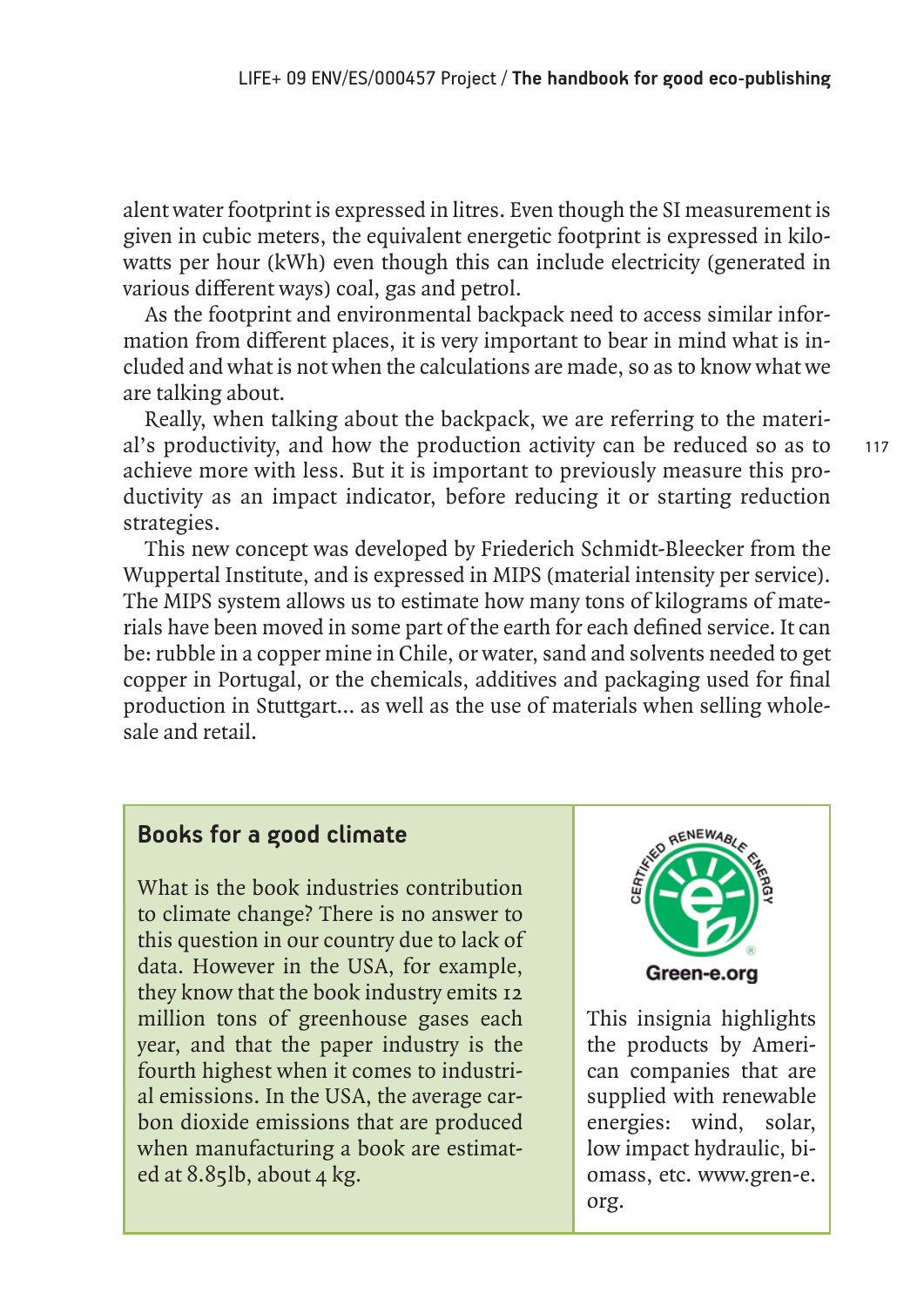alent water footprint is expressed in litres. Even though the SI measurement is given in cubic meters, the equivalent energetic footprint is expressed in kilowatts per hour (kWh) even though this can include electricity (generated in various different ways) coal, gas and petrol.

As the footprint and environmental backpack need to access similar information from different places, it is very important to bear in mind what is included and what is not when the calculations are made, so as to know what we are talking about.

Really, when talking about the backpack, we are referring to the material's productivity, and how the production activity can be reduced so as to achieve more with less. But it is important to previously measure this productivity as an impact indicator, before reducing it or starting reduction strategies.

This new concept was developed by Friederich Schmidt-Bleecker from the Wuppertal Institute, and is expressed in MIPS (material intensity per service). The MIPS system allows us to estimate how many tons of kilograms of materials have been moved in some part of the earth for each defined service. It can be: rubble in a copper mine in Chile, or water, sand and solvents needed to get copper in Portugal, or the chemicals, additives and packaging used for final production in Stuttgart... as well as the use of materials when selling wholesale and retail.

## Books for a good climate

What is the book industries contribution to climate change? There is no answer to this question in our country due to lack of data. However in the USA, for example, they know that the book industry emits 12 million tons of greenhouse gases each year, and that the paper industry is the fourth highest when it comes to industrial emissions. In the USA, the average carbon dioxide emissions that are produced when manufacturing a book are estimated at 8.85lb, about 4 kg.

CERTIFIED RENEWABLE ENERGY
Green-e.org

This insignia highlights the products by American companies that are supplied with renewable energies: wind, solar, low impact hydraulic, biomass, etc. www.gren-e.org.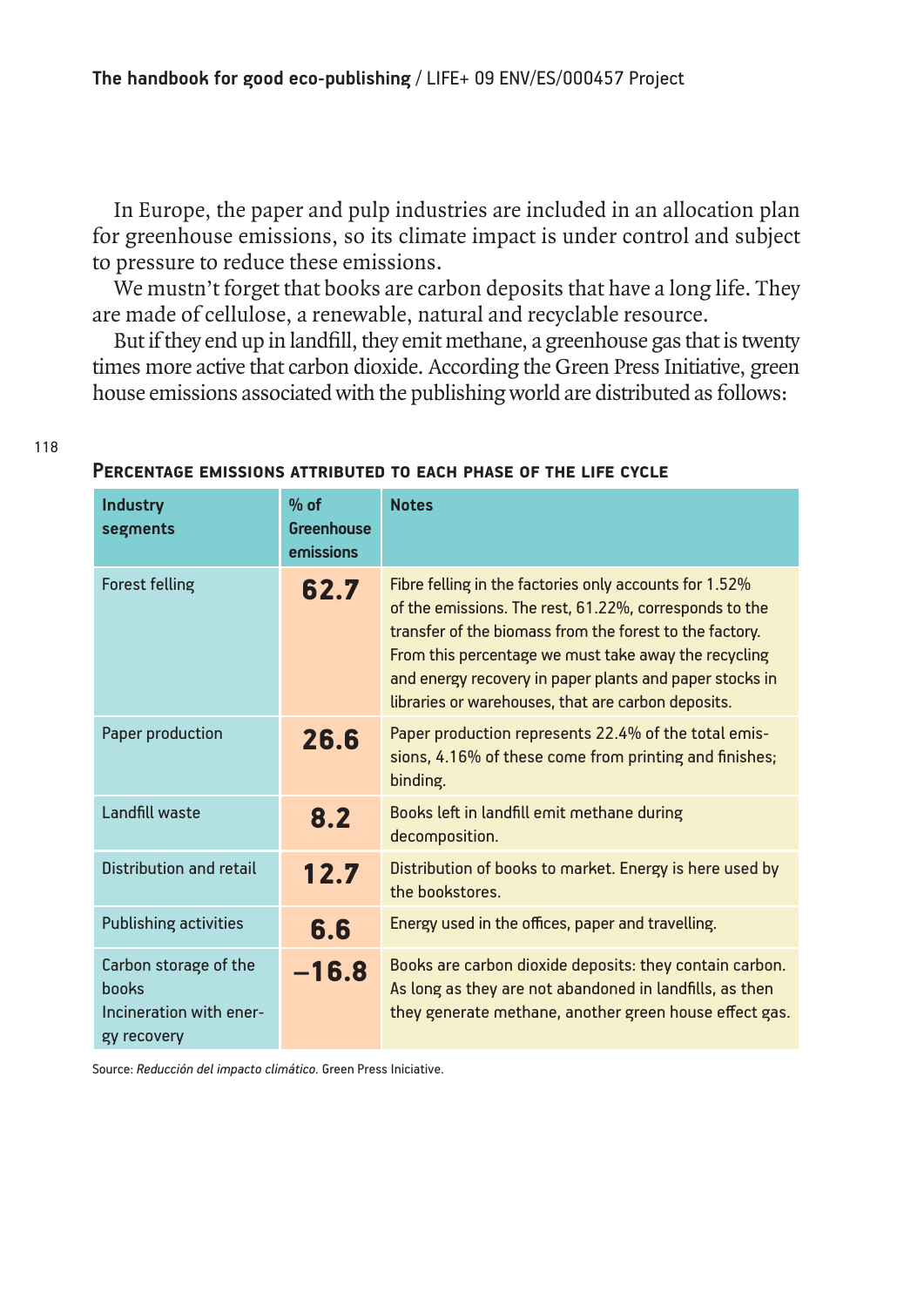In Europe, the paper and pulp industries are included in an allocation plan for greenhouse emissions, so its climate impact is under control and subject to pressure to reduce these emissions.

We mustn't forget that books are carbon deposits that have a long life. They are made of cellulose, a renewable, natural and recyclable resource.

But if they end up in landfill, they emit methane, a greenhouse gas that is twenty times more active that carbon dioxide. According the Green Press Initiative, green house emissions associated with the publishing world are distributed as follows:

### Percentage emissions attributed to each phase of the life cycle

| Industry segments | % of Greenhouse emissions | Notes |
|---|---|---|
| Forest felling | **62.7** | Fibre felling in the factories only accounts for 1.52% of the emissions. The rest, 61.22%, corresponds to the transfer of the biomass from the forest to the factory. From this percentage we must take away the recycling and energy recovery in paper plants and paper stocks in libraries or warehouses, that are carbon deposits. |
| Paper production | **26.6** | Paper production represents 22.4% of the total emissions, 4.16% of these come from printing and finishes; binding. |
| Landfill waste | **8.2** | Books left in landfill emit methane during decomposition. |
| Distribution and retail | **12.7** | Distribution of books to market. Energy is here used by the bookstores. |
| Publishing activities | **6.6** | Energy used in the offices, paper and travelling. |
| Carbon storage of the books<br>Incineration with energy recovery | **–16.8** | Books are carbon dioxide deposits: they contain carbon. As long as they are not abandoned in landfills, as then they generate methane, another green house effect gas. |

Source: *Reducción del impacto climático.* Green Press Iniciative.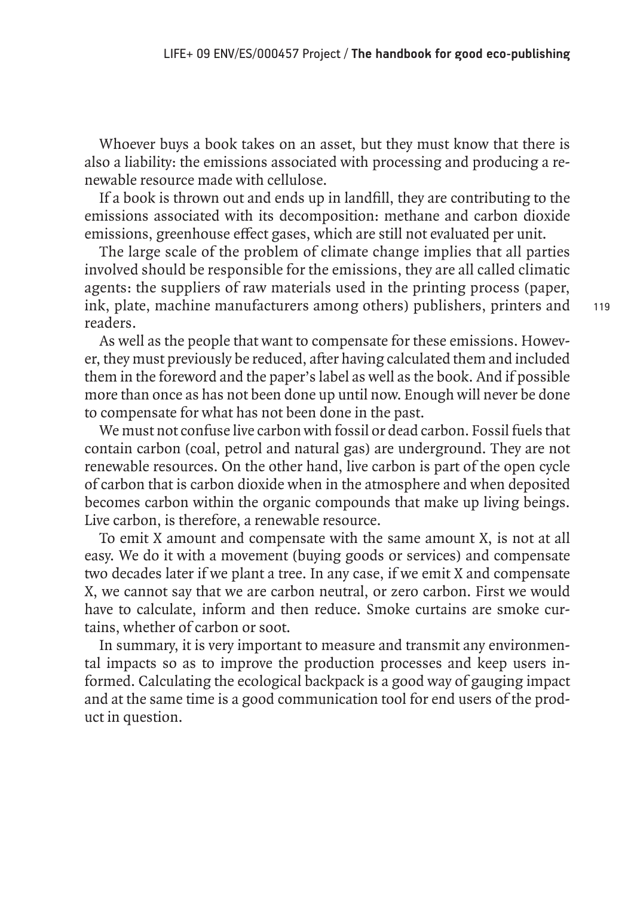Whoever buys a book takes on an asset, but they must know that there is also a liability: the emissions associated with processing and producing a renewable resource made with cellulose.

If a book is thrown out and ends up in landfill, they are contributing to the emissions associated with its decomposition: methane and carbon dioxide emissions, greenhouse effect gases, which are still not evaluated per unit.

The large scale of the problem of climate change implies that all parties involved should be responsible for the emissions, they are all called climatic agents: the suppliers of raw materials used in the printing process (paper, ink, plate, machine manufacturers among others) publishers, printers and readers.

As well as the people that want to compensate for these emissions. However, they must previously be reduced, after having calculated them and included them in the foreword and the paper's label as well as the book. And if possible more than once as has not been done up until now. Enough will never be done to compensate for what has not been done in the past.

We must not confuse live carbon with fossil or dead carbon. Fossil fuels that contain carbon (coal, petrol and natural gas) are underground. They are not renewable resources. On the other hand, live carbon is part of the open cycle of carbon that is carbon dioxide when in the atmosphere and when deposited becomes carbon within the organic compounds that make up living beings. Live carbon, is therefore, a renewable resource.

To emit X amount and compensate with the same amount X, is not at all easy. We do it with a movement (buying goods or services) and compensate two decades later if we plant a tree. In any case, if we emit X and compensate X, we cannot say that we are carbon neutral, or zero carbon. First we would have to calculate, inform and then reduce. Smoke curtains are smoke curtains, whether of carbon or soot.

In summary, it is very important to measure and transmit any environmental impacts so as to improve the production processes and keep users informed. Calculating the ecological backpack is a good way of gauging impact and at the same time is a good communication tool for end users of the product in question.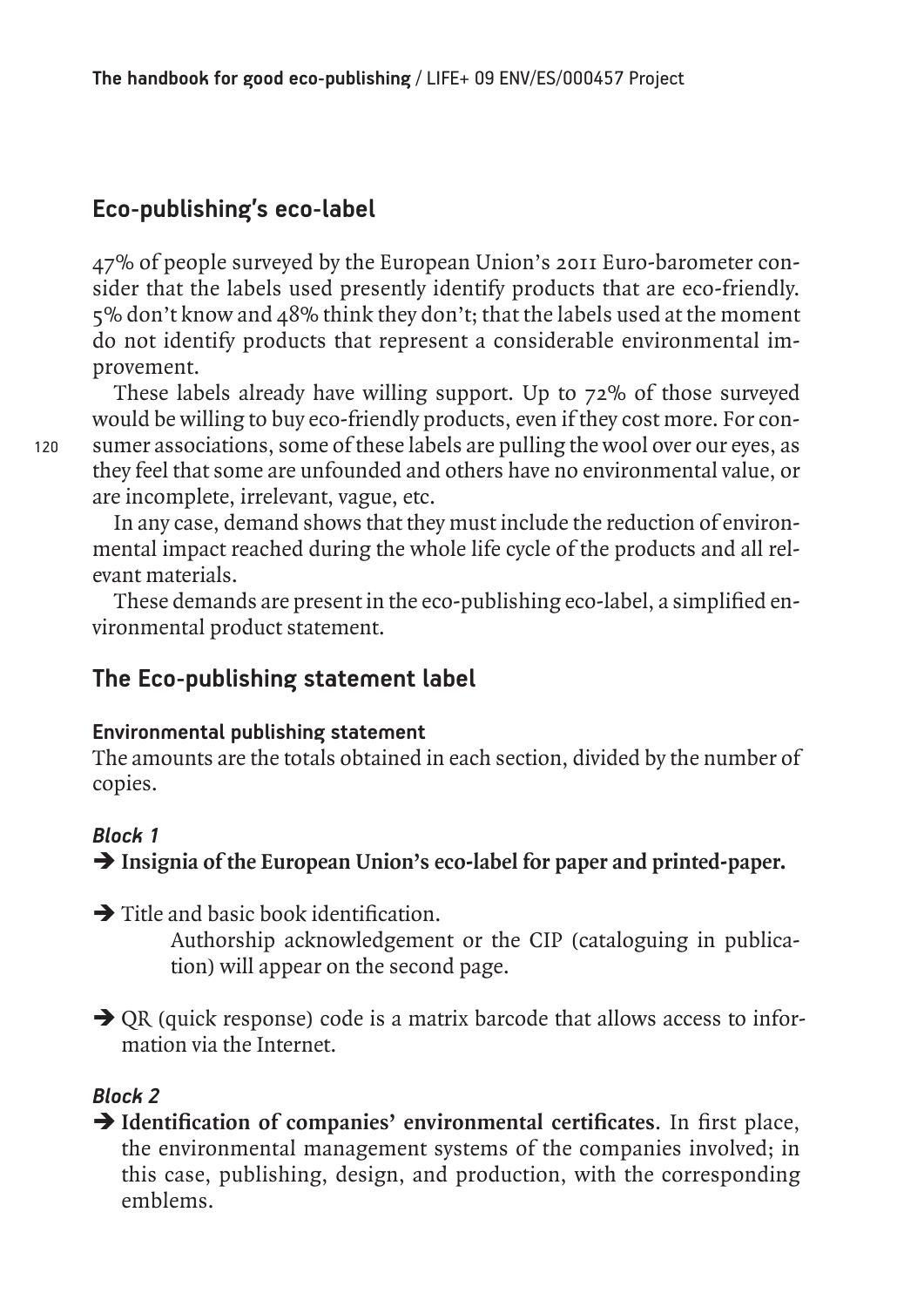## Eco-publishing's eco-label

47% of people surveyed by the European Union's 2011 Euro-barometer consider that the labels used presently identify products that are eco-friendly. 5% don't know and 48% think they don't; that the labels used at the moment do not identify products that represent a considerable environmental improvement.

These labels already have willing support. Up to 72% of those surveyed would be willing to buy eco-friendly products, even if they cost more. For consumer associations, some of these labels are pulling the wool over our eyes, as they feel that some are unfounded and others have no environmental value, or are incomplete, irrelevant, vague, etc.

In any case, demand shows that they must include the reduction of environmental impact reached during the whole life cycle of the products and all relevant materials.

These demands are present in the eco-publishing eco-label, a simplified environmental product statement.

## The Eco-publishing statement label

### Environmental publishing statement

The amounts are the totals obtained in each section, divided by the number of copies.

#### *Block 1*

➔ **Insignia of the European Union's eco-label for paper and printed-paper.**

➔ Title and basic book identification.

Authorship acknowledgement or the CIP (cataloguing in publication) will appear on the second page.

➔ QR (quick response) code is a matrix barcode that allows access to information via the Internet.

#### *Block 2*

➔ **Identification of companies' environmental certificates**. In first place, the environmental management systems of the companies involved; in this case, publishing, design, and production, with the corresponding emblems.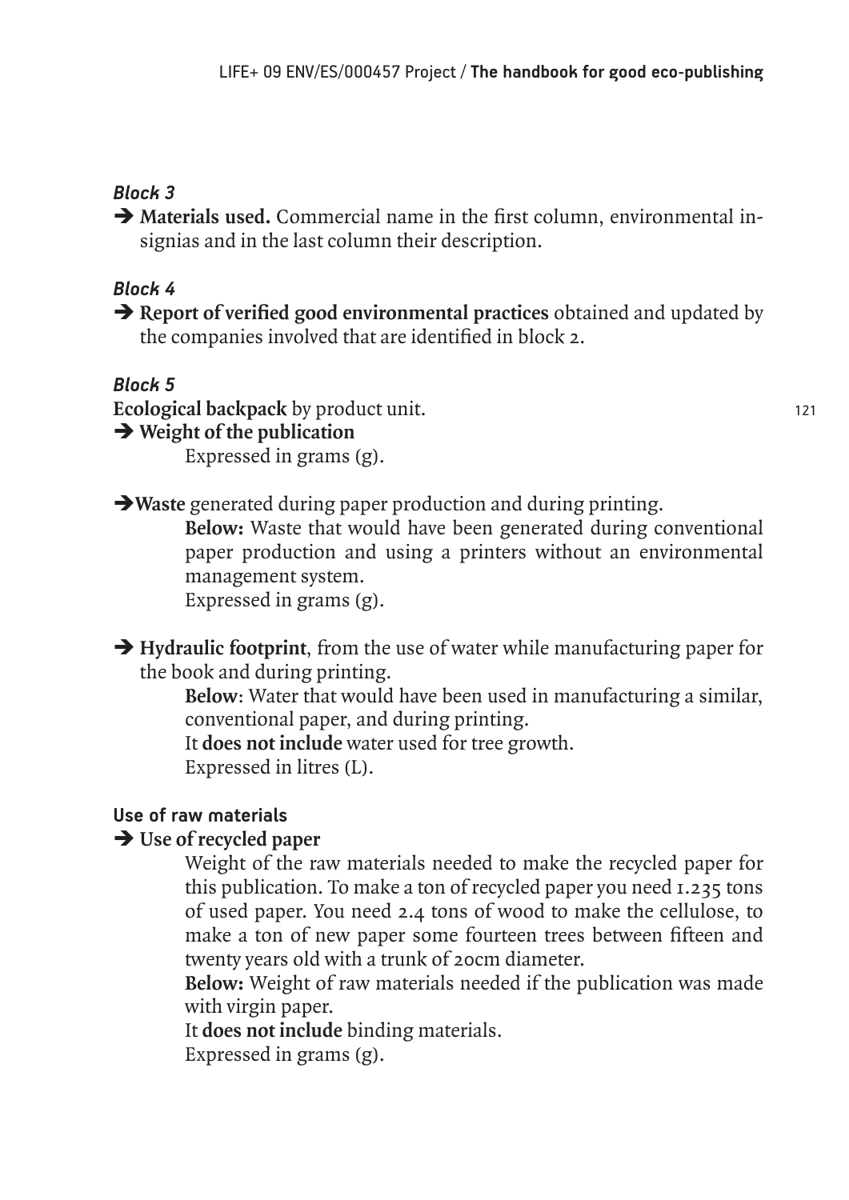### *Block 3*

➔ **Materials used.** Commercial name in the first column, environmental insignias and in the last column their description.

### *Block 4*

➔ **Report of verified good environmental practices** obtained and updated by the companies involved that are identified in block 2.

### *Block 5*

**Ecological backpack** by product unit.

➔ **Weight of the publication**

Expressed in grams (g).

➔ **Waste** generated during paper production and during printing.

**Below:** Waste that would have been generated during conventional paper production and using a printers without an environmental management system.

Expressed in grams (g).

➔ **Hydraulic footprint**, from the use of water while manufacturing paper for the book and during printing.

**Below**: Water that would have been used in manufacturing a similar, conventional paper, and during printing.

It **does not include** water used for tree growth.

Expressed in litres (L).

#### Use of raw materials

➔ **Use of recycled paper**

Weight of the raw materials needed to make the recycled paper for this publication. To make a ton of recycled paper you need 1.235 tons of used paper. You need 2.4 tons of wood to make the cellulose, to make a ton of new paper some fourteen trees between fifteen and twenty years old with a trunk of 20cm diameter.

**Below:** Weight of raw materials needed if the publication was made with virgin paper.

It **does not include** binding materials.

Expressed in grams (g).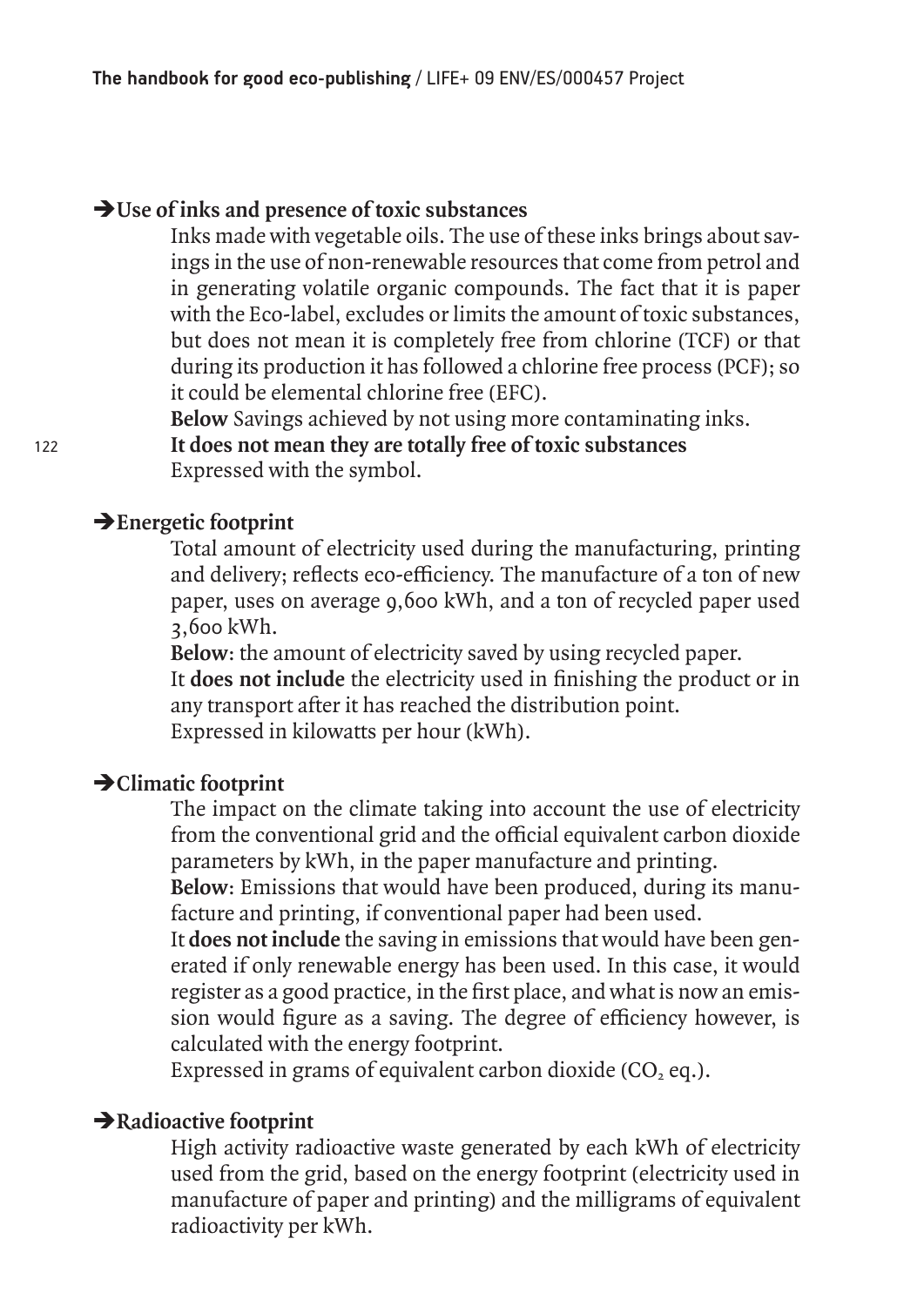### ➔Use of inks and presence of toxic substances

Inks made with vegetable oils. The use of these inks brings about savings in the use of non-renewable resources that come from petrol and in generating volatile organic compounds. The fact that it is paper with the Eco-label, excludes or limits the amount of toxic substances, but does not mean it is completely free from chlorine (TCF) or that during its production it has followed a chlorine free process (PCF); so it could be elemental chlorine free (EFC).

**Below** Savings achieved by not using more contaminating inks.

**It does not mean they are totally free of toxic substances**

Expressed with the symbol.

### ➔Energetic footprint

Total amount of electricity used during the manufacturing, printing and delivery; reflects eco-efficiency. The manufacture of a ton of new paper, uses on average 9,600 kWh, and a ton of recycled paper used 3,600 kWh.

**Below**: the amount of electricity saved by using recycled paper.

It **does not include** the electricity used in finishing the product or in any transport after it has reached the distribution point.

Expressed in kilowatts per hour (kWh).

### ➔Climatic footprint

The impact on the climate taking into account the use of electricity from the conventional grid and the official equivalent carbon dioxide parameters by kWh, in the paper manufacture and printing.

**Below**: Emissions that would have been produced, during its manufacture and printing, if conventional paper had been used.

It **does not include** the saving in emissions that would have been generated if only renewable energy has been used. In this case, it would register as a good practice, in the first place, and what is now an emission would figure as a saving. The degree of efficiency however, is calculated with the energy footprint.

Expressed in grams of equivalent carbon dioxide ($CO_2$ eq.).

### ➔Radioactive footprint

High activity radioactive waste generated by each kWh of electricity used from the grid, based on the energy footprint (electricity used in manufacture of paper and printing) and the milligrams of equivalent radioactivity per kWh.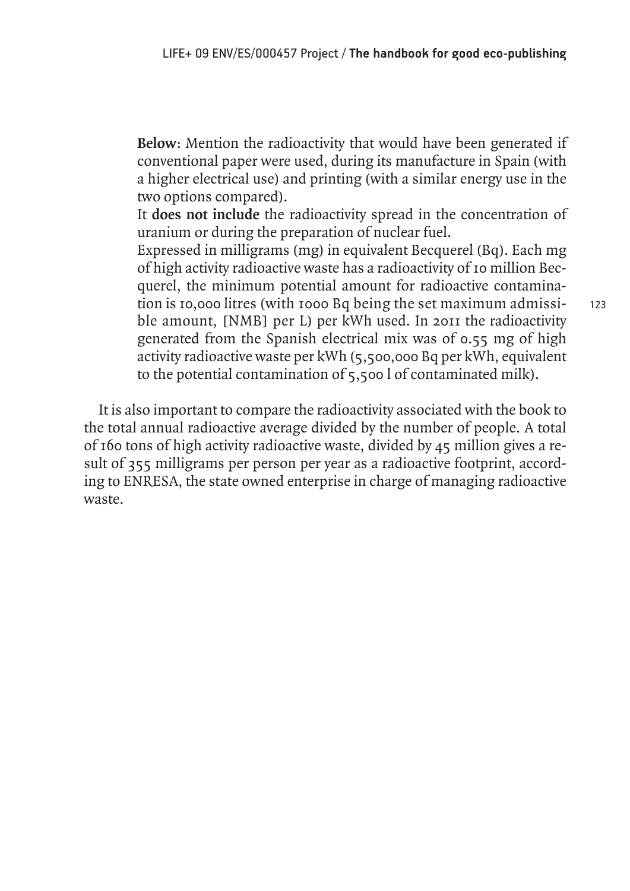**Below**: Mention the radioactivity that would have been generated if conventional paper were used, during its manufacture in Spain (with a higher electrical use) and printing (with a similar energy use in the two options compared).

It **does not include** the radioactivity spread in the concentration of uranium or during the preparation of nuclear fuel.

Expressed in milligrams (mg) in equivalent Becquerel (Bq). Each mg of high activity radioactive waste has a radioactivity of 10 million Becquerel, the minimum potential amount for radioactive contamination is 10,000 litres (with 1000 Bq being the set maximum admissible amount, [NMB] per L) per kWh used. In 2011 the radioactivity generated from the Spanish electrical mix was of 0.55 mg of high activity radioactive waste per kWh (5,500,000 Bq per kWh, equivalent to the potential contamination of 5,500 l of contaminated milk).

It is also important to compare the radioactivity associated with the book to the total annual radioactive average divided by the number of people. A total of 160 tons of high activity radioactive waste, divided by 45 million gives a result of 355 milligrams per person per year as a radioactive footprint, according to ENRESA, the state owned enterprise in charge of managing radioactive waste.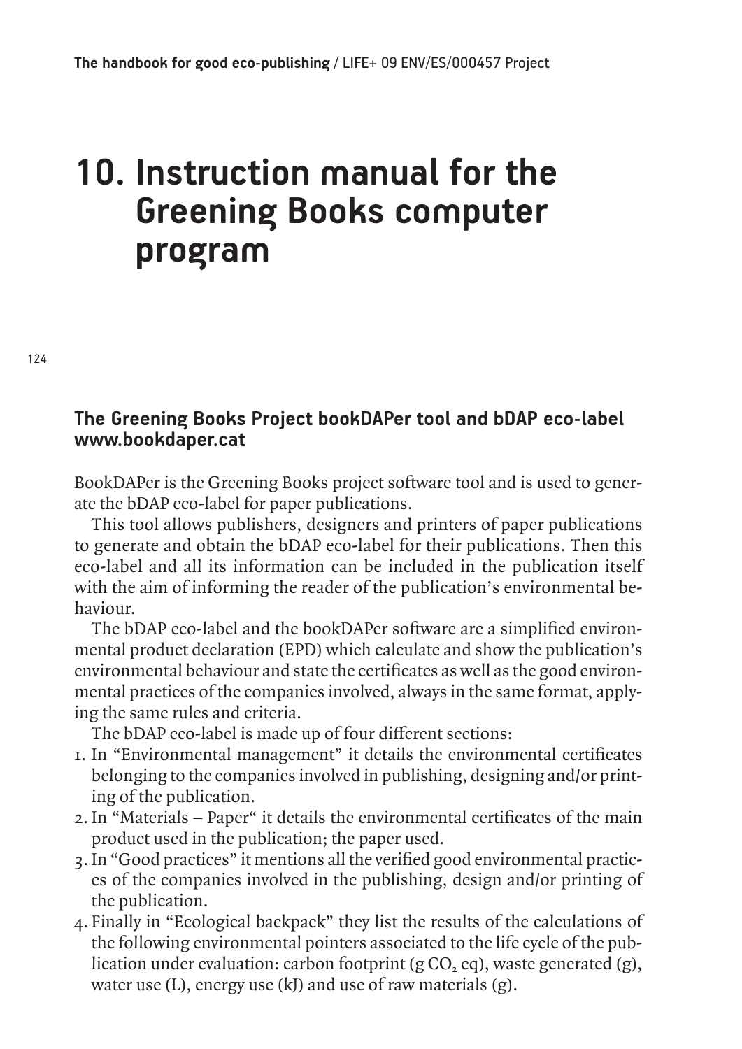# 10. Instruction manual for the Greening Books computer program

## The Greening Books Project bookDAPer tool and bDAP eco-label www.bookdaper.cat

BookDAPer is the Greening Books project software tool and is used to generate the bDAP eco-label for paper publications.

This tool allows publishers, designers and printers of paper publications to generate and obtain the bDAP eco-label for their publications. Then this eco-label and all its information can be included in the publication itself with the aim of informing the reader of the publication's environmental behaviour.

The bDAP eco-label and the bookDAPer software are a simplified environmental product declaration (EPD) which calculate and show the publication's environmental behaviour and state the certificates as well as the good environmental practices of the companies involved, always in the same format, applying the same rules and criteria.

The bDAP eco-label is made up of four different sections:

1. In "Environmental management" it details the environmental certificates belonging to the companies involved in publishing, designing and/or printing of the publication.
2. In "Materials – Paper" it details the environmental certificates of the main product used in the publication; the paper used.
3. In "Good practices" it mentions all the verified good environmental practices of the companies involved in the publishing, design and/or printing of the publication.
4. Finally in "Ecological backpack" they list the results of the calculations of the following environmental pointers associated to the life cycle of the publication under evaluation: carbon footprint (g $CO_2$ eq), waste generated (g), water use (L), energy use (kJ) and use of raw materials (g).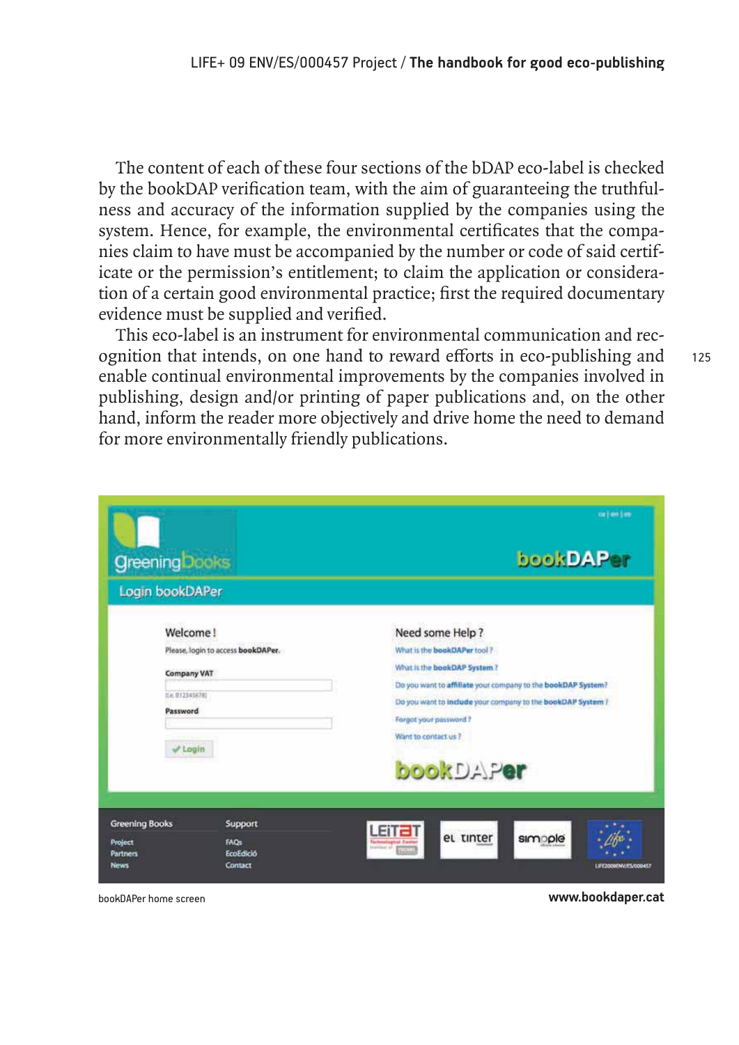The content of each of these four sections of the bDAP eco-label is checked by the bookDAP verification team, with the aim of guaranteeing the truthfulness and accuracy of the information supplied by the companies using the system. Hence, for example, the environmental certificates that the companies claim to have must be accompanied by the number or code of said certificate or the permission's entitlement; to claim the application or consideration of a certain good environmental practice; first the required documentary evidence must be supplied and verified.

This eco-label is an instrument for environmental communication and recognition that intends, on one hand to reward efforts in eco-publishing and enable continual environmental improvements by the companies involved in publishing, design and/or printing of paper publications and, on the other hand, inform the reader more objectively and drive home the need to demand for more environmentally friendly publications.

bookDAPer home screen

**www.bookdaper.cat**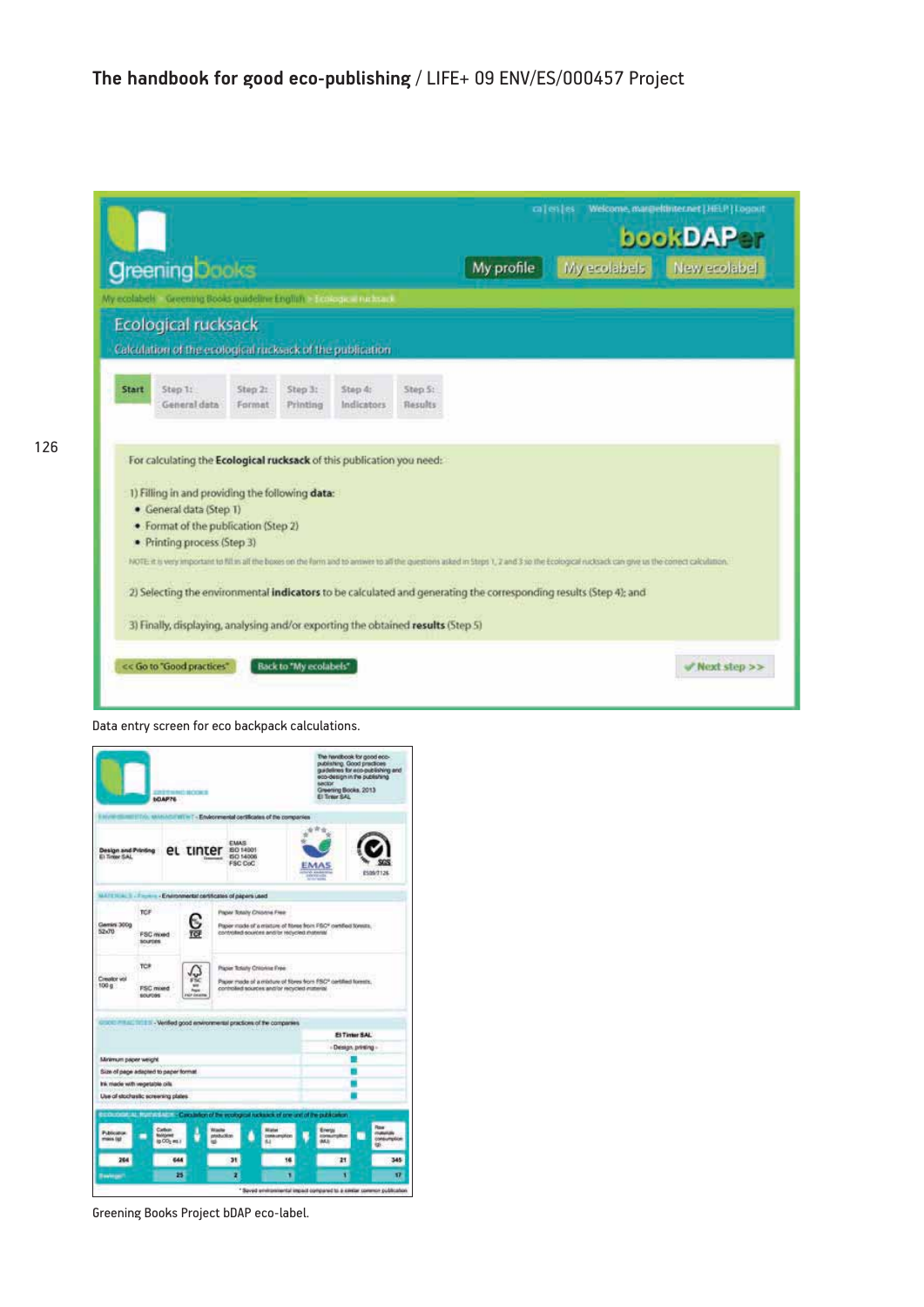Data entry screen for eco backpack calculations.

Greening Books Project bDAP eco-label.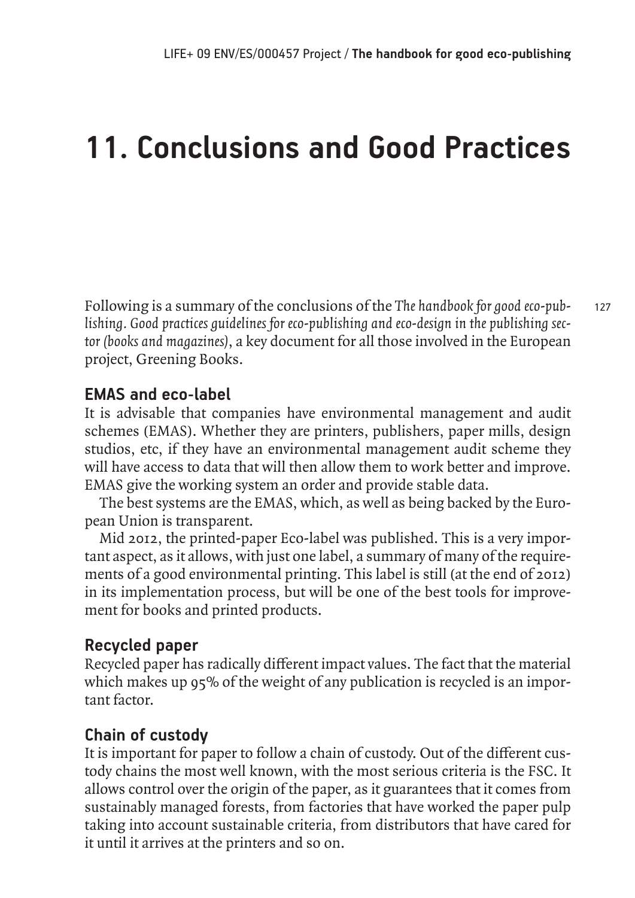# 11. Conclusions and Good Practices

Following is a summary of the conclusions of the *The handbook for good eco-publishing. Good practices guidelines for eco-publishing and eco-design in the publishing sector (books and magazines)*, a key document for all those involved in the European project, Greening Books.

## EMAS and eco-label

It is advisable that companies have environmental management and audit schemes (EMAS). Whether they are printers, publishers, paper mills, design studios, etc, if they have an environmental management audit scheme they will have access to data that will then allow them to work better and improve. EMAS give the working system an order and provide stable data.

The best systems are the EMAS, which, as well as being backed by the European Union is transparent.

Mid 2012, the printed-paper Eco-label was published. This is a very important aspect, as it allows, with just one label, a summary of many of the requirements of a good environmental printing. This label is still (at the end of 2012) in its implementation process, but will be one of the best tools for improvement for books and printed products.

## Recycled paper

Recycled paper has radically different impact values. The fact that the material which makes up 95% of the weight of any publication is recycled is an important factor.

## Chain of custody

It is important for paper to follow a chain of custody. Out of the different custody chains the most well known, with the most serious criteria is the FSC. It allows control over the origin of the paper, as it guarantees that it comes from sustainably managed forests, from factories that have worked the paper pulp taking into account sustainable criteria, from distributors that have cared for it until it arrives at the printers and so on.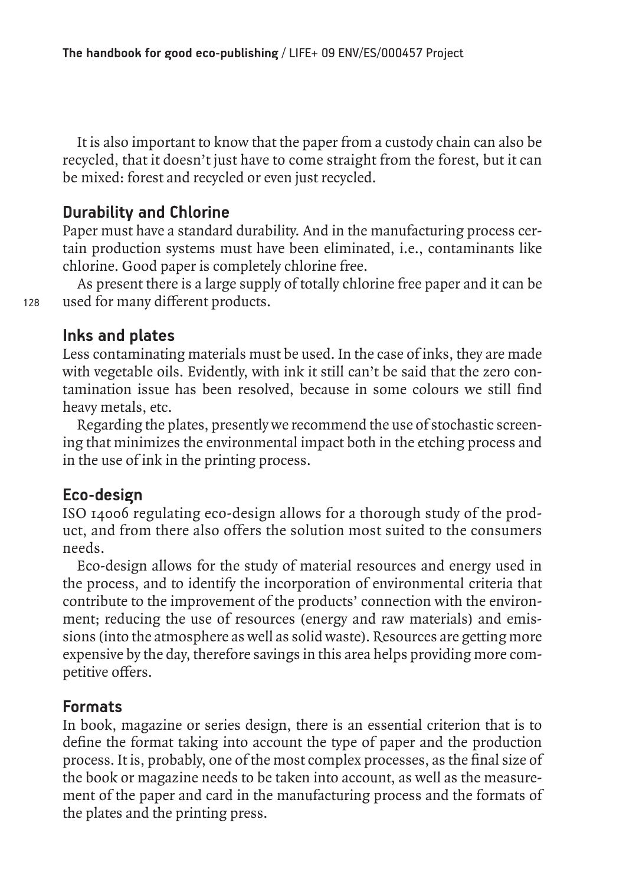It is also important to know that the paper from a custody chain can also be recycled, that it doesn't just have to come straight from the forest, but it can be mixed: forest and recycled or even just recycled.

## Durability and Chlorine

Paper must have a standard durability. And in the manufacturing process certain production systems must have been eliminated, i.e., contaminants like chlorine. Good paper is completely chlorine free.

As present there is a large supply of totally chlorine free paper and it can be used for many different products.

## Inks and plates

Less contaminating materials must be used. In the case of inks, they are made with vegetable oils. Evidently, with ink it still can't be said that the zero contamination issue has been resolved, because in some colours we still find heavy metals, etc.

Regarding the plates, presently we recommend the use of stochastic screening that minimizes the environmental impact both in the etching process and in the use of ink in the printing process.

## Eco-design

ISO 14006 regulating eco-design allows for a thorough study of the product, and from there also offers the solution most suited to the consumers needs.

Eco-design allows for the study of material resources and energy used in the process, and to identify the incorporation of environmental criteria that contribute to the improvement of the products' connection with the environment; reducing the use of resources (energy and raw materials) and emissions (into the atmosphere as well as solid waste). Resources are getting more expensive by the day, therefore savings in this area helps providing more competitive offers.

## Formats

In book, magazine or series design, there is an essential criterion that is to define the format taking into account the type of paper and the production process. It is, probably, one of the most complex processes, as the final size of the book or magazine needs to be taken into account, as well as the measurement of the paper and card in the manufacturing process and the formats of the plates and the printing press.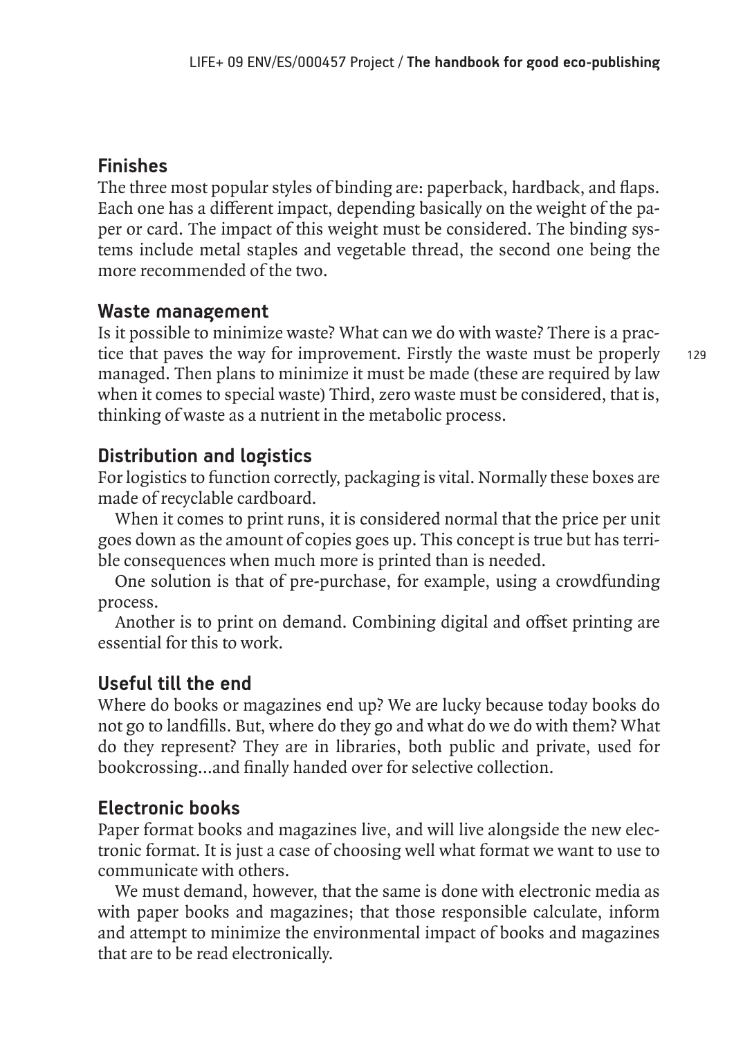## Finishes

The three most popular styles of binding are: paperback, hardback, and flaps. Each one has a different impact, depending basically on the weight of the paper or card. The impact of this weight must be considered. The binding systems include metal staples and vegetable thread, the second one being the more recommended of the two.

## Waste management

Is it possible to minimize waste? What can we do with waste? There is a practice that paves the way for improvement. Firstly the waste must be properly managed. Then plans to minimize it must be made (these are required by law when it comes to special waste) Third, zero waste must be considered, that is, thinking of waste as a nutrient in the metabolic process.

## Distribution and logistics

For logistics to function correctly, packaging is vital. Normally these boxes are made of recyclable cardboard.

When it comes to print runs, it is considered normal that the price per unit goes down as the amount of copies goes up. This concept is true but has terrible consequences when much more is printed than is needed.

One solution is that of pre-purchase, for example, using a crowdfunding process.

Another is to print on demand. Combining digital and offset printing are essential for this to work.

## Useful till the end

Where do books or magazines end up? We are lucky because today books do not go to landfills. But, where do they go and what do we do with them? What do they represent? They are in libraries, both public and private, used for bookcrossing...and finally handed over for selective collection.

## Electronic books

Paper format books and magazines live, and will live alongside the new electronic format. It is just a case of choosing well what format we want to use to communicate with others.

We must demand, however, that the same is done with electronic media as with paper books and magazines; that those responsible calculate, inform and attempt to minimize the environmental impact of books and magazines that are to be read electronically.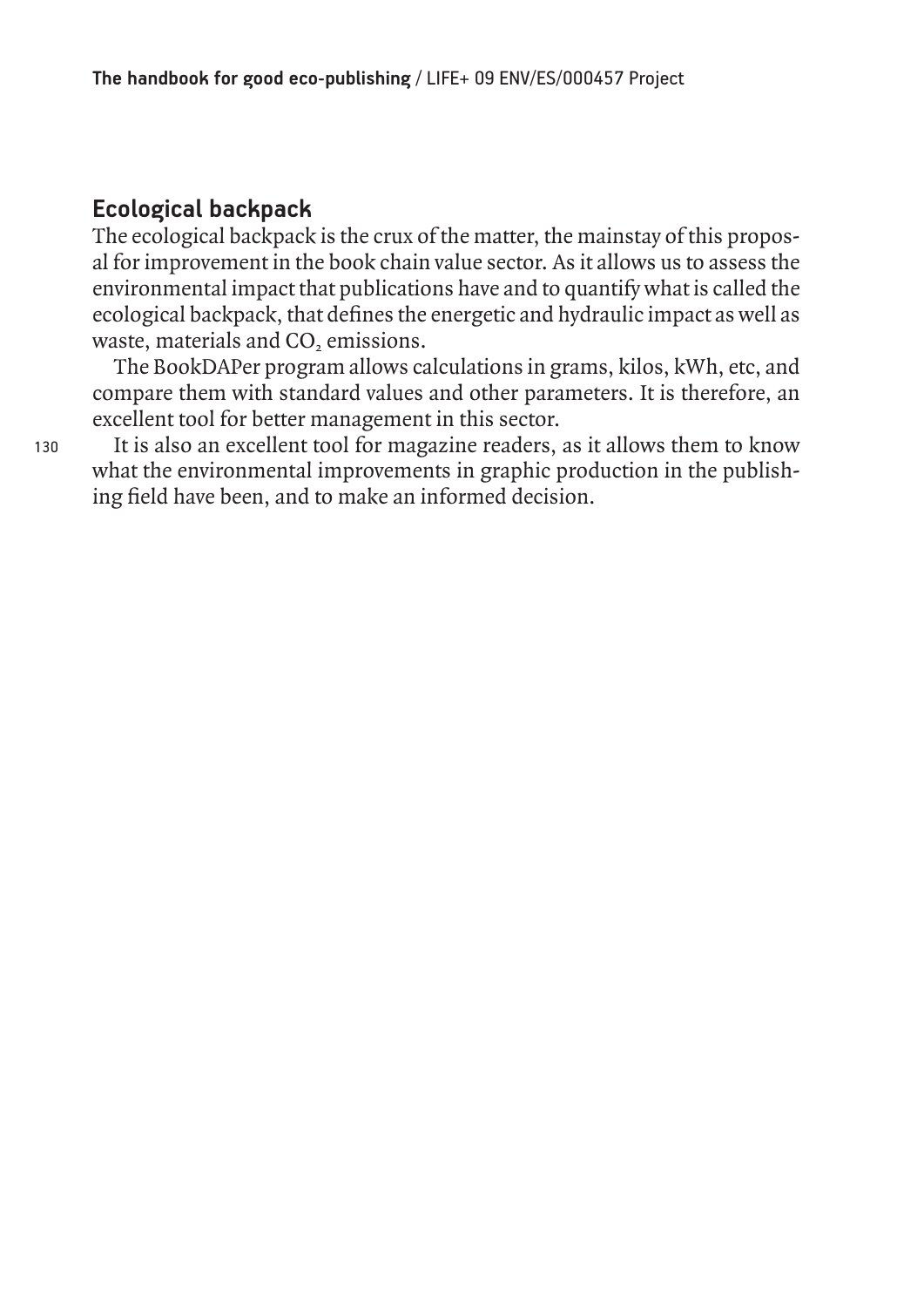## Ecological backpack

The ecological backpack is the crux of the matter, the mainstay of this proposal for improvement in the book chain value sector. As it allows us to assess the environmental impact that publications have and to quantify what is called the ecological backpack, that defines the energetic and hydraulic impact as well as waste, materials and $CO_2$ emissions.

The BookDAPer program allows calculations in grams, kilos, kWh, etc, and compare them with standard values and other parameters. It is therefore, an excellent tool for better management in this sector.

It is also an excellent tool for magazine readers, as it allows them to know what the environmental improvements in graphic production in the publishing field have been, and to make an informed decision.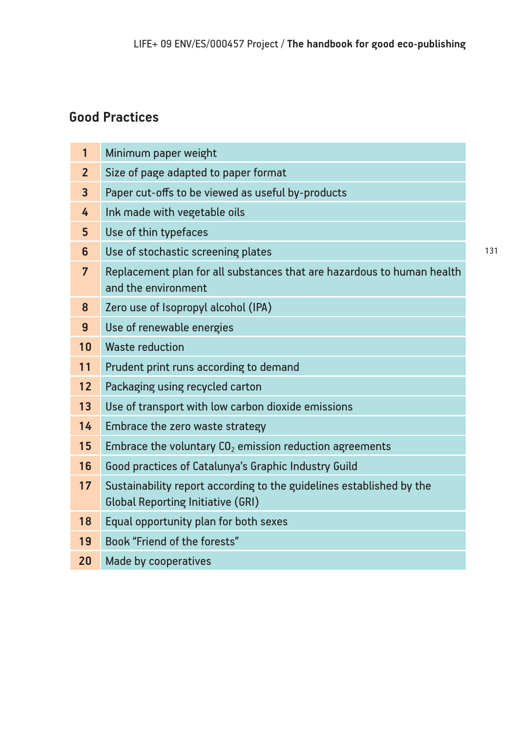## Good Practices

| | |
|---|---|
| 1 | Minimum paper weight |
| 2 | Size of page adapted to paper format |
| 3 | Paper cut-offs to be viewed as useful by-products |
| 4 | Ink made with vegetable oils |
| 5 | Use of thin typefaces |
| 6 | Use of stochastic screening plates |
| 7 | Replacement plan for all substances that are hazardous to human health and the environment |
| 8 | Zero use of Isopropyl alcohol (IPA) |
| 9 | Use of renewable energies |
| 10 | Waste reduction |
| 11 | Prudent print runs according to demand |
| 12 | Packaging using recycled carton |
| 13 | Use of transport with low carbon dioxide emissions |
| 14 | Embrace the zero waste strategy |
| 15 | Embrace the voluntary $CO_2$ emission reduction agreements |
| 16 | Good practices of Catalunya's Graphic Industry Guild |
| 17 | Sustainability report according to the guidelines established by the Global Reporting Initiative (GRI) |
| 18 | Equal opportunity plan for both sexes |
| 19 | Book "Friend of the forests" |
| 20 | Made by cooperatives |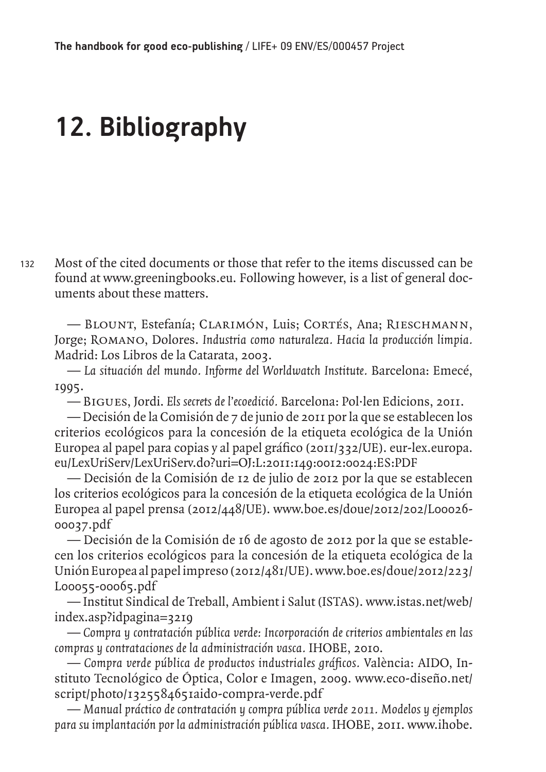# 12. Bibliography

Most of the cited documents or those that refer to the items discussed can be found at www.greeningbooks.eu. Following however, is a list of general documents about these matters.

— Blount, Estefanía; Clarimón, Luis; Cortés, Ana; Rieschmann, Jorge; Romano, Dolores. *Industria como naturaleza. Hacia la producción limpia.* Madrid: Los Libros de la Catarata, 2003.

— *La situación del mundo. Informe del Worldwatch Institute.* Barcelona: Emecé, 1995.

— Bigues, Jordi. *Els secrets de l'ecoedició.* Barcelona: Pol·len Edicions, 2011.

— Decisión de la Comisión de 7 de junio de 2011 por la que se establecen los criterios ecológicos para la concesión de la etiqueta ecológica de la Unión Europea al papel para copias y al papel gráfico (2011/332/UE). eur-lex.europa.eu/LexUriServ/LexUriServ.do?uri=OJ:L:2011:149:0012:0024:ES:PDF

— Decisión de la Comisión de 12 de julio de 2012 por la que se establecen los criterios ecológicos para la concesión de la etiqueta ecológica de la Unión Europea al papel prensa (2012/448/UE). www.boe.es/doue/2012/202/L00026-00037.pdf

— Decisión de la Comisión de 16 de agosto de 2012 por la que se establecen los criterios ecológicos para la concesión de la etiqueta ecológica de la Unión Europea al papel impreso (2012/481/UE). www.boe.es/doue/2012/223/L00055-00065.pdf

— Institut Sindical de Treball, Ambient i Salut (ISTAS). www.istas.net/web/index.asp?idpagina=3219

— *Compra y contratación pública verde: Incorporación de criterios ambientales en las compras y contrataciones de la administración vasca.* IHOBE, 2010.

— *Compra verde pública de productos industriales gráficos.* València: AIDO, Instituto Tecnológico de Óptica, Color e Imagen, 2009. www.eco-diseño.net/script/photo/1325584651aido-compra-verde.pdf

— *Manual práctico de contratación y compra pública verde 2011. Modelos y ejemplos para su implantación por la administración pública vasca.* IHOBE, 2011. www.ihobe.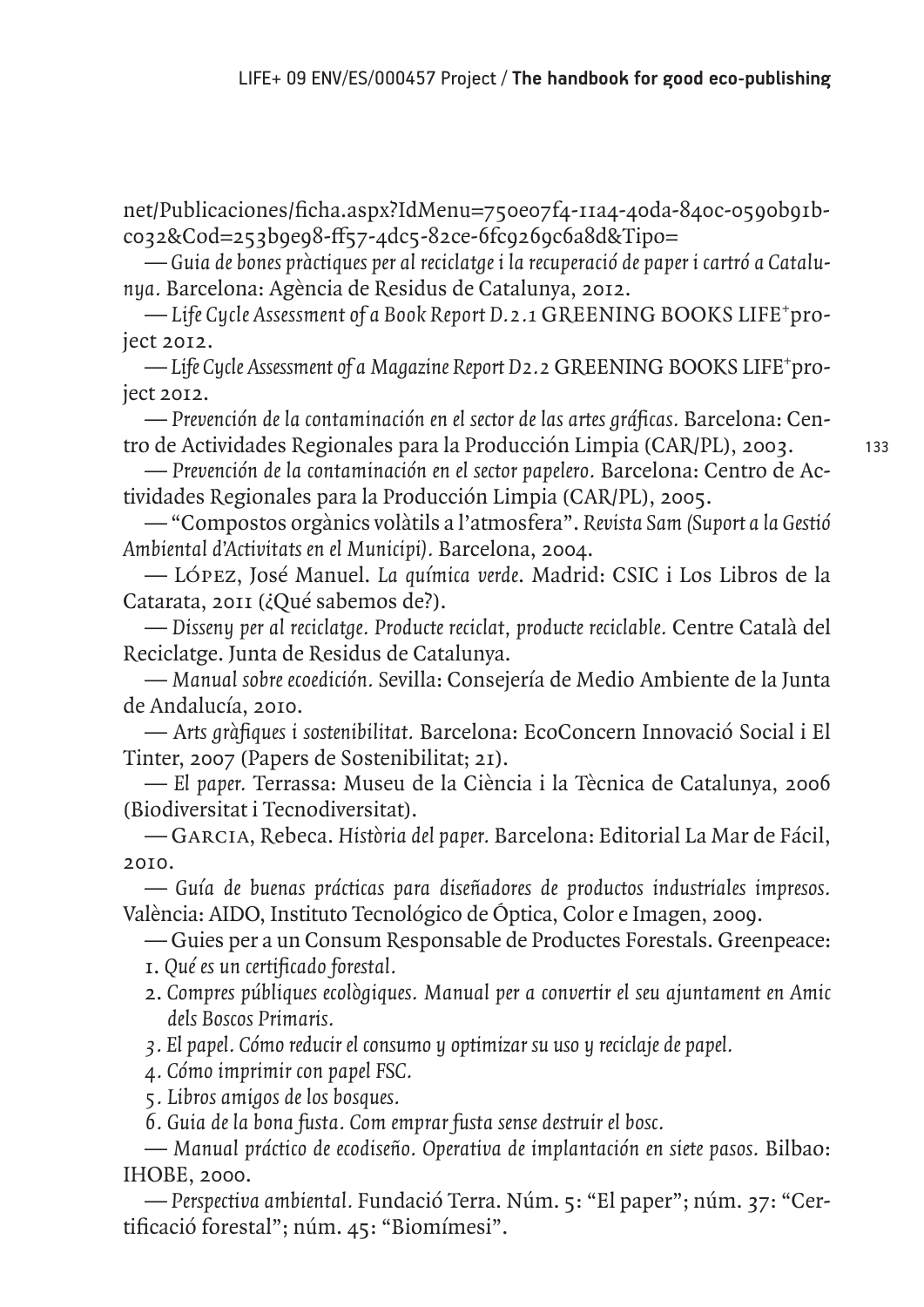net/Publicaciones/ficha.aspx?IdMenu=750e07f4-11a4-40da-840c-0590b91b-c032&Cod=253b9e98-ff57-4dc5-82ce-6fc9269c6a8d&Tipo=

— *Guia de bones pràctiques per al reciclatge i la recuperació de paper i cartró a Catalunya.* Barcelona: Agència de Residus de Catalunya, 2012.

— *Life Cycle Assessment of a Book Report D.2.1* GREENING BOOKS LIFE+project 2012.

— *Life Cycle Assessment of a Magazine Report D2.2* GREENING BOOKS LIFE+project 2012.

— *Prevención de la contaminación en el sector de las artes gráficas.* Barcelona: Centro de Actividades Regionales para la Producción Limpia (CAR/PL), 2003.

— *Prevención de la contaminación en el sector papelero.* Barcelona: Centro de Actividades Regionales para la Producción Limpia (CAR/PL), 2005.

— "Compostos orgànics volàtils a l'atmosfera". *Revista Sam (Suport a la Gestió Ambiental d'Activitats en el Municipi).* Barcelona, 2004.

— López, José Manuel. *La química verde*. Madrid: CSIC i Los Libros de la Catarata, 2011 (¿Qué sabemos de?).

— *Disseny per al reciclatge. Producte reciclat, producte reciclable.* Centre Català del Reciclatge. Junta de Residus de Catalunya.

— *Manual sobre ecoedición.* Sevilla: Consejería de Medio Ambiente de la Junta de Andalucía, 2010.

— *Arts gràfiques i sostenibilitat.* Barcelona: EcoConcern Innovació Social i El Tinter, 2007 (Papers de Sostenibilitat; 21).

— *El paper.* Terrassa: Museu de la Ciència i la Tècnica de Catalunya, 2006 (Biodiversitat i Tecnodiversitat).

— Garcia, Rebeca. *Història del paper.* Barcelona: Editorial La Mar de Fácil, 2010.

— *Guía de buenas prácticas para diseñadores de productos industriales impresos.* València: AIDO, Instituto Tecnológico de Óptica, Color e Imagen, 2009.

— Guies per a un Consum Responsable de Productes Forestals. Greenpeace:

1. *Qué es un certificado forestal.*
2. *Compres públiques ecològiques. Manual per a convertir el seu ajuntament en Amic dels Boscos Primaris.*
3. *El papel. Cómo reducir el consumo y optimizar su uso y reciclaje de papel.*
4. *Cómo imprimir con papel FSC.*
5. *Libros amigos de los bosques.*
6. *Guia de la bona fusta. Com emprar fusta sense destruir el bosc.*

— *Manual práctico de ecodiseño. Operativa de implantación en siete pasos.* Bilbao: IHOBE, 2000.

— *Perspectiva ambiental.* Fundació Terra. Núm. 5: "El paper"; núm. 37: "Certificació forestal"; núm. 45: "Biomímesi".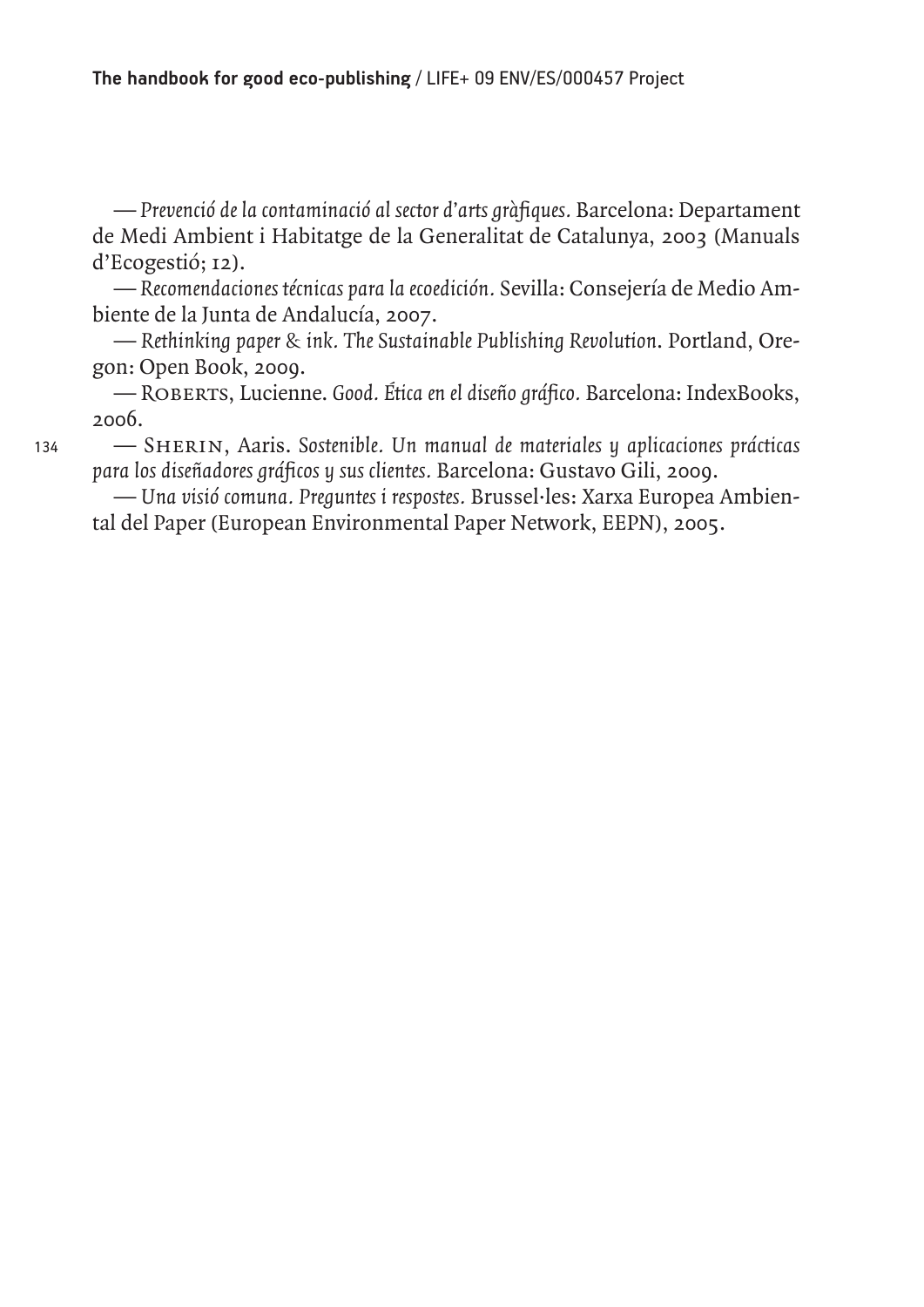— *Prevenció de la contaminació al sector d'arts gràfiques.* Barcelona: Departament de Medi Ambient i Habitatge de la Generalitat de Catalunya, 2003 (Manuals d'Ecogestió; 12).

— *Recomendaciones técnicas para la ecoedición.* Sevilla: Consejería de Medio Ambiente de la Junta de Andalucía, 2007.

— *Rethinking paper & ink. The Sustainable Publishing Revolution*. Portland, Oregon: Open Book, 2009.

— Roberts, Lucienne. *Good. Ética en el diseño gráfico.* Barcelona: IndexBooks, 2006.

— Sherin, Aaris. *Sostenible. Un manual de materiales y aplicaciones prácticas para los diseñadores gráficos y sus clientes.* Barcelona: Gustavo Gili, 2009.

— *Una visió comuna. Preguntes i respostes.* Brussel·les: Xarxa Europea Ambiental del Paper (European Environmental Paper Network, EEPN), 2005.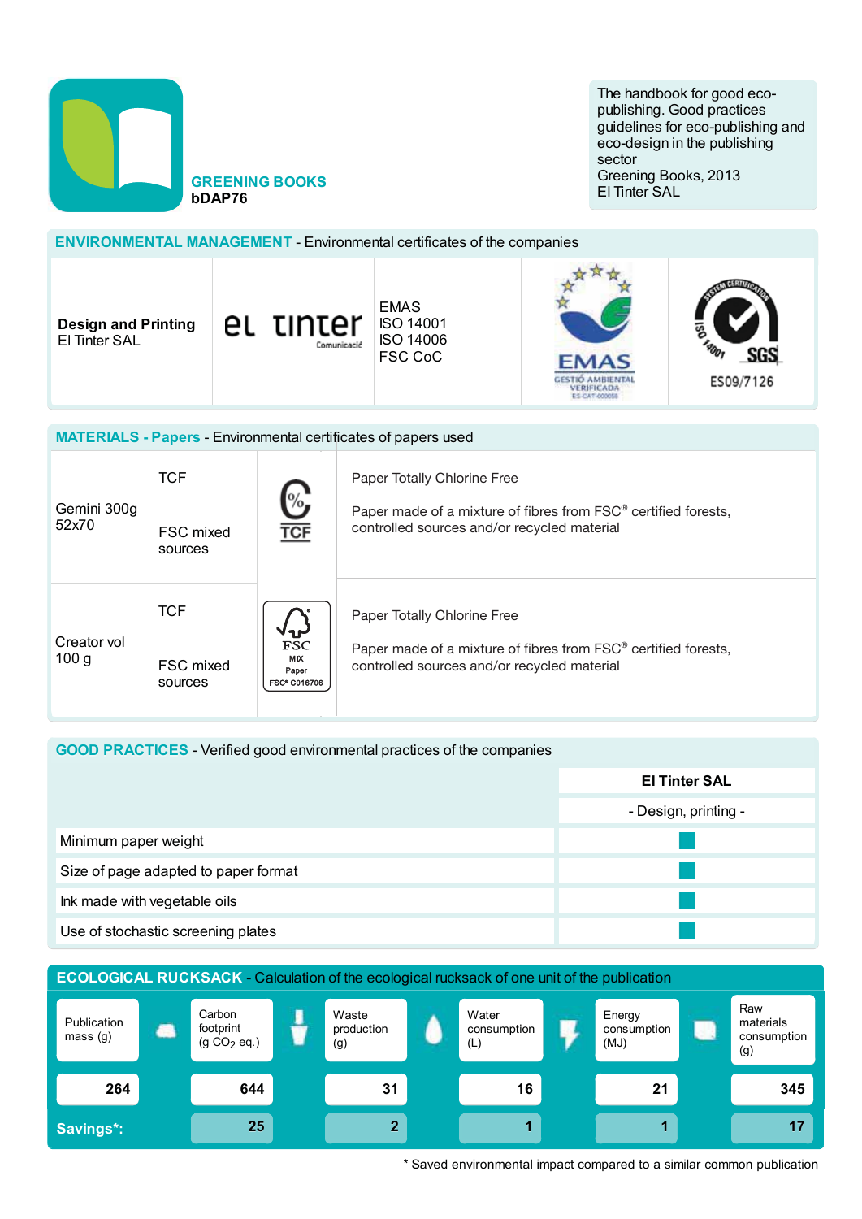**GREENING BOOKS**
**bDAP76**

The handbook for good eco-publishing. Good practices guidelines for eco-publishing and eco-design in the publishing sector
Greening Books, 2013
El Tinter SAL

## ENVIRONMENTAL MANAGEMENT - Environmental certificates of the companies

| | | | | |
|---|---|---|---|---|
| **Design and Printing** El Tinter SAL | el tinter Comunicació | EMAS ISO 14001 ISO 14006 FSC CoC | EMAS GESTIÓ AMBIENTAL VERIFICADA ES-CAT-000058 | SGS ISO 14001 ES09/7126 |

## MATERIALS - Papers - Environmental certificates of papers used

| Paper | Certificate | Label | Description |
|---|---|---|---|
| Gemini 300g 52x70 | TCF | TCF | Paper Totally Chlorine Free |
| | FSC mixed sources | FSC MIX Paper FSC® C016706 | Paper made of a mixture of fibres from FSC® certified forests, controlled sources and/or recycled material |
| Creator vol 100 g | TCF | TCF | Paper Totally Chlorine Free |
| | FSC mixed sources | FSC MIX Paper FSC® C016706 | Paper made of a mixture of fibres from FSC® certified forests, controlled sources and/or recycled material |

## GOOD PRACTICES - Verified good environmental practices of the companies

| | El Tinter SAL - Design, printing - |
|---|---|
| Minimum paper weight | ■ |
| Size of page adapted to paper format | ■ |
| Ink made with vegetable oils | ■ |
| Use of stochastic screening plates | ■ |

## ECOLOGICAL RUCKSACK - Calculation of the ecological rucksack of one unit of the publication

| | Publication mass (g) | Carbon footprint (g $CO_2$ eq.) | Waste production (g) | Water consumption (L) | Energy consumption (MJ) | Raw materials consumption (g) |
|---|---|---|---|---|---|---|
| | 264 | 644 | 31 | 16 | 21 | 345 |
| **Savings*:** | | 25 | 2 | 1 | 1 | 17 |

\* Saved environmental impact compared to a similar common publication